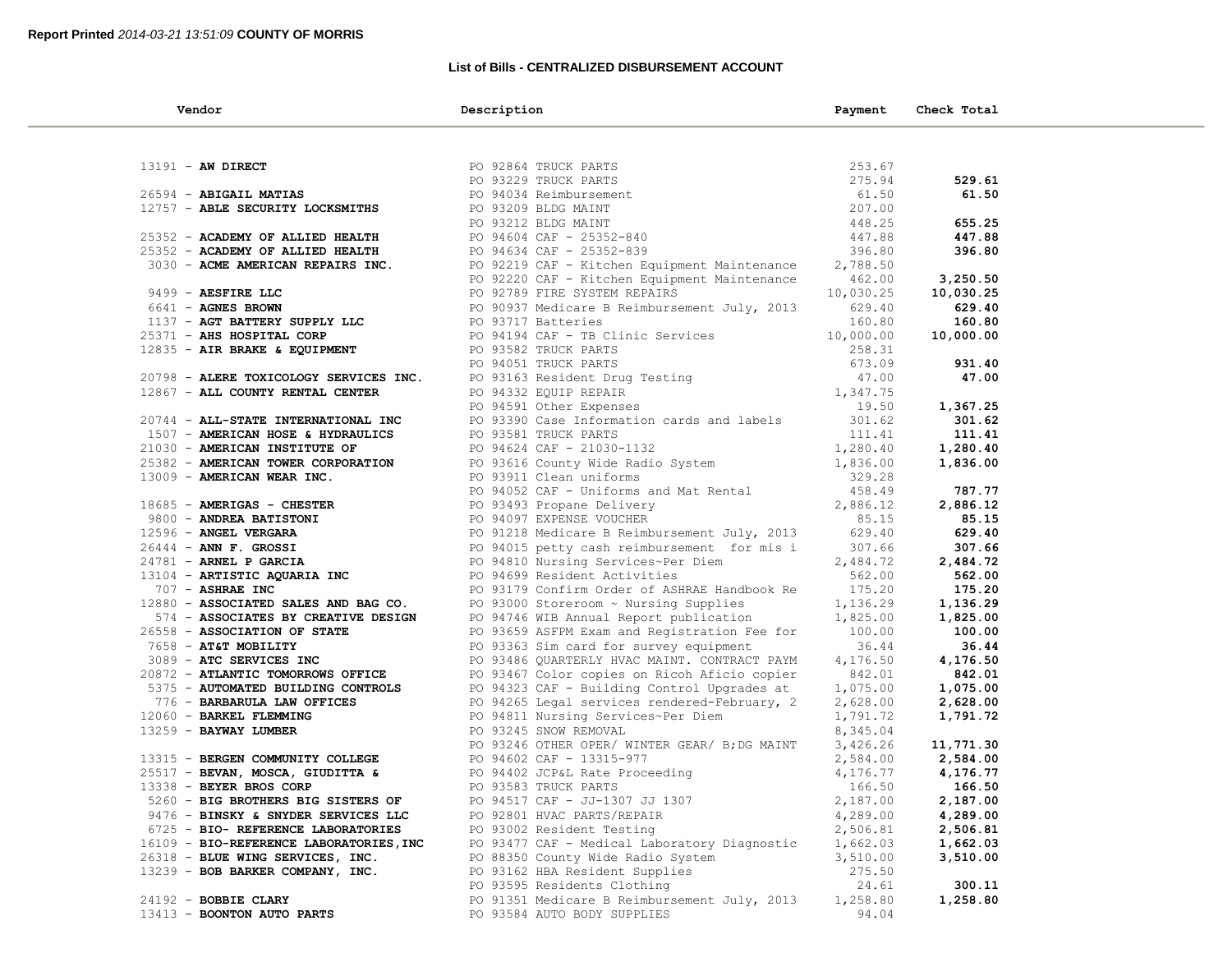**Report Printed** *2014-03-21 13:51:09* **COUNTY OF MORRIS**

### List of Bills - CENTRALIZED DISBURSEMENT ACCOUNT

| Vendor | Description | Payment | Check Total |
|---|---|---|---|
| 13191 - **AW DIRECT** | PO 92864 TRUCK PARTS | 253.67 | |
| | PO 93229 TRUCK PARTS | 275.94 | **529.61** |
| 26594 - **ABIGAIL MATIAS** | PO 94034 Reimbursement | 61.50 | **61.50** |
| 12757 - **ABLE SECURITY LOCKSMITHS** | PO 93209 BLDG MAINT | 207.00 | |
| | PO 93212 BLDG MAINT | 448.25 | **655.25** |
| 25352 - **ACADEMY OF ALLIED HEALTH** | PO 94604 CAF - 25352-840 | 447.88 | **447.88** |
| 25352 - **ACADEMY OF ALLIED HEALTH** | PO 94634 CAF - 25352-839 | 396.80 | **396.80** |
| 3030 - **ACME AMERICAN REPAIRS INC.** | PO 92219 CAF - Kitchen Equipment Maintenance | 2,788.50 | |
| | PO 92220 CAF - Kitchen Equipment Maintenance | 462.00 | **3,250.50** |
| 9499 - **AESFIRE LLC** | PO 92789 FIRE SYSTEM REPAIRS | 10,030.25 | **10,030.25** |
| 6641 - **AGNES BROWN** | PO 90937 Medicare B Reimbursement July, 2013 | 629.40 | **629.40** |
| 1137 - **AGT BATTERY SUPPLY LLC** | PO 93717 Batteries | 160.80 | **160.80** |
| 25371 - **AHS HOSPITAL CORP** | PO 94194 CAF - TB Clinic Services | 10,000.00 | **10,000.00** |
| 12835 - **AIR BRAKE & EQUIPMENT** | PO 93582 TRUCK PARTS | 258.31 | |
| | PO 94051 TRUCK PARTS | 673.09 | **931.40** |
| 20798 - **ALERE TOXICOLOGY SERVICES INC.** | PO 93163 Resident Drug Testing | 47.00 | **47.00** |
| 12867 - **ALL COUNTY RENTAL CENTER** | PO 94332 EQUIP REPAIR | 1,347.75 | |
| | PO 94591 Other Expenses | 19.50 | **1,367.25** |
| 20744 - **ALL-STATE INTERNATIONAL INC** | PO 93390 Case Information cards and labels | 301.62 | **301.62** |
| 1507 - **AMERICAN HOSE & HYDRAULICS** | PO 93581 TRUCK PARTS | 111.41 | **111.41** |
| 21030 - **AMERICAN INSTITUTE OF** | PO 94624 CAF - 21030-1132 | 1,280.40 | **1,280.40** |
| 25382 - **AMERICAN TOWER CORPORATION** | PO 93616 County Wide Radio System | 1,836.00 | **1,836.00** |
| 13009 - **AMERICAN WEAR INC.** | PO 93911 Clean uniforms | 329.28 | |
| | PO 94052 CAF - Uniforms and Mat Rental | 458.49 | **787.77** |
| 18685 - **AMERIGAS - CHESTER** | PO 93493 Propane Delivery | 2,886.12 | **2,886.12** |
| 9800 - **ANDREA BATISTONI** | PO 94097 EXPENSE VOUCHER | 85.15 | **85.15** |
| 12596 - **ANGEL VERGARA** | PO 91218 Medicare B Reimbursement July, 2013 | 629.40 | **629.40** |
| 26444 - **ANN F. GROSSI** | PO 94015 petty cash reimbursement for mis i | 307.66 | **307.66** |
| 24781 - **ARNEL P GARCIA** | PO 94810 Nursing Services~Per Diem | 2,484.72 | **2,484.72** |
| 13104 - **ARTISTIC AQUARIA INC** | PO 94699 Resident Activities | 562.00 | **562.00** |
| 707 - **ASHRAE INC** | PO 93179 Confirm Order of ASHRAE Handbook Re | 175.20 | **175.20** |
| 12880 - **ASSOCIATED SALES AND BAG CO.** | PO 93000 Storeroom ~ Nursing Supplies | 1,136.29 | **1,136.29** |
| 574 - **ASSOCIATES BY CREATIVE DESIGN** | PO 94746 WIB Annual Report publication | 1,825.00 | **1,825.00** |
| 26558 - **ASSOCIATION OF STATE** | PO 93659 ASFPM Exam and Registration Fee for | 100.00 | **100.00** |
| 7658 - **AT&T MOBILITY** | PO 93363 Sim card for survey equipment | 36.44 | **36.44** |
| 3089 - **ATC SERVICES INC** | PO 93486 QUARTERLY HVAC MAINT. CONTRACT PAYM | 4,176.50 | **4,176.50** |
| 20872 - **ATLANTIC TOMORROWS OFFICE** | PO 93467 Color copies on Ricoh Aficio copier | 842.01 | **842.01** |
| 5375 - **AUTOMATED BUILDING CONTROLS** | PO 94323 CAF - Building Control Upgrades at | 1,075.00 | **1,075.00** |
| 776 - **BARBARULA LAW OFFICES** | PO 94265 Legal services rendered-February, 2 | 2,628.00 | **2,628.00** |
| 12060 - **BARKEL FLEMMING** | PO 94811 Nursing Services~Per Diem | 1,791.72 | **1,791.72** |
| 13259 - **BAYWAY LUMBER** | PO 93245 SNOW REMOVAL | 8,345.04 | |
| | PO 93246 OTHER OPER/ WINTER GEAR/ B;DG MAINT | 3,426.26 | **11,771.30** |
| 13315 - **BERGEN COMMUNITY COLLEGE** | PO 94602 CAF - 13315-977 | 2,584.00 | **2,584.00** |
| 25517 - **BEVAN, MOSCA, GIUDITTA &** | PO 94402 JCP&L Rate Proceeding | 4,176.77 | **4,176.77** |
| 13338 - **BEYER BROS CORP** | PO 93583 TRUCK PARTS | 166.50 | **166.50** |
| 5260 - **BIG BROTHERS BIG SISTERS OF** | PO 94517 CAF - JJ-1307 JJ 1307 | 2,187.00 | **2,187.00** |
| 9476 - **BINSKY & SNYDER SERVICES LLC** | PO 92801 HVAC PARTS/REPAIR | 4,289.00 | **4,289.00** |
| 6725 - **BIO- REFERENCE LABORATORIES** | PO 93002 Resident Testing | 2,506.81 | **2,506.81** |
| 16109 - **BIO-REFERENCE LABORATORIES,INC** | PO 93477 CAF - Medical Laboratory Diagnostic | 1,662.03 | **1,662.03** |
| 26318 - **BLUE WING SERVICES, INC.** | PO 88350 County Wide Radio System | 3,510.00 | **3,510.00** |
| 13239 - **BOB BARKER COMPANY, INC.** | PO 93162 HBA Resident Supplies | 275.50 | |
| | PO 93595 Residents Clothing | 24.61 | **300.11** |
| 24192 - **BOBBIE CLARY** | PO 91351 Medicare B Reimbursement July, 2013 | 1,258.80 | **1,258.80** |
| 13413 - **BOONTON AUTO PARTS** | PO 93584 AUTO BODY SUPPLIES | 94.04 | |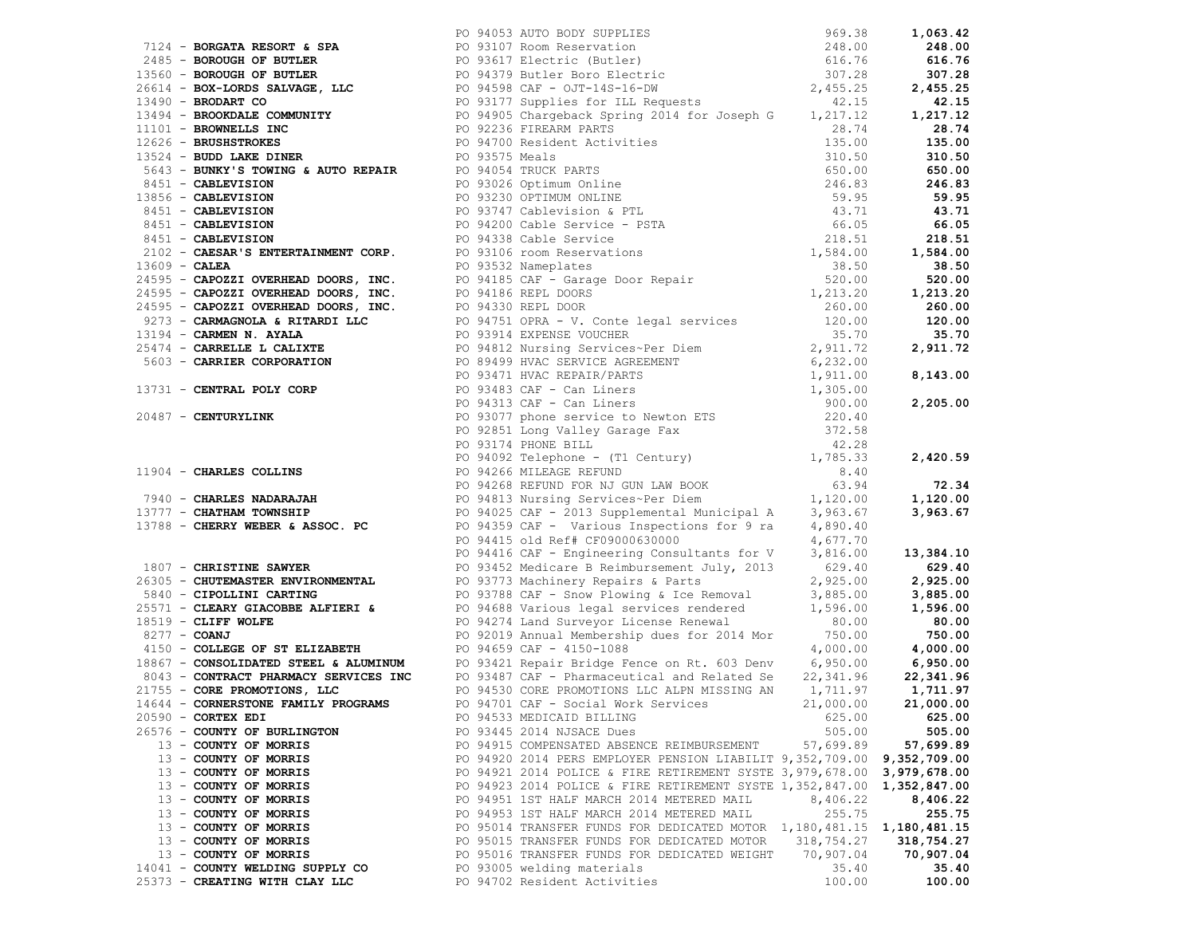| Vendor | PO / Description | Amount | Total |
|---|---|---|---|
| | PO 94053 AUTO BODY SUPPLIES | 969.38 | **1,063.42** |
| 7124 - **BORGATA RESORT & SPA** | PO 93107 Room Reservation | 248.00 | **248.00** |
| 2485 - **BOROUGH OF BUTLER** | PO 93617 Electric (Butler) | 616.76 | **616.76** |
| 13560 - **BOROUGH OF BUTLER** | PO 94379 Butler Boro Electric | 307.28 | **307.28** |
| 26614 - **BOX-LORDS SALVAGE, LLC** | PO 94598 CAF - OJT-14S-16-DW | 2,455.25 | **2,455.25** |
| 13490 - **BRODART CO** | PO 93177 Supplies for ILL Requests | 42.15 | **42.15** |
| 13494 - **BROOKDALE COMMUNITY** | PO 94905 Chargeback Spring 2014 for Joseph G | 1,217.12 | **1,217.12** |
| 11101 - **BROWNELLS INC** | PO 92236 FIREARM PARTS | 28.74 | **28.74** |
| 12626 - **BRUSHSTROKES** | PO 94700 Resident Activities | 135.00 | **135.00** |
| 13524 - **BUDD LAKE DINER** | PO 93575 Meals | 310.50 | **310.50** |
| 5643 - **BUNKY'S TOWING & AUTO REPAIR** | PO 94054 TRUCK PARTS | 650.00 | **650.00** |
| 8451 - **CABLEVISION** | PO 93026 Optimum Online | 246.83 | **246.83** |
| 13856 - **CABLEVISION** | PO 93230 OPTIMUM ONLINE | 59.95 | **59.95** |
| 8451 - **CABLEVISION** | PO 93747 Cablevision & PTL | 43.71 | **43.71** |
| 8451 - **CABLEVISION** | PO 94200 Cable Service - PSTA | 66.05 | **66.05** |
| 8451 - **CABLEVISION** | PO 94338 Cable Service | 218.51 | **218.51** |
| 2102 - **CAESAR'S ENTERTAINMENT CORP.** | PO 93106 room Reservations | 1,584.00 | **1,584.00** |
| 13609 - **CALEA** | PO 93532 Nameplates | 38.50 | **38.50** |
| 24595 - **CAPOZZI OVERHEAD DOORS, INC.** | PO 94185 CAF - Garage Door Repair | 520.00 | **520.00** |
| 24595 - **CAPOZZI OVERHEAD DOORS, INC.** | PO 94186 REPL DOORS | 1,213.20 | **1,213.20** |
| 24595 - **CAPOZZI OVERHEAD DOORS, INC.** | PO 94330 REPL DOOR | 260.00 | **260.00** |
| 9273 - **CARMAGNOLA & RITARDI LLC** | PO 94751 OPRA - V. Conte legal services | 120.00 | **120.00** |
| 13194 - **CARMEN N. AYALA** | PO 93914 EXPENSE VOUCHER | 35.70 | **35.70** |
| 25474 - **CARRELLE L CALIXTE** | PO 94812 Nursing Services~Per Diem | 2,911.72 | **2,911.72** |
| 5603 - **CARRIER CORPORATION** | PO 89499 HVAC SERVICE AGREEMENT | 6,232.00 | |
| | PO 93471 HVAC REPAIR/PARTS | 1,911.00 | **8,143.00** |
| 13731 - **CENTRAL POLY CORP** | PO 93483 CAF - Can Liners | 1,305.00 | |
| | PO 94313 CAF - Can Liners | 900.00 | **2,205.00** |
| 20487 - **CENTURYLINK** | PO 93077 phone service to Newton ETS | 220.40 | |
| | PO 92851 Long Valley Garage Fax | 372.58 | |
| | PO 93174 PHONE BILL | 42.28 | |
| | PO 94092 Telephone - (T1 Century) | 1,785.33 | **2,420.59** |
| 11904 - **CHARLES COLLINS** | PO 94266 MILEAGE REFUND | 8.40 | |
| | PO 94268 REFUND FOR NJ GUN LAW BOOK | 63.94 | **72.34** |
| 7940 - **CHARLES NADARAJAH** | PO 94813 Nursing Services~Per Diem | 1,120.00 | **1,120.00** |
| 13777 - **CHATHAM TOWNSHIP** | PO 94025 CAF - 2013 Supplemental Municipal A | 3,963.67 | **3,963.67** |
| 13788 - **CHERRY WEBER & ASSOC. PC** | PO 94359 CAF - Various Inspections for 9 ra | 4,890.40 | |
| | PO 94415 old Ref# CF09000630000 | 4,677.70 | |
| | PO 94416 CAF - Engineering Consultants for V | 3,816.00 | **13,384.10** |
| 1807 - **CHRISTINE SAWYER** | PO 93452 Medicare B Reimbursement July, 2013 | 629.40 | **629.40** |
| 26305 - **CHUTEMASTER ENVIRONMENTAL** | PO 93773 Machinery Repairs & Parts | 2,925.00 | **2,925.00** |
| 5840 - **CIPOLLINI CARTING** | PO 93788 CAF - Snow Plowing & Ice Removal | 3,885.00 | **3,885.00** |
| 25571 - **CLEARY GIACOBBE ALFIERI &** | PO 94688 Various legal services rendered | 1,596.00 | **1,596.00** |
| 18519 - **CLIFF WOLFE** | PO 94274 Land Surveyor License Renewal | 80.00 | **80.00** |
| 8277 - **COANJ** | PO 92019 Annual Membership dues for 2014 Mor | 750.00 | **750.00** |
| 4150 - **COLLEGE OF ST ELIZABETH** | PO 94659 CAF - 4150-1088 | 4,000.00 | **4,000.00** |
| 18867 - **CONSOLIDATED STEEL & ALUMINUM** | PO 93421 Repair Bridge Fence on Rt. 603 Denv | 6,950.00 | **6,950.00** |
| 8043 - **CONTRACT PHARMACY SERVICES INC** | PO 93487 CAF - Pharmaceutical and Related Se | 22,341.96 | **22,341.96** |
| 21755 - **CORE PROMOTIONS, LLC** | PO 94530 CORE PROMOTIONS LLC ALPN MISSING AN | 1,711.97 | **1,711.97** |
| 14644 - **CORNERSTONE FAMILY PROGRAMS** | PO 94701 CAF - Social Work Services | 21,000.00 | **21,000.00** |
| 20590 - **CORTEX EDI** | PO 94533 MEDICAID BILLING | 625.00 | **625.00** |
| 26576 - **COUNTY OF BURLINGTON** | PO 93445 2014 NJSACE Dues | 505.00 | **505.00** |
| 13 - **COUNTY OF MORRIS** | PO 94915 COMPENSATED ABSENCE REIMBURSEMENT | 57,699.89 | **57,699.89** |
| 13 - **COUNTY OF MORRIS** | PO 94920 2014 PERS EMPLOYER PENSION LIABILIT | 9,352,709.00 | **9,352,709.00** |
| 13 - **COUNTY OF MORRIS** | PO 94921 2014 POLICE & FIRE RETIREMENT SYSTE | 3,979,678.00 | **3,979,678.00** |
| 13 - **COUNTY OF MORRIS** | PO 94923 2014 POLICE & FIRE RETIREMENT SYSTE | 1,352,847.00 | **1,352,847.00** |
| 13 - **COUNTY OF MORRIS** | PO 94951 1ST HALF MARCH 2014 METERED MAIL | 8,406.22 | **8,406.22** |
| 13 - **COUNTY OF MORRIS** | PO 94953 1ST HALF MARCH 2014 METERED MAIL | 255.75 | **255.75** |
| 13 - **COUNTY OF MORRIS** | PO 95014 TRANSFER FUNDS FOR DEDICATED MOTOR | 1,180,481.15 | **1,180,481.15** |
| 13 - **COUNTY OF MORRIS** | PO 95015 TRANSFER FUNDS FOR DEDICATED MOTOR | 318,754.27 | **318,754.27** |
| 13 - **COUNTY OF MORRIS** | PO 95016 TRANSFER FUNDS FOR DEDICATED WEIGHT | 70,907.04 | **70,907.04** |
| 14041 - **COUNTY WELDING SUPPLY CO** | PO 93005 welding materials | 35.40 | **35.40** |
| 25373 - **CREATING WITH CLAY LLC** | PO 94702 Resident Activities | 100.00 | **100.00** |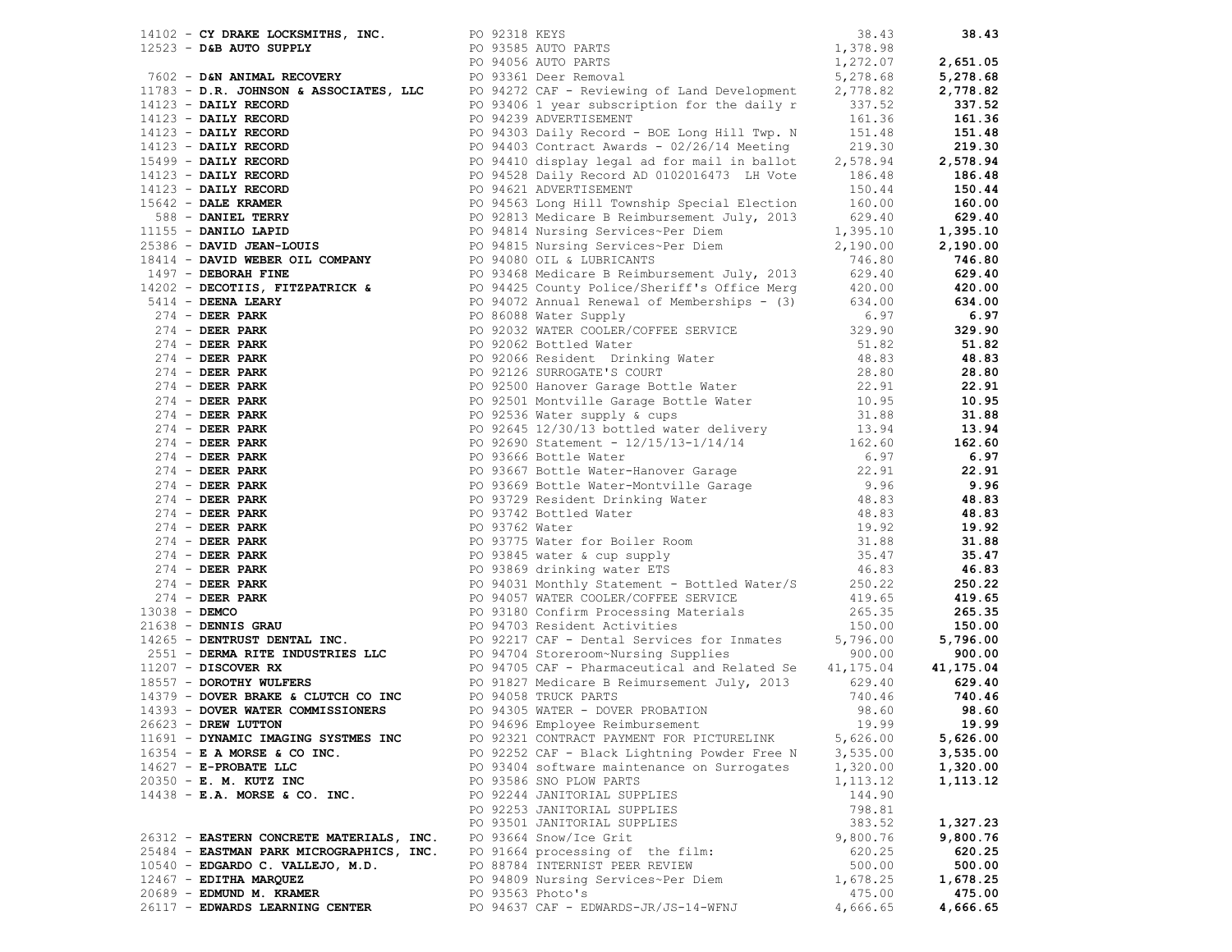| Vendor | PO / Description | Amount | Total |
|---|---|---|---|
| 14102 - **CY DRAKE LOCKSMITHS, INC.** | PO 92318 KEYS | 38.43 | **38.43** |
| 12523 - **D&B AUTO SUPPLY** | PO 93585 AUTO PARTS | 1,378.98 | |
| | PO 94056 AUTO PARTS | 1,272.07 | **2,651.05** |
| 7602 - **D&N ANIMAL RECOVERY** | PO 93361 Deer Removal | 5,278.68 | **5,278.68** |
| 11783 - **D.R. JOHNSON & ASSOCIATES, LLC** | PO 94272 CAF - Reviewing of Land Development | 2,778.82 | **2,778.82** |
| 14123 - **DAILY RECORD** | PO 93406 1 year subscription for the daily r | 337.52 | **337.52** |
| 14123 - **DAILY RECORD** | PO 94239 ADVERTISEMENT | 161.36 | **161.36** |
| 14123 - **DAILY RECORD** | PO 94303 Daily Record - BOE Long Hill Twp. N | 151.48 | **151.48** |
| 14123 - **DAILY RECORD** | PO 94403 Contract Awards - 02/26/14 Meeting | 219.30 | **219.30** |
| 15499 - **DAILY RECORD** | PO 94410 display legal ad for mail in ballot | 2,578.94 | **2,578.94** |
| 14123 - **DAILY RECORD** | PO 94528 Daily Record AD 0102016473 LH Vote | 186.48 | **186.48** |
| 14123 - **DAILY RECORD** | PO 94621 ADVERTISEMENT | 150.44 | **150.44** |
| 15642 - **DALE KRAMER** | PO 94563 Long Hill Township Special Election | 160.00 | **160.00** |
| 588 - **DANIEL TERRY** | PO 92813 Medicare B Reimbursement July, 2013 | 629.40 | **629.40** |
| 11155 - **DANILO LAPID** | PO 94814 Nursing Services~Per Diem | 1,395.10 | **1,395.10** |
| 25386 - **DAVID JEAN-LOUIS** | PO 94815 Nursing Services~Per Diem | 2,190.00 | **2,190.00** |
| 18414 - **DAVID WEBER OIL COMPANY** | PO 94080 OIL & LUBRICANTS | 746.80 | **746.80** |
| 1497 - **DEBORAH FINE** | PO 93468 Medicare B Reimbursement July, 2013 | 629.40 | **629.40** |
| 14202 - **DECOTIIS, FITZPATRICK &** | PO 94425 County Police/Sheriff's Office Merg | 420.00 | **420.00** |
| 5414 - **DEENA LEARY** | PO 94072 Annual Renewal of Memberships - (3) | 634.00 | **634.00** |
| 274 - **DEER PARK** | PO 86088 Water Supply | 6.97 | **6.97** |
| 274 - **DEER PARK** | PO 92032 WATER COOLER/COFFEE SERVICE | 329.90 | **329.90** |
| 274 - **DEER PARK** | PO 92062 Bottled Water | 51.82 | **51.82** |
| 274 - **DEER PARK** | PO 92066 Resident Drinking Water | 48.83 | **48.83** |
| 274 - **DEER PARK** | PO 92126 SURROGATE'S COURT | 28.80 | **28.80** |
| 274 - **DEER PARK** | PO 92500 Hanover Garage Bottle Water | 22.91 | **22.91** |
| 274 - **DEER PARK** | PO 92501 Montville Garage Bottle Water | 10.95 | **10.95** |
| 274 - **DEER PARK** | PO 92536 Water supply & cups | 31.88 | **31.88** |
| 274 - **DEER PARK** | PO 92645 12/30/13 bottled water delivery | 13.94 | **13.94** |
| 274 - **DEER PARK** | PO 92690 Statement - 12/15/13-1/14/14 | 162.60 | **162.60** |
| 274 - **DEER PARK** | PO 93666 Bottle Water | 6.97 | **6.97** |
| 274 - **DEER PARK** | PO 93667 Bottle Water-Hanover Garage | 22.91 | **22.91** |
| 274 - **DEER PARK** | PO 93669 Bottle Water-Montville Garage | 9.96 | **9.96** |
| 274 - **DEER PARK** | PO 93729 Resident Drinking Water | 48.83 | **48.83** |
| 274 - **DEER PARK** | PO 93742 Bottled Water | 48.83 | **48.83** |
| 274 - **DEER PARK** | PO 93762 Water | 19.92 | **19.92** |
| 274 - **DEER PARK** | PO 93775 Water for Boiler Room | 31.88 | **31.88** |
| 274 - **DEER PARK** | PO 93845 water & cup supply | 35.47 | **35.47** |
| 274 - **DEER PARK** | PO 93869 drinking water ETS | 46.83 | **46.83** |
| 274 - **DEER PARK** | PO 94031 Monthly Statement - Bottled Water/S | 250.22 | **250.22** |
| 274 - **DEER PARK** | PO 94057 WATER COOLER/COFFEE SERVICE | 419.65 | **419.65** |
| 13038 - **DEMCO** | PO 93180 Confirm Processing Materials | 265.35 | **265.35** |
| 21638 - **DENNIS GRAU** | PO 94703 Resident Activities | 150.00 | **150.00** |
| 14265 - **DENTRUST DENTAL INC.** | PO 92217 CAF - Dental Services for Inmates | 5,796.00 | **5,796.00** |
| 2551 - **DERMA RITE INDUSTRIES LLC** | PO 94704 Storeroom~Nursing Supplies | 900.00 | **900.00** |
| 11207 - **DISCOVER RX** | PO 94705 CAF - Pharmaceutical and Related Se | 41,175.04 | **41,175.04** |
| 18557 - **DOROTHY WULFERS** | PO 91827 Medicare B Reimursement July, 2013 | 629.40 | **629.40** |
| 14379 - **DOVER BRAKE & CLUTCH CO INC** | PO 94058 TRUCK PARTS | 740.46 | **740.46** |
| 14393 - **DOVER WATER COMMISSIONERS** | PO 94305 WATER - DOVER PROBATION | 98.60 | **98.60** |
| 26623 - **DREW LUTTON** | PO 94696 Employee Reimbursement | 19.99 | **19.99** |
| 11691 - **DYNAMIC IMAGING SYSTMES INC** | PO 92321 CONTRACT PAYMENT FOR PICTURELINK | 5,626.00 | **5,626.00** |
| 16354 - **E A MORSE & CO INC.** | PO 92252 CAF - Black Lightning Powder Free N | 3,535.00 | **3,535.00** |
| 14627 - **E-PROBATE LLC** | PO 93404 software maintenance on Surrogates | 1,320.00 | **1,320.00** |
| 20350 - **E. M. KUTZ INC** | PO 93586 SNO PLOW PARTS | 1,113.12 | **1,113.12** |
| 14438 - **E.A. MORSE & CO. INC.** | PO 92244 JANITORIAL SUPPLIES | 144.90 | |
| | PO 92253 JANITORIAL SUPPLIES | 798.81 | |
| | PO 93501 JANITORIAL SUPPLIES | 383.52 | **1,327.23** |
| 26312 - **EASTERN CONCRETE MATERIALS, INC.** | PO 93664 Snow/Ice Grit | 9,800.76 | **9,800.76** |
| 25484 - **EASTMAN PARK MICROGRAPHICS, INC.** | PO 91664 processing of the film: | 620.25 | **620.25** |
| 10540 - **EDGARDO C. VALLEJO, M.D.** | PO 88784 INTERNIST PEER REVIEW | 500.00 | **500.00** |
| 12467 - **EDITHA MARQUEZ** | PO 94809 Nursing Services~Per Diem | 1,678.25 | **1,678.25** |
| 20689 - **EDMUND M. KRAMER** | PO 93563 Photo's | 475.00 | **475.00** |
| 26117 - **EDWARDS LEARNING CENTER** | PO 94637 CAF - EDWARDS-JR/JS-14-WFNJ | 4,666.65 | **4,666.65** |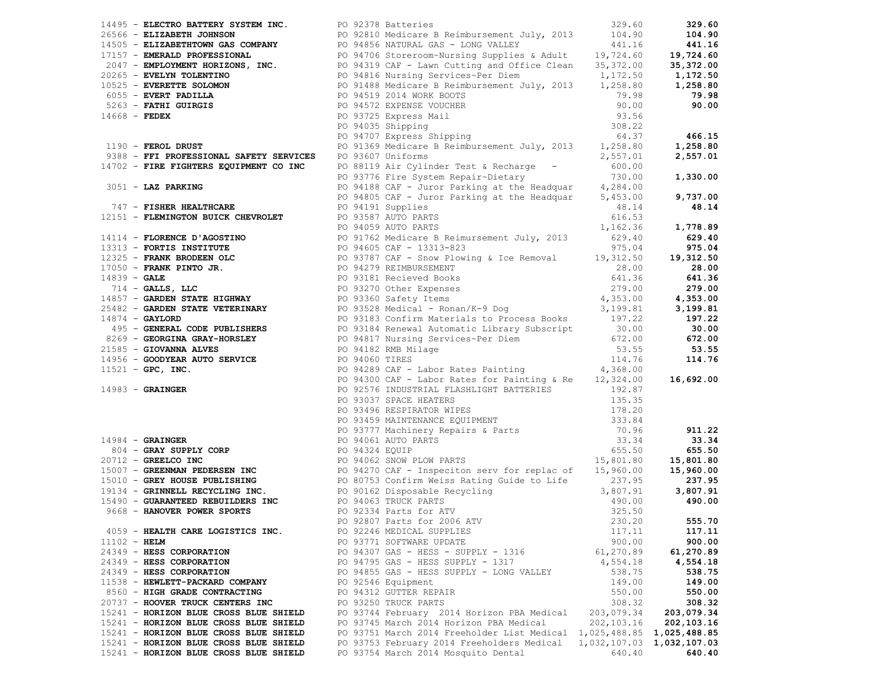| Vendor | PO / Description | Amount | Total |
|---|---|---|---|
| 14495 - **ELECTRO BATTERY SYSTEM INC.** | PO 92378 Batteries | 329.60 | **329.60** |
| 26566 - **ELIZABETH JOHNSON** | PO 92810 Medicare B Reimbursement July, 2013 | 104.90 | **104.90** |
| 14505 - **ELIZABETHTOWN GAS COMPANY** | PO 94856 NATURAL GAS - LONG VALLEY | 441.16 | **441.16** |
| 17157 - **EMERALD PROFESSIONAL** | PO 94706 Storeroom~Nursing Supplies & Adult | 19,724.60 | **19,724.60** |
| 2047 - **EMPLOYMENT HORIZONS, INC.** | PO 94319 CAF - Lawn Cutting and Office Clean | 35,372.00 | **35,372.00** |
| 20265 - **EVELYN TOLENTINO** | PO 94816 Nursing Services~Per Diem | 1,172.50 | **1,172.50** |
| 10525 - **EVERETTE SOLOMON** | PO 91488 Medicare B Reimbursement July, 2013 | 1,258.80 | **1,258.80** |
| 6055 - **EVERT PADILLA** | PO 94519 2014 WORK BOOTS | 79.98 | **79.98** |
| 5263 - **FATHI GUIRGIS** | PO 94572 EXPENSE VOUCHER | 90.00 | **90.00** |
| 14668 - **FEDEX** | PO 93725 Express Mail | 93.56 | |
| | PO 94035 Shipping | 308.22 | |
| | PO 94707 Express Shipping | 64.37 | **466.15** |
| 1190 - **FEROL DRUST** | PO 91369 Medicare B Reimbursement July, 2013 | 1,258.80 | **1,258.80** |
| 9388 - **FFI PROFESSIONAL SAFETY SERVICES** | PO 93607 Uniforms | 2,557.01 | **2,557.01** |
| 14702 - **FIRE FIGHTERS EQUIPMENT CO INC** | PO 88119 Air Cylinder Test & Recharge - | 600.00 | |
| | PO 93776 Fire System Repair~Dietary | 730.00 | **1,330.00** |
| 3051 - **LAZ PARKING** | PO 94188 CAF - Juror Parking at the Headquar | 4,284.00 | |
| | PO 94805 CAF - Juror Parking at the Headquar | 5,453.00 | **9,737.00** |
| 747 - **FISHER HEALTHCARE** | PO 94191 Supplies | 48.14 | **48.14** |
| 12151 - **FLEMINGTON BUICK CHEVROLET** | PO 93587 AUTO PARTS | 616.53 | |
| | PO 94059 AUTO PARTS | 1,162.36 | **1,778.89** |
| 14114 - **FLORENCE D'AGOSTINO** | PO 91762 Medicare B Reimursement July, 2013 | 629.40 | **629.40** |
| 13313 - **FORTIS INSTITUTE** | PO 94605 CAF - 13313-823 | 975.04 | **975.04** |
| 12325 - **FRANK BRODEEN OLC** | PO 93787 CAF - Snow Plowing & Ice Removal | 19,312.50 | **19,312.50** |
| 17050 - **FRANK PINTO JR.** | PO 94279 REIMBURSEMENT | 28.00 | **28.00** |
| 14839 - **GALE** | PO 93181 Recieved Books | 641.36 | **641.36** |
| 714 - **GALLS, LLC** | PO 93270 Other Expenses | 279.00 | **279.00** |
| 14857 - **GARDEN STATE HIGHWAY** | PO 93360 Safety Items | 4,353.00 | **4,353.00** |
| 25482 - **GARDEN STATE VETERINARY** | PO 93528 Medical - Ronan/K-9 Dog | 3,199.81 | **3,199.81** |
| 14874 - **GAYLORD** | PO 93183 Confirm Materials to Process Books | 197.22 | **197.22** |
| 495 - **GENERAL CODE PUBLISHERS** | PO 93184 Renewal Automatic Library Subscript | 30.00 | **30.00** |
| 8269 - **GEORGINA GRAY-HORSLEY** | PO 94817 Nursing Services~Per Diem | 672.00 | **672.00** |
| 21585 - **GIOVANNA ALVES** | PO 94182 RMB Milage | 53.55 | **53.55** |
| 14956 - **GOODYEAR AUTO SERVICE** | PO 94060 TIRES | 114.76 | **114.76** |
| 11521 - **GPC, INC.** | PO 94289 CAF - Labor Rates Painting | 4,368.00 | |
| | PO 94300 CAF - Labor Rates for Painting & Re | 12,324.00 | **16,692.00** |
| 14983 - **GRAINGER** | PO 92576 INDUSTRIAL FLASHLIGHT BATTERIES | 192.87 | |
| | PO 93037 SPACE HEATERS | 135.35 | |
| | PO 93496 RESPIRATOR WIPES | 178.20 | |
| | PO 93459 MAINTENANCE EQUIPMENT | 333.84 | |
| | PO 93777 Machinery Repairs & Parts | 70.96 | **911.22** |
| 14984 - **GRAINGER** | PO 94061 AUTO PARTS | 33.34 | **33.34** |
| 804 - **GRAY SUPPLY CORP** | PO 94324 EQUIP | 655.50 | **655.50** |
| 20712 - **GREELCO INC** | PO 94062 SNOW PLOW PARTS | 15,801.80 | **15,801.80** |
| 15007 - **GREENMAN PEDERSEN INC** | PO 94270 CAF - Inspeciton serv for replac of | 15,960.00 | **15,960.00** |
| 15010 - **GREY HOUSE PUBLISHING** | PO 80753 Confirm Weiss Rating Guide to Life | 237.95 | **237.95** |
| 19134 - **GRINNELL RECYCLING INC.** | PO 90162 Disposable Recycling | 3,807.91 | **3,807.91** |
| 15490 - **GUARANTEED REBUILDERS INC** | PO 94063 TRUCK PARTS | 490.00 | **490.00** |
| 9668 - **HANOVER POWER SPORTS** | PO 92334 Parts for ATV | 325.50 | |
| | PO 92807 Parts for 2006 ATV | 230.20 | **555.70** |
| 4059 - **HEALTH CARE LOGISTICS INC.** | PO 92246 MEDICAL SUPPLIES | 117.11 | **117.11** |
| 11102 - **HELM** | PO 93771 SOFTWARE UPDATE | 900.00 | **900.00** |
| 24349 - **HESS CORPORATION** | PO 94307 GAS - HESS - SUPPLY - 1316 | 61,270.89 | **61,270.89** |
| 24349 - **HESS CORPORATION** | PO 94795 GAS - HESS SUPPLY - 1317 | 4,554.18 | **4,554.18** |
| 24349 - **HESS CORPORATION** | PO 94855 GAS - HESS SUPPLY - LONG VALLEY | 538.75 | **538.75** |
| 11538 - **HEWLETT-PACKARD COMPANY** | PO 92546 Equipment | 149.00 | **149.00** |
| 8560 - **HIGH GRADE CONTRACTING** | PO 94312 GUTTER REPAIR | 550.00 | **550.00** |
| 20737 - **HOOVER TRUCK CENTERS INC** | PO 93250 TRUCK PARTS | 308.32 | **308.32** |
| 15241 - **HORIZON BLUE CROSS BLUE SHIELD** | PO 93744 February 2014 Horizon PBA Medical | 203,079.34 | **203,079.34** |
| 15241 - **HORIZON BLUE CROSS BLUE SHIELD** | PO 93745 March 2014 Horizon PBA Medical | 202,103.16 | **202,103.16** |
| 15241 - **HORIZON BLUE CROSS BLUE SHIELD** | PO 93751 March 2014 Freeholder List Medical | 1,025,488.85 | **1,025,488.85** |
| 15241 - **HORIZON BLUE CROSS BLUE SHIELD** | PO 93753 February 2014 Freeholders Medical | 1,032,107.03 | **1,032,107.03** |
| 15241 - **HORIZON BLUE CROSS BLUE SHIELD** | PO 93754 March 2014 Mosquito Dental | 640.40 | **640.40** |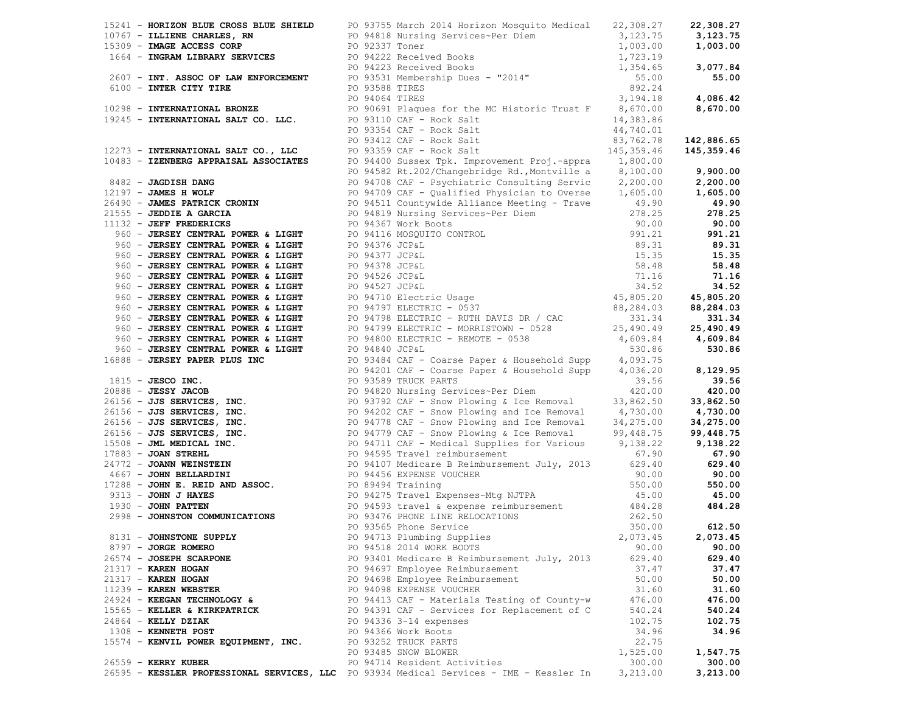| Vendor | PO / Description | Amount | Total |
|---|---|---|---|
| 15241 - **HORIZON BLUE CROSS BLUE SHIELD** | PO 93755 March 2014 Horizon Mosquito Medical | 22,308.27 | **22,308.27** |
| 10767 - **ILLIENE CHARLES, RN** | PO 94818 Nursing Services~Per Diem | 3,123.75 | **3,123.75** |
| 15309 - **IMAGE ACCESS CORP** | PO 92337 Toner | 1,003.00 | **1,003.00** |
| 1664 - **INGRAM LIBRARY SERVICES** | PO 94222 Received Books | 1,723.19 | |
| | PO 94223 Received Books | 1,354.65 | **3,077.84** |
| 2607 - **INT. ASSOC OF LAW ENFORCEMENT** | PO 93531 Membership Dues - "2014" | 55.00 | **55.00** |
| 6100 - **INTER CITY TIRE** | PO 93588 TIRES | 892.24 | |
| | PO 94064 TIRES | 3,194.18 | **4,086.42** |
| 10298 - **INTERNATIONAL BRONZE** | PO 90691 Plaques for the MC Historic Trust F | 8,670.00 | **8,670.00** |
| 19245 - **INTERNATIONAL SALT CO. LLC.** | PO 93110 CAF - Rock Salt | 14,383.86 | |
| | PO 93354 CAF - Rock Salt | 44,740.01 | |
| | PO 93412 CAF - Rock Salt | 83,762.78 | **142,886.65** |
| 12273 - **INTERNATIONAL SALT CO., LLC** | PO 93359 CAF - Rock Salt | 145,359.46 | **145,359.46** |
| 10483 - **IZENBERG APPRAISAL ASSOCIATES** | PO 94400 Sussex Tpk. Improvement Proj.-appra | 1,800.00 | |
| | PO 94582 Rt.202/Changebridge Rd.,Montville a | 8,100.00 | **9,900.00** |
| 8482 - **JAGDISH DANG** | PO 94708 CAF - Psychiatric Consulting Servic | 2,200.00 | **2,200.00** |
| 12197 - **JAMES H WOLF** | PO 94709 CAF - Qualified Physician to Overse | 1,605.00 | **1,605.00** |
| 26490 - **JAMES PATRICK CRONIN** | PO 94511 Countywide Alliance Meeting - Trave | 49.90 | **49.90** |
| 21555 - **JEDDIE A GARCIA** | PO 94819 Nursing Services~Per Diem | 278.25 | **278.25** |
| 11132 - **JEFF FREDERICKS** | PO 94367 Work Boots | 90.00 | **90.00** |
| 960 - **JERSEY CENTRAL POWER & LIGHT** | PO 94116 MOSQUITO CONTROL | 991.21 | **991.21** |
| 960 - **JERSEY CENTRAL POWER & LIGHT** | PO 94376 JCP&L | 89.31 | **89.31** |
| 960 - **JERSEY CENTRAL POWER & LIGHT** | PO 94377 JCP&L | 15.35 | **15.35** |
| 960 - **JERSEY CENTRAL POWER & LIGHT** | PO 94378 JCP&L | 58.48 | **58.48** |
| 960 - **JERSEY CENTRAL POWER & LIGHT** | PO 94526 JCP&L | 71.16 | **71.16** |
| 960 - **JERSEY CENTRAL POWER & LIGHT** | PO 94527 JCP&L | 34.52 | **34.52** |
| 960 - **JERSEY CENTRAL POWER & LIGHT** | PO 94710 Electric Usage | 45,805.20 | **45,805.20** |
| 960 - **JERSEY CENTRAL POWER & LIGHT** | PO 94797 ELECTRIC - 0537 | 88,284.03 | **88,284.03** |
| 960 - **JERSEY CENTRAL POWER & LIGHT** | PO 94798 ELECTRIC - RUTH DAVIS DR / CAC | 331.34 | **331.34** |
| 960 - **JERSEY CENTRAL POWER & LIGHT** | PO 94799 ELECTRIC - MORRISTOWN - 0528 | 25,490.49 | **25,490.49** |
| 960 - **JERSEY CENTRAL POWER & LIGHT** | PO 94800 ELECTRIC - REMOTE - 0538 | 4,609.84 | **4,609.84** |
| 960 - **JERSEY CENTRAL POWER & LIGHT** | PO 94840 JCP&L | 530.86 | **530.86** |
| 16888 - **JERSEY PAPER PLUS INC** | PO 93484 CAF - Coarse Paper & Household Supp | 4,093.75 | |
| | PO 94201 CAF - Coarse Paper & Household Supp | 4,036.20 | **8,129.95** |
| 1815 - **JESCO INC.** | PO 93589 TRUCK PARTS | 39.56 | **39.56** |
| 20888 - **JESSY JACOB** | PO 94820 Nursing Services~Per Diem | 420.00 | **420.00** |
| 26156 - **JJS SERVICES, INC.** | PO 93792 CAF - Snow Plowing & Ice Removal | 33,862.50 | **33,862.50** |
| 26156 - **JJS SERVICES, INC.** | PO 94202 CAF - Snow Plowing and Ice Removal | 4,730.00 | **4,730.00** |
| 26156 - **JJS SERVICES, INC.** | PO 94778 CAF - Snow Plowing and Ice Removal | 34,275.00 | **34,275.00** |
| 26156 - **JJS SERVICES, INC.** | PO 94779 CAF - Snow Plowing & Ice Removal | 99,448.75 | **99,448.75** |
| 15508 - **JML MEDICAL INC.** | PO 94711 CAF - Medical Supplies for Various | 9,138.22 | **9,138.22** |
| 17883 - **JOAN STREHL** | PO 94595 Travel reimbursement | 67.90 | **67.90** |
| 24772 - **JOANN WEINSTEIN** | PO 94107 Medicare B Reimbursement July, 2013 | 629.40 | **629.40** |
| 4667 - **JOHN BELLARDINI** | PO 94456 EXPENSE VOUCHER | 90.00 | **90.00** |
| 17288 - **JOHN E. REID AND ASSOC.** | PO 89494 Training | 550.00 | **550.00** |
| 9313 - **JOHN J HAYES** | PO 94275 Travel Expenses-Mtg NJTPA | 45.00 | **45.00** |
| 1930 - **JOHN PATTEN** | PO 94593 travel & expense reimbursement | 484.28 | **484.28** |
| 2998 - **JOHNSTON COMMUNICATIONS** | PO 93476 PHONE LINE RELOCATIONS | 262.50 | |
| | PO 93565 Phone Service | 350.00 | **612.50** |
| 8131 - **JOHNSTONE SUPPLY** | PO 94713 Plumbing Supplies | 2,073.45 | **2,073.45** |
| 8797 - **JORGE ROMERO** | PO 94518 2014 WORK BOOTS | 90.00 | **90.00** |
| 26574 - **JOSEPH SCARPONE** | PO 93401 Medicare B Reimbursement July, 2013 | 629.40 | **629.40** |
| 21317 - **KAREN HOGAN** | PO 94697 Employee Reimbursement | 37.47 | **37.47** |
| 21317 - **KAREN HOGAN** | PO 94698 Employee Reimbursement | 50.00 | **50.00** |
| 11239 - **KAREN WEBSTER** | PO 94098 EXPENSE VOUCHER | 31.60 | **31.60** |
| 24924 - **KEEGAN TECHNOLOGY &** | PO 94413 CAF - Materials Testing of County-w | 476.00 | **476.00** |
| 15565 - **KELLER & KIRKPATRICK** | PO 94391 CAF - Services for Replacement of C | 540.24 | **540.24** |
| 24864 - **KELLY DZIAK** | PO 94336 3-14 expenses | 102.75 | **102.75** |
| 1308 - **KENNETH POST** | PO 94366 Work Boots | 34.96 | **34.96** |
| 15574 - **KENVIL POWER EQUIPMENT, INC.** | PO 93252 TRUCK PARTS | 22.75 | |
| | PO 93485 SNOW BLOWER | 1,525.00 | **1,547.75** |
| 26559 - **KERRY KUBER** | PO 94714 Resident Activities | 300.00 | **300.00** |
| 26595 - **KESSLER PROFESSIONAL SERVICES, LLC** | PO 93934 Medical Services - IME - Kessler In | 3,213.00 | **3,213.00** |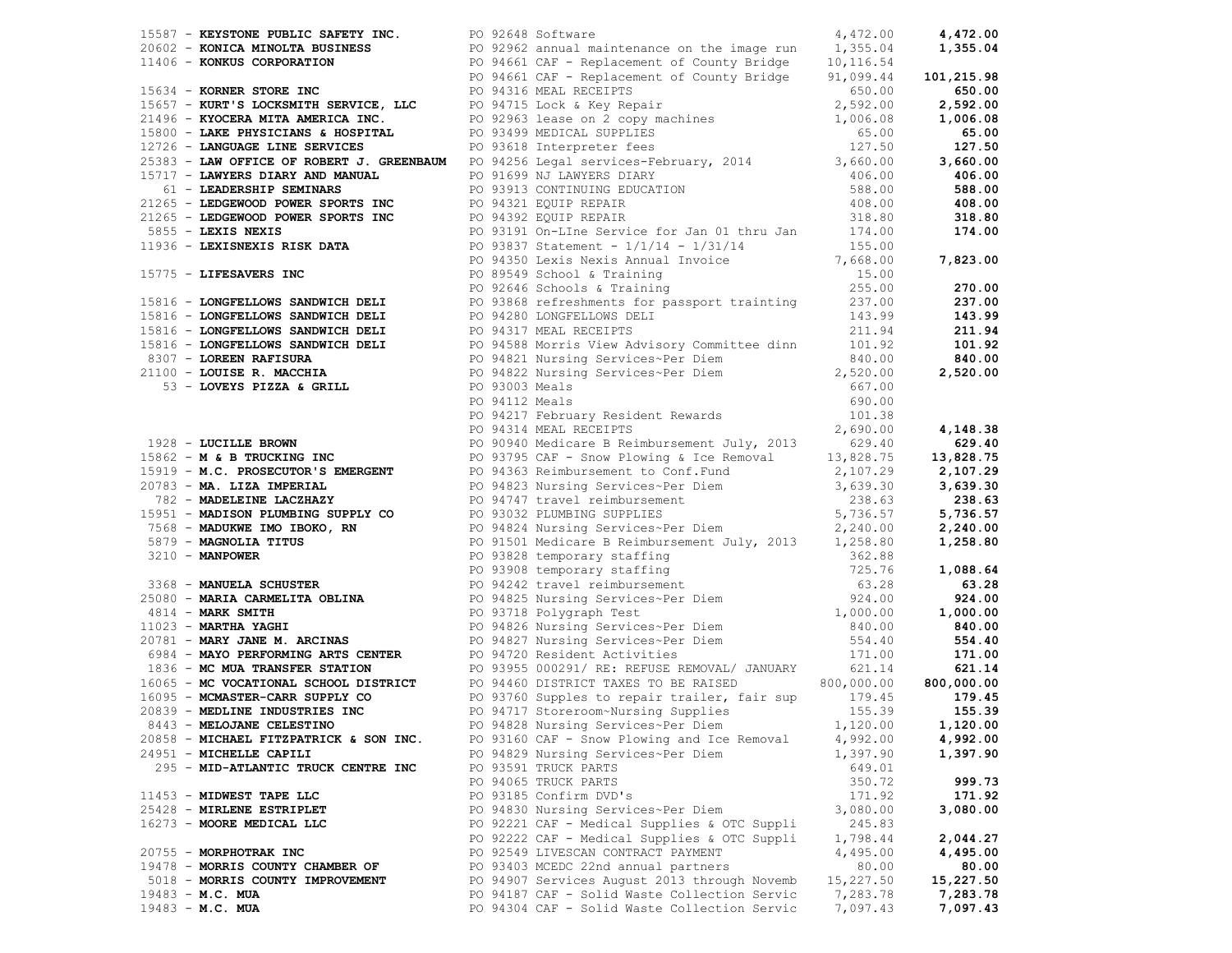| Vendor | PO / Description | Amount | Total |
|---|---|---|---|
| 15587 - **KEYSTONE PUBLIC SAFETY INC.** | PO 92648 Software | 4,472.00 | **4,472.00** |
| 20602 - **KONICA MINOLTA BUSINESS** | PO 92962 annual maintenance on the image run | 1,355.04 | **1,355.04** |
| 11406 - **KONKUS CORPORATION** | PO 94661 CAF - Replacement of County Bridge | 10,116.54 | |
| | PO 94661 CAF - Replacement of County Bridge | 91,099.44 | **101,215.98** |
| 15634 - **KORNER STORE INC** | PO 94316 MEAL RECEIPTS | 650.00 | **650.00** |
| 15657 - **KURT'S LOCKSMITH SERVICE, LLC** | PO 94715 Lock & Key Repair | 2,592.00 | **2,592.00** |
| 21496 - **KYOCERA MITA AMERICA INC.** | PO 92963 lease on 2 copy machines | 1,006.08 | **1,006.08** |
| 15800 - **LAKE PHYSICIANS & HOSPITAL** | PO 93499 MEDICAL SUPPLIES | 65.00 | **65.00** |
| 12726 - **LANGUAGE LINE SERVICES** | PO 93618 Interpreter fees | 127.50 | **127.50** |
| 25383 - **LAW OFFICE OF ROBERT J. GREENBAUM** | PO 94256 Legal services-February, 2014 | 3,660.00 | **3,660.00** |
| 15717 - **LAWYERS DIARY AND MANUAL** | PO 91699 NJ LAWYERS DIARY | 406.00 | **406.00** |
| 61 - **LEADERSHIP SEMINARS** | PO 93913 CONTINUING EDUCATION | 588.00 | **588.00** |
| 21265 - **LEDGEWOOD POWER SPORTS INC** | PO 94321 EQUIP REPAIR | 408.00 | **408.00** |
| 21265 - **LEDGEWOOD POWER SPORTS INC** | PO 94392 EQUIP REPAIR | 318.80 | **318.80** |
| 5855 - **LEXIS NEXIS** | PO 93191 On-LIne Service for Jan 01 thru Jan | 174.00 | **174.00** |
| 11936 - **LEXISNEXIS RISK DATA** | PO 93837 Statement - 1/1/14 - 1/31/14 | 155.00 | |
| | PO 94350 Lexis Nexis Annual Invoice | 7,668.00 | **7,823.00** |
| 15775 - **LIFESAVERS INC** | PO 89549 School & Training | 15.00 | |
| | PO 92646 Schools & Training | 255.00 | **270.00** |
| 15816 - **LONGFELLOWS SANDWICH DELI** | PO 93868 refreshments for passport trainting | 237.00 | **237.00** |
| 15816 - **LONGFELLOWS SANDWICH DELI** | PO 94280 LONGFELLOWS DELI | 143.99 | **143.99** |
| 15816 - **LONGFELLOWS SANDWICH DELI** | PO 94317 MEAL RECEIPTS | 211.94 | **211.94** |
| 15816 - **LONGFELLOWS SANDWICH DELI** | PO 94588 Morris View Advisory Committee dinn | 101.92 | **101.92** |
| 8307 - **LOREEN RAFISURA** | PO 94821 Nursing Services~Per Diem | 840.00 | **840.00** |
| 21100 - **LOUISE R. MACCHIA** | PO 94822 Nursing Services~Per Diem | 2,520.00 | **2,520.00** |
| 53 - **LOVEYS PIZZA & GRILL** | PO 93003 Meals | 667.00 | |
| | PO 94112 Meals | 690.00 | |
| | PO 94217 February Resident Rewards | 101.38 | |
| | PO 94314 MEAL RECEIPTS | 2,690.00 | **4,148.38** |
| 1928 - **LUCILLE BROWN** | PO 90940 Medicare B Reimbursement July, 2013 | 629.40 | **629.40** |
| 15862 - **M & B TRUCKING INC** | PO 93795 CAF - Snow Plowing & Ice Removal | 13,828.75 | **13,828.75** |
| 15919 - **M.C. PROSECUTOR'S EMERGENT** | PO 94363 Reimbursement to Conf.Fund | 2,107.29 | **2,107.29** |
| 20783 - **MA. LIZA IMPERIAL** | PO 94823 Nursing Services~Per Diem | 3,639.30 | **3,639.30** |
| 782 - **MADELEINE LACZHAZY** | PO 94747 travel reimbursement | 238.63 | **238.63** |
| 15951 - **MADISON PLUMBING SUPPLY CO** | PO 93032 PLUMBING SUPPLIES | 5,736.57 | **5,736.57** |
| 7568 - **MADUKWE IMO IBOKO, RN** | PO 94824 Nursing Services~Per Diem | 2,240.00 | **2,240.00** |
| 5879 - **MAGNOLIA TITUS** | PO 91501 Medicare B Reimbursement July, 2013 | 1,258.80 | **1,258.80** |
| 3210 - **MANPOWER** | PO 93828 temporary staffing | 362.88 | |
| | PO 93908 temporary staffing | 725.76 | **1,088.64** |
| 3368 - **MANUELA SCHUSTER** | PO 94242 travel reimbursement | 63.28 | **63.28** |
| 25080 - **MARIA CARMELITA OBLINA** | PO 94825 Nursing Services~Per Diem | 924.00 | **924.00** |
| 4814 - **MARK SMITH** | PO 93718 Polygraph Test | 1,000.00 | **1,000.00** |
| 11023 - **MARTHA YAGHI** | PO 94826 Nursing Services~Per Diem | 840.00 | **840.00** |
| 20781 - **MARY JANE M. ARCINAS** | PO 94827 Nursing Services~Per Diem | 554.40 | **554.40** |
| 6984 - **MAYO PERFORMING ARTS CENTER** | PO 94720 Resident Activities | 171.00 | **171.00** |
| 1836 - **MC MUA TRANSFER STATION** | PO 93955 000291/ RE: REFUSE REMOVAL/ JANUARY | 621.14 | **621.14** |
| 16065 - **MC VOCATIONAL SCHOOL DISTRICT** | PO 94460 DISTRICT TAXES TO BE RAISED | 800,000.00 | **800,000.00** |
| 16095 - **MCMASTER-CARR SUPPLY CO** | PO 93760 Supples to repair trailer, fair sup | 179.45 | **179.45** |
| 20839 - **MEDLINE INDUSTRIES INC** | PO 94717 Storeroom~Nursing Supplies | 155.39 | **155.39** |
| 8443 - **MELOJANE CELESTINO** | PO 94828 Nursing Services~Per Diem | 1,120.00 | **1,120.00** |
| 20858 - **MICHAEL FITZPATRICK & SON INC.** | PO 93160 CAF - Snow Plowing and Ice Removal | 4,992.00 | **4,992.00** |
| 24951 - **MICHELLE CAPILI** | PO 94829 Nursing Services~Per Diem | 1,397.90 | **1,397.90** |
| 295 - **MID-ATLANTIC TRUCK CENTRE INC** | PO 93591 TRUCK PARTS | 649.01 | |
| | PO 94065 TRUCK PARTS | 350.72 | **999.73** |
| 11453 - **MIDWEST TAPE LLC** | PO 93185 Confirm DVD's | 171.92 | **171.92** |
| 25428 - **MIRLENE ESTRIPLET** | PO 94830 Nursing Services~Per Diem | 3,080.00 | **3,080.00** |
| 16273 - **MOORE MEDICAL LLC** | PO 92221 CAF - Medical Supplies & OTC Suppli | 245.83 | |
| | PO 92222 CAF - Medical Supplies & OTC Suppli | 1,798.44 | **2,044.27** |
| 20755 - **MORPHOTRAK INC** | PO 92549 LIVESCAN CONTRACT PAYMENT | 4,495.00 | **4,495.00** |
| 19478 - **MORRIS COUNTY CHAMBER OF** | PO 93403 MCEDC 22nd annual partners | 80.00 | **80.00** |
| 5018 - **MORRIS COUNTY IMPROVEMENT** | PO 94907 Services August 2013 through Novemb | 15,227.50 | **15,227.50** |
| 19483 - **M.C. MUA** | PO 94187 CAF - Solid Waste Collection Servic | 7,283.78 | **7,283.78** |
| 19483 - **M.C. MUA** | PO 94304 CAF - Solid Waste Collection Servic | 7,097.43 | **7,097.43** |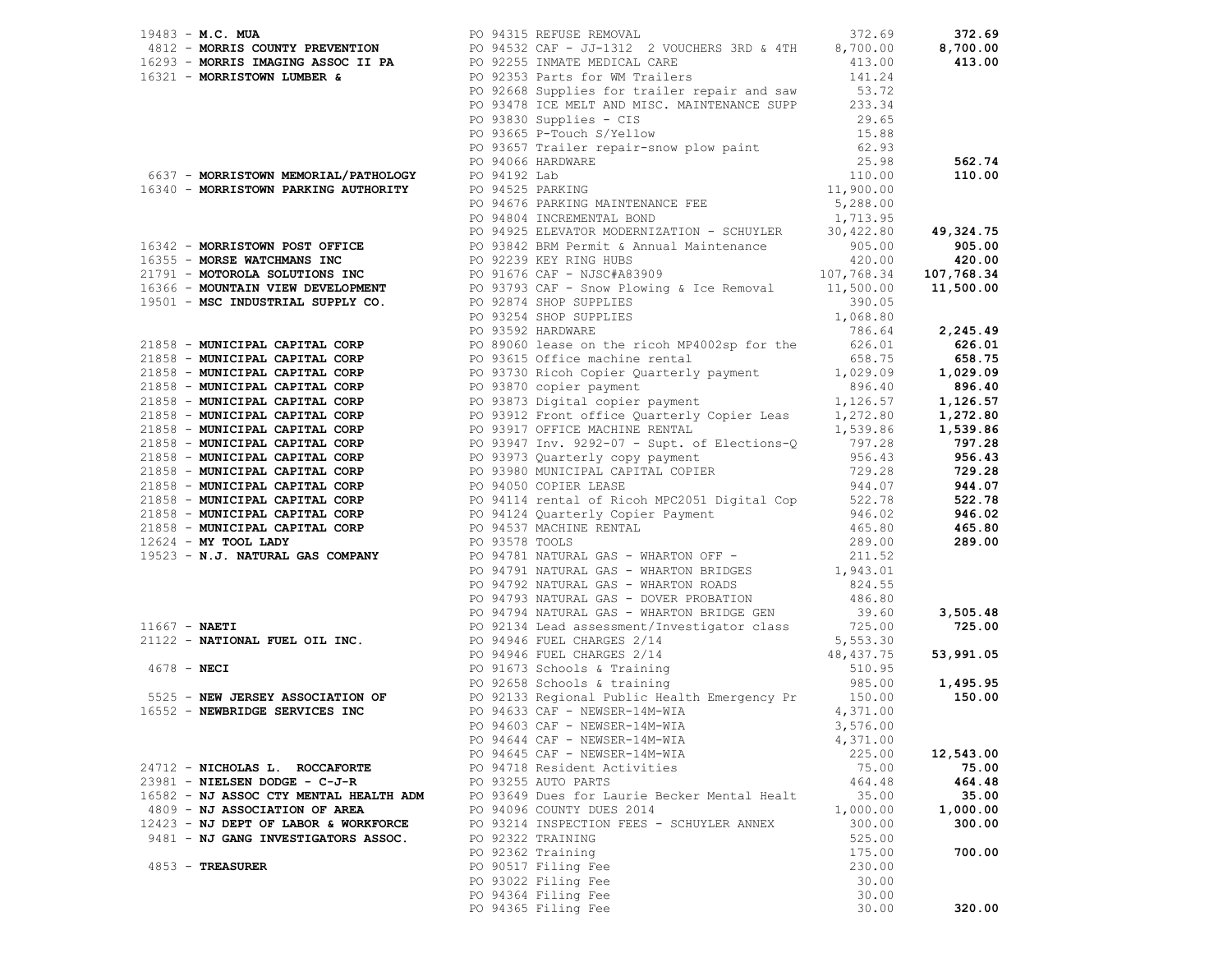| Vendor | PO / Description | Amount | Total |
|---|---|---|---|
| 19483 - **M.C. MUA** | PO 94315 REFUSE REMOVAL | 372.69 | **372.69** |
| 4812 - **MORRIS COUNTY PREVENTION** | PO 94532 CAF - JJ-1312 2 VOUCHERS 3RD & 4TH | 8,700.00 | **8,700.00** |
| 16293 - **MORRIS IMAGING ASSOC II PA** | PO 92255 INMATE MEDICAL CARE | 413.00 | **413.00** |
| 16321 - **MORRISTOWN LUMBER &** | PO 92353 Parts for WM Trailers | 141.24 | |
| | PO 92668 Supplies for trailer repair and saw | 53.72 | |
| | PO 93478 ICE MELT AND MISC. MAINTENANCE SUPP | 233.34 | |
| | PO 93830 Supplies - CIS | 29.65 | |
| | PO 93665 P-Touch S/Yellow | 15.88 | |
| | PO 93657 Trailer repair-snow plow paint | 62.93 | |
| | PO 94066 HARDWARE | 25.98 | **562.74** |
| 6637 - **MORRISTOWN MEMORIAL/PATHOLOGY** | PO 94192 Lab | 110.00 | **110.00** |
| 16340 - **MORRISTOWN PARKING AUTHORITY** | PO 94525 PARKING | 11,900.00 | |
| | PO 94676 PARKING MAINTENANCE FEE | 5,288.00 | |
| | PO 94804 INCREMENTAL BOND | 1,713.95 | |
| | PO 94925 ELEVATOR MODERNIZATION - SCHUYLER | 30,422.80 | **49,324.75** |
| 16342 - **MORRISTOWN POST OFFICE** | PO 93842 BRM Permit & Annual Maintenance | 905.00 | **905.00** |
| 16355 - **MORSE WATCHMANS INC** | PO 92239 KEY RING HUBS | 420.00 | **420.00** |
| 21791 - **MOTOROLA SOLUTIONS INC** | PO 91676 CAF - NJSC#A83909 | 107,768.34 | **107,768.34** |
| 16366 - **MOUNTAIN VIEW DEVELOPMENT** | PO 93793 CAF - Snow Plowing & Ice Removal | 11,500.00 | **11,500.00** |
| 19501 - **MSC INDUSTRIAL SUPPLY CO.** | PO 92874 SHOP SUPPLIES | 390.05 | |
| | PO 93254 SHOP SUPPLIES | 1,068.80 | |
| | PO 93592 HARDWARE | 786.64 | **2,245.49** |
| 21858 - **MUNICIPAL CAPITAL CORP** | PO 89060 lease on the ricoh MP4002sp for the | 626.01 | **626.01** |
| 21858 - **MUNICIPAL CAPITAL CORP** | PO 93615 Office machine rental | 658.75 | **658.75** |
| 21858 - **MUNICIPAL CAPITAL CORP** | PO 93730 Ricoh Copier Quarterly payment | 1,029.09 | **1,029.09** |
| 21858 - **MUNICIPAL CAPITAL CORP** | PO 93870 copier payment | 896.40 | **896.40** |
| 21858 - **MUNICIPAL CAPITAL CORP** | PO 93873 Digital copier payment | 1,126.57 | **1,126.57** |
| 21858 - **MUNICIPAL CAPITAL CORP** | PO 93912 Front office Quarterly Copier Leas | 1,272.80 | **1,272.80** |
| 21858 - **MUNICIPAL CAPITAL CORP** | PO 93917 OFFICE MACHINE RENTAL | 1,539.86 | **1,539.86** |
| 21858 - **MUNICIPAL CAPITAL CORP** | PO 93947 Inv. 9292-07 - Supt. of Elections-Q | 797.28 | **797.28** |
| 21858 - **MUNICIPAL CAPITAL CORP** | PO 93973 Quarterly copy payment | 956.43 | **956.43** |
| 21858 - **MUNICIPAL CAPITAL CORP** | PO 93980 MUNICIPAL CAPITAL COPIER | 729.28 | **729.28** |
| 21858 - **MUNICIPAL CAPITAL CORP** | PO 94050 COPIER LEASE | 944.07 | **944.07** |
| 21858 - **MUNICIPAL CAPITAL CORP** | PO 94114 rental of Ricoh MPC2051 Digital Cop | 522.78 | **522.78** |
| 21858 - **MUNICIPAL CAPITAL CORP** | PO 94124 Quarterly Copier Payment | 946.02 | **946.02** |
| 21858 - **MUNICIPAL CAPITAL CORP** | PO 94537 MACHINE RENTAL | 465.80 | **465.80** |
| 12624 - **MY TOOL LADY** | PO 93578 TOOLS | 289.00 | **289.00** |
| 19523 - **N.J. NATURAL GAS COMPANY** | PO 94781 NATURAL GAS - WHARTON OFF - | 211.52 | |
| | PO 94791 NATURAL GAS - WHARTON BRIDGES | 1,943.01 | |
| | PO 94792 NATURAL GAS - WHARTON ROADS | 824.55 | |
| | PO 94793 NATURAL GAS - DOVER PROBATION | 486.80 | |
| | PO 94794 NATURAL GAS - WHARTON BRIDGE GEN | 39.60 | **3,505.48** |
| 11667 - **NAETI** | PO 92134 Lead assessment/Investigator class | 725.00 | **725.00** |
| 21122 - **NATIONAL FUEL OIL INC.** | PO 94946 FUEL CHARGES 2/14 | 5,553.30 | |
| | PO 94946 FUEL CHARGES 2/14 | 48,437.75 | **53,991.05** |
| 4678 - **NECI** | PO 91673 Schools & Training | 510.95 | |
| | PO 92658 Schools & training | 985.00 | **1,495.95** |
| 5525 - **NEW JERSEY ASSOCIATION OF** | PO 92133 Regional Public Health Emergency Pr | 150.00 | **150.00** |
| 16552 - **NEWBRIDGE SERVICES INC** | PO 94633 CAF - NEWSER-14M-WIA | 4,371.00 | |
| | PO 94603 CAF - NEWSER-14M-WIA | 3,576.00 | |
| | PO 94644 CAF - NEWSER-14M-WIA | 4,371.00 | |
| | PO 94645 CAF - NEWSER-14M-WIA | 225.00 | **12,543.00** |
| 24712 - **NICHOLAS L. ROCCAFORTE** | PO 94718 Resident Activities | 75.00 | **75.00** |
| 23981 - **NIELSEN DODGE - C-J-R** | PO 93255 AUTO PARTS | 464.48 | **464.48** |
| 16582 - **NJ ASSOC CTY MENTAL HEALTH ADM** | PO 93649 Dues for Laurie Becker Mental Healt | 35.00 | **35.00** |
| 4809 - **NJ ASSOCIATION OF AREA** | PO 94096 COUNTY DUES 2014 | 1,000.00 | **1,000.00** |
| 12423 - **NJ DEPT OF LABOR & WORKFORCE** | PO 93214 INSPECTION FEES - SCHUYLER ANNEX | 300.00 | **300.00** |
| 9481 - **NJ GANG INVESTIGATORS ASSOC.** | PO 92322 TRAINING | 525.00 | |
| | PO 92362 Training | 175.00 | **700.00** |
| 4853 - **TREASURER** | PO 90517 Filing Fee | 230.00 | |
| | PO 93022 Filing Fee | 30.00 | |
| | PO 94364 Filing Fee | 30.00 | |
| | PO 94365 Filing Fee | 30.00 | **320.00** |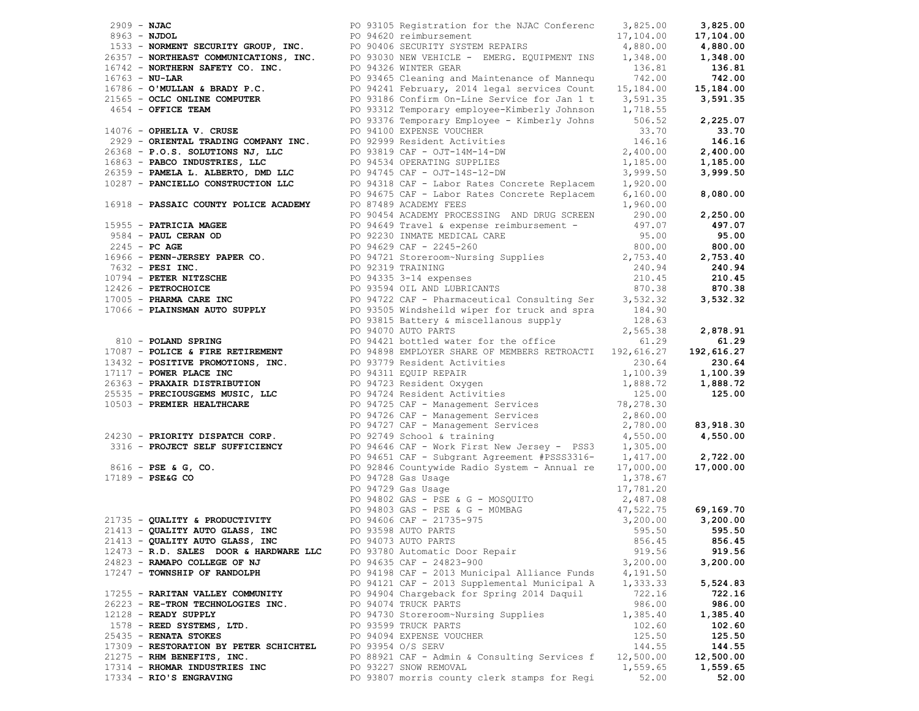| Vendor | PO / Description | Amount | Total |
|---|---|---|---|
| 2909 - **NJAC** | PO 93105 Registration for the NJAC Conferenc | 3,825.00 | **3,825.00** |
| 8963 - **NJDOL** | PO 94620 reimbursement | 17,104.00 | **17,104.00** |
| 1533 - **NORMENT SECURITY GROUP, INC.** | PO 90406 SECURITY SYSTEM REPAIRS | 4,880.00 | **4,880.00** |
| 26357 - **NORTHEAST COMMUNICATIONS, INC.** | PO 93030 NEW VEHICLE - EMERG. EQUIPMENT INS | 1,348.00 | **1,348.00** |
| 16742 - **NORTHERN SAFETY CO. INC.** | PO 94326 WINTER GEAR | 136.81 | **136.81** |
| 16763 - **NU-LAR** | PO 93465 Cleaning and Maintenance of Mannequ | 742.00 | **742.00** |
| 16786 - **O'MULLAN & BRADY P.C.** | PO 94241 February, 2014 legal services Count | 15,184.00 | **15,184.00** |
| 21565 - **OCLC ONLINE COMPUTER** | PO 93186 Confirm On-Line Service for Jan 1 t | 3,591.35 | **3,591.35** |
| 4654 - **OFFICE TEAM** | PO 93312 Temporary employee-Kimberly Johnson | 1,718.55 | |
| | PO 93376 Temporary Employee - Kimberly Johns | 506.52 | **2,225.07** |
| 14076 - **OPHELIA V. CRUSE** | PO 94100 EXPENSE VOUCHER | 33.70 | **33.70** |
| 2929 - **ORIENTAL TRADING COMPANY INC.** | PO 92999 Resident Activities | 146.16 | **146.16** |
| 26368 - **P.O.S. SOLUTIONS NJ, LLC** | PO 93819 CAF - OJT-14M-14-DW | 2,400.00 | **2,400.00** |
| 16863 - **PABCO INDUSTRIES, LLC** | PO 94534 OPERATING SUPPLIES | 1,185.00 | **1,185.00** |
| 26359 - **PAMELA L. ALBERTO, DMD LLC** | PO 94745 CAF - OJT-14S-12-DW | 3,999.50 | **3,999.50** |
| 10287 - **PANCIELLO CONSTRUCTION LLC** | PO 94318 CAF - Labor Rates Concrete Replacem | 1,920.00 | |
| | PO 94675 CAF - Labor Rates Concrete Replacem | 6,160.00 | **8,080.00** |
| 16918 - **PASSAIC COUNTY POLICE ACADEMY** | PO 87489 ACADEMY FEES | 1,960.00 | |
| | PO 90454 ACADEMY PROCESSING AND DRUG SCREEN | 290.00 | **2,250.00** |
| 15955 - **PATRICIA MAGEE** | PO 94649 Travel & expense reimbursement - | 497.07 | **497.07** |
| 9584 - **PAUL CERAN OD** | PO 92230 INMATE MEDICAL CARE | 95.00 | **95.00** |
| 2245 - **PC AGE** | PO 94629 CAF - 2245-260 | 800.00 | **800.00** |
| 16966 - **PENN-JERSEY PAPER CO.** | PO 94721 Storeroom~Nursing Supplies | 2,753.40 | **2,753.40** |
| 7632 - **PESI INC.** | PO 92319 TRAINING | 240.94 | **240.94** |
| 10794 - **PETER NITZSCHE** | PO 94335 3-14 expenses | 210.45 | **210.45** |
| 12426 - **PETROCHOICE** | PO 93594 OIL AND LUBRICANTS | 870.38 | **870.38** |
| 17005 - **PHARMA CARE INC** | PO 94722 CAF - Pharmaceutical Consulting Ser | 3,532.32 | **3,532.32** |
| 17066 - **PLAINSMAN AUTO SUPPLY** | PO 93505 Windsheild wiper for truck and spra | 184.90 | |
| | PO 93815 Battery & miscellanous supply | 128.63 | |
| | PO 94070 AUTO PARTS | 2,565.38 | **2,878.91** |
| 810 - **POLAND SPRING** | PO 94421 bottled water for the office | 61.29 | **61.29** |
| 17087 - **POLICE & FIRE RETIREMENT** | PO 94898 EMPLOYER SHARE OF MEMBERS RETROACTI | 192,616.27 | **192,616.27** |
| 13432 - **POSITIVE PROMOTIONS, INC.** | PO 93779 Resident Activities | 230.64 | **230.64** |
| 17117 - **POWER PLACE INC** | PO 94311 EQUIP REPAIR | 1,100.39 | **1,100.39** |
| 26363 - **PRAXAIR DISTRIBUTION** | PO 94723 Resident Oxygen | 1,888.72 | **1,888.72** |
| 25535 - **PRECIOUSGEMS MUSIC, LLC** | PO 94724 Resident Activities | 125.00 | **125.00** |
| 10503 - **PREMIER HEALTHCARE** | PO 94725 CAF - Management Services | 78,278.30 | |
| | PO 94726 CAF - Management Services | 2,860.00 | |
| | PO 94727 CAF - Management Services | 2,780.00 | **83,918.30** |
| 24230 - **PRIORITY DISPATCH CORP.** | PO 92749 School & training | 4,550.00 | **4,550.00** |
| 3316 - **PROJECT SELF SUFFICIENCY** | PO 94646 CAF - Work First New Jersey - PSS3 | 1,305.00 | |
| | PO 94651 CAF - Subgrant Agreement #PSSS3316- | 1,417.00 | **2,722.00** |
| 8616 - **PSE & G, CO.** | PO 92846 Countywide Radio System - Annual re | 17,000.00 | **17,000.00** |
| 17189 - **PSE&G CO** | PO 94728 Gas Usage | 1,378.67 | |
| | PO 94729 Gas Usage | 17,781.20 | |
| | PO 94802 GAS - PSE & G - MOSQUITO | 2,487.08 | |
| | PO 94803 GAS - PSE & G - MOMBAG | 47,522.75 | **69,169.70** |
| 21735 - **QUALITY & PRODUCTIVITY** | PO 94606 CAF - 21735-975 | 3,200.00 | **3,200.00** |
| 21413 - **QUALITY AUTO GLASS, INC** | PO 93598 AUTO PARTS | 595.50 | **595.50** |
| 21413 - **QUALITY AUTO GLASS, INC** | PO 94073 AUTO PARTS | 856.45 | **856.45** |
| 12473 - **R.D. SALES DOOR & HARDWARE LLC** | PO 93780 Automatic Door Repair | 919.56 | **919.56** |
| 24823 - **RAMAPO COLLEGE OF NJ** | PO 94635 CAF - 24823-900 | 3,200.00 | **3,200.00** |
| 17247 - **TOWNSHIP OF RANDOLPH** | PO 94198 CAF - 2013 Municipal Alliance Funds | 4,191.50 | |
| | PO 94121 CAF - 2013 Supplemental Municipal A | 1,333.33 | **5,524.83** |
| 17255 - **RARITAN VALLEY COMMUNITY** | PO 94904 Chargeback for Spring 2014 Daquil | 722.16 | **722.16** |
| 26223 - **RE-TRON TECHNOLOGIES INC.** | PO 94074 TRUCK PARTS | 986.00 | **986.00** |
| 12128 - **READY SUPPLY** | PO 94730 Storeroom~Nursing Supplies | 1,385.40 | **1,385.40** |
| 1578 - **REED SYSTEMS, LTD.** | PO 93599 TRUCK PARTS | 102.60 | **102.60** |
| 25435 - **RENATA STOKES** | PO 94094 EXPENSE VOUCHER | 125.50 | **125.50** |
| 17309 - **RESTORATION BY PETER SCHICHTEL** | PO 93954 O/S SERV | 144.55 | **144.55** |
| 21275 - **RHM BENEFITS, INC.** | PO 88921 CAF - Admin & Consulting Services f | 12,500.00 | **12,500.00** |
| 17314 - **RHOMAR INDUSTRIES INC** | PO 93227 SNOW REMOVAL | 1,559.65 | **1,559.65** |
| 17334 - **RIO'S ENGRAVING** | PO 93807 morris county clerk stamps for Regi | 52.00 | **52.00** |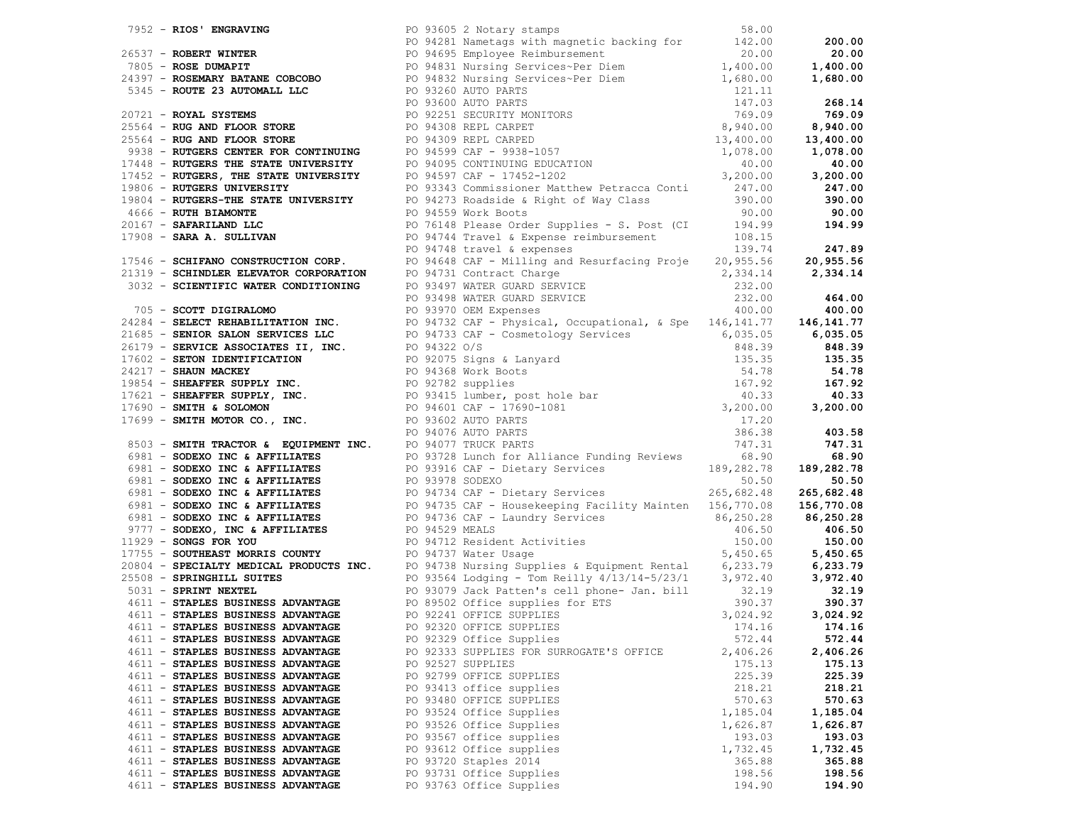| Vendor | PO / Description | Amount | Total |
|---|---|---|---|
| 7952 - **RIOS' ENGRAVING** | PO 93605 2 Notary stamps | 58.00 | |
| | PO 94281 Nametags with magnetic backing for | 142.00 | **200.00** |
| 26537 - **ROBERT WINTER** | PO 94695 Employee Reimbursement | 20.00 | **20.00** |
| 7805 - **ROSE DUMAPIT** | PO 94831 Nursing Services~Per Diem | 1,400.00 | **1,400.00** |
| 24397 - **ROSEMARY BATANE COBCOBO** | PO 94832 Nursing Services~Per Diem | 1,680.00 | **1,680.00** |
| 5345 - **ROUTE 23 AUTOMALL LLC** | PO 93260 AUTO PARTS | 121.11 | |
| | PO 93600 AUTO PARTS | 147.03 | **268.14** |
| 20721 - **ROYAL SYSTEMS** | PO 92251 SECURITY MONITORS | 769.09 | **769.09** |
| 25564 - **RUG AND FLOOR STORE** | PO 94308 REPL CARPET | 8,940.00 | **8,940.00** |
| 25564 - **RUG AND FLOOR STORE** | PO 94309 REPL CARPED | 13,400.00 | **13,400.00** |
| 9938 - **RUTGERS CENTER FOR CONTINUING** | PO 94599 CAF - 9938-1057 | 1,078.00 | **1,078.00** |
| 17448 - **RUTGERS THE STATE UNIVERSITY** | PO 94095 CONTINUING EDUCATION | 40.00 | **40.00** |
| 17452 - **RUTGERS, THE STATE UNIVERSITY** | PO 94597 CAF - 17452-1202 | 3,200.00 | **3,200.00** |
| 19806 - **RUTGERS UNIVERSITY** | PO 93343 Commissioner Matthew Petracca Conti | 247.00 | **247.00** |
| 19804 - **RUTGERS-THE STATE UNIVERSITY** | PO 94273 Roadside & Right of Way Class | 390.00 | **390.00** |
| 4666 - **RUTH BIAMONTE** | PO 94559 Work Boots | 90.00 | **90.00** |
| 20167 - **SAFARILAND LLC** | PO 76148 Please Order Supplies - S. Post (CI | 194.99 | **194.99** |
| 17908 - **SARA A. SULLIVAN** | PO 94744 Travel & Expense reimbursement | 108.15 | |
| | PO 94748 travel & expenses | 139.74 | **247.89** |
| 17546 - **SCHIFANO CONSTRUCTION CORP.** | PO 94648 CAF - Milling and Resurfacing Proje | 20,955.56 | **20,955.56** |
| 21319 - **SCHINDLER ELEVATOR CORPORATION** | PO 94731 Contract Charge | 2,334.14 | **2,334.14** |
| 3032 - **SCIENTIFIC WATER CONDITIONING** | PO 93497 WATER GUARD SERVICE | 232.00 | |
| | PO 93498 WATER GUARD SERVICE | 232.00 | **464.00** |
| 705 - **SCOTT DIGIRALOMO** | PO 93970 OEM Expenses | 400.00 | **400.00** |
| 24284 - **SELECT REHABILITATION INC.** | PO 94732 CAF - Physical, Occupational, & Spe | 146,141.77 | **146,141.77** |
| 21685 - **SENIOR SALON SERVICES LLC** | PO 94733 CAF - Cosmetology Services | 6,035.05 | **6,035.05** |
| 26179 - **SERVICE ASSOCIATES II, INC.** | PO 94322 O/S | 848.39 | **848.39** |
| 17602 - **SETON IDENTIFICATION** | PO 92075 Signs & Lanyard | 135.35 | **135.35** |
| 24217 - **SHAUN MACKEY** | PO 94368 Work Boots | 54.78 | **54.78** |
| 19854 - **SHEAFFER SUPPLY INC.** | PO 92782 supplies | 167.92 | **167.92** |
| 17621 - **SHEAFFER SUPPLY, INC.** | PO 93415 lumber, post hole bar | 40.33 | **40.33** |
| 17690 - **SMITH & SOLOMON** | PO 94601 CAF - 17690-1081 | 3,200.00 | **3,200.00** |
| 17699 - **SMITH MOTOR CO., INC.** | PO 93602 AUTO PARTS | 17.20 | |
| | PO 94076 AUTO PARTS | 386.38 | **403.58** |
| 8503 - **SMITH TRACTOR & EQUIPMENT INC.** | PO 94077 TRUCK PARTS | 747.31 | **747.31** |
| 6981 - **SODEXO INC & AFFILIATES** | PO 93728 Lunch for Alliance Funding Reviews | 68.90 | **68.90** |
| 6981 - **SODEXO INC & AFFILIATES** | PO 93916 CAF - Dietary Services | 189,282.78 | **189,282.78** |
| 6981 - **SODEXO INC & AFFILIATES** | PO 93978 SODEXO | 50.50 | **50.50** |
| 6981 - **SODEXO INC & AFFILIATES** | PO 94734 CAF - Dietary Services | 265,682.48 | **265,682.48** |
| 6981 - **SODEXO INC & AFFILIATES** | PO 94735 CAF - Housekeeping Facility Mainten | 156,770.08 | **156,770.08** |
| 6981 - **SODEXO INC & AFFILIATES** | PO 94736 CAF - Laundry Services | 86,250.28 | **86,250.28** |
| 9777 - **SODEXO, INC & AFFILIATES** | PO 94529 MEALS | 406.50 | **406.50** |
| 11929 - **SONGS FOR YOU** | PO 94712 Resident Activities | 150.00 | **150.00** |
| 17755 - **SOUTHEAST MORRIS COUNTY** | PO 94737 Water Usage | 5,450.65 | **5,450.65** |
| 20804 - **SPECIALTY MEDICAL PRODUCTS INC.** | PO 94738 Nursing Supplies & Equipment Rental | 6,233.79 | **6,233.79** |
| 25508 - **SPRINGHILL SUITES** | PO 93564 Lodging - Tom Reilly 4/13/14-5/23/1 | 3,972.40 | **3,972.40** |
| 5031 - **SPRINT NEXTEL** | PO 93079 Jack Patten's cell phone- Jan. bill | 32.19 | **32.19** |
| 4611 - **STAPLES BUSINESS ADVANTAGE** | PO 89502 Office supplies for ETS | 390.37 | **390.37** |
| 4611 - **STAPLES BUSINESS ADVANTAGE** | PO 92241 OFFICE SUPPLIES | 3,024.92 | **3,024.92** |
| 4611 - **STAPLES BUSINESS ADVANTAGE** | PO 92320 OFFICE SUPPLIES | 174.16 | **174.16** |
| 4611 - **STAPLES BUSINESS ADVANTAGE** | PO 92329 Office Supplies | 572.44 | **572.44** |
| 4611 - **STAPLES BUSINESS ADVANTAGE** | PO 92333 SUPPLIES FOR SURROGATE'S OFFICE | 2,406.26 | **2,406.26** |
| 4611 - **STAPLES BUSINESS ADVANTAGE** | PO 92527 SUPPLIES | 175.13 | **175.13** |
| 4611 - **STAPLES BUSINESS ADVANTAGE** | PO 92799 OFFICE SUPPLIES | 225.39 | **225.39** |
| 4611 - **STAPLES BUSINESS ADVANTAGE** | PO 93413 office supplies | 218.21 | **218.21** |
| 4611 - **STAPLES BUSINESS ADVANTAGE** | PO 93480 OFFICE SUPPLIES | 570.63 | **570.63** |
| 4611 - **STAPLES BUSINESS ADVANTAGE** | PO 93524 Office Supplies | 1,185.04 | **1,185.04** |
| 4611 - **STAPLES BUSINESS ADVANTAGE** | PO 93526 Office Supplies | 1,626.87 | **1,626.87** |
| 4611 - **STAPLES BUSINESS ADVANTAGE** | PO 93567 office supplies | 193.03 | **193.03** |
| 4611 - **STAPLES BUSINESS ADVANTAGE** | PO 93612 Office supplies | 1,732.45 | **1,732.45** |
| 4611 - **STAPLES BUSINESS ADVANTAGE** | PO 93720 Staples 2014 | 365.88 | **365.88** |
| 4611 - **STAPLES BUSINESS ADVANTAGE** | PO 93731 Office Supplies | 198.56 | **198.56** |
| 4611 - **STAPLES BUSINESS ADVANTAGE** | PO 93763 Office Supplies | 194.90 | **194.90** |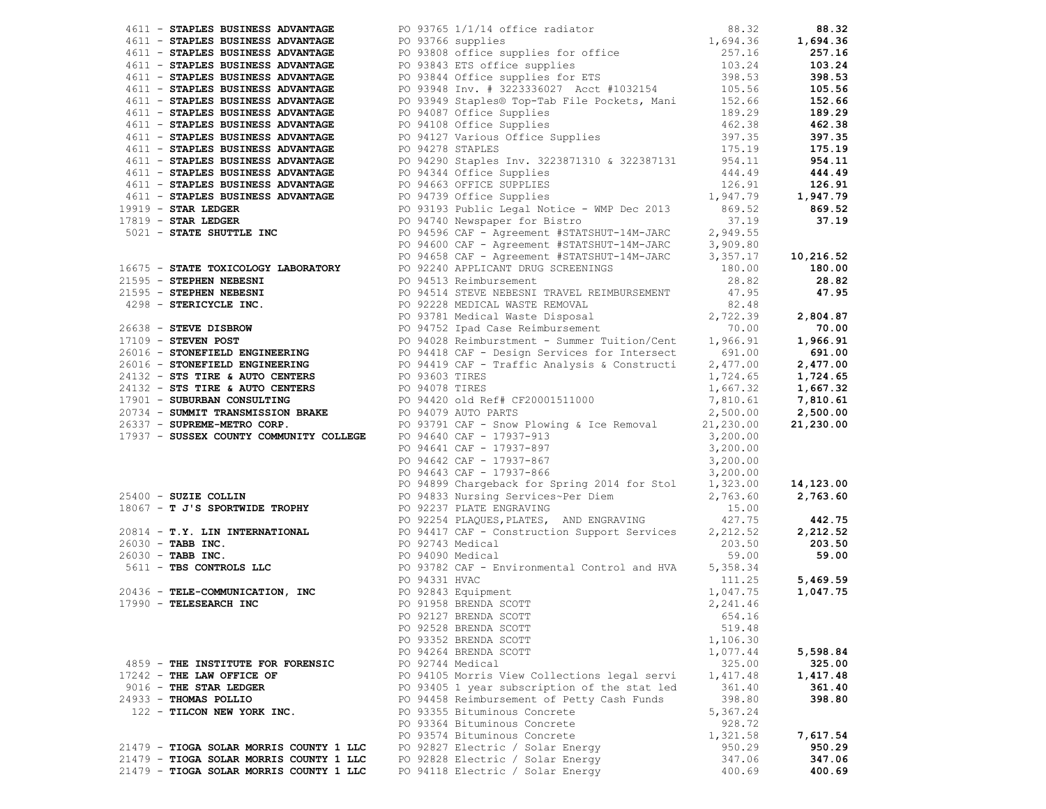| Vendor | Description | Amount | Total |
|---|---|---|---|
| 4611 - **STAPLES BUSINESS ADVANTAGE** | PO 93765 1/1/14 office radiator | 88.32 | **88.32** |
| 4611 - **STAPLES BUSINESS ADVANTAGE** | PO 93766 supplies | 1,694.36 | **1,694.36** |
| 4611 - **STAPLES BUSINESS ADVANTAGE** | PO 93808 office supplies for office | 257.16 | **257.16** |
| 4611 - **STAPLES BUSINESS ADVANTAGE** | PO 93843 ETS office supplies | 103.24 | **103.24** |
| 4611 - **STAPLES BUSINESS ADVANTAGE** | PO 93844 Office supplies for ETS | 398.53 | **398.53** |
| 4611 - **STAPLES BUSINESS ADVANTAGE** | PO 93948 Inv. # 3223336027 Acct #1032154 | 105.56 | **105.56** |
| 4611 - **STAPLES BUSINESS ADVANTAGE** | PO 93949 Staples® Top-Tab File Pockets, Mani | 152.66 | **152.66** |
| 4611 - **STAPLES BUSINESS ADVANTAGE** | PO 94087 Office Supplies | 189.29 | **189.29** |
| 4611 - **STAPLES BUSINESS ADVANTAGE** | PO 94108 Office Supplies | 462.38 | **462.38** |
| 4611 - **STAPLES BUSINESS ADVANTAGE** | PO 94127 Various Office Supplies | 397.35 | **397.35** |
| 4611 - **STAPLES BUSINESS ADVANTAGE** | PO 94278 STAPLES | 175.19 | **175.19** |
| 4611 - **STAPLES BUSINESS ADVANTAGE** | PO 94290 Staples Inv. 3223871310 & 322387131 | 954.11 | **954.11** |
| 4611 - **STAPLES BUSINESS ADVANTAGE** | PO 94344 Office Supplies | 444.49 | **444.49** |
| 4611 - **STAPLES BUSINESS ADVANTAGE** | PO 94663 OFFICE SUPPLIES | 126.91 | **126.91** |
| 4611 - **STAPLES BUSINESS ADVANTAGE** | PO 94739 Office Supplies | 1,947.79 | **1,947.79** |
| 19919 - **STAR LEDGER** | PO 93193 Public Legal Notice - WMP Dec 2013 | 869.52 | **869.52** |
| 17819 - **STAR LEDGER** | PO 94740 Newspaper for Bistro | 37.19 | **37.19** |
| 5021 - **STATE SHUTTLE INC** | PO 94596 CAF - Agreement #STATSHUT-14M-JARC | 2,949.55 | |
| | PO 94600 CAF - Agreement #STATSHUT-14M-JARC | 3,909.80 | |
| | PO 94658 CAF - Agreement #STATSHUT-14M-JARC | 3,357.17 | **10,216.52** |
| 16675 - **STATE TOXICOLOGY LABORATORY** | PO 92240 APPLICANT DRUG SCREENINGS | 180.00 | **180.00** |
| 21595 - **STEPHEN NEBESNI** | PO 94513 Reimbursement | 28.82 | **28.82** |
| 21595 - **STEPHEN NEBESNI** | PO 94514 STEVE NEBESNI TRAVEL REIMBURSEMENT | 47.95 | **47.95** |
| 4298 - **STERICYCLE INC.** | PO 92228 MEDICAL WASTE REMOVAL | 82.48 | |
| | PO 93781 Medical Waste Disposal | 2,722.39 | **2,804.87** |
| 26638 - **STEVE DISBROW** | PO 94752 Ipad Case Reimbursement | 70.00 | **70.00** |
| 17109 - **STEVEN POST** | PO 94028 Reimburstment - Summer Tuition/Cent | 1,966.91 | **1,966.91** |
| 26016 - **STONEFIELD ENGINEERING** | PO 94418 CAF - Design Services for Intersect | 691.00 | **691.00** |
| 26016 - **STONEFIELD ENGINEERING** | PO 94419 CAF - Traffic Analysis & Constructi | 2,477.00 | **2,477.00** |
| 24132 - **STS TIRE & AUTO CENTERS** | PO 93603 TIRES | 1,724.65 | **1,724.65** |
| 24132 - **STS TIRE & AUTO CENTERS** | PO 94078 TIRES | 1,667.32 | **1,667.32** |
| 17901 - **SUBURBAN CONSULTING** | PO 94420 old Ref# CF20001511000 | 7,810.61 | **7,810.61** |
| 20734 - **SUMMIT TRANSMISSION BRAKE** | PO 94079 AUTO PARTS | 2,500.00 | **2,500.00** |
| 26337 - **SUPREME-METRO CORP.** | PO 93791 CAF - Snow Plowing & Ice Removal | 21,230.00 | **21,230.00** |
| 17937 - **SUSSEX COUNTY COMMUNITY COLLEGE** | PO 94640 CAF - 17937-913 | 3,200.00 | |
| | PO 94641 CAF - 17937-897 | 3,200.00 | |
| | PO 94642 CAF - 17937-867 | 3,200.00 | |
| | PO 94643 CAF - 17937-866 | 3,200.00 | |
| | PO 94899 Chargeback for Spring 2014 for Stol | 1,323.00 | **14,123.00** |
| 25400 - **SUZIE COLLIN** | PO 94833 Nursing Services~Per Diem | 2,763.60 | **2,763.60** |
| 18067 - **T J'S SPORTWIDE TROPHY** | PO 92237 PLATE ENGRAVING | 15.00 | |
| | PO 92254 PLAQUES,PLATES, AND ENGRAVING | 427.75 | **442.75** |
| 20814 - **T.Y. LIN INTERNATIONAL** | PO 94417 CAF - Construction Support Services | 2,212.52 | **2,212.52** |
| 26030 - **TABB INC.** | PO 92743 Medical | 203.50 | **203.50** |
| 26030 - **TABB INC.** | PO 94090 Medical | 59.00 | **59.00** |
| 5611 - **TBS CONTROLS LLC** | PO 93782 CAF - Environmental Control and HVA | 5,358.34 | |
| | PO 94331 HVAC | 111.25 | **5,469.59** |
| 20436 - **TELE-COMMUNICATION, INC** | PO 92843 Equipment | 1,047.75 | **1,047.75** |
| 17990 - **TELESEARCH INC** | PO 91958 BRENDA SCOTT | 2,241.46 | |
| | PO 92127 BRENDA SCOTT | 654.16 | |
| | PO 92528 BRENDA SCOTT | 519.48 | |
| | PO 93352 BRENDA SCOTT | 1,106.30 | |
| | PO 94264 BRENDA SCOTT | 1,077.44 | **5,598.84** |
| 4859 - **THE INSTITUTE FOR FORENSIC** | PO 92744 Medical | 325.00 | **325.00** |
| 17242 - **THE LAW OFFICE OF** | PO 94105 Morris View Collections legal servi | 1,417.48 | **1,417.48** |
| 9016 - **THE STAR LEDGER** | PO 93405 1 year subscription of the stat led | 361.40 | **361.40** |
| 24933 - **THOMAS POLLIO** | PO 94458 Reimbursement of Petty Cash Funds | 398.80 | **398.80** |
| 122 - **TILCON NEW YORK INC.** | PO 93355 Bituminous Concrete | 5,367.24 | |
| | PO 93364 Bituminous Concrete | 928.72 | |
| | PO 93574 Bituminous Concrete | 1,321.58 | **7,617.54** |
| 21479 - **TIOGA SOLAR MORRIS COUNTY 1 LLC** | PO 92827 Electric / Solar Energy | 950.29 | **950.29** |
| 21479 - **TIOGA SOLAR MORRIS COUNTY 1 LLC** | PO 92828 Electric / Solar Energy | 347.06 | **347.06** |
| 21479 - **TIOGA SOLAR MORRIS COUNTY 1 LLC** | PO 94118 Electric / Solar Energy | 400.69 | **400.69** |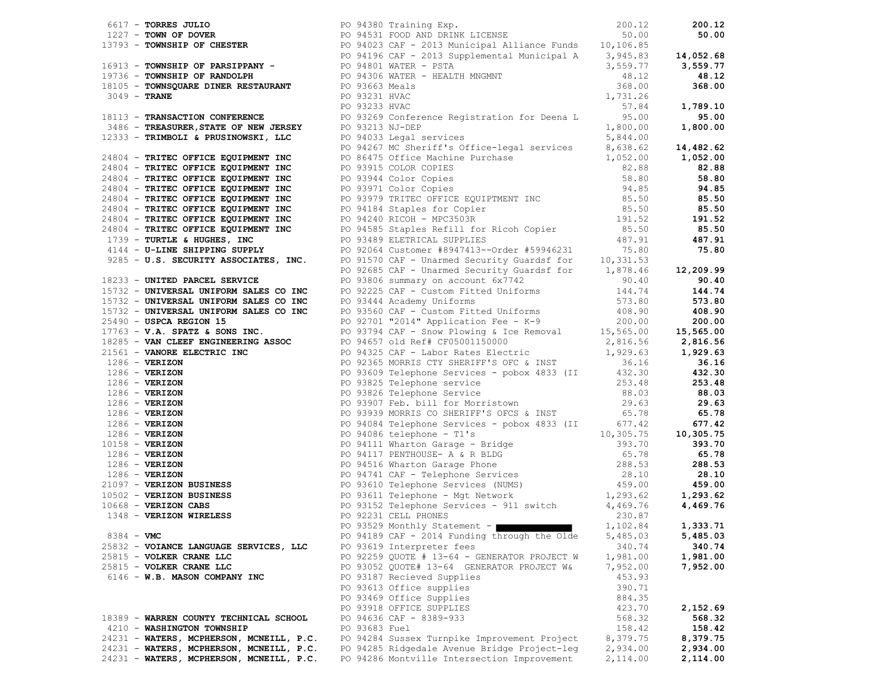| Vendor | PO / Description | Amount | Total |
|---|---|---|---|
| 6617 - **TORRES JULIO** | PO 94380 Training Exp. | 200.12 | **200.12** |
| 1227 - **TOWN OF DOVER** | PO 94531 FOOD AND DRINK LICENSE | 50.00 | **50.00** |
| 13793 - **TOWNSHIP OF CHESTER** | PO 94023 CAF - 2013 Municipal Alliance Funds | 10,106.85 | |
| | PO 94196 CAF - 2013 Supplemental Municipal A | 3,945.83 | **14,052.68** |
| 16913 - **TOWNSHIP OF PARSIPPANY -** | PO 94801 WATER - PSTA | 3,559.77 | **3,559.77** |
| 19736 - **TOWNSHIP OF RANDOLPH** | PO 94306 WATER - HEALTH MNGMNT | 48.12 | **48.12** |
| 18105 - **TOWNSQUARE DINER RESTAURANT** | PO 93663 Meals | 368.00 | **368.00** |
| 3049 - **TRANE** | PO 93231 HVAC | 1,731.26 | |
| | PO 93233 HVAC | 57.84 | **1,789.10** |
| 18113 - **TRANSACTION CONFERENCE** | PO 93269 Conference Registration for Deena L | 95.00 | **95.00** |
| 3486 - **TREASURER,STATE OF NEW JERSEY** | PO 93213 NJ-DEP | 1,800.00 | **1,800.00** |
| 12333 - **TRIMBOLI & PRUSINOWSKI, LLC** | PO 94033 Legal services | 5,844.00 | |
| | PO 94267 MC Sheriff's Office-legal services | 8,638.62 | **14,482.62** |
| 24804 - **TRITEC OFFICE EQUIPMENT INC** | PO 86475 Office Machine Purchase | 1,052.00 | **1,052.00** |
| 24804 - **TRITEC OFFICE EQUIPMENT INC** | PO 93915 COLOR COPIES | 82.88 | **82.88** |
| 24804 - **TRITEC OFFICE EQUIPMENT INC** | PO 93944 Color Copies | 58.80 | **58.80** |
| 24804 - **TRITEC OFFICE EQUIPMENT INC** | PO 93971 Color Copies | 94.85 | **94.85** |
| 24804 - **TRITEC OFFICE EQUIPMENT INC** | PO 93979 TRITEC OFFICE EQUIPTMENT INC | 85.50 | **85.50** |
| 24804 - **TRITEC OFFICE EQUIPMENT INC** | PO 94184 Staples for Copier | 85.50 | **85.50** |
| 24804 - **TRITEC OFFICE EQUIPMENT INC** | PO 94240 RICOH - MPC3503R | 191.52 | **191.52** |
| 24804 - **TRITEC OFFICE EQUIPMENT INC** | PO 94585 Staples Refill for Ricoh Copier | 85.50 | **85.50** |
| 1739 - **TURTLE & HUGHES, INC** | PO 93489 ELETRICAL SUPPLIES | 487.91 | **487.91** |
| 4144 - **U-LINE SHIPPING SUPPLY** | PO 92064 Customer #8947413--Order #59946231 | 75.80 | **75.80** |
| 9285 - **U.S. SECURITY ASSOCIATES, INC.** | PO 91570 CAF - Unarmed Security Guardsf for | 10,331.53 | |
| | PO 92685 CAF - Unarmed Security Guardsf for | 1,878.46 | **12,209.99** |
| 18233 - **UNITED PARCEL SERVICE** | PO 93806 summary on account 6x7742 | 90.40 | **90.40** |
| 15732 - **UNIVERSAL UNIFORM SALES CO INC** | PO 92225 CAF - Custom Fitted Uniforms | 144.74 | **144.74** |
| 15732 - **UNIVERSAL UNIFORM SALES CO INC** | PO 93444 Academy Uniforms | 573.80 | **573.80** |
| 15732 - **UNIVERSAL UNIFORM SALES CO INC** | PO 93560 CAF - Custom Fitted Uniforms | 408.90 | **408.90** |
| 25490 - **USPCA REGION 15** | PO 92701 "2014" Application Fee - K-9 | 200.00 | **200.00** |
| 17763 - **V.A. SPATZ & SONS INC.** | PO 93794 CAF - Snow Plowing & Ice Removal | 15,565.00 | **15,565.00** |
| 18285 - **VAN CLEEF ENGINEERING ASSOC** | PO 94657 old Ref# CF05001150000 | 2,816.56 | **2,816.56** |
| 21561 - **VANORE ELECTRIC INC** | PO 94325 CAF - Labor Rates Electric | 1,929.63 | **1,929.63** |
| 1286 - **VERIZON** | PO 92365 MORRIS CTY SHERIFF'S OFC & INST | 36.16 | **36.16** |
| 1286 - **VERIZON** | PO 93609 Telephone Services - pobox 4833 (II | 432.30 | **432.30** |
| 1286 - **VERIZON** | PO 93825 Telephone service | 253.48 | **253.48** |
| 1286 - **VERIZON** | PO 93826 Telephone Service | 88.03 | **88.03** |
| 1286 - **VERIZON** | PO 93907 Feb. bill for Morristown | 29.63 | **29.63** |
| 1286 - **VERIZON** | PO 93939 MORRIS CO SHERIFF'S OFCS & INST | 65.78 | **65.78** |
| 1286 - **VERIZON** | PO 94084 Telephone Services - pobox 4833 (II | 677.42 | **677.42** |
| 1286 - **VERIZON** | PO 94086 telephone - T1's | 10,305.75 | **10,305.75** |
| 10158 - **VERIZON** | PO 94111 Wharton Garage - Bridge | 393.70 | **393.70** |
| 1286 - **VERIZON** | PO 94117 PENTHOUSE- A & R BLDG | 65.78 | **65.78** |
| 1286 - **VERIZON** | PO 94516 Wharton Garage Phone | 288.53 | **288.53** |
| 1286 - **VERIZON** | PO 94741 CAF - Telephone Services | 28.10 | **28.10** |
| 21097 - **VERIZON BUSINESS** | PO 93610 Telephone Services (NUMS) | 459.00 | **459.00** |
| 10502 - **VERIZON BUSINESS** | PO 93611 Telephone - Mgt Network | 1,293.62 | **1,293.62** |
| 10668 - **VERIZON CABS** | PO 93152 Telephone Services - 911 switch | 4,469.76 | **4,469.76** |
| 1348 - **VERIZON WIRELESS** | PO 92231 CELL PHONES | 230.87 | |
| | PO 93529 Monthly Statement - | 1,102.84 | **1,333.71** |
| 8384 - **VMC** | PO 94189 CAF - 2014 Funding through the Olde | 5,485.03 | **5,485.03** |
| 25832 - **VOIANCE LANGUAGE SERVICES, LLC** | PO 93619 Interpreter fees | 340.74 | **340.74** |
| 25815 - **VOLKER CRANE LLC** | PO 92259 QUOTE # 13-64 - GENERATOR PROJECT W | 1,981.00 | **1,981.00** |
| 25815 - **VOLKER CRANE LLC** | PO 93052 QUOTE# 13-64 GENERATOR PROJECT W& | 7,952.00 | **7,952.00** |
| 6146 - **W.B. MASON COMPANY INC** | PO 93187 Recieved Supplies | 453.93 | |
| | PO 93613 Office supplies | 390.71 | |
| | PO 93469 Office Supplies | 884.35 | |
| | PO 93918 OFFICE SUPPLIES | 423.70 | **2,152.69** |
| 18389 - **WARREN COUNTY TECHNICAL SCHOOL** | PO 94636 CAF - 8389-933 | 568.32 | **568.32** |
| 4210 - **WASHINGTON TOWNSHIP** | PO 93683 Fuel | 158.42 | **158.42** |
| 24231 - **WATERS, MCPHERSON, MCNEILL, P.C.** | PO 94284 Sussex Turnpike Improvement Project | 8,379.75 | **8,379.75** |
| 24231 - **WATERS, MCPHERSON, MCNEILL, P.C.** | PO 94285 Ridgedale Avenue Bridge Project-leg | 2,934.00 | **2,934.00** |
| 24231 - **WATERS, MCPHERSON, MCNEILL, P.C.** | PO 94286 Montville Intersection Improvement | 2,114.00 | **2,114.00** |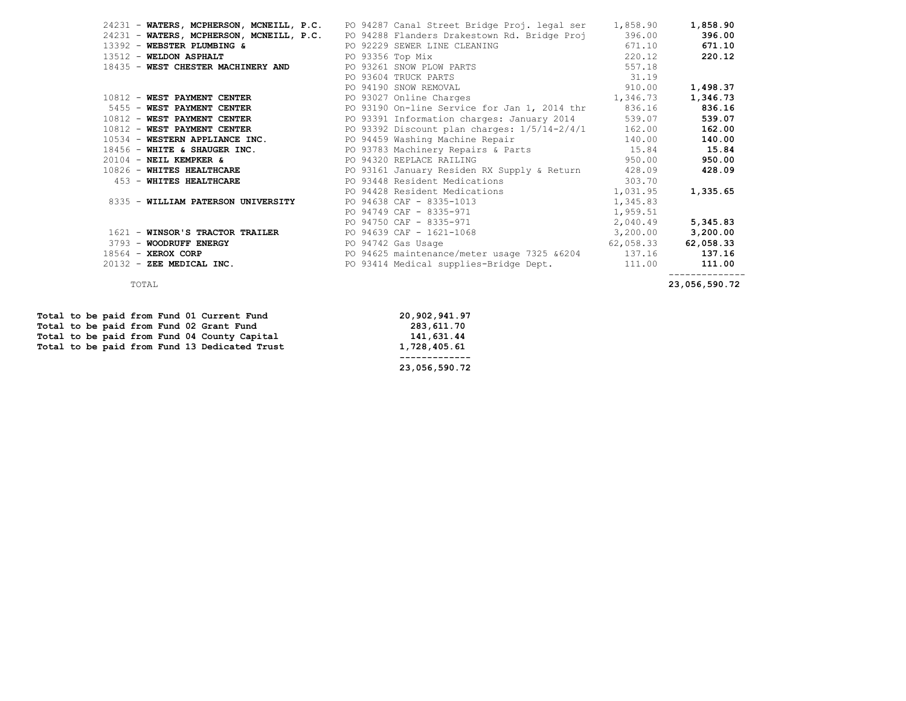| Vendor | Description | Amount | Total |
|---|---|---|---|
| 24231 - **WATERS, MCPHERSON, MCNEILL, P.C.** | PO 94287 Canal Street Bridge Proj. legal ser | 1,858.90 | **1,858.90** |
| 24231 - **WATERS, MCPHERSON, MCNEILL, P.C.** | PO 94288 Flanders Drakestown Rd. Bridge Proj | 396.00 | **396.00** |
| 13392 - **WEBSTER PLUMBING &** | PO 92229 SEWER LINE CLEANING | 671.10 | **671.10** |
| 13512 - **WELDON ASPHALT** | PO 93356 Top Mix | 220.12 | **220.12** |
| 18435 - **WEST CHESTER MACHINERY AND** | PO 93261 SNOW PLOW PARTS | 557.18 | |
| | PO 93604 TRUCK PARTS | 31.19 | |
| | PO 94190 SNOW REMOVAL | 910.00 | **1,498.37** |
| 10812 - **WEST PAYMENT CENTER** | PO 93027 Online Charges | 1,346.73 | **1,346.73** |
| 5455 - **WEST PAYMENT CENTER** | PO 93190 On-line Service for Jan 1, 2014 thr | 836.16 | **836.16** |
| 10812 - **WEST PAYMENT CENTER** | PO 93391 Information charges: January 2014 | 539.07 | **539.07** |
| 10812 - **WEST PAYMENT CENTER** | PO 93392 Discount plan charges: 1/5/14-2/4/1 | 162.00 | **162.00** |
| 10534 - **WESTERN APPLIANCE INC.** | PO 94459 Washing Machine Repair | 140.00 | **140.00** |
| 18456 - **WHITE & SHAUGER INC.** | PO 93783 Machinery Repairs & Parts | 15.84 | **15.84** |
| 20104 - **NEIL KEMPKER &** | PO 94320 REPLACE RAILING | 950.00 | **950.00** |
| 10826 - **WHITES HEALTHCARE** | PO 93161 January Residen RX Supply & Return | 428.09 | **428.09** |
| 453 - **WHITES HEALTHCARE** | PO 93448 Resident Medications | 303.70 | |
| | PO 94428 Resident Medications | 1,031.95 | **1,335.65** |
| 8335 - **WILLIAM PATERSON UNIVERSITY** | PO 94638 CAF - 8335-1013 | 1,345.83 | |
| | PO 94749 CAF - 8335-971 | 1,959.51 | |
| | PO 94750 CAF - 8335-971 | 2,040.49 | **5,345.83** |
| 1621 - **WINSOR'S TRACTOR TRAILER** | PO 94639 CAF - 1621-1068 | 3,200.00 | **3,200.00** |
| 3793 - **WOODRUFF ENERGY** | PO 94742 Gas Usage | 62,058.33 | **62,058.33** |
| 18564 - **XEROX CORP** | PO 94625 maintenance/meter usage 7325 &6204 | 137.16 | **137.16** |
| 20132 - **ZEE MEDICAL INC.** | PO 93414 Medical supplies-Bridge Dept. | 111.00 | **111.00** |
| TOTAL | | | **23,056,590.72** |

| | |
|---|---|
| **Total to be paid from Fund 01 Current Fund** | **20,902,941.97** |
| **Total to be paid from Fund 02 Grant Fund** | **283,611.70** |
| **Total to be paid from Fund 04 County Capital** | **141,631.44** |
| **Total to be paid from Fund 13 Dedicated Trust** | **1,728,405.61** |
| | **23,056,590.72** |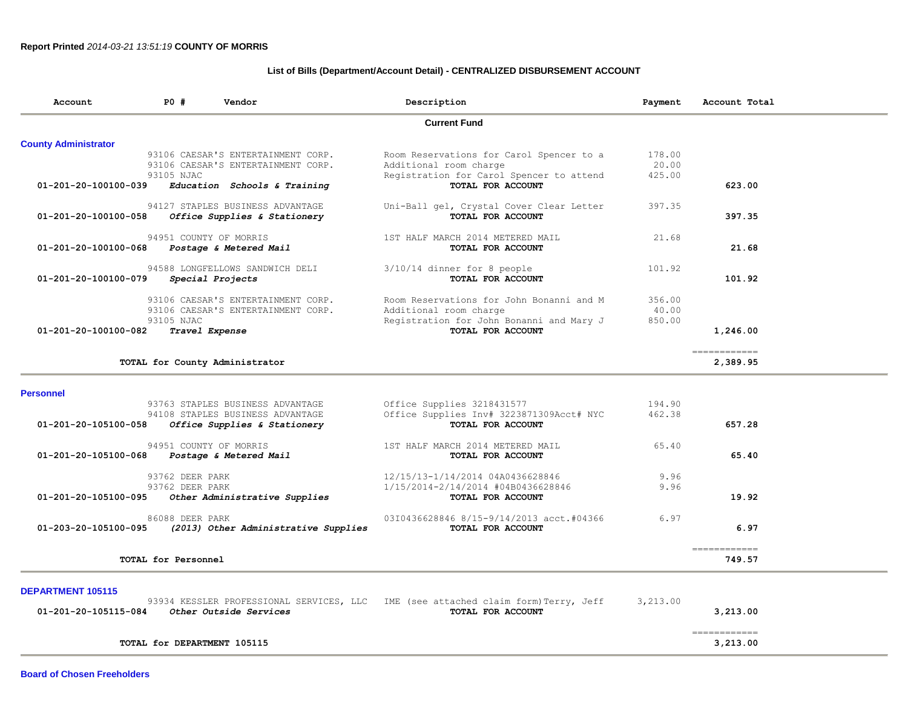**Report Printed** *2014-03-21 13:51:19* **COUNTY OF MORRIS**

## List of Bills (Department/Account Detail) - CENTRALIZED DISBURSEMENT ACCOUNT

| Account | PO # | Vendor | Description | Payment | Account Total |
|---|---|---|---|---|---|
| | | | **Current Fund** | | |
| **County Administrator** | | | | | |
| | 93106 | CAESAR'S ENTERTAINMENT CORP. | Room Reservations for Carol Spencer to a | 178.00 | |
| | 93106 | CAESAR'S ENTERTAINMENT CORP. | Additional room charge | 20.00 | |
| | 93105 | NJAC | Registration for Carol Spencer to attend | 425.00 | |
| 01-201-20-100100-039 | | *Education Schools & Training* | TOTAL FOR ACCOUNT | | 623.00 |
| | 94127 | STAPLES BUSINESS ADVANTAGE | Uni-Ball gel, Crystal Cover Clear Letter | 397.35 | |
| 01-201-20-100100-058 | | *Office Supplies & Stationery* | TOTAL FOR ACCOUNT | | 397.35 |
| | 94951 | COUNTY OF MORRIS | 1ST HALF MARCH 2014 METERED MAIL | 21.68 | |
| 01-201-20-100100-068 | | *Postage & Metered Mail* | TOTAL FOR ACCOUNT | | 21.68 |
| | 94588 | LONGFELLOWS SANDWICH DELI | 3/10/14 dinner for 8 people | 101.92 | |
| 01-201-20-100100-079 | | *Special Projects* | TOTAL FOR ACCOUNT | | 101.92 |
| | 93106 | CAESAR'S ENTERTAINMENT CORP. | Room Reservations for John Bonanni and M | 356.00 | |
| | 93106 | CAESAR'S ENTERTAINMENT CORP. | Additional room charge | 40.00 | |
| | 93105 | NJAC | Registration for John Bonanni and Mary J | 850.00 | |
| 01-201-20-100100-082 | | *Travel Expense* | TOTAL FOR ACCOUNT | | 1,246.00 |
| | | TOTAL for County Administrator | | | 2,389.95 |
| **Personnel** | | | | | |
| | 93763 | STAPLES BUSINESS ADVANTAGE | Office Supplies 3218431577 | 194.90 | |
| | 94108 | STAPLES BUSINESS ADVANTAGE | Office Supplies Inv# 3223871309Acct# NYC | 462.38 | |
| 01-201-20-105100-058 | | *Office Supplies & Stationery* | TOTAL FOR ACCOUNT | | 657.28 |
| | 94951 | COUNTY OF MORRIS | 1ST HALF MARCH 2014 METERED MAIL | 65.40 | |
| 01-201-20-105100-068 | | *Postage & Metered Mail* | TOTAL FOR ACCOUNT | | 65.40 |
| | 93762 | DEER PARK | 12/15/13-1/14/2014 04A0436628846 | 9.96 | |
| | 93762 | DEER PARK | 1/15/2014-2/14/2014 #04B0436628846 | 9.96 | |
| 01-201-20-105100-095 | | *Other Administrative Supplies* | TOTAL FOR ACCOUNT | | 19.92 |
| | 86088 | DEER PARK | 03I0436628846 8/15-9/14/2013 acct.#04366 | 6.97 | |
| 01-203-20-105100-095 | | *(2013) Other Administrative Supplies* | TOTAL FOR ACCOUNT | | 6.97 |
| | | TOTAL for Personnel | | | 749.57 |
| **DEPARTMENT 105115** | | | | | |
| | 93934 | KESSLER PROFESSIONAL SERVICES, LLC | IME (see attached claim form)Terry, Jeff | 3,213.00 | |
| 01-201-20-105115-084 | | *Other Outside Services* | TOTAL FOR ACCOUNT | | 3,213.00 |
| | | TOTAL for DEPARTMENT 105115 | | | 3,213.00 |

**Board of Chosen Freeholders**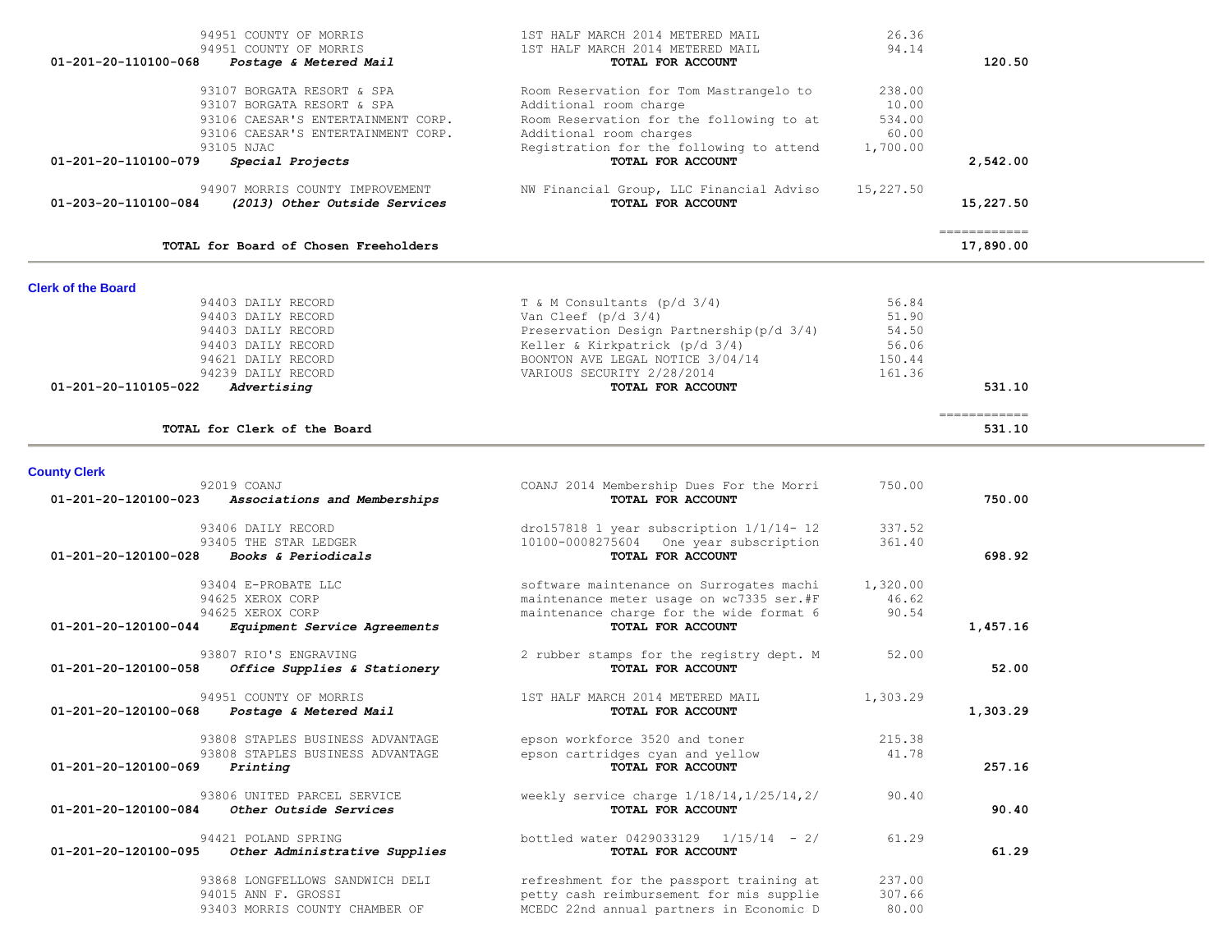| Account | Vendor | Description | Amount | Total |
|---|---|---|---|---|
| | 94951 COUNTY OF MORRIS | 1ST HALF MARCH 2014 METERED MAIL | 26.36 | |
| | 94951 COUNTY OF MORRIS | 1ST HALF MARCH 2014 METERED MAIL | 94.14 | |
| **01-201-20-110100-068** | ***Postage & Metered Mail*** | **TOTAL FOR ACCOUNT** | | **120.50** |
| | 93107 BORGATA RESORT & SPA | Room Reservation for Tom Mastrangelo to | 238.00 | |
| | 93107 BORGATA RESORT & SPA | Additional room charge | 10.00 | |
| | 93106 CAESAR'S ENTERTAINMENT CORP. | Room Reservation for the following to at | 534.00 | |
| | 93106 CAESAR'S ENTERTAINMENT CORP. | Additional room charges | 60.00 | |
| | 93105 NJAC | Registration for the following to attend | 1,700.00 | |
| **01-201-20-110100-079** | ***Special Projects*** | **TOTAL FOR ACCOUNT** | | **2,542.00** |
| | 94907 MORRIS COUNTY IMPROVEMENT | NW Financial Group, LLC Financial Adviso | 15,227.50 | |
| **01-203-20-110100-084** | ***(2013) Other Outside Services*** | **TOTAL FOR ACCOUNT** | | **15,227.50** |
| | | | | ============ |
| | **TOTAL for Board of Chosen Freeholders** | | | **17,890.00** |

## Clerk of the Board

| Account | Vendor | Description | Amount | Total |
|---|---|---|---|---|
| | 94403 DAILY RECORD | T & M Consultants (p/d 3/4) | 56.84 | |
| | 94403 DAILY RECORD | Van Cleef (p/d 3/4) | 51.90 | |
| | 94403 DAILY RECORD | Preservation Design Partnership(p/d 3/4) | 54.50 | |
| | 94403 DAILY RECORD | Keller & Kirkpatrick (p/d 3/4) | 56.06 | |
| | 94621 DAILY RECORD | BOONTON AVE LEGAL NOTICE 3/04/14 | 150.44 | |
| | 94239 DAILY RECORD | VARIOUS SECURITY 2/28/2014 | 161.36 | |
| **01-201-20-110105-022** | ***Advertising*** | **TOTAL FOR ACCOUNT** | | **531.10** |
| | | | | ============ |
| | **TOTAL for Clerk of the Board** | | | **531.10** |

## County Clerk

| Account | Vendor | Description | Amount | Total |
|---|---|---|---|---|
| | 92019 COANJ | COANJ 2014 Membership Dues For the Morri | 750.00 | |
| **01-201-20-120100-023** | ***Associations and Memberships*** | **TOTAL FOR ACCOUNT** | | **750.00** |
| | 93406 DAILY RECORD | dro157818 1 year subscription 1/1/14- 12 | 337.52 | |
| | 93405 THE STAR LEDGER | 10100-0008275604 One year subscription | 361.40 | |
| **01-201-20-120100-028** | ***Books & Periodicals*** | **TOTAL FOR ACCOUNT** | | **698.92** |
| | 93404 E-PROBATE LLC | software maintenance on Surrogates machi | 1,320.00 | |
| | 94625 XEROX CORP | maintenance meter usage on wc7335 ser.#F | 46.62 | |
| | 94625 XEROX CORP | maintenance charge for the wide format 6 | 90.54 | |
| **01-201-20-120100-044** | ***Equipment Service Agreements*** | **TOTAL FOR ACCOUNT** | | **1,457.16** |
| | 93807 RIO'S ENGRAVING | 2 rubber stamps for the registry dept. M | 52.00 | |
| **01-201-20-120100-058** | ***Office Supplies & Stationery*** | **TOTAL FOR ACCOUNT** | | **52.00** |
| | 94951 COUNTY OF MORRIS | 1ST HALF MARCH 2014 METERED MAIL | 1,303.29 | |
| **01-201-20-120100-068** | ***Postage & Metered Mail*** | **TOTAL FOR ACCOUNT** | | **1,303.29** |
| | 93808 STAPLES BUSINESS ADVANTAGE | epson workforce 3520 and toner | 215.38 | |
| | 93808 STAPLES BUSINESS ADVANTAGE | epson cartridges cyan and yellow | 41.78 | |
| **01-201-20-120100-069** | ***Printing*** | **TOTAL FOR ACCOUNT** | | **257.16** |
| | 93806 UNITED PARCEL SERVICE | weekly service charge 1/18/14,1/25/14,2/ | 90.40 | |
| **01-201-20-120100-084** | ***Other Outside Services*** | **TOTAL FOR ACCOUNT** | | **90.40** |
| | 94421 POLAND SPRING | bottled water 0429033129 1/15/14 - 2/ | 61.29 | |
| **01-201-20-120100-095** | ***Other Administrative Supplies*** | **TOTAL FOR ACCOUNT** | | **61.29** |
| | 93868 LONGFELLOWS SANDWICH DELI | refreshment for the passport training at | 237.00 | |
| | 94015 ANN F. GROSSI | petty cash reimbursement for mis supplie | 307.66 | |
| | 93403 MORRIS COUNTY CHAMBER OF | MCEDC 22nd annual partners in Economic D | 80.00 | |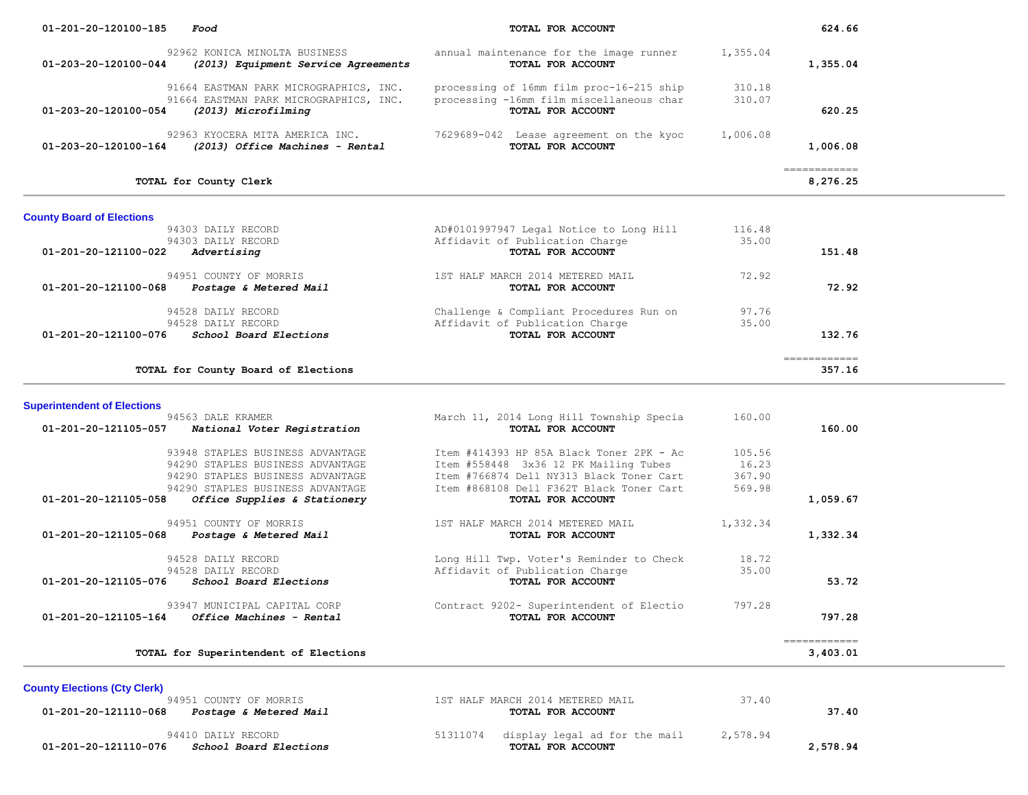| Account | Vendor / Description | Item | Amount | Total |
|---|---|---|---|---|
| 01-201-20-120100-185 | *Food* | **TOTAL FOR ACCOUNT** | | **624.66** |
| | 92962 KONICA MINOLTA BUSINESS | annual maintenance for the image runner | 1,355.04 | |
| 01-203-20-120100-044 | *(2013) Equipment Service Agreements* | **TOTAL FOR ACCOUNT** | | **1,355.04** |
| | 91664 EASTMAN PARK MICROGRAPHICS, INC. | processing of 16mm film proc-16-215 ship | 310.18 | |
| | 91664 EASTMAN PARK MICROGRAPHICS, INC. | processing -16mm film miscellaneous char | 310.07 | |
| 01-203-20-120100-054 | *(2013) Microfilming* | **TOTAL FOR ACCOUNT** | | **620.25** |
| | 92963 KYOCERA MITA AMERICA INC. | 7629689-042 Lease agreement on the kyoc | 1,006.08 | |
| 01-203-20-120100-164 | *(2013) Office Machines - Rental* | **TOTAL FOR ACCOUNT** | | **1,006.08** |
| | **TOTAL for County Clerk** | | | **8,276.25** |

## County Board of Elections

| Account | Vendor / Description | Item | Amount | Total |
|---|---|---|---|---|
| | 94303 DAILY RECORD | AD#0101997947 Legal Notice to Long Hill | 116.48 | |
| | 94303 DAILY RECORD | Affidavit of Publication Charge | 35.00 | |
| 01-201-20-121100-022 | *Advertising* | **TOTAL FOR ACCOUNT** | | **151.48** |
| | 94951 COUNTY OF MORRIS | 1ST HALF MARCH 2014 METERED MAIL | 72.92 | |
| 01-201-20-121100-068 | *Postage & Metered Mail* | **TOTAL FOR ACCOUNT** | | **72.92** |
| | 94528 DAILY RECORD | Challenge & Compliant Procedures Run on | 97.76 | |
| | 94528 DAILY RECORD | Affidavit of Publication Charge | 35.00 | |
| 01-201-20-121100-076 | *School Board Elections* | **TOTAL FOR ACCOUNT** | | **132.76** |
| | **TOTAL for County Board of Elections** | | | **357.16** |

## Superintendent of Elections

| Account | Vendor / Description | Item | Amount | Total |
|---|---|---|---|---|
| | 94563 DALE KRAMER | March 11, 2014 Long Hill Township Specia | 160.00 | |
| 01-201-20-121105-057 | *National Voter Registration* | **TOTAL FOR ACCOUNT** | | **160.00** |
| | 93948 STAPLES BUSINESS ADVANTAGE | Item #414393 HP 85A Black Toner 2PK - Ac | 105.56 | |
| | 94290 STAPLES BUSINESS ADVANTAGE | Item #558448 3x36 12 PK Mailing Tubes | 16.23 | |
| | 94290 STAPLES BUSINESS ADVANTAGE | Item #766874 Dell NY313 Black Toner Cart | 367.90 | |
| | 94290 STAPLES BUSINESS ADVANTAGE | Item #868108 Dell F362T Black Toner Cart | 569.98 | |
| 01-201-20-121105-058 | *Office Supplies & Stationery* | **TOTAL FOR ACCOUNT** | | **1,059.67** |
| | 94951 COUNTY OF MORRIS | 1ST HALF MARCH 2014 METERED MAIL | 1,332.34 | |
| 01-201-20-121105-068 | *Postage & Metered Mail* | **TOTAL FOR ACCOUNT** | | **1,332.34** |
| | 94528 DAILY RECORD | Long Hill Twp. Voter's Reminder to Check | 18.72 | |
| | 94528 DAILY RECORD | Affidavit of Publication Charge | 35.00 | |
| 01-201-20-121105-076 | *School Board Elections* | **TOTAL FOR ACCOUNT** | | **53.72** |
| | 93947 MUNICIPAL CAPITAL CORP | Contract 9202- Superintendent of Electio | 797.28 | |
| 01-201-20-121105-164 | *Office Machines - Rental* | **TOTAL FOR ACCOUNT** | | **797.28** |
| | **TOTAL for Superintendent of Elections** | | | **3,403.01** |

## County Elections (Cty Clerk)

| Account | Vendor / Description | Item | Amount | Total |
|---|---|---|---|---|
| | 94951 COUNTY OF MORRIS | 1ST HALF MARCH 2014 METERED MAIL | 37.40 | |
| 01-201-20-121110-068 | *Postage & Metered Mail* | **TOTAL FOR ACCOUNT** | | **37.40** |
| | 94410 DAILY RECORD | 51311074 display legal ad for the mail | 2,578.94 | |
| 01-201-20-121110-076 | *School Board Elections* | **TOTAL FOR ACCOUNT** | | **2,578.94** |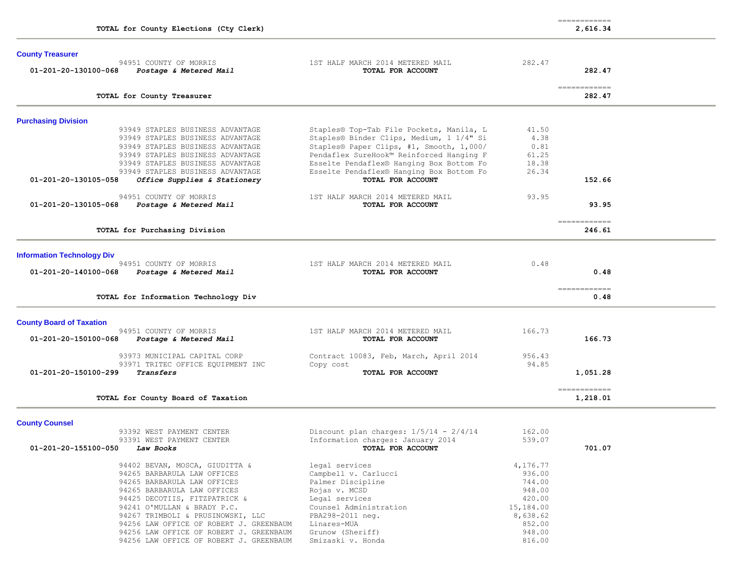| | | | | |
|---|---|---|---|---|
| | | | | ============ |
| | **TOTAL for County Elections (Cty Clerk)** | | | **2,616.34** |

## County Treasurer

| Account | Vendor | Description | Amount | Total |
|---|---|---|---|---|
| | 94951 COUNTY OF MORRIS | 1ST HALF MARCH 2014 METERED MAIL | 282.47 | |
| **01-201-20-130100-068** | ***Postage & Metered Mail*** | **TOTAL FOR ACCOUNT** | | **282.47** |
| | | | | ============ |
| | **TOTAL for County Treasurer** | | | **282.47** |

## Purchasing Division

| Account | Vendor | Description | Amount | Total |
|---|---|---|---|---|
| | 93949 STAPLES BUSINESS ADVANTAGE | Staples® Top-Tab File Pockets, Manila, L | 41.50 | |
| | 93949 STAPLES BUSINESS ADVANTAGE | Staples® Binder Clips, Medium, 1 1/4" Si | 4.38 | |
| | 93949 STAPLES BUSINESS ADVANTAGE | Staples® Paper Clips, #1, Smooth, 1,000/ | 0.81 | |
| | 93949 STAPLES BUSINESS ADVANTAGE | Pendaflex SureHook™ Reinforced Hanging F | 61.25 | |
| | 93949 STAPLES BUSINESS ADVANTAGE | Esselte Pendaflex® Hanging Box Bottom Fo | 18.38 | |
| | 93949 STAPLES BUSINESS ADVANTAGE | Esselte Pendaflex® Hanging Box Bottom Fo | 26.34 | |
| **01-201-20-130105-058** | ***Office Supplies & Stationery*** | **TOTAL FOR ACCOUNT** | | **152.66** |
| | 94951 COUNTY OF MORRIS | 1ST HALF MARCH 2014 METERED MAIL | 93.95 | |
| **01-201-20-130105-068** | ***Postage & Metered Mail*** | **TOTAL FOR ACCOUNT** | | **93.95** |
| | | | | ============ |
| | **TOTAL for Purchasing Division** | | | **246.61** |

## Information Technology Div

| Account | Vendor | Description | Amount | Total |
|---|---|---|---|---|
| | 94951 COUNTY OF MORRIS | 1ST HALF MARCH 2014 METERED MAIL | 0.48 | |
| **01-201-20-140100-068** | ***Postage & Metered Mail*** | **TOTAL FOR ACCOUNT** | | **0.48** |
| | | | | ============ |
| | **TOTAL for Information Technology Div** | | | **0.48** |

## County Board of Taxation

| Account | Vendor | Description | Amount | Total |
|---|---|---|---|---|
| | 94951 COUNTY OF MORRIS | 1ST HALF MARCH 2014 METERED MAIL | 166.73 | |
| **01-201-20-150100-068** | ***Postage & Metered Mail*** | **TOTAL FOR ACCOUNT** | | **166.73** |
| | 93973 MUNICIPAL CAPITAL CORP | Contract 10083, Feb, March, April 2014 | 956.43 | |
| | 93971 TRITEC OFFICE EQUIPMENT INC | Copy cost | 94.85 | |
| **01-201-20-150100-299** | ***Transfers*** | **TOTAL FOR ACCOUNT** | | **1,051.28** |
| | | | | ============ |
| | **TOTAL for County Board of Taxation** | | | **1,218.01** |

## County Counsel

| Account | Vendor | Description | Amount | Total |
|---|---|---|---|---|
| | 93392 WEST PAYMENT CENTER | Discount plan charges: 1/5/14 - 2/4/14 | 162.00 | |
| | 93391 WEST PAYMENT CENTER | Information charges: January 2014 | 539.07 | |
| **01-201-20-155100-050** | ***Law Books*** | **TOTAL FOR ACCOUNT** | | **701.07** |
| | 94402 BEVAN, MOSCA, GIUDITTA & | legal services | 4,176.77 | |
| | 94265 BARBARULA LAW OFFICES | Campbell v. Carlucci | 936.00 | |
| | 94265 BARBARULA LAW OFFICES | Palmer Discipline | 744.00 | |
| | 94265 BARBARULA LAW OFFICES | Rojas v. MCSD | 948.00 | |
| | 94425 DECOTIIS, FITZPATRICK & | Legal services | 420.00 | |
| | 94241 O'MULLAN & BRADY P.C. | Counsel Administration | 15,184.00 | |
| | 94267 TRIMBOLI & PRUSINOWSKI, LLC | PBA298-2011 neg. | 8,638.62 | |
| | 94256 LAW OFFICE OF ROBERT J. GREENBAUM | Linares-MUA | 852.00 | |
| | 94256 LAW OFFICE OF ROBERT J. GREENBAUM | Grunow (Sheriff) | 948.00 | |
| | 94256 LAW OFFICE OF ROBERT J. GREENBAUM | Smizaski v. Honda | 816.00 | |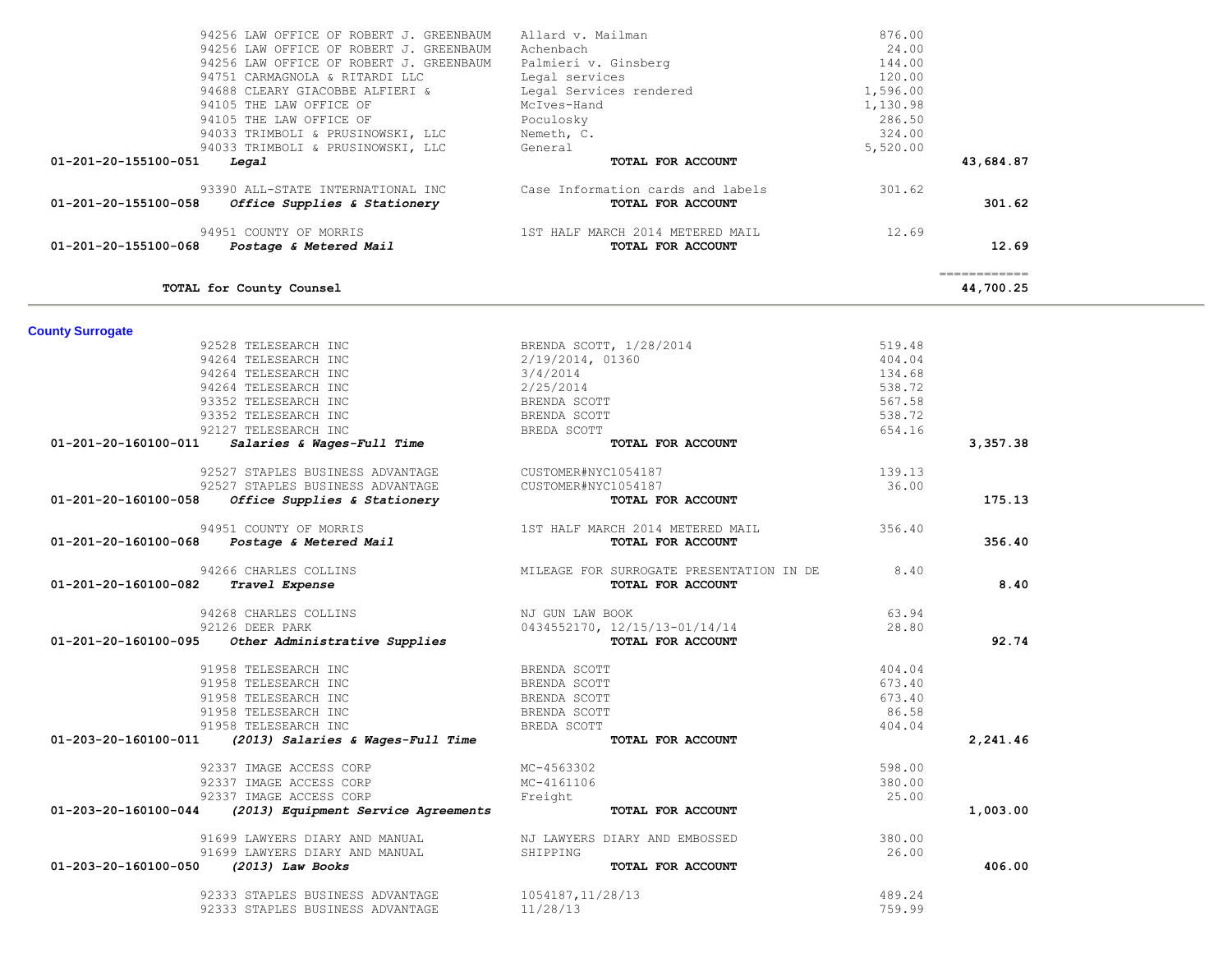| Account | Vendor / Description | Detail | Amount | Total |
|---|---|---|---|---|
| | 94256 LAW OFFICE OF ROBERT J. GREENBAUM | Allard v. Mailman | 876.00 | |
| | 94256 LAW OFFICE OF ROBERT J. GREENBAUM | Achenbach | 24.00 | |
| | 94256 LAW OFFICE OF ROBERT J. GREENBAUM | Palmieri v. Ginsberg | 144.00 | |
| | 94751 CARMAGNOLA & RITARDI LLC | Legal services | 120.00 | |
| | 94688 CLEARY GIACOBBE ALFIERI & | Legal Services rendered | 1,596.00 | |
| | 94105 THE LAW OFFICE OF | McIves-Hand | 1,130.98 | |
| | 94105 THE LAW OFFICE OF | Poculosky | 286.50 | |
| | 94033 TRIMBOLI & PRUSINOWSKI, LLC | Nemeth, C. | 324.00 | |
| | 94033 TRIMBOLI & PRUSINOWSKI, LLC | General | 5,520.00 | |
| 01-201-20-155100-051 | *Legal* | **TOTAL FOR ACCOUNT** | | 43,684.87 |
| | 93390 ALL-STATE INTERNATIONAL INC | Case Information cards and labels | 301.62 | |
| 01-201-20-155100-058 | *Office Supplies & Stationery* | **TOTAL FOR ACCOUNT** | | 301.62 |
| | 94951 COUNTY OF MORRIS | 1ST HALF MARCH 2014 METERED MAIL | 12.69 | |
| 01-201-20-155100-068 | *Postage & Metered Mail* | **TOTAL FOR ACCOUNT** | | 12.69 |
| | **TOTAL for County Counsel** | | | 44,700.25 |

## County Surrogate

| Account | Vendor / Description | Detail | Amount | Total |
|---|---|---|---|---|
| | 92528 TELESEARCH INC | BRENDA SCOTT, 1/28/2014 | 519.48 | |
| | 94264 TELESEARCH INC | 2/19/2014, 01360 | 404.04 | |
| | 94264 TELESEARCH INC | 3/4/2014 | 134.68 | |
| | 94264 TELESEARCH INC | 2/25/2014 | 538.72 | |
| | 93352 TELESEARCH INC | BRENDA SCOTT | 567.58 | |
| | 93352 TELESEARCH INC | BRENDA SCOTT | 538.72 | |
| | 92127 TELESEARCH INC | BREDA SCOTT | 654.16 | |
| 01-201-20-160100-011 | *Salaries & Wages-Full Time* | **TOTAL FOR ACCOUNT** | | 3,357.38 |
| | 92527 STAPLES BUSINESS ADVANTAGE | CUSTOMER#NYC1054187 | 139.13 | |
| | 92527 STAPLES BUSINESS ADVANTAGE | CUSTOMER#NYC1054187 | 36.00 | |
| 01-201-20-160100-058 | *Office Supplies & Stationery* | **TOTAL FOR ACCOUNT** | | 175.13 |
| | 94951 COUNTY OF MORRIS | 1ST HALF MARCH 2014 METERED MAIL | 356.40 | |
| 01-201-20-160100-068 | *Postage & Metered Mail* | **TOTAL FOR ACCOUNT** | | 356.40 |
| | 94266 CHARLES COLLINS | MILEAGE FOR SURROGATE PRESENTATION IN DE | 8.40 | |
| 01-201-20-160100-082 | *Travel Expense* | **TOTAL FOR ACCOUNT** | | 8.40 |
| | 94268 CHARLES COLLINS | NJ GUN LAW BOOK | 63.94 | |
| | 92126 DEER PARK | 0434552170, 12/15/13-01/14/14 | 28.80 | |
| 01-201-20-160100-095 | *Other Administrative Supplies* | **TOTAL FOR ACCOUNT** | | 92.74 |
| | 91958 TELESEARCH INC | BRENDA SCOTT | 404.04 | |
| | 91958 TELESEARCH INC | BRENDA SCOTT | 673.40 | |
| | 91958 TELESEARCH INC | BRENDA SCOTT | 673.40 | |
| | 91958 TELESEARCH INC | BRENDA SCOTT | 86.58 | |
| | 91958 TELESEARCH INC | BREDA SCOTT | 404.04 | |
| 01-203-20-160100-011 | *(2013) Salaries & Wages-Full Time* | **TOTAL FOR ACCOUNT** | | 2,241.46 |
| | 92337 IMAGE ACCESS CORP | MC-4563302 | 598.00 | |
| | 92337 IMAGE ACCESS CORP | MC-4161106 | 380.00 | |
| | 92337 IMAGE ACCESS CORP | Freight | 25.00 | |
| 01-203-20-160100-044 | *(2013) Equipment Service Agreements* | **TOTAL FOR ACCOUNT** | | 1,003.00 |
| | 91699 LAWYERS DIARY AND MANUAL | NJ LAWYERS DIARY AND EMBOSSED | 380.00 | |
| | 91699 LAWYERS DIARY AND MANUAL | SHIPPING | 26.00 | |
| 01-203-20-160100-050 | *(2013) Law Books* | **TOTAL FOR ACCOUNT** | | 406.00 |
| | 92333 STAPLES BUSINESS ADVANTAGE | 1054187,11/28/13 | 489.24 | |
| | 92333 STAPLES BUSINESS ADVANTAGE | 11/28/13 | 759.99 | |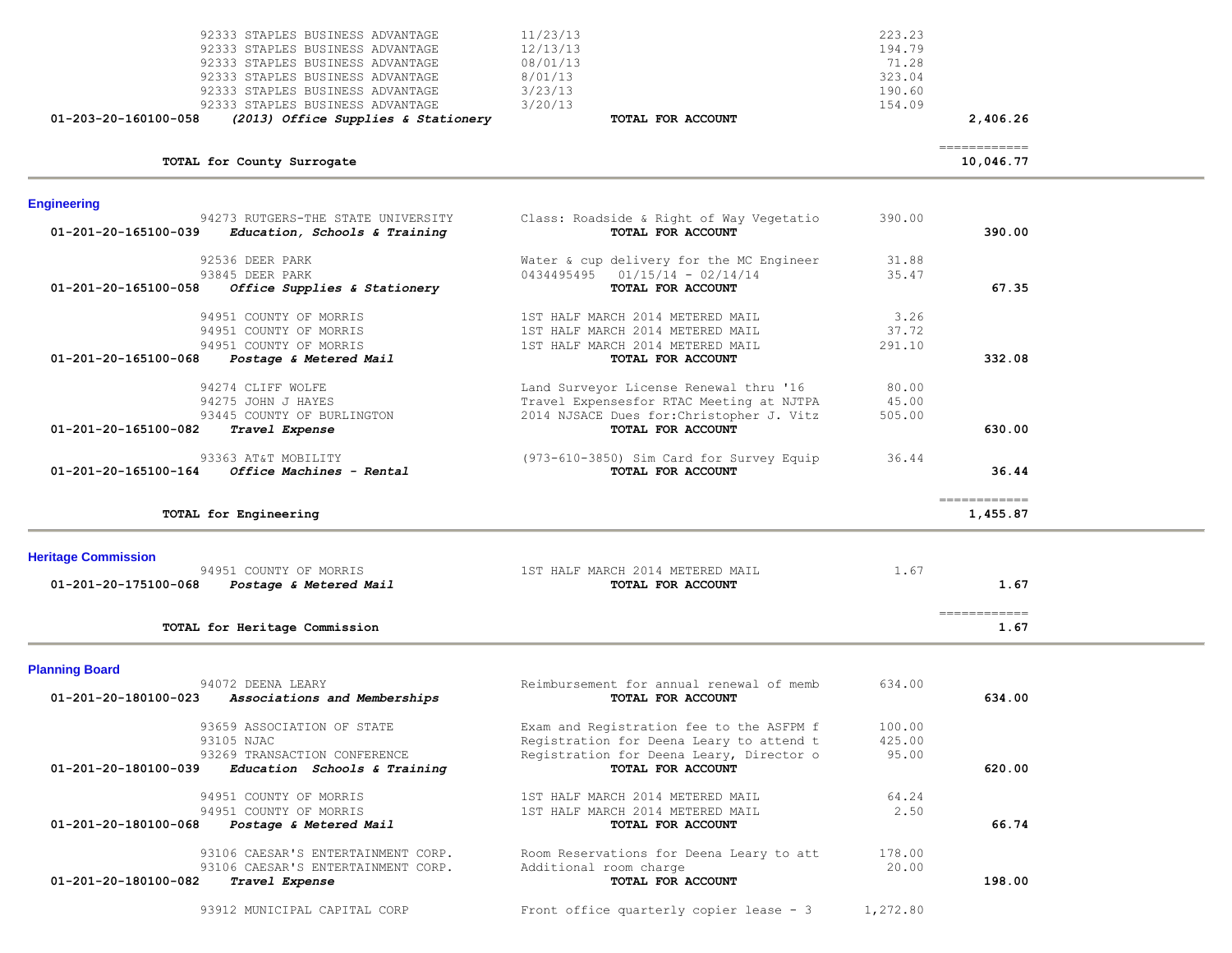| Account | Vendor | Description | Amount | Total |
|---|---|---|---|---|
| | 92333 STAPLES BUSINESS ADVANTAGE | 11/23/13 | 223.23 | |
| | 92333 STAPLES BUSINESS ADVANTAGE | 12/13/13 | 194.79 | |
| | 92333 STAPLES BUSINESS ADVANTAGE | 08/01/13 | 71.28 | |
| | 92333 STAPLES BUSINESS ADVANTAGE | 8/01/13 | 323.04 | |
| | 92333 STAPLES BUSINESS ADVANTAGE | 3/23/13 | 190.60 | |
| | 92333 STAPLES BUSINESS ADVANTAGE | 3/20/13 | 154.09 | |
| **01-203-20-160100-058** | ***(2013) Office Supplies & Stationery*** | **TOTAL FOR ACCOUNT** | | **2,406.26** |
| | **TOTAL for County Surrogate** | | | **10,046.77** |

## Engineering

| Account | Vendor | Description | Amount | Total |
|---|---|---|---|---|
| | 94273 RUTGERS-THE STATE UNIVERSITY | Class: Roadside & Right of Way Vegetatio | 390.00 | |
| **01-201-20-165100-039** | ***Education, Schools & Training*** | **TOTAL FOR ACCOUNT** | | **390.00** |
| | 92536 DEER PARK | Water & cup delivery for the MC Engineer | 31.88 | |
| | 93845 DEER PARK | 0434495495 01/15/14 - 02/14/14 | 35.47 | |
| **01-201-20-165100-058** | ***Office Supplies & Stationery*** | **TOTAL FOR ACCOUNT** | | **67.35** |
| | 94951 COUNTY OF MORRIS | 1ST HALF MARCH 2014 METERED MAIL | 3.26 | |
| | 94951 COUNTY OF MORRIS | 1ST HALF MARCH 2014 METERED MAIL | 37.72 | |
| | 94951 COUNTY OF MORRIS | 1ST HALF MARCH 2014 METERED MAIL | 291.10 | |
| **01-201-20-165100-068** | ***Postage & Metered Mail*** | **TOTAL FOR ACCOUNT** | | **332.08** |
| | 94274 CLIFF WOLFE | Land Surveyor License Renewal thru '16 | 80.00 | |
| | 94275 JOHN J HAYES | Travel Expensesfor RTAC Meeting at NJTPA | 45.00 | |
| | 93445 COUNTY OF BURLINGTON | 2014 NJSACE Dues for:Christopher J. Vitz | 505.00 | |
| **01-201-20-165100-082** | ***Travel Expense*** | **TOTAL FOR ACCOUNT** | | **630.00** |
| | 93363 AT&T MOBILITY | (973-610-3850) Sim Card for Survey Equip | 36.44 | |
| **01-201-20-165100-164** | ***Office Machines - Rental*** | **TOTAL FOR ACCOUNT** | | **36.44** |
| | **TOTAL for Engineering** | | | **1,455.87** |

## Heritage Commission

| Account | Vendor | Description | Amount | Total |
|---|---|---|---|---|
| | 94951 COUNTY OF MORRIS | 1ST HALF MARCH 2014 METERED MAIL | 1.67 | |
| **01-201-20-175100-068** | ***Postage & Metered Mail*** | **TOTAL FOR ACCOUNT** | | **1.67** |
| | **TOTAL for Heritage Commission** | | | **1.67** |

## Planning Board

| Account | Vendor | Description | Amount | Total |
|---|---|---|---|---|
| | 94072 DEENA LEARY | Reimbursement for annual renewal of memb | 634.00 | |
| **01-201-20-180100-023** | ***Associations and Memberships*** | **TOTAL FOR ACCOUNT** | | **634.00** |
| | 93659 ASSOCIATION OF STATE | Exam and Registration fee to the ASFPM f | 100.00 | |
| | 93105 NJAC | Registration for Deena Leary to attend t | 425.00 | |
| | 93269 TRANSACTION CONFERENCE | Registration for Deena Leary, Director o | 95.00 | |
| **01-201-20-180100-039** | ***Education Schools & Training*** | **TOTAL FOR ACCOUNT** | | **620.00** |
| | 94951 COUNTY OF MORRIS | 1ST HALF MARCH 2014 METERED MAIL | 64.24 | |
| | 94951 COUNTY OF MORRIS | 1ST HALF MARCH 2014 METERED MAIL | 2.50 | |
| **01-201-20-180100-068** | ***Postage & Metered Mail*** | **TOTAL FOR ACCOUNT** | | **66.74** |
| | 93106 CAESAR'S ENTERTAINMENT CORP. | Room Reservations for Deena Leary to att | 178.00 | |
| | 93106 CAESAR'S ENTERTAINMENT CORP. | Additional room charge | 20.00 | |
| **01-201-20-180100-082** | ***Travel Expense*** | **TOTAL FOR ACCOUNT** | | **198.00** |
| | 93912 MUNICIPAL CAPITAL CORP | Front office quarterly copier lease - 3 | 1,272.80 | |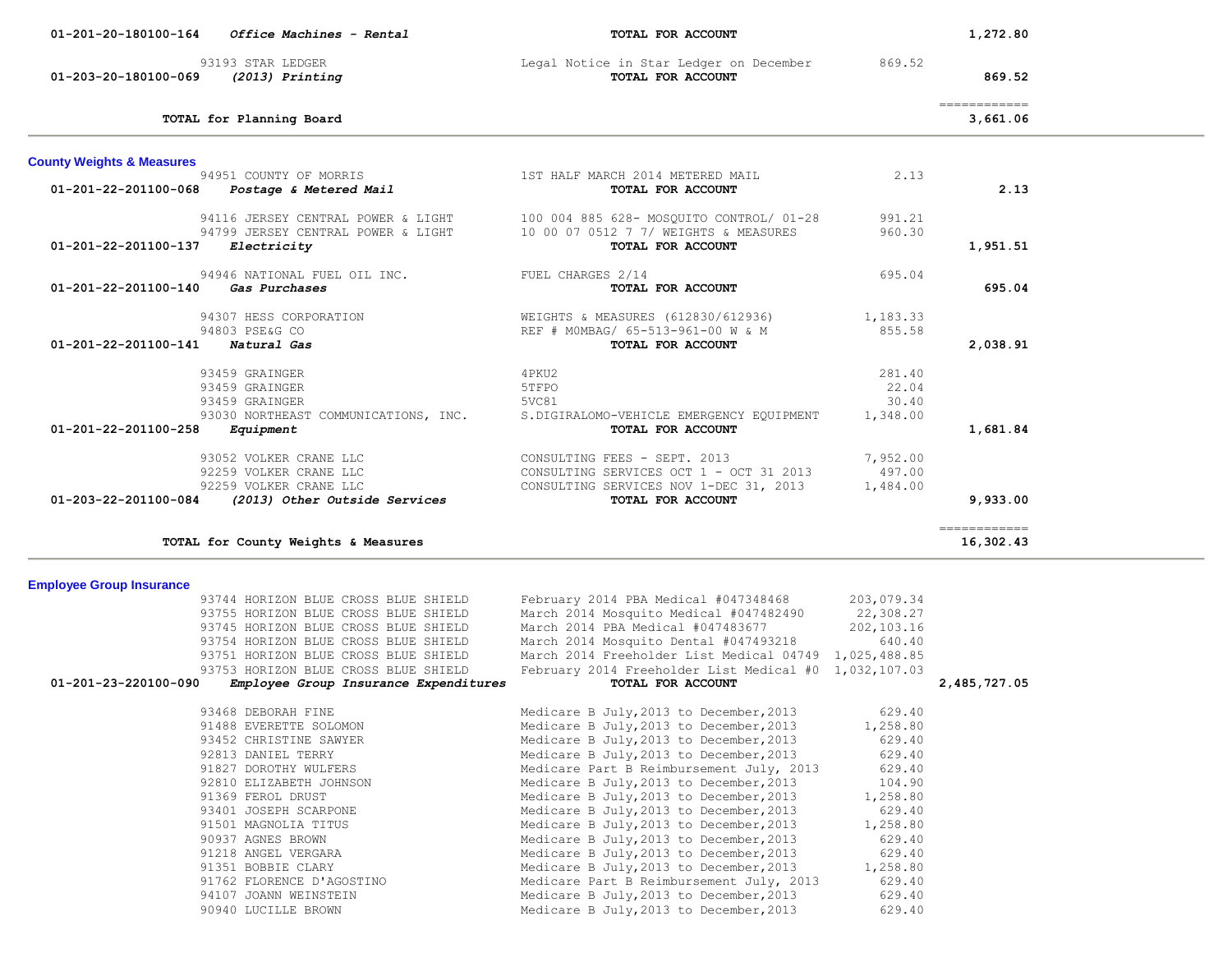| Account | Description | Vendor / Item | Amount | Total |
|---|---|---|---|---|
| 01-201-20-180100-164 | *Office Machines - Rental* | **TOTAL FOR ACCOUNT** | | **1,272.80** |
| | 93193 STAR LEDGER | Legal Notice in Star Ledger on December | 869.52 | |
| 01-203-20-180100-069 | *(2013) Printing* | **TOTAL FOR ACCOUNT** | | **869.52** |
| | **TOTAL for Planning Board** | | | ============ **3,661.06** |

## County Weights & Measures

| Account | Description | Vendor / Item | Amount | Total |
|---|---|---|---|---|
| | 94951 COUNTY OF MORRIS | 1ST HALF MARCH 2014 METERED MAIL | 2.13 | |
| 01-201-22-201100-068 | *Postage & Metered Mail* | **TOTAL FOR ACCOUNT** | | **2.13** |
| | 94116 JERSEY CENTRAL POWER & LIGHT | 100 004 885 628- MOSQUITO CONTROL/ 01-28 | 991.21 | |
| | 94799 JERSEY CENTRAL POWER & LIGHT | 10 00 07 0512 7 7/ WEIGHTS & MEASURES | 960.30 | |
| 01-201-22-201100-137 | *Electricity* | **TOTAL FOR ACCOUNT** | | **1,951.51** |
| | 94946 NATIONAL FUEL OIL INC. | FUEL CHARGES 2/14 | 695.04 | |
| 01-201-22-201100-140 | *Gas Purchases* | **TOTAL FOR ACCOUNT** | | **695.04** |
| | 94307 HESS CORPORATION | WEIGHTS & MEASURES (612830/612936) | 1,183.33 | |
| | 94803 PSE&G CO | REF # M0MBAG/ 65-513-961-00 W & M | 855.58 | |
| 01-201-22-201100-141 | *Natural Gas* | **TOTAL FOR ACCOUNT** | | **2,038.91** |
| | 93459 GRAINGER | 4PKU2 | 281.40 | |
| | 93459 GRAINGER | 5TFP0 | 22.04 | |
| | 93459 GRAINGER | 5VC81 | 30.40 | |
| | 93030 NORTHEAST COMMUNICATIONS, INC. | S.DIGIRALOMO-VEHICLE EMERGENCY EQUIPMENT | 1,348.00 | |
| 01-201-22-201100-258 | *Equipment* | **TOTAL FOR ACCOUNT** | | **1,681.84** |
| | 93052 VOLKER CRANE LLC | CONSULTING FEES - SEPT. 2013 | 7,952.00 | |
| | 92259 VOLKER CRANE LLC | CONSULTING SERVICES OCT 1 - OCT 31 2013 | 497.00 | |
| | 92259 VOLKER CRANE LLC | CONSULTING SERVICES NOV 1-DEC 31, 2013 | 1,484.00 | |
| 01-203-22-201100-084 | *(2013) Other Outside Services* | **TOTAL FOR ACCOUNT** | | **9,933.00** |
| | **TOTAL for County Weights & Measures** | | | ============ **16,302.43** |

## Employee Group Insurance

| Account | Description | Vendor / Item | Amount | Total |
|---|---|---|---|---|
| | 93744 HORIZON BLUE CROSS BLUE SHIELD | February 2014 PBA Medical #047348468 | 203,079.34 | |
| | 93755 HORIZON BLUE CROSS BLUE SHIELD | March 2014 Mosquito Medical #047482490 | 22,308.27 | |
| | 93745 HORIZON BLUE CROSS BLUE SHIELD | March 2014 PBA Medical #047483677 | 202,103.16 | |
| | 93754 HORIZON BLUE CROSS BLUE SHIELD | March 2014 Mosquito Dental #047493218 | 640.40 | |
| | 93751 HORIZON BLUE CROSS BLUE SHIELD | March 2014 Freeholder List Medical 04749 | 1,025,488.85 | |
| | 93753 HORIZON BLUE CROSS BLUE SHIELD | February 2014 Freeholder List Medical #0 | 1,032,107.03 | |
| 01-201-23-220100-090 | *Employee Group Insurance Expenditures* | **TOTAL FOR ACCOUNT** | | **2,485,727.05** |
| | 93468 DEBORAH FINE | Medicare B July,2013 to December,2013 | 629.40 | |
| | 91488 EVERETTE SOLOMON | Medicare B July,2013 to December,2013 | 1,258.80 | |
| | 93452 CHRISTINE SAWYER | Medicare B July,2013 to December,2013 | 629.40 | |
| | 92813 DANIEL TERRY | Medicare B July,2013 to December,2013 | 629.40 | |
| | 91827 DOROTHY WULFERS | Medicare Part B Reimbursement July, 2013 | 629.40 | |
| | 92810 ELIZABETH JOHNSON | Medicare B July,2013 to December,2013 | 104.90 | |
| | 91369 FEROL DRUST | Medicare B July,2013 to December,2013 | 1,258.80 | |
| | 93401 JOSEPH SCARPONE | Medicare B July,2013 to December,2013 | 629.40 | |
| | 91501 MAGNOLIA TITUS | Medicare B July,2013 to December,2013 | 1,258.80 | |
| | 90937 AGNES BROWN | Medicare B July,2013 to December,2013 | 629.40 | |
| | 91218 ANGEL VERGARA | Medicare B July,2013 to December,2013 | 629.40 | |
| | 91351 BOBBIE CLARY | Medicare B July,2013 to December,2013 | 1,258.80 | |
| | 91762 FLORENCE D'AGOSTINO | Medicare Part B Reimbursement July, 2013 | 629.40 | |
| | 94107 JOANN WEINSTEIN | Medicare B July,2013 to December,2013 | 629.40 | |
| | 90940 LUCILLE BROWN | Medicare B July,2013 to December,2013 | 629.40 | |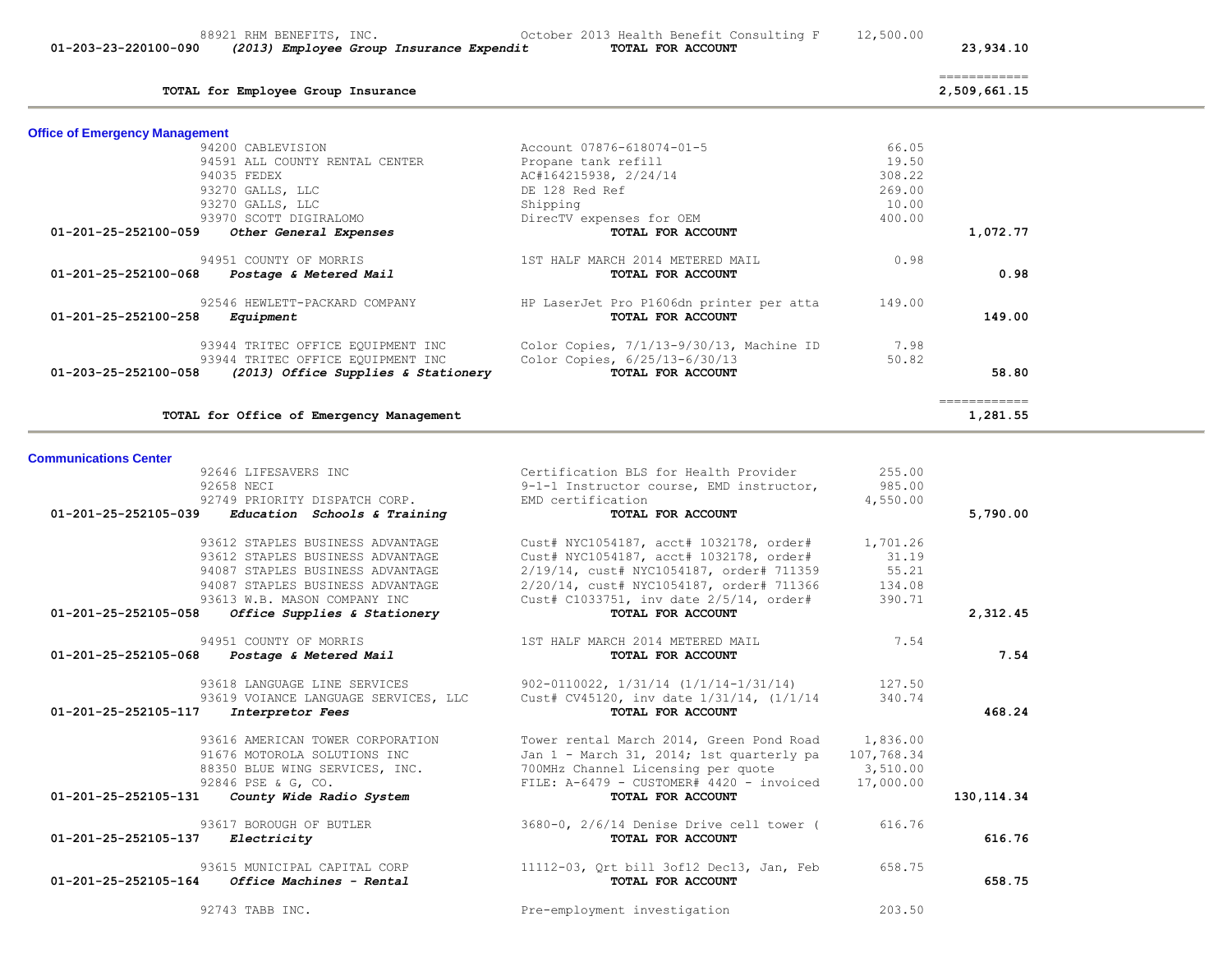| Account | Vendor | Description | Amount | Total |
|---|---|---|---|---|
| | 88921 RHM BENEFITS, INC. | October 2013 Health Benefit Consulting F | 12,500.00 | |
| **01-203-23-220100-090** | ***(2013) Employee Group Insurance Expendit*** | **TOTAL FOR ACCOUNT** | | **23,934.10** |
| | | | | ============ |
| | **TOTAL for Employee Group Insurance** | | | **2,509,661.15** |

## Office of Emergency Management

| Account | Vendor | Description | Amount | Total |
|---|---|---|---|---|
| | 94200 CABLEVISION | Account 07876-618074-01-5 | 66.05 | |
| | 94591 ALL COUNTY RENTAL CENTER | Propane tank refill | 19.50 | |
| | 94035 FEDEX | AC#164215938, 2/24/14 | 308.22 | |
| | 93270 GALLS, LLC | DE 128 Red Ref | 269.00 | |
| | 93270 GALLS, LLC | Shipping | 10.00 | |
| | 93970 SCOTT DIGIRALOMO | DirecTV expenses for OEM | 400.00 | |
| **01-201-25-252100-059** | ***Other General Expenses*** | **TOTAL FOR ACCOUNT** | | **1,072.77** |
| | 94951 COUNTY OF MORRIS | 1ST HALF MARCH 2014 METERED MAIL | 0.98 | |
| **01-201-25-252100-068** | ***Postage & Metered Mail*** | **TOTAL FOR ACCOUNT** | | **0.98** |
| | 92546 HEWLETT-PACKARD COMPANY | HP LaserJet Pro P1606dn printer per atta | 149.00 | |
| **01-201-25-252100-258** | ***Equipment*** | **TOTAL FOR ACCOUNT** | | **149.00** |
| | 93944 TRITEC OFFICE EQUIPMENT INC | Color Copies, 7/1/13-9/30/13, Machine ID | 7.98 | |
| | 93944 TRITEC OFFICE EQUIPMENT INC | Color Copies, 6/25/13-6/30/13 | 50.82 | |
| **01-203-25-252100-058** | ***(2013) Office Supplies & Stationery*** | **TOTAL FOR ACCOUNT** | | **58.80** |
| | | | | ============ |
| | **TOTAL for Office of Emergency Management** | | | **1,281.55** |

## Communications Center

| Account | Vendor | Description | Amount | Total |
|---|---|---|---|---|
| | 92646 LIFESAVERS INC | Certification BLS for Health Provider | 255.00 | |
| | 92658 NECI | 9-1-1 Instructor course, EMD instructor, | 985.00 | |
| | 92749 PRIORITY DISPATCH CORP. | EMD certification | 4,550.00 | |
| **01-201-25-252105-039** | ***Education Schools & Training*** | **TOTAL FOR ACCOUNT** | | **5,790.00** |
| | 93612 STAPLES BUSINESS ADVANTAGE | Cust# NYC1054187, acct# 1032178, order# | 1,701.26 | |
| | 93612 STAPLES BUSINESS ADVANTAGE | Cust# NYC1054187, acct# 1032178, order# | 31.19 | |
| | 94087 STAPLES BUSINESS ADVANTAGE | 2/19/14, cust# NYC1054187, order# 711359 | 55.21 | |
| | 94087 STAPLES BUSINESS ADVANTAGE | 2/20/14, cust# NYC1054187, order# 711366 | 134.08 | |
| | 93613 W.B. MASON COMPANY INC | Cust# C1033751, inv date 2/5/14, order# | 390.71 | |
| **01-201-25-252105-058** | ***Office Supplies & Stationery*** | **TOTAL FOR ACCOUNT** | | **2,312.45** |
| | 94951 COUNTY OF MORRIS | 1ST HALF MARCH 2014 METERED MAIL | 7.54 | |
| **01-201-25-252105-068** | ***Postage & Metered Mail*** | **TOTAL FOR ACCOUNT** | | **7.54** |
| | 93618 LANGUAGE LINE SERVICES | 902-0110022, 1/31/14 (1/1/14-1/31/14) | 127.50 | |
| | 93619 VOIANCE LANGUAGE SERVICES, LLC | Cust# CV45120, inv date 1/31/14, (1/1/14 | 340.74 | |
| **01-201-25-252105-117** | ***Interpretor Fees*** | **TOTAL FOR ACCOUNT** | | **468.24** |
| | 93616 AMERICAN TOWER CORPORATION | Tower rental March 2014, Green Pond Road | 1,836.00 | |
| | 91676 MOTOROLA SOLUTIONS INC | Jan 1 - March 31, 2014; 1st quarterly pa | 107,768.34 | |
| | 88350 BLUE WING SERVICES, INC. | 700MHz Channel Licensing per quote | 3,510.00 | |
| | 92846 PSE & G, CO. | FILE: A-6479 - CUSTOMER# 4420 - invoiced | 17,000.00 | |
| **01-201-25-252105-131** | ***County Wide Radio System*** | **TOTAL FOR ACCOUNT** | | **130,114.34** |
| | 93617 BOROUGH OF BUTLER | 3680-0, 2/6/14 Denise Drive cell tower ( | 616.76 | |
| **01-201-25-252105-137** | ***Electricity*** | **TOTAL FOR ACCOUNT** | | **616.76** |
| | 93615 MUNICIPAL CAPITAL CORP | 11112-03, Qrt bill 3of12 Dec13, Jan, Feb | 658.75 | |
| **01-201-25-252105-164** | ***Office Machines - Rental*** | **TOTAL FOR ACCOUNT** | | **658.75** |
| | 92743 TABB INC. | Pre-employment investigation | 203.50 | |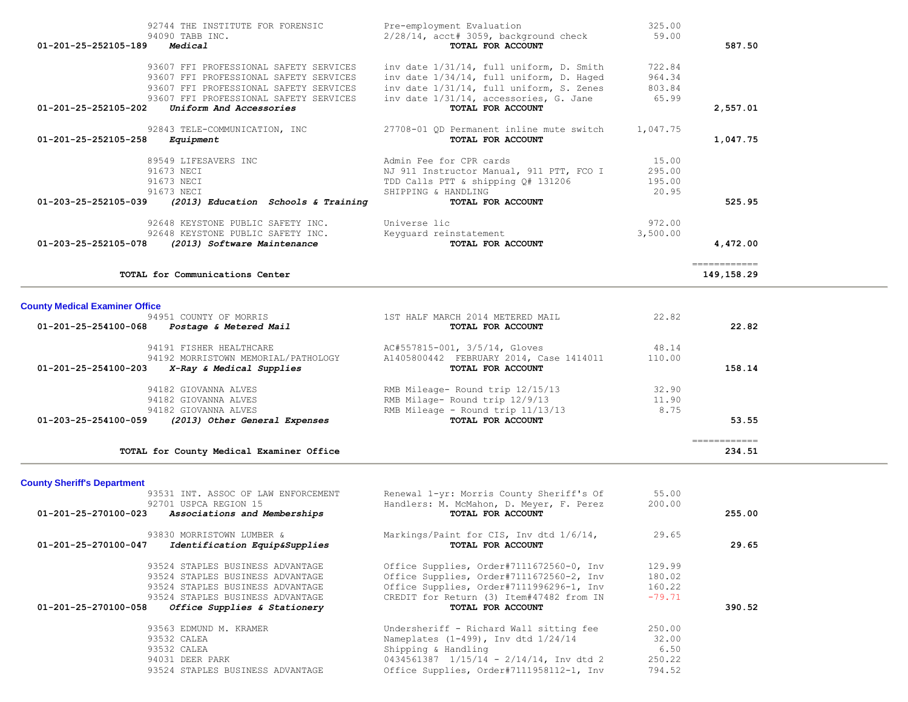| Account | Vendor / Account Name | Description | Amount | Total |
|---|---|---|---|---|
| | 92744 THE INSTITUTE FOR FORENSIC | Pre-employment Evaluation | 325.00 | |
| | 94090 TABB INC. | 2/28/14, acct# 3059, background check | 59.00 | |
| 01-201-25-252105-189 | *Medical* | **TOTAL FOR ACCOUNT** | | 587.50 |
| | 93607 FFI PROFESSIONAL SAFETY SERVICES | inv date 1/31/14, full uniform, D. Smith | 722.84 | |
| | 93607 FFI PROFESSIONAL SAFETY SERVICES | inv date 1/34/14, full uniform, D. Haged | 964.34 | |
| | 93607 FFI PROFESSIONAL SAFETY SERVICES | inv date 1/31/14, full uniform, S. Zenes | 803.84 | |
| | 93607 FFI PROFESSIONAL SAFETY SERVICES | inv date 1/31/14, accessories, G. Jane | 65.99 | |
| 01-201-25-252105-202 | *Uniform And Accessories* | **TOTAL FOR ACCOUNT** | | 2,557.01 |
| | 92843 TELE-COMMUNICATION, INC | 27708-01 QD Permanent inline mute switch | 1,047.75 | |
| 01-201-25-252105-258 | *Equipment* | **TOTAL FOR ACCOUNT** | | 1,047.75 |
| | 89549 LIFESAVERS INC | Admin Fee for CPR cards | 15.00 | |
| | 91673 NECI | NJ 911 Instructor Manual, 911 PTT, FCO I | 295.00 | |
| | 91673 NECI | TDD Calls PTT & shipping Q# 131206 | 195.00 | |
| | 91673 NECI | SHIPPING & HANDLING | 20.95 | |
| 01-203-25-252105-039 | *(2013) Education Schools & Training* | **TOTAL FOR ACCOUNT** | | 525.95 |
| | 92648 KEYSTONE PUBLIC SAFETY INC. | Universe lic | 972.00 | |
| | 92648 KEYSTONE PUBLIC SAFETY INC. | Keyguard reinstatement | 3,500.00 | |
| 01-203-25-252105-078 | *(2013) Software Maintenance* | **TOTAL FOR ACCOUNT** | | 4,472.00 |
| | **TOTAL for Communications Center** | | | 149,158.29 |

## County Medical Examiner Office

| Account | Vendor / Account Name | Description | Amount | Total |
|---|---|---|---|---|
| | 94951 COUNTY OF MORRIS | 1ST HALF MARCH 2014 METERED MAIL | 22.82 | |
| 01-201-25-254100-068 | *Postage & Metered Mail* | **TOTAL FOR ACCOUNT** | | 22.82 |
| | 94191 FISHER HEALTHCARE | AC#557815-001, 3/5/14, Gloves | 48.14 | |
| | 94192 MORRISTOWN MEMORIAL/PATHOLOGY | A1405800442 FEBRUARY 2014, Case 1414011 | 110.00 | |
| 01-201-25-254100-203 | *X-Ray & Medical Supplies* | **TOTAL FOR ACCOUNT** | | 158.14 |
| | 94182 GIOVANNA ALVES | RMB Mileage- Round trip 12/15/13 | 32.90 | |
| | 94182 GIOVANNA ALVES | RMB Milage- Round trip 12/9/13 | 11.90 | |
| | 94182 GIOVANNA ALVES | RMB Mileage - Round trip 11/13/13 | 8.75 | |
| 01-203-25-254100-059 | *(2013) Other General Expenses* | **TOTAL FOR ACCOUNT** | | 53.55 |
| | **TOTAL for County Medical Examiner Office** | | | 234.51 |

## County Sheriff's Department

| Account | Vendor / Account Name | Description | Amount | Total |
|---|---|---|---|---|
| | 93531 INT. ASSOC OF LAW ENFORCEMENT | Renewal 1-yr: Morris County Sheriff's Of | 55.00 | |
| | 92701 USPCA REGION 15 | Handlers: M. McMahon, D. Meyer, F. Perez | 200.00 | |
| 01-201-25-270100-023 | *Associations and Memberships* | **TOTAL FOR ACCOUNT** | | 255.00 |
| | 93830 MORRISTOWN LUMBER & | Markings/Paint for CIS, Inv dtd 1/6/14, | 29.65 | |
| 01-201-25-270100-047 | *Identification Equip&Supplies* | **TOTAL FOR ACCOUNT** | | 29.65 |
| | 93524 STAPLES BUSINESS ADVANTAGE | Office Supplies, Order#7111672560-0, Inv | 129.99 | |
| | 93524 STAPLES BUSINESS ADVANTAGE | Office Supplies, Order#7111672560-2, Inv | 180.02 | |
| | 93524 STAPLES BUSINESS ADVANTAGE | Office Supplies, Order#7111996296-1, Inv | 160.22 | |
| | 93524 STAPLES BUSINESS ADVANTAGE | CREDIT for Return (3) Item#47482 from IN | -79.71 | |
| 01-201-25-270100-058 | *Office Supplies & Stationery* | **TOTAL FOR ACCOUNT** | | 390.52 |
| | 93563 EDMUND M. KRAMER | Undersheriff - Richard Wall sitting fee | 250.00 | |
| | 93532 CALEA | Nameplates (1-499), Inv dtd 1/24/14 | 32.00 | |
| | 93532 CALEA | Shipping & Handling | 6.50 | |
| | 94031 DEER PARK | 0434561387 1/15/14 - 2/14/14, Inv dtd 2 | 250.22 | |
| | 93524 STAPLES BUSINESS ADVANTAGE | Office Supplies, Order#7111958112-1, Inv | 794.52 | |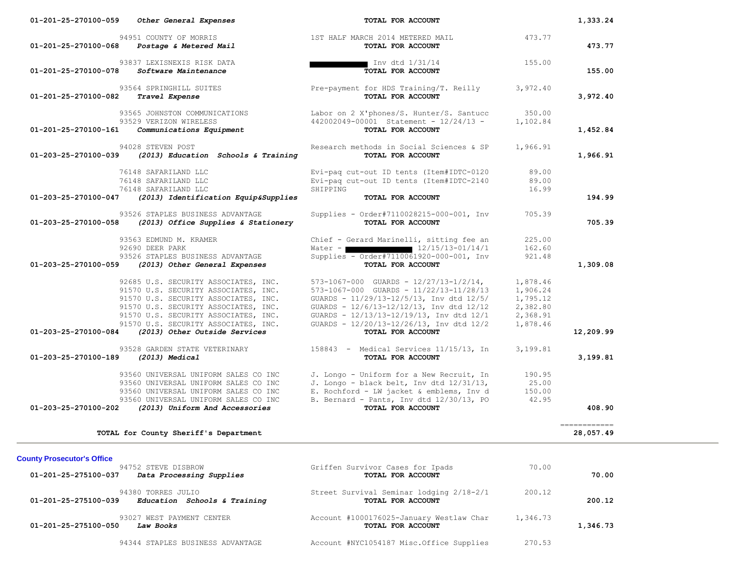| Account | Vendor | Description | Amount | Total |
|---|---|---|---|---|
| 01-201-25-270100-059 *Other General Expenses* | | **TOTAL FOR ACCOUNT** | | **1,333.24** |
| | 94951 COUNTY OF MORRIS | 1ST HALF MARCH 2014 METERED MAIL | 473.77 | |
| 01-201-25-270100-068 *Postage & Metered Mail* | | **TOTAL FOR ACCOUNT** | | **473.77** |
| | 93837 LEXISNEXIS RISK DATA | [REDACTED] Inv dtd 1/31/14 | 155.00 | |
| 01-201-25-270100-078 *Software Maintenance* | | **TOTAL FOR ACCOUNT** | | **155.00** |
| | 93564 SPRINGHILL SUITES | Pre-payment for HDS Training/T. Reilly | 3,972.40 | |
| 01-201-25-270100-082 *Travel Expense* | | **TOTAL FOR ACCOUNT** | | **3,972.40** |
| | 93565 JOHNSTON COMMUNICATIONS | Labor on 2 X'phones/S. Hunter/S. Santucc | 350.00 | |
| | 93529 VERIZON WIRELESS | 442002049-00001 Statement - 12/24/13 - | 1,102.84 | |
| 01-201-25-270100-161 *Communications Equipment* | | **TOTAL FOR ACCOUNT** | | **1,452.84** |
| | 94028 STEVEN POST | Research methods in Social Sciences & SP | 1,966.91 | |
| 01-203-25-270100-039 *(2013) Education Schools & Training* | | **TOTAL FOR ACCOUNT** | | **1,966.91** |
| | 76148 SAFARILAND LLC | Evi-paq cut-out ID tents (Item#IDTC-0120 | 89.00 | |
| | 76148 SAFARILAND LLC | Evi-paq cut-out ID tents (Item#IDTC-2140 | 89.00 | |
| | 76148 SAFARILAND LLC | SHIPPING | 16.99 | |
| 01-203-25-270100-047 *(2013) Identification Equip&Supplies* | | **TOTAL FOR ACCOUNT** | | **194.99** |
| | 93526 STAPLES BUSINESS ADVANTAGE | Supplies - Order#7110028215-000-001, Inv | 705.39 | |
| 01-203-25-270100-058 *(2013) Office Supplies & Stationery* | | **TOTAL FOR ACCOUNT** | | **705.39** |
| | 93563 EDMUND M. KRAMER | Chief - Gerard Marinelli, sitting fee an | 225.00 | |
| | 92690 DEER PARK | Water - [REDACTED] 12/15/13-01/14/1 | 162.60 | |
| | 93526 STAPLES BUSINESS ADVANTAGE | Supplies - Order#7110061920-000-001, Inv | 921.48 | |
| 01-203-25-270100-059 *(2013) Other General Expenses* | | **TOTAL FOR ACCOUNT** | | **1,309.08** |
| | 92685 U.S. SECURITY ASSOCIATES, INC. | 573-1067-000 GUARDS - 12/27/13-1/2/14, | 1,878.46 | |
| | 91570 U.S. SECURITY ASSOCIATES, INC. | 573-1067-000 GUARDS - 11/22/13-11/28/13 | 1,906.24 | |
| | 91570 U.S. SECURITY ASSOCIATES, INC. | GUARDS - 11/29/13-12/5/13, Inv dtd 12/5/ | 1,795.12 | |
| | 91570 U.S. SECURITY ASSOCIATES, INC. | GUARDS - 12/6/13-12/12/13, Inv dtd 12/12 | 2,382.80 | |
| | 91570 U.S. SECURITY ASSOCIATES, INC. | GUARDS - 12/13/13-12/19/13, Inv dtd 12/1 | 2,368.91 | |
| | 91570 U.S. SECURITY ASSOCIATES, INC. | GUARDS - 12/20/13-12/26/13, Inv dtd 12/2 | 1,878.46 | |
| 01-203-25-270100-084 *(2013) Other Outside Services* | | **TOTAL FOR ACCOUNT** | | **12,209.99** |
| | 93528 GARDEN STATE VETERINARY | 158843 - Medical Services 11/15/13, In | 3,199.81 | |
| 01-203-25-270100-189 *(2013) Medical* | | **TOTAL FOR ACCOUNT** | | **3,199.81** |
| | 93560 UNIVERSAL UNIFORM SALES CO INC | J. Longo - Uniform for a New Recruit, In | 190.95 | |
| | 93560 UNIVERSAL UNIFORM SALES CO INC | J. Longo - black belt, Inv dtd 12/31/13, | 25.00 | |
| | 93560 UNIVERSAL UNIFORM SALES CO INC | E. Rochford - LW jacket & emblems, Inv d | 150.00 | |
| | 93560 UNIVERSAL UNIFORM SALES CO INC | B. Bernard - Pants, Inv dtd 12/30/13, PO | 42.95 | |
| 01-203-25-270100-202 *(2013) Uniform And Accessories* | | **TOTAL FOR ACCOUNT** | | **408.90** |
| **TOTAL for County Sheriff's Department** | | | | **28,057.49** |

## County Prosecutor's Office

| Account | Vendor | Description | Amount | Total |
|---|---|---|---|---|
| | 94752 STEVE DISBROW | Griffen Survivor Cases for Ipads | 70.00 | |
| 01-201-25-275100-037 *Data Processing Supplies* | | **TOTAL FOR ACCOUNT** | | **70.00** |
| | 94380 TORRES JULIO | Street Survival Seminar lodging 2/18-2/1 | 200.12 | |
| 01-201-25-275100-039 *Education Schools & Training* | | **TOTAL FOR ACCOUNT** | | **200.12** |
| | 93027 WEST PAYMENT CENTER | Account #1000176025-January Westlaw Char | 1,346.73 | |
| 01-201-25-275100-050 *Law Books* | | **TOTAL FOR ACCOUNT** | | **1,346.73** |
| | 94344 STAPLES BUSINESS ADVANTAGE | Account #NYC1054187 Misc.Office Supplies | 270.53 | |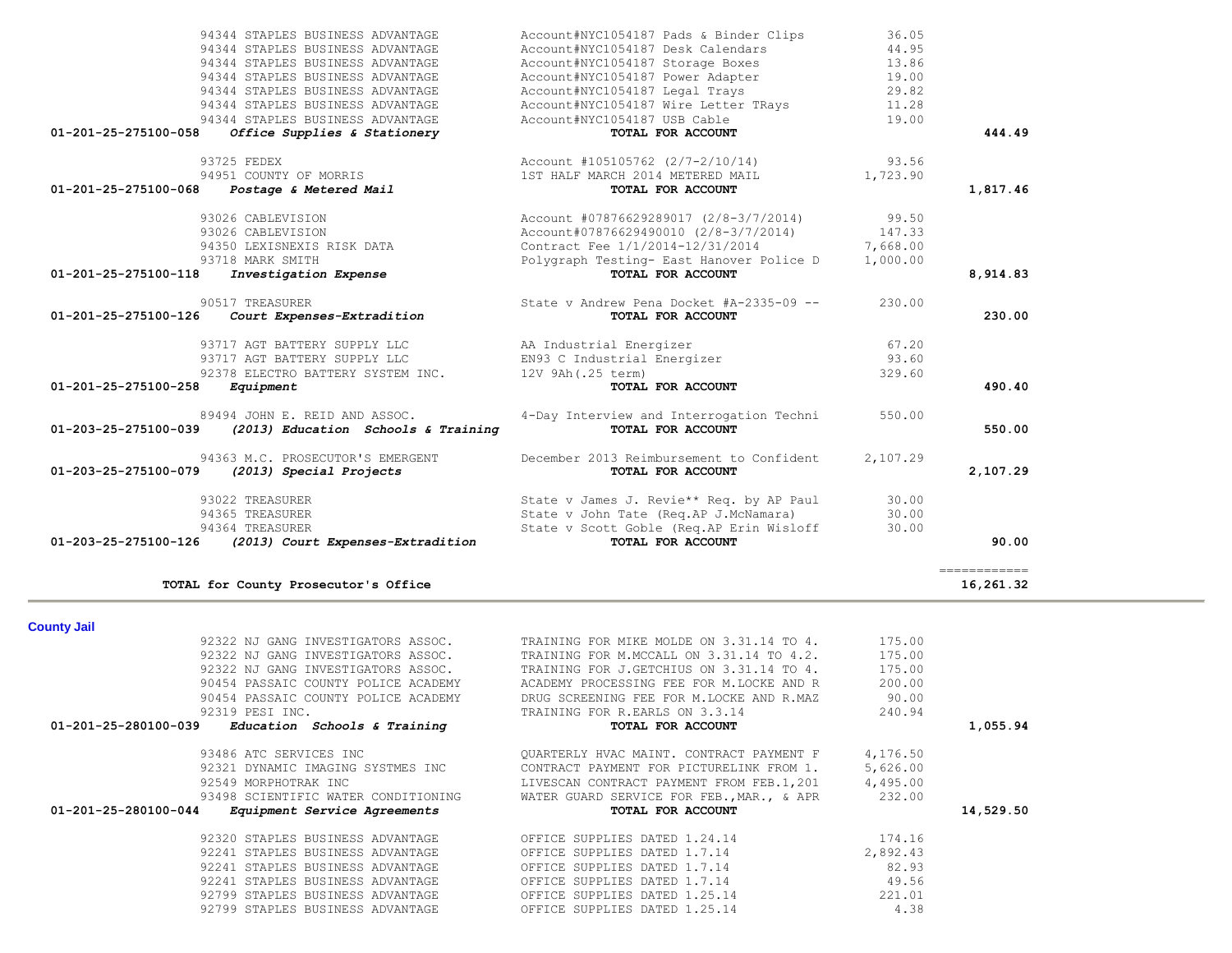| Account | Vendor | Description | Amount | Total |
|---|---|---|---|---|
| | 94344 STAPLES BUSINESS ADVANTAGE | Account#NYC1054187 Pads & Binder Clips | 36.05 | |
| | 94344 STAPLES BUSINESS ADVANTAGE | Account#NYC1054187 Desk Calendars | 44.95 | |
| | 94344 STAPLES BUSINESS ADVANTAGE | Account#NYC1054187 Storage Boxes | 13.86 | |
| | 94344 STAPLES BUSINESS ADVANTAGE | Account#NYC1054187 Power Adapter | 19.00 | |
| | 94344 STAPLES BUSINESS ADVANTAGE | Account#NYC1054187 Legal Trays | 29.82 | |
| | 94344 STAPLES BUSINESS ADVANTAGE | Account#NYC1054187 Wire Letter TRays | 11.28 | |
| | 94344 STAPLES BUSINESS ADVANTAGE | Account#NYC1054187 USB Cable | 19.00 | |
| **01-201-25-275100-058** | ***Office Supplies & Stationery*** | **TOTAL FOR ACCOUNT** | | **444.49** |
| | 93725 FEDEX | Account #105105762 (2/7-2/10/14) | 93.56 | |
| | 94951 COUNTY OF MORRIS | 1ST HALF MARCH 2014 METERED MAIL | 1,723.90 | |
| **01-201-25-275100-068** | ***Postage & Metered Mail*** | **TOTAL FOR ACCOUNT** | | **1,817.46** |
| | 93026 CABLEVISION | Account #07876629289017 (2/8-3/7/2014) | 99.50 | |
| | 93026 CABLEVISION | Account#07876629490010 (2/8-3/7/2014) | 147.33 | |
| | 94350 LEXISNEXIS RISK DATA | Contract Fee 1/1/2014-12/31/2014 | 7,668.00 | |
| | 93718 MARK SMITH | Polygraph Testing- East Hanover Police D | 1,000.00 | |
| **01-201-25-275100-118** | ***Investigation Expense*** | **TOTAL FOR ACCOUNT** | | **8,914.83** |
| | 90517 TREASURER | State v Andrew Pena Docket #A-2335-09 -- | 230.00 | |
| **01-201-25-275100-126** | ***Court Expenses-Extradition*** | **TOTAL FOR ACCOUNT** | | **230.00** |
| | 93717 AGT BATTERY SUPPLY LLC | AA Industrial Energizer | 67.20 | |
| | 93717 AGT BATTERY SUPPLY LLC | EN93 C Industrial Energizer | 93.60 | |
| | 92378 ELECTRO BATTERY SYSTEM INC. | 12V 9Ah(.25 term) | 329.60 | |
| **01-201-25-275100-258** | ***Equipment*** | **TOTAL FOR ACCOUNT** | | **490.40** |
| | 89494 JOHN E. REID AND ASSOC. | 4-Day Interview and Interrogation Techni | 550.00 | |
| **01-203-25-275100-039** | ***(2013) Education Schools & Training*** | **TOTAL FOR ACCOUNT** | | **550.00** |
| | 94363 M.C. PROSECUTOR'S EMERGENT | December 2013 Reimbursement to Confident | 2,107.29 | |
| **01-203-25-275100-079** | ***(2013) Special Projects*** | **TOTAL FOR ACCOUNT** | | **2,107.29** |
| | 93022 TREASURER | State v James J. Revie** Req. by AP Paul | 30.00 | |
| | 94365 TREASURER | State v John Tate (Req.AP J.McNamara) | 30.00 | |
| | 94364 TREASURER | State v Scott Goble (Req.AP Erin Wisloff | 30.00 | |
| **01-203-25-275100-126** | ***(2013) Court Expenses-Extradition*** | **TOTAL FOR ACCOUNT** | | **90.00** |
| | **TOTAL for County Prosecutor's Office** | | | **16,261.32** |

## County Jail

| Account | Vendor | Description | Amount | Total |
|---|---|---|---|---|
| | 92322 NJ GANG INVESTIGATORS ASSOC. | TRAINING FOR MIKE MOLDE ON 3.31.14 TO 4. | 175.00 | |
| | 92322 NJ GANG INVESTIGATORS ASSOC. | TRAINING FOR M.MCCALL ON 3.31.14 TO 4.2. | 175.00 | |
| | 92322 NJ GANG INVESTIGATORS ASSOC. | TRAINING FOR J.GETCHIUS ON 3.31.14 TO 4. | 175.00 | |
| | 90454 PASSAIC COUNTY POLICE ACADEMY | ACADEMY PROCESSING FEE FOR M.LOCKE AND R | 200.00 | |
| | 90454 PASSAIC COUNTY POLICE ACADEMY | DRUG SCREENING FEE FOR M.LOCKE AND R.MAZ | 90.00 | |
| | 92319 PESI INC. | TRAINING FOR R.EARLS ON 3.3.14 | 240.94 | |
| **01-201-25-280100-039** | ***Education Schools & Training*** | **TOTAL FOR ACCOUNT** | | **1,055.94** |
| | 93486 ATC SERVICES INC | QUARTERLY HVAC MAINT. CONTRACT PAYMENT F | 4,176.50 | |
| | 92321 DYNAMIC IMAGING SYSTMES INC | CONTRACT PAYMENT FOR PICTURELINK FROM 1. | 5,626.00 | |
| | 92549 MORPHOTRAK INC | LIVESCAN CONTRACT PAYMENT FROM FEB.1,201 | 4,495.00 | |
| | 93498 SCIENTIFIC WATER CONDITIONING | WATER GUARD SERVICE FOR FEB.,MAR., & APR | 232.00 | |
| **01-201-25-280100-044** | ***Equipment Service Agreements*** | **TOTAL FOR ACCOUNT** | | **14,529.50** |
| | 92320 STAPLES BUSINESS ADVANTAGE | OFFICE SUPPLIES DATED 1.24.14 | 174.16 | |
| | 92241 STAPLES BUSINESS ADVANTAGE | OFFICE SUPPLIES DATED 1.7.14 | 2,892.43 | |
| | 92241 STAPLES BUSINESS ADVANTAGE | OFFICE SUPPLIES DATED 1.7.14 | 82.93 | |
| | 92241 STAPLES BUSINESS ADVANTAGE | OFFICE SUPPLIES DATED 1.7.14 | 49.56 | |
| | 92799 STAPLES BUSINESS ADVANTAGE | OFFICE SUPPLIES DATED 1.25.14 | 221.01 | |
| | 92799 STAPLES BUSINESS ADVANTAGE | OFFICE SUPPLIES DATED 1.25.14 | 4.38 | |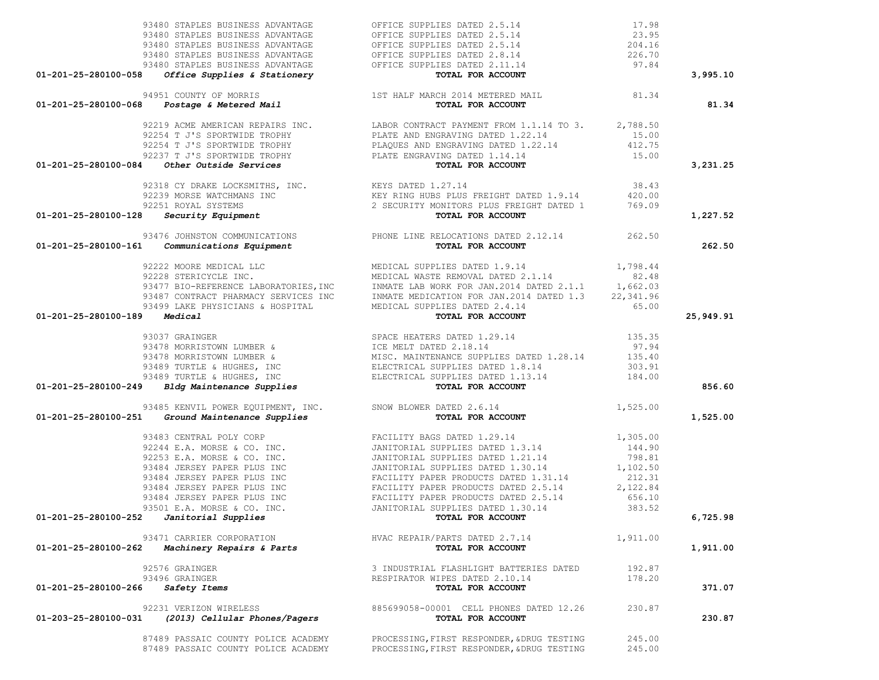| Account | Vendor | Description | Amount | Total |
|---|---|---|---|---|
| | 93480 STAPLES BUSINESS ADVANTAGE | OFFICE SUPPLIES DATED 2.5.14 | 17.98 | |
| | 93480 STAPLES BUSINESS ADVANTAGE | OFFICE SUPPLIES DATED 2.5.14 | 23.95 | |
| | 93480 STAPLES BUSINESS ADVANTAGE | OFFICE SUPPLIES DATED 2.5.14 | 204.16 | |
| | 93480 STAPLES BUSINESS ADVANTAGE | OFFICE SUPPLIES DATED 2.8.14 | 226.70 | |
| | 93480 STAPLES BUSINESS ADVANTAGE | OFFICE SUPPLIES DATED 2.11.14 | 97.84 | |
| **01-201-25-280100-058** | ***Office Supplies & Stationery*** | **TOTAL FOR ACCOUNT** | | **3,995.10** |
| | 94951 COUNTY OF MORRIS | 1ST HALF MARCH 2014 METERED MAIL | 81.34 | |
| **01-201-25-280100-068** | ***Postage & Metered Mail*** | **TOTAL FOR ACCOUNT** | | **81.34** |
| | 92219 ACME AMERICAN REPAIRS INC. | LABOR CONTRACT PAYMENT FROM 1.1.14 TO 3. | 2,788.50 | |
| | 92254 T J'S SPORTWIDE TROPHY | PLATE AND ENGRAVING DATED 1.22.14 | 15.00 | |
| | 92254 T J'S SPORTWIDE TROPHY | PLAQUES AND ENGRAVING DATED 1.22.14 | 412.75 | |
| | 92237 T J'S SPORTWIDE TROPHY | PLATE ENGRAVING DATED 1.14.14 | 15.00 | |
| **01-201-25-280100-084** | ***Other Outside Services*** | **TOTAL FOR ACCOUNT** | | **3,231.25** |
| | 92318 CY DRAKE LOCKSMITHS, INC. | KEYS DATED 1.27.14 | 38.43 | |
| | 92239 MORSE WATCHMANS INC | KEY RING HUBS PLUS FREIGHT DATED 1.9.14 | 420.00 | |
| | 92251 ROYAL SYSTEMS | 2 SECURITY MONITORS PLUS FREIGHT DATED 1 | 769.09 | |
| **01-201-25-280100-128** | ***Security Equipment*** | **TOTAL FOR ACCOUNT** | | **1,227.52** |
| | 93476 JOHNSTON COMMUNICATIONS | PHONE LINE RELOCATIONS DATED 2.12.14 | 262.50 | |
| **01-201-25-280100-161** | ***Communications Equipment*** | **TOTAL FOR ACCOUNT** | | **262.50** |
| | 92222 MOORE MEDICAL LLC | MEDICAL SUPPLIES DATED 1.9.14 | 1,798.44 | |
| | 92228 STERICYCLE INC. | MEDICAL WASTE REMOVAL DATED 2.1.14 | 82.48 | |
| | 93477 BIO-REFERENCE LABORATORIES,INC | INMATE LAB WORK FOR JAN.2014 DATED 2.1.1 | 1,662.03 | |
| | 93487 CONTRACT PHARMACY SERVICES INC | INMATE MEDICATION FOR JAN.2014 DATED 1.3 | 22,341.96 | |
| | 93499 LAKE PHYSICIANS & HOSPITAL | MEDICAL SUPPLIES DATED 2.4.14 | 65.00 | |
| **01-201-25-280100-189** | ***Medical*** | **TOTAL FOR ACCOUNT** | | **25,949.91** |
| | 93037 GRAINGER | SPACE HEATERS DATED 1.29.14 | 135.35 | |
| | 93478 MORRISTOWN LUMBER & | ICE MELT DATED 2.18.14 | 97.94 | |
| | 93478 MORRISTOWN LUMBER & | MISC. MAINTENANCE SUPPLIES DATED 1.28.14 | 135.40 | |
| | 93489 TURTLE & HUGHES, INC | ELECTRICAL SUPPLIES DATED 1.8.14 | 303.91 | |
| | 93489 TURTLE & HUGHES, INC | ELECTRICAL SUPPLIES DATED 1.13.14 | 184.00 | |
| **01-201-25-280100-249** | ***Bldg Maintenance Supplies*** | **TOTAL FOR ACCOUNT** | | **856.60** |
| | 93485 KENVIL POWER EQUIPMENT, INC. | SNOW BLOWER DATED 2.6.14 | 1,525.00 | |
| **01-201-25-280100-251** | ***Ground Maintenance Supplies*** | **TOTAL FOR ACCOUNT** | | **1,525.00** |
| | 93483 CENTRAL POLY CORP | FACILITY BAGS DATED 1.29.14 | 1,305.00 | |
| | 92244 E.A. MORSE & CO. INC. | JANITORIAL SUPPLIES DATED 1.3.14 | 144.90 | |
| | 92253 E.A. MORSE & CO. INC. | JANITORIAL SUPPLIES DATED 1.21.14 | 798.81 | |
| | 93484 JERSEY PAPER PLUS INC | JANITORIAL SUPPLIES DATED 1.30.14 | 1,102.50 | |
| | 93484 JERSEY PAPER PLUS INC | FACILITY PAPER PRODUCTS DATED 1.31.14 | 212.31 | |
| | 93484 JERSEY PAPER PLUS INC | FACILITY PAPER PRODUCTS DATED 2.5.14 | 2,122.84 | |
| | 93484 JERSEY PAPER PLUS INC | FACILITY PAPER PRODUCTS DATED 2.5.14 | 656.10 | |
| | 93501 E.A. MORSE & CO. INC. | JANITORIAL SUPPLIES DATED 1.30.14 | 383.52 | |
| **01-201-25-280100-252** | ***Janitorial Supplies*** | **TOTAL FOR ACCOUNT** | | **6,725.98** |
| | 93471 CARRIER CORPORATION | HVAC REPAIR/PARTS DATED 2.7.14 | 1,911.00 | |
| **01-201-25-280100-262** | ***Machinery Repairs & Parts*** | **TOTAL FOR ACCOUNT** | | **1,911.00** |
| | 92576 GRAINGER | 3 INDUSTRIAL FLASHLIGHT BATTERIES DATED | 192.87 | |
| | 93496 GRAINGER | RESPIRATOR WIPES DATED 2.10.14 | 178.20 | |
| **01-201-25-280100-266** | ***Safety Items*** | **TOTAL FOR ACCOUNT** | | **371.07** |
| | 92231 VERIZON WIRELESS | 885699058-00001 CELL PHONES DATED 12.26 | 230.87 | |
| **01-203-25-280100-031** | ***(2013) Cellular Phones/Pagers*** | **TOTAL FOR ACCOUNT** | | **230.87** |
| | 87489 PASSAIC COUNTY POLICE ACADEMY | PROCESSING,FIRST RESPONDER,&DRUG TESTING | 245.00 | |
| | 87489 PASSAIC COUNTY POLICE ACADEMY | PROCESSING,FIRST RESPONDER,&DRUG TESTING | 245.00 | |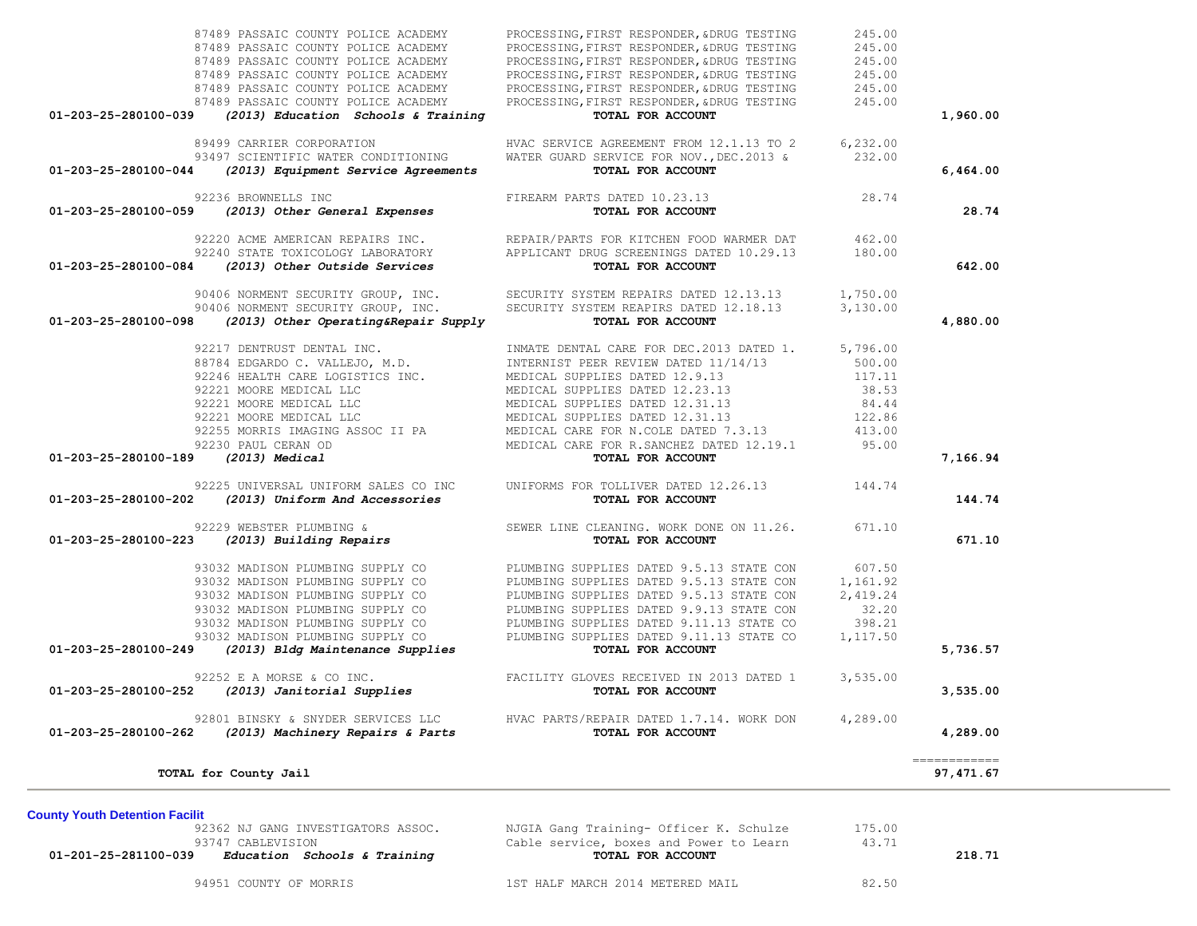| Account | Vendor / Account Description | Description | Amount | Total |
|---|---|---|---|---|
| | 87489 PASSAIC COUNTY POLICE ACADEMY | PROCESSING,FIRST RESPONDER,&DRUG TESTING | 245.00 | |
| | 87489 PASSAIC COUNTY POLICE ACADEMY | PROCESSING,FIRST RESPONDER,&DRUG TESTING | 245.00 | |
| | 87489 PASSAIC COUNTY POLICE ACADEMY | PROCESSING,FIRST RESPONDER,&DRUG TESTING | 245.00 | |
| | 87489 PASSAIC COUNTY POLICE ACADEMY | PROCESSING,FIRST RESPONDER,&DRUG TESTING | 245.00 | |
| | 87489 PASSAIC COUNTY POLICE ACADEMY | PROCESSING,FIRST RESPONDER,&DRUG TESTING | 245.00 | |
| | 87489 PASSAIC COUNTY POLICE ACADEMY | PROCESSING,FIRST RESPONDER,&DRUG TESTING | 245.00 | |
| **01-203-25-280100-039** | ***(2013) Education Schools & Training*** | **TOTAL FOR ACCOUNT** | | **1,960.00** |
| | 89499 CARRIER CORPORATION | HVAC SERVICE AGREEMENT FROM 12.1.13 TO 2 | 6,232.00 | |
| | 93497 SCIENTIFIC WATER CONDITIONING | WATER GUARD SERVICE FOR NOV.,DEC.2013 & | 232.00 | |
| **01-203-25-280100-044** | ***(2013) Equipment Service Agreements*** | **TOTAL FOR ACCOUNT** | | **6,464.00** |
| | 92236 BROWNELLS INC | FIREARM PARTS DATED 10.23.13 | 28.74 | |
| **01-203-25-280100-059** | ***(2013) Other General Expenses*** | **TOTAL FOR ACCOUNT** | | **28.74** |
| | 92220 ACME AMERICAN REPAIRS INC. | REPAIR/PARTS FOR KITCHEN FOOD WARMER DAT | 462.00 | |
| | 92240 STATE TOXICOLOGY LABORATORY | APPLICANT DRUG SCREENINGS DATED 10.29.13 | 180.00 | |
| **01-203-25-280100-084** | ***(2013) Other Outside Services*** | **TOTAL FOR ACCOUNT** | | **642.00** |
| | 90406 NORMENT SECURITY GROUP, INC. | SECURITY SYSTEM REPAIRS DATED 12.13.13 | 1,750.00 | |
| | 90406 NORMENT SECURITY GROUP, INC. | SECURITY SYSTEM REAPIRS DATED 12.18.13 | 3,130.00 | |
| **01-203-25-280100-098** | ***(2013) Other Operating&Repair Supply*** | **TOTAL FOR ACCOUNT** | | **4,880.00** |
| | 92217 DENTRUST DENTAL INC. | INMATE DENTAL CARE FOR DEC.2013 DATED 1. | 5,796.00 | |
| | 88784 EDGARDO C. VALLEJO, M.D. | INTERNIST PEER REVIEW DATED 11/14/13 | 500.00 | |
| | 92246 HEALTH CARE LOGISTICS INC. | MEDICAL SUPPLIES DATED 12.9.13 | 117.11 | |
| | 92221 MOORE MEDICAL LLC | MEDICAL SUPPLIES DATED 12.23.13 | 38.53 | |
| | 92221 MOORE MEDICAL LLC | MEDICAL SUPPLIES DATED 12.31.13 | 84.44 | |
| | 92221 MOORE MEDICAL LLC | MEDICAL SUPPLIES DATED 12.31.13 | 122.86 | |
| | 92255 MORRIS IMAGING ASSOC II PA | MEDICAL CARE FOR N.COLE DATED 7.3.13 | 413.00 | |
| | 92230 PAUL CERAN OD | MEDICAL CARE FOR R.SANCHEZ DATED 12.19.1 | 95.00 | |
| **01-203-25-280100-189** | ***(2013) Medical*** | **TOTAL FOR ACCOUNT** | | **7,166.94** |
| | 92225 UNIVERSAL UNIFORM SALES CO INC | UNIFORMS FOR TOLLIVER DATED 12.26.13 | 144.74 | |
| **01-203-25-280100-202** | ***(2013) Uniform And Accessories*** | **TOTAL FOR ACCOUNT** | | **144.74** |
| | 92229 WEBSTER PLUMBING & | SEWER LINE CLEANING. WORK DONE ON 11.26. | 671.10 | |
| **01-203-25-280100-223** | ***(2013) Building Repairs*** | **TOTAL FOR ACCOUNT** | | **671.10** |
| | 93032 MADISON PLUMBING SUPPLY CO | PLUMBING SUPPLIES DATED 9.5.13 STATE CON | 607.50 | |
| | 93032 MADISON PLUMBING SUPPLY CO | PLUMBING SUPPLIES DATED 9.5.13 STATE CON | 1,161.92 | |
| | 93032 MADISON PLUMBING SUPPLY CO | PLUMBING SUPPLIES DATED 9.5.13 STATE CON | 2,419.24 | |
| | 93032 MADISON PLUMBING SUPPLY CO | PLUMBING SUPPLIES DATED 9.9.13 STATE CON | 32.20 | |
| | 93032 MADISON PLUMBING SUPPLY CO | PLUMBING SUPPLIES DATED 9.11.13 STATE CO | 398.21 | |
| | 93032 MADISON PLUMBING SUPPLY CO | PLUMBING SUPPLIES DATED 9.11.13 STATE CO | 1,117.50 | |
| **01-203-25-280100-249** | ***(2013) Bldg Maintenance Supplies*** | **TOTAL FOR ACCOUNT** | | **5,736.57** |
| | 92252 E A MORSE & CO INC. | FACILITY GLOVES RECEIVED IN 2013 DATED 1 | 3,535.00 | |
| **01-203-25-280100-252** | ***(2013) Janitorial Supplies*** | **TOTAL FOR ACCOUNT** | | **3,535.00** |
| | 92801 BINSKY & SNYDER SERVICES LLC | HVAC PARTS/REPAIR DATED 1.7.14. WORK DON | 4,289.00 | |
| **01-203-25-280100-262** | ***(2013) Machinery Repairs & Parts*** | **TOTAL FOR ACCOUNT** | | **4,289.00** |
| | **TOTAL for County Jail** | | | **97,471.67** |

**County Youth Detention Facilit**

| Account | Vendor / Account Description | Description | Amount | Total |
|---|---|---|---|---|
| | 92362 NJ GANG INVESTIGATORS ASSOC. | NJGIA Gang Training- Officer K. Schulze | 175.00 | |
| | 93747 CABLEVISION | Cable service, boxes and Power to Learn | 43.71 | |
| **01-201-25-281100-039** | ***Education Schools & Training*** | **TOTAL FOR ACCOUNT** | | **218.71** |
| | 94951 COUNTY OF MORRIS | 1ST HALF MARCH 2014 METERED MAIL | 82.50 | |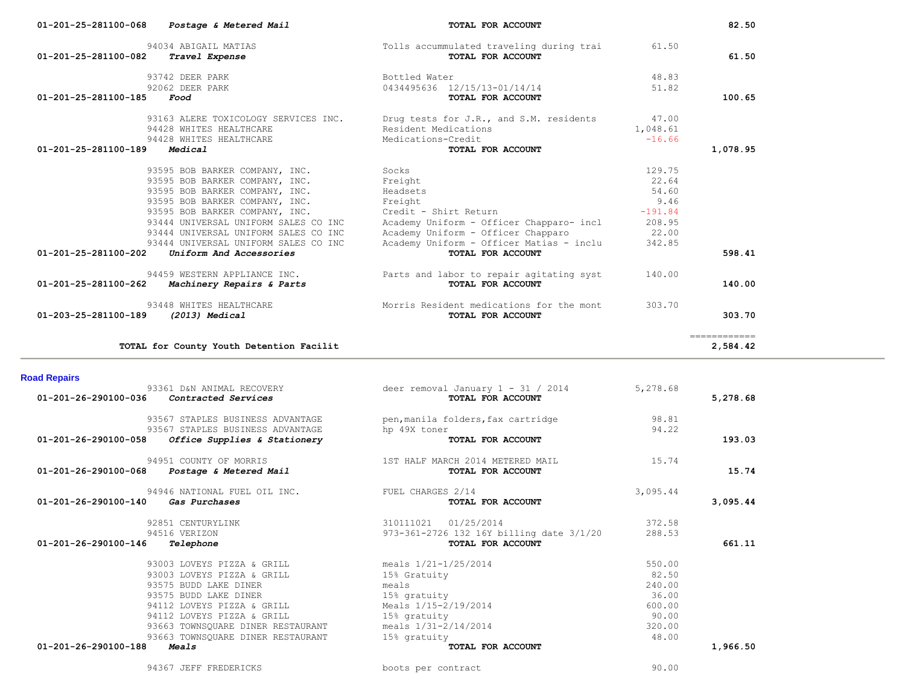| Account | Description | Vendor / Item | Amount | Total |
|---|---|---|---|---|
| 01-201-25-281100-068 | *Postage & Metered Mail* | **TOTAL FOR ACCOUNT** | | **82.50** |
| | 94034 ABIGAIL MATIAS | Tolls accummulated traveling during trai | 61.50 | |
| 01-201-25-281100-082 | *Travel Expense* | **TOTAL FOR ACCOUNT** | | **61.50** |
| | 93742 DEER PARK | Bottled Water | 48.83 | |
| | 92062 DEER PARK | 0434495636 12/15/13-01/14/14 | 51.82 | |
| 01-201-25-281100-185 | *Food* | **TOTAL FOR ACCOUNT** | | **100.65** |
| | 93163 ALERE TOXICOLOGY SERVICES INC. | Drug tests for J.R., and S.M. residents | 47.00 | |
| | 94428 WHITES HEALTHCARE | Resident Medications | 1,048.61 | |
| | 94428 WHITES HEALTHCARE | Medications-Credit | -16.66 | |
| 01-201-25-281100-189 | *Medical* | **TOTAL FOR ACCOUNT** | | **1,078.95** |
| | 93595 BOB BARKER COMPANY, INC. | Socks | 129.75 | |
| | 93595 BOB BARKER COMPANY, INC. | Freight | 22.64 | |
| | 93595 BOB BARKER COMPANY, INC. | Headsets | 54.60 | |
| | 93595 BOB BARKER COMPANY, INC. | Freight | 9.46 | |
| | 93595 BOB BARKER COMPANY, INC. | Credit - Shirt Return | -191.84 | |
| | 93444 UNIVERSAL UNIFORM SALES CO INC | Academy Uniform - Officer Chapparo- incl | 208.95 | |
| | 93444 UNIVERSAL UNIFORM SALES CO INC | Academy Uniform - Officer Chapparo | 22.00 | |
| | 93444 UNIVERSAL UNIFORM SALES CO INC | Academy Uniform - Officer Matias - inclu | 342.85 | |
| 01-201-25-281100-202 | *Uniform And Accessories* | **TOTAL FOR ACCOUNT** | | **598.41** |
| | 94459 WESTERN APPLIANCE INC. | Parts and labor to repair agitating syst | 140.00 | |
| 01-201-25-281100-262 | *Machinery Repairs & Parts* | **TOTAL FOR ACCOUNT** | | **140.00** |
| | 93448 WHITES HEALTHCARE | Morris Resident medications for the mont | 303.70 | |
| 01-203-25-281100-189 | *(2013) Medical* | **TOTAL FOR ACCOUNT** | | **303.70** |
| | **TOTAL for County Youth Detention Facilit** | | | ============ **2,584.42** |

## Road Repairs

| Account | Description | Vendor / Item | Amount | Total |
|---|---|---|---|---|
| | 93361 D&N ANIMAL RECOVERY | deer removal January 1 - 31 / 2014 | 5,278.68 | |
| 01-201-26-290100-036 | *Contracted Services* | **TOTAL FOR ACCOUNT** | | **5,278.68** |
| | 93567 STAPLES BUSINESS ADVANTAGE | pen,manila folders,fax cartridge | 98.81 | |
| | 93567 STAPLES BUSINESS ADVANTAGE | hp 49X toner | 94.22 | |
| 01-201-26-290100-058 | *Office Supplies & Stationery* | **TOTAL FOR ACCOUNT** | | **193.03** |
| | 94951 COUNTY OF MORRIS | 1ST HALF MARCH 2014 METERED MAIL | 15.74 | |
| 01-201-26-290100-068 | *Postage & Metered Mail* | **TOTAL FOR ACCOUNT** | | **15.74** |
| | 94946 NATIONAL FUEL OIL INC. | FUEL CHARGES 2/14 | 3,095.44 | |
| 01-201-26-290100-140 | *Gas Purchases* | **TOTAL FOR ACCOUNT** | | **3,095.44** |
| | 92851 CENTURYLINK | 310111021 01/25/2014 | 372.58 | |
| | 94516 VERIZON | 973-361-2726 132 16Y billing date 3/1/20 | 288.53 | |
| 01-201-26-290100-146 | *Telephone* | **TOTAL FOR ACCOUNT** | | **661.11** |
| | 93003 LOVEYS PIZZA & GRILL | meals 1/21-1/25/2014 | 550.00 | |
| | 93003 LOVEYS PIZZA & GRILL | 15% Gratuity | 82.50 | |
| | 93575 BUDD LAKE DINER | meals | 240.00 | |
| | 93575 BUDD LAKE DINER | 15% gratuity | 36.00 | |
| | 94112 LOVEYS PIZZA & GRILL | Meals 1/15-2/19/2014 | 600.00 | |
| | 94112 LOVEYS PIZZA & GRILL | 15% gratuity | 90.00 | |
| | 93663 TOWNSQUARE DINER RESTAURANT | meals 1/31-2/14/2014 | 320.00 | |
| | 93663 TOWNSQUARE DINER RESTAURANT | 15% gratuity | 48.00 | |
| 01-201-26-290100-188 | *Meals* | **TOTAL FOR ACCOUNT** | | **1,966.50** |
| | 94367 JEFF FREDERICKS | boots per contract | 90.00 | |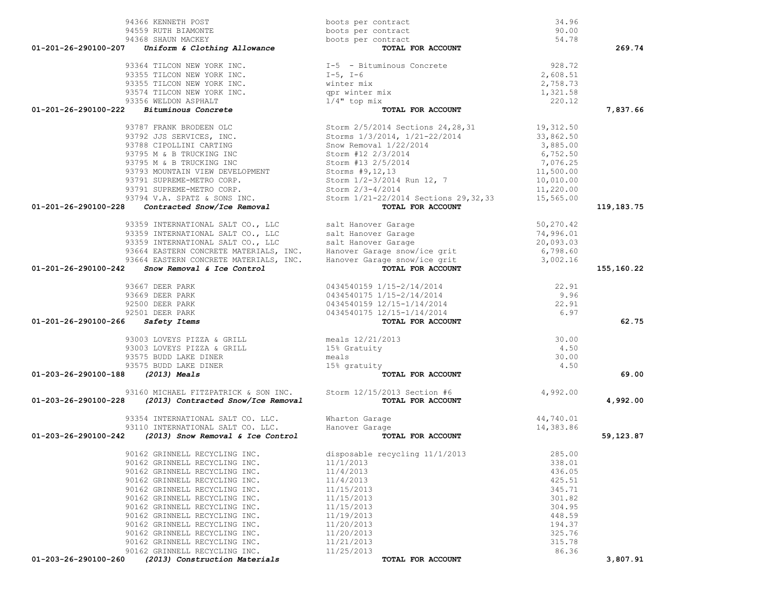| Account | Vendor | Description | Amount | Total |
|---|---|---|---|---|
| | 94366 KENNETH POST | boots per contract | 34.96 | |
| | 94559 RUTH BIAMONTE | boots per contract | 90.00 | |
| | 94368 SHAUN MACKEY | boots per contract | 54.78 | |
| **01-201-26-290100-207** | ***Uniform & Clothing Allowance*** | **TOTAL FOR ACCOUNT** | | **269.74** |
| | 93364 TILCON NEW YORK INC. | I-5 - Bituminous Concrete | 928.72 | |
| | 93355 TILCON NEW YORK INC. | I-5, I-6 | 2,608.51 | |
| | 93355 TILCON NEW YORK INC. | winter mix | 2,758.73 | |
| | 93574 TILCON NEW YORK INC. | qpr winter mix | 1,321.58 | |
| | 93356 WELDON ASPHALT | 1/4" top mix | 220.12 | |
| **01-201-26-290100-222** | ***Bituminous Concrete*** | **TOTAL FOR ACCOUNT** | | **7,837.66** |
| | 93787 FRANK BRODEEN OLC | Storm 2/5/2014 Sections 24,28,31 | 19,312.50 | |
| | 93792 JJS SERVICES, INC. | Storms 1/3/2014, 1/21-22/2014 | 33,862.50 | |
| | 93788 CIPOLLINI CARTING | Snow Removal 1/22/2014 | 3,885.00 | |
| | 93795 M & B TRUCKING INC | Storm #12 2/3/2014 | 6,752.50 | |
| | 93795 M & B TRUCKING INC | Storm #13 2/5/2014 | 7,076.25 | |
| | 93793 MOUNTAIN VIEW DEVELOPMENT | Storms #9,12,13 | 11,500.00 | |
| | 93791 SUPREME-METRO CORP. | Storm 1/2-3/2014 Run 12, 7 | 10,010.00 | |
| | 93791 SUPREME-METRO CORP. | Storm 2/3-4/2014 | 11,220.00 | |
| | 93794 V.A. SPATZ & SONS INC. | Storm 1/21-22/2014 Sections 29,32,33 | 15,565.00 | |
| **01-201-26-290100-228** | ***Contracted Snow/Ice Removal*** | **TOTAL FOR ACCOUNT** | | **119,183.75** |
| | 93359 INTERNATIONAL SALT CO., LLC | salt Hanover Garage | 50,270.42 | |
| | 93359 INTERNATIONAL SALT CO., LLC | salt Hanover Garage | 74,996.01 | |
| | 93359 INTERNATIONAL SALT CO., LLC | salt Hanover Garage | 20,093.03 | |
| | 93664 EASTERN CONCRETE MATERIALS, INC. | Hanover Garage snow/ice grit | 6,798.60 | |
| | 93664 EASTERN CONCRETE MATERIALS, INC. | Hanover Garage snow/ice grit | 3,002.16 | |
| **01-201-26-290100-242** | ***Snow Removal & Ice Control*** | **TOTAL FOR ACCOUNT** | | **155,160.22** |
| | 93667 DEER PARK | 0434540159 1/15-2/14/2014 | 22.91 | |
| | 93669 DEER PARK | 0434540175 1/15-2/14/2014 | 9.96 | |
| | 92500 DEER PARK | 0434540159 12/15-1/14/2014 | 22.91 | |
| | 92501 DEER PARK | 0434540175 12/15-1/14/2014 | 6.97 | |
| **01-201-26-290100-266** | ***Safety Items*** | **TOTAL FOR ACCOUNT** | | **62.75** |
| | 93003 LOVEYS PIZZA & GRILL | meals 12/21/2013 | 30.00 | |
| | 93003 LOVEYS PIZZA & GRILL | 15% Gratuity | 4.50 | |
| | 93575 BUDD LAKE DINER | meals | 30.00 | |
| | 93575 BUDD LAKE DINER | 15% gratuity | 4.50 | |
| **01-203-26-290100-188** | ***(2013) Meals*** | **TOTAL FOR ACCOUNT** | | **69.00** |
| | 93160 MICHAEL FITZPATRICK & SON INC. | Storm 12/15/2013 Section #6 | 4,992.00 | |
| **01-203-26-290100-228** | ***(2013) Contracted Snow/Ice Removal*** | **TOTAL FOR ACCOUNT** | | **4,992.00** |
| | 93354 INTERNATIONAL SALT CO. LLC. | Wharton Garage | 44,740.01 | |
| | 93110 INTERNATIONAL SALT CO. LLC. | Hanover Garage | 14,383.86 | |
| **01-203-26-290100-242** | ***(2013) Snow Removal & Ice Control*** | **TOTAL FOR ACCOUNT** | | **59,123.87** |
| | 90162 GRINNELL RECYCLING INC. | disposable recycling 11/1/2013 | 285.00 | |
| | 90162 GRINNELL RECYCLING INC. | 11/1/2013 | 338.01 | |
| | 90162 GRINNELL RECYCLING INC. | 11/4/2013 | 436.05 | |
| | 90162 GRINNELL RECYCLING INC. | 11/4/2013 | 425.51 | |
| | 90162 GRINNELL RECYCLING INC. | 11/15/2013 | 345.71 | |
| | 90162 GRINNELL RECYCLING INC. | 11/15/2013 | 301.82 | |
| | 90162 GRINNELL RECYCLING INC. | 11/15/2013 | 304.95 | |
| | 90162 GRINNELL RECYCLING INC. | 11/19/2013 | 448.59 | |
| | 90162 GRINNELL RECYCLING INC. | 11/20/2013 | 194.37 | |
| | 90162 GRINNELL RECYCLING INC. | 11/20/2013 | 325.76 | |
| | 90162 GRINNELL RECYCLING INC. | 11/21/2013 | 315.78 | |
| | 90162 GRINNELL RECYCLING INC. | 11/25/2013 | 86.36 | |
| **01-203-26-290100-260** | ***(2013) Construction Materials*** | **TOTAL FOR ACCOUNT** | | **3,807.91** |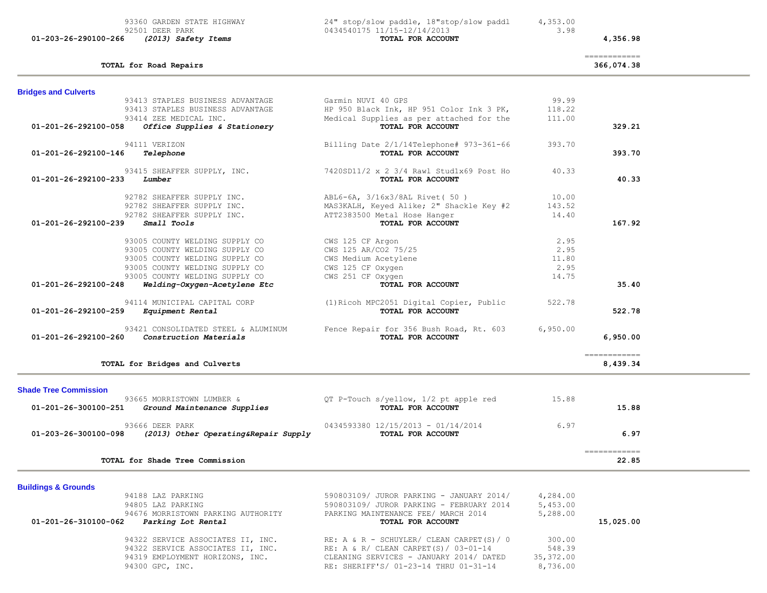| Account | Vendor / Account Name | Description | Amount | Total |
|---|---|---|---|---|
| | 93360 GARDEN STATE HIGHWAY | 24" stop/slow paddle, 18"stop/slow paddl | 4,353.00 | |
| | 92501 DEER PARK | 0434540175 11/15-12/14/2013 | 3.98 | |
| 01-203-26-290100-266 | *(2013) Safety Items* | **TOTAL FOR ACCOUNT** | | **4,356.98** |
| | | | | ============ |
| | **TOTAL for Road Repairs** | | | **366,074.38** |

## Bridges and Culverts

| Account | Vendor / Account Name | Description | Amount | Total |
|---|---|---|---|---|
| | 93413 STAPLES BUSINESS ADVANTAGE | Garmin NUVI 40 GPS | 99.99 | |
| | 93413 STAPLES BUSINESS ADVANTAGE | HP 950 Black Ink, HP 951 Color Ink 3 PK, | 118.22 | |
| | 93414 ZEE MEDICAL INC. | Medical Supplies as per attached for the | 111.00 | |
| 01-201-26-292100-058 | *Office Supplies & Stationery* | **TOTAL FOR ACCOUNT** | | **329.21** |
| | 94111 VERIZON | Billing Date 2/1/14Telephone# 973-361-66 | 393.70 | |
| 01-201-26-292100-146 | *Telephone* | **TOTAL FOR ACCOUNT** | | **393.70** |
| | 93415 SHEAFFER SUPPLY, INC. | 7420SD11/2 x 2 3/4 Rawl Stud1x69 Post Ho | 40.33 | |
| 01-201-26-292100-233 | *Lumber* | **TOTAL FOR ACCOUNT** | | **40.33** |
| | 92782 SHEAFFER SUPPLY INC. | ABL6-6A, 3/16x3/8AL Rivet( 50 ) | 10.00 | |
| | 92782 SHEAFFER SUPPLY INC. | MAS3KALH, Keyed Alike; 2" Shackle Key #2 | 143.52 | |
| | 92782 SHEAFFER SUPPLY INC. | ATT2383500 Metal Hose Hanger | 14.40 | |
| 01-201-26-292100-239 | *Small Tools* | **TOTAL FOR ACCOUNT** | | **167.92** |
| | 93005 COUNTY WELDING SUPPLY CO | CWS 125 CF Argon | 2.95 | |
| | 93005 COUNTY WELDING SUPPLY CO | CWS 125 AR/CO2 75/25 | 2.95 | |
| | 93005 COUNTY WELDING SUPPLY CO | CWS Medium Acetylene | 11.80 | |
| | 93005 COUNTY WELDING SUPPLY CO | CWS 125 CF Oxygen | 2.95 | |
| | 93005 COUNTY WELDING SUPPLY CO | CWS 251 CF Oxygen | 14.75 | |
| 01-201-26-292100-248 | *Welding-Oxygen-Acetylene Etc* | **TOTAL FOR ACCOUNT** | | **35.40** |
| | 94114 MUNICIPAL CAPITAL CORP | (1)Ricoh MPC2051 Digital Copier, Public | 522.78 | |
| 01-201-26-292100-259 | *Equipment Rental* | **TOTAL FOR ACCOUNT** | | **522.78** |
| | 93421 CONSOLIDATED STEEL & ALUMINUM | Fence Repair for 356 Bush Road, Rt. 603 | 6,950.00 | |
| 01-201-26-292100-260 | *Construction Materials* | **TOTAL FOR ACCOUNT** | | **6,950.00** |
| | | | | ============ |
| | **TOTAL for Bridges and Culverts** | | | **8,439.34** |

## Shade Tree Commission

| Account | Vendor / Account Name | Description | Amount | Total |
|---|---|---|---|---|
| | 93665 MORRISTOWN LUMBER & | QT P-Touch s/yellow, 1/2 pt apple red | 15.88 | |
| 01-201-26-300100-251 | *Ground Maintenance Supplies* | **TOTAL FOR ACCOUNT** | | **15.88** |
| | 93666 DEER PARK | 0434593380 12/15/2013 - 01/14/2014 | 6.97 | |
| 01-203-26-300100-098 | *(2013) Other Operating&Repair Supply* | **TOTAL FOR ACCOUNT** | | **6.97** |
| | | | | ============ |
| | **TOTAL for Shade Tree Commission** | | | **22.85** |

## Buildings & Grounds

| Account | Vendor / Account Name | Description | Amount | Total |
|---|---|---|---|---|
| | 94188 LAZ PARKING | 590803109/ JUROR PARKING - JANUARY 2014/ | 4,284.00 | |
| | 94805 LAZ PARKING | 590803109/ JUROR PARKING - FEBRUARY 2014 | 5,453.00 | |
| | 94676 MORRISTOWN PARKING AUTHORITY | PARKING MAINTENANCE FEE/ MARCH 2014 | 5,288.00 | |
| 01-201-26-310100-062 | *Parking Lot Rental* | **TOTAL FOR ACCOUNT** | | **15,025.00** |
| | 94322 SERVICE ASSOCIATES II, INC. | RE: A & R - SCHUYLER/ CLEAN CARPET(S)/ 0 | 300.00 | |
| | 94322 SERVICE ASSOCIATES II, INC. | RE: A & R/ CLEAN CARPET(S)/ 03-01-14 | 548.39 | |
| | 94319 EMPLOYMENT HORIZONS, INC. | CLEANING SERVICES - JANUARY 2014/ DATED | 35,372.00 | |
| | 94300 GPC, INC. | RE: SHERIFF'S/ 01-23-14 THRU 01-31-14 | 8,736.00 | |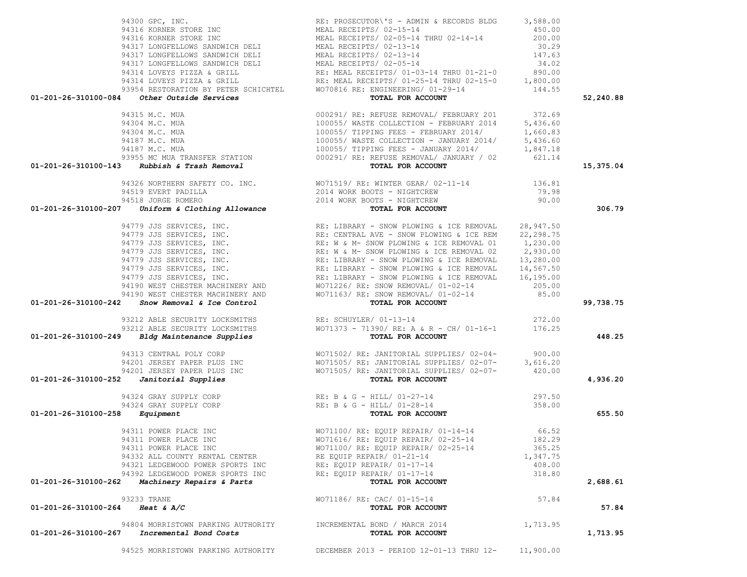| Account | Vendor | Description | Amount | Total |
|---|---|---|---|---|
| | 94300 GPC, INC. | RE: PROSECUTOR\'S - ADMIN & RECORDS BLDG | 3,588.00 | |
| | 94316 KORNER STORE INC | MEAL RECEIPTS/ 02-15-14 | 450.00 | |
| | 94316 KORNER STORE INC | MEAL RECEIPTS/ 02-05-14 THRU 02-14-14 | 200.00 | |
| | 94317 LONGFELLOWS SANDWICH DELI | MEAL RECEIPTS/ 02-13-14 | 30.29 | |
| | 94317 LONGFELLOWS SANDWICH DELI | MEAL RECEIPTS/ 02-13-14 | 147.63 | |
| | 94317 LONGFELLOWS SANDWICH DELI | MEAL RECEIPTS/ 02-05-14 | 34.02 | |
| | 94314 LOVEYS PIZZA & GRILL | RE: MEAL RECEIPTS/ 01-03-14 THRU 01-21-0 | 890.00 | |
| | 94314 LOVEYS PIZZA & GRILL | RE: MEAL RECEIPTS/ 01-25-14 THRU 02-15-0 | 1,800.00 | |
| | 93954 RESTORATION BY PETER SCHICHTEL | WO70816 RE: ENGINEERING/ 01-29-14 | 144.55 | |
| **01-201-26-310100-084** | ***Other Outside Services*** | **TOTAL FOR ACCOUNT** | | **52,240.88** |
| | 94315 M.C. MUA | 000291/ RE: REFUSE REMOVAL/ FEBRUARY 201 | 372.69 | |
| | 94304 M.C. MUA | 100055/ WASTE COLLECTION - FEBRUARY 2014 | 5,436.60 | |
| | 94304 M.C. MUA | 100055/ TIPPING FEES - FEBRUARY 2014/ | 1,660.83 | |
| | 94187 M.C. MUA | 100055/ WASTE COLLECTION - JANUARY 2014/ | 5,436.60 | |
| | 94187 M.C. MUA | 100055/ TIPPING FEES - JANUARY 2014/ | 1,847.18 | |
| | 93955 MC MUA TRANSFER STATION | 000291/ RE: REFUSE REMOVAL/ JANUARY / 02 | 621.14 | |
| **01-201-26-310100-143** | ***Rubbish & Trash Removal*** | **TOTAL FOR ACCOUNT** | | **15,375.04** |
| | 94326 NORTHERN SAFETY CO. INC. | WO71519/ RE: WINTER GEAR/ 02-11-14 | 136.81 | |
| | 94519 EVERT PADILLA | 2014 WORK BOOTS - NIGHTCREW | 79.98 | |
| | 94518 JORGE ROMERO | 2014 WORK BOOTS - NIGHTCREW | 90.00 | |
| **01-201-26-310100-207** | ***Uniform & Clothing Allowance*** | **TOTAL FOR ACCOUNT** | | **306.79** |
| | 94779 JJS SERVICES, INC. | RE: LIBRARY - SNOW PLOWING & ICE REMOVAL | 28,947.50 | |
| | 94779 JJS SERVICES, INC. | RE: CENTRAL AVE - SNOW PLOWING & ICE REM | 22,298.75 | |
| | 94779 JJS SERVICES, INC. | RE: W & M- SNOW PLOWING & ICE REMOVAL 01 | 1,230.00 | |
| | 94779 JJS SERVICES, INC. | RE: W & M- SNOW PLOWING & ICE REMOVAL 02 | 2,930.00 | |
| | 94779 JJS SERVICES, INC. | RE: LIBRARY - SNOW PLOWING & ICE REMOVAL | 13,280.00 | |
| | 94779 JJS SERVICES, INC. | RE: LIBRARY - SNOW PLOWING & ICE REMOVAL | 14,567.50 | |
| | 94779 JJS SERVICES, INC. | RE: LIBRARY - SNOW PLOWING & ICE REMOVAL | 16,195.00 | |
| | 94190 WEST CHESTER MACHINERY AND | WO71226/ RE: SNOW REMOVAL/ 01-02-14 | 205.00 | |
| | 94190 WEST CHESTER MACHINERY AND | WO71163/ RE: SNOW REMOVAL/ 01-02-14 | 85.00 | |
| **01-201-26-310100-242** | ***Snow Removal & Ice Control*** | **TOTAL FOR ACCOUNT** | | **99,738.75** |
| | 93212 ABLE SECURITY LOCKSMITHS | RE: SCHUYLER/ 01-13-14 | 272.00 | |
| | 93212 ABLE SECURITY LOCKSMITHS | WO71373 - 71390/ RE: A & R - CH/ 01-16-1 | 176.25 | |
| **01-201-26-310100-249** | ***Bldg Maintenance Supplies*** | **TOTAL FOR ACCOUNT** | | **448.25** |
| | 94313 CENTRAL POLY CORP | WO71502/ RE: JANITORIAL SUPPLIES/ 02-04- | 900.00 | |
| | 94201 JERSEY PAPER PLUS INC | WO71505/ RE: JANITORIAL SUPPLIES/ 02-07- | 3,616.20 | |
| | 94201 JERSEY PAPER PLUS INC | WO71505/ RE: JANITORIAL SUPPLIES/ 02-07- | 420.00 | |
| **01-201-26-310100-252** | ***Janitorial Supplies*** | **TOTAL FOR ACCOUNT** | | **4,936.20** |
| | 94324 GRAY SUPPLY CORP | RE: B & G - HILL/ 01-27-14 | 297.50 | |
| | 94324 GRAY SUPPLY CORP | RE: B & G - HILL/ 01-28-14 | 358.00 | |
| **01-201-26-310100-258** | ***Equipment*** | **TOTAL FOR ACCOUNT** | | **655.50** |
| | 94311 POWER PLACE INC | WO71100/ RE: EQUIP REPAIR/ 01-14-14 | 66.52 | |
| | 94311 POWER PLACE INC | WO71616/ RE: EQUIP REPAIR/ 02-25-14 | 182.29 | |
| | 94311 POWER PLACE INC | WO71100/ RE: EQUIP REPAIR/ 02-25-14 | 365.25 | |
| | 94332 ALL COUNTY RENTAL CENTER | RE EQUIP REPAIR/ 01-21-14 | 1,347.75 | |
| | 94321 LEDGEWOOD POWER SPORTS INC | RE: EQUIP REPAIR/ 01-17-14 | 408.00 | |
| | 94392 LEDGEWOOD POWER SPORTS INC | RE: EQUIP REPAIR/ 01-17-14 | 318.80 | |
| **01-201-26-310100-262** | ***Machinery Repairs & Parts*** | **TOTAL FOR ACCOUNT** | | **2,688.61** |
| | 93233 TRANE | WO71186/ RE: CAC/ 01-15-14 | 57.84 | |
| **01-201-26-310100-264** | ***Heat & A/C*** | **TOTAL FOR ACCOUNT** | | **57.84** |
| | 94804 MORRISTOWN PARKING AUTHORITY | INCREMENTAL BOND / MARCH 2014 | 1,713.95 | |
| **01-201-26-310100-267** | ***Incremental Bond Costs*** | **TOTAL FOR ACCOUNT** | | **1,713.95** |
| | 94525 MORRISTOWN PARKING AUTHORITY | DECEMBER 2013 - PERIOD 12-01-13 THRU 12- | 11,900.00 | |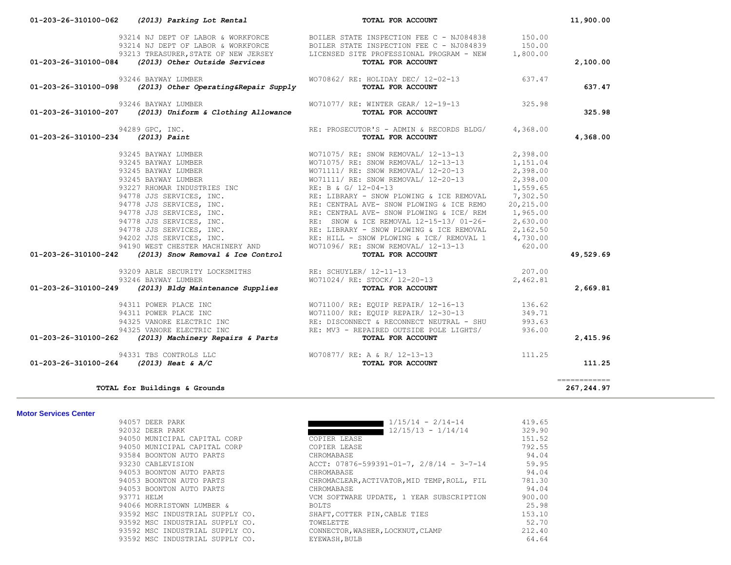| Account | Description | Vendor | Detail | Amount | Total |
|---|---|---|---|---|---|
| 01-203-26-310100-062 | *(2013) Parking Lot Rental* | | **TOTAL FOR ACCOUNT** | | 11,900.00 |
| | | 93214 NJ DEPT OF LABOR & WORKFORCE | BOILER STATE INSPECTION FEE C - NJ084838 | 150.00 | |
| | | 93214 NJ DEPT OF LABOR & WORKFORCE | BOILER STATE INSPECTION FEE C - NJ084839 | 150.00 | |
| | | 93213 TREASURER,STATE OF NEW JERSEY | LICENSED SITE PROFESSIONAL PROGRAM - NEW | 1,800.00 | |
| 01-203-26-310100-084 | *(2013) Other Outside Services* | | **TOTAL FOR ACCOUNT** | | 2,100.00 |
| | | 93246 BAYWAY LUMBER | WO70862/ RE: HOLIDAY DEC/ 12-02-13 | 637.47 | |
| 01-203-26-310100-098 | *(2013) Other Operating&Repair Supply* | | **TOTAL FOR ACCOUNT** | | 637.47 |
| | | 93246 BAYWAY LUMBER | WO71077/ RE: WINTER GEAR/ 12-19-13 | 325.98 | |
| 01-203-26-310100-207 | *(2013) Uniform & Clothing Allowance* | | **TOTAL FOR ACCOUNT** | | 325.98 |
| | | 94289 GPC, INC. | RE: PROSECUTOR'S - ADMIN & RECORDS BLDG/ | 4,368.00 | |
| 01-203-26-310100-234 | *(2013) Paint* | | **TOTAL FOR ACCOUNT** | | 4,368.00 |
| | | 93245 BAYWAY LUMBER | WO71075/ RE: SNOW REMOVAL/ 12-13-13 | 2,398.00 | |
| | | 93245 BAYWAY LUMBER | WO71075/ RE: SNOW REMOVAL/ 12-13-13 | 1,151.04 | |
| | | 93245 BAYWAY LUMBER | WO71111/ RE: SNOW REMOVAL/ 12-20-13 | 2,398.00 | |
| | | 93245 BAYWAY LUMBER | WO71111/ RE: SNOW REMOVAL/ 12-20-13 | 2,398.00 | |
| | | 93227 RHOMAR INDUSTRIES INC | RE: B & G/ 12-04-13 | 1,559.65 | |
| | | 94778 JJS SERVICES, INC. | RE: LIBRARY - SNOW PLOWING & ICE REMOVAL | 7,302.50 | |
| | | 94778 JJS SERVICES, INC. | RE: CENTRAL AVE- SNOW PLOWING & ICE REMO | 20,215.00 | |
| | | 94778 JJS SERVICES, INC. | RE: CENTRAL AVE- SNOW PLOWING & ICE/ REM | 1,965.00 | |
| | | 94778 JJS SERVICES, INC. | RE: SNOW & ICE REMOVAL 12-15-13/ 01-26- | 2,630.00 | |
| | | 94778 JJS SERVICES, INC. | RE: LIBRARY - SNOW PLOWING & ICE REMOVAL | 2,162.50 | |
| | | 94202 JJS SERVICES, INC. | RE: HILL - SNOW PLOWING & ICE/ REMOVAL 1 | 4,730.00 | |
| | | 94190 WEST CHESTER MACHINERY AND | WO71096/ RE: SNOW REMOVAL/ 12-13-13 | 620.00 | |
| 01-203-26-310100-242 | *(2013) Snow Removal & Ice Control* | | **TOTAL FOR ACCOUNT** | | 49,529.69 |
| | | 93209 ABLE SECURITY LOCKSMITHS | RE: SCHUYLER/ 12-11-13 | 207.00 | |
| | | 93246 BAYWAY LUMBER | WO71024/ RE: STOCK/ 12-20-13 | 2,462.81 | |
| 01-203-26-310100-249 | *(2013) Bldg Maintenance Supplies* | | **TOTAL FOR ACCOUNT** | | 2,669.81 |
| | | 94311 POWER PLACE INC | WO71100/ RE: EQUIP REPAIR/ 12-16-13 | 136.62 | |
| | | 94311 POWER PLACE INC | WO71100/ RE: EQUIP REPAIR/ 12-30-13 | 349.71 | |
| | | 94325 VANORE ELECTRIC INC | RE: DISCONNECT & RECONNECT NEUTRAL - SHU | 993.63 | |
| | | 94325 VANORE ELECTRIC INC | RE: MV3 - REPAIRED OUTSIDE POLE LIGHTS/ | 936.00 | |
| 01-203-26-310100-262 | *(2013) Machinery Repairs & Parts* | | **TOTAL FOR ACCOUNT** | | 2,415.96 |
| | | 94331 TBS CONTROLS LLC | WO70877/ RE: A & R/ 12-13-13 | 111.25 | |
| 01-203-26-310100-264 | *(2013) Heat & A/C* | | **TOTAL FOR ACCOUNT** | | 111.25 |

**TOTAL for Buildings & Grounds** 267,244.97

**Motor Services Center**

| Vendor | Description | Amount |
|---|---|---|
| 94057 DEER PARK | [REDACTED] 1/15/14 - 2/14-14 | 419.65 |
| 92032 DEER PARK | [REDACTED] 12/15/13 - 1/14/14 | 329.90 |
| 94050 MUNICIPAL CAPITAL CORP | COPIER LEASE | 151.52 |
| 94050 MUNICIPAL CAPITAL CORP | COPIER LEASE | 792.55 |
| 93584 BOONTON AUTO PARTS | CHROMABASE | 94.04 |
| 93230 CABLEVISION | ACCT: 07876-599391-01-7, 2/8/14 - 3-7-14 | 59.95 |
| 94053 BOONTON AUTO PARTS | CHROMABASE | 94.04 |
| 94053 BOONTON AUTO PARTS | CHROMACLEAR,ACTIVATOR,MID TEMP,ROLL, FIL | 781.30 |
| 94053 BOONTON AUTO PARTS | CHROMABASE | 94.04 |
| 93771 HELM | VCM SOFTWARE UPDATE, 1 YEAR SUBSCRIPTION | 900.00 |
| 94066 MORRISTOWN LUMBER & | BOLTS | 25.98 |
| 93592 MSC INDUSTRIAL SUPPLY CO. | SHAFT,COTTER PIN,CABLE TIES | 153.10 |
| 93592 MSC INDUSTRIAL SUPPLY CO. | TOWELETTE | 52.70 |
| 93592 MSC INDUSTRIAL SUPPLY CO. | CONNECTOR,WASHER,LOCKNUT,CLAMP | 212.40 |
| 93592 MSC INDUSTRIAL SUPPLY CO. | EYEWASH,BULB | 64.64 |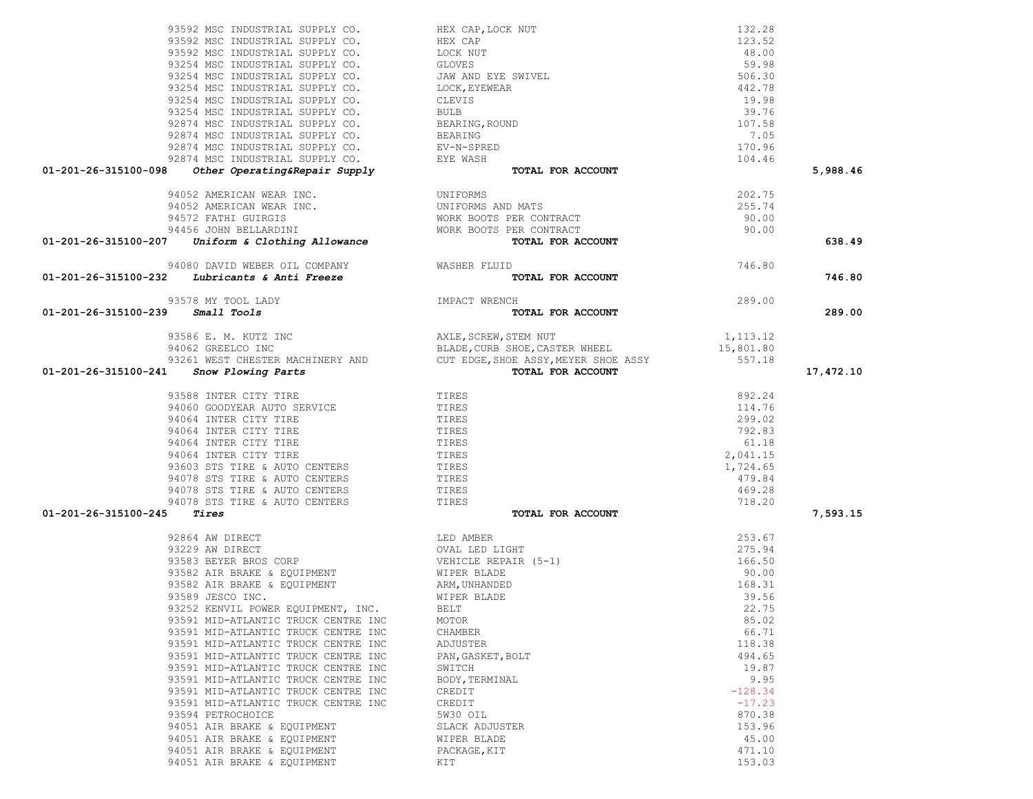| Account | Vendor | Description | Amount | Total |
|---|---|---|---|---|
| | 93592 MSC INDUSTRIAL SUPPLY CO. | HEX CAP,LOCK NUT | 132.28 | |
| | 93592 MSC INDUSTRIAL SUPPLY CO. | HEX CAP | 123.52 | |
| | 93592 MSC INDUSTRIAL SUPPLY CO. | LOCK NUT | 48.00 | |
| | 93254 MSC INDUSTRIAL SUPPLY CO. | GLOVES | 59.98 | |
| | 93254 MSC INDUSTRIAL SUPPLY CO. | JAW AND EYE SWIVEL | 506.30 | |
| | 93254 MSC INDUSTRIAL SUPPLY CO. | LOCK,EYEWEAR | 442.78 | |
| | 93254 MSC INDUSTRIAL SUPPLY CO. | CLEVIS | 19.98 | |
| | 93254 MSC INDUSTRIAL SUPPLY CO. | BULB | 39.76 | |
| | 92874 MSC INDUSTRIAL SUPPLY CO. | BEARING,ROUND | 107.58 | |
| | 92874 MSC INDUSTRIAL SUPPLY CO. | BEARING | 7.05 | |
| | 92874 MSC INDUSTRIAL SUPPLY CO. | EV-N-SPRED | 170.96 | |
| | 92874 MSC INDUSTRIAL SUPPLY CO. | EYE WASH | 104.46 | |
| **01-201-26-315100-098** | ***Other Operating&Repair Supply*** | **TOTAL FOR ACCOUNT** | | **5,988.46** |
| | 94052 AMERICAN WEAR INC. | UNIFORMS | 202.75 | |
| | 94052 AMERICAN WEAR INC. | UNIFORMS AND MATS | 255.74 | |
| | 94572 FATHI GUIRGIS | WORK BOOTS PER CONTRACT | 90.00 | |
| | 94456 JOHN BELLARDINI | WORK BOOTS PER CONTRACT | 90.00 | |
| **01-201-26-315100-207** | ***Uniform & Clothing Allowance*** | **TOTAL FOR ACCOUNT** | | **638.49** |
| | 94080 DAVID WEBER OIL COMPANY | WASHER FLUID | 746.80 | |
| **01-201-26-315100-232** | ***Lubricants & Anti Freeze*** | **TOTAL FOR ACCOUNT** | | **746.80** |
| | 93578 MY TOOL LADY | IMPACT WRENCH | 289.00 | |
| **01-201-26-315100-239** | ***Small Tools*** | **TOTAL FOR ACCOUNT** | | **289.00** |
| | 93586 E. M. KUTZ INC | AXLE,SCREW,STEM NUT | 1,113.12 | |
| | 94062 GREELCO INC | BLADE,CURB SHOE,CASTER WHEEL | 15,801.80 | |
| | 93261 WEST CHESTER MACHINERY AND | CUT EDGE,SHOE ASSY,MEYER SHOE ASSY | 557.18 | |
| **01-201-26-315100-241** | ***Snow Plowing Parts*** | **TOTAL FOR ACCOUNT** | | **17,472.10** |
| | 93588 INTER CITY TIRE | TIRES | 892.24 | |
| | 94060 GOODYEAR AUTO SERVICE | TIRES | 114.76 | |
| | 94064 INTER CITY TIRE | TIRES | 299.02 | |
| | 94064 INTER CITY TIRE | TIRES | 792.83 | |
| | 94064 INTER CITY TIRE | TIRES | 61.18 | |
| | 94064 INTER CITY TIRE | TIRES | 2,041.15 | |
| | 93603 STS TIRE & AUTO CENTERS | TIRES | 1,724.65 | |
| | 94078 STS TIRE & AUTO CENTERS | TIRES | 479.84 | |
| | 94078 STS TIRE & AUTO CENTERS | TIRES | 469.28 | |
| | 94078 STS TIRE & AUTO CENTERS | TIRES | 718.20 | |
| **01-201-26-315100-245** | ***Tires*** | **TOTAL FOR ACCOUNT** | | **7,593.15** |
| | 92864 AW DIRECT | LED AMBER | 253.67 | |
| | 93229 AW DIRECT | OVAL LED LIGHT | 275.94 | |
| | 93583 BEYER BROS CORP | VEHICLE REPAIR (5-1) | 166.50 | |
| | 93582 AIR BRAKE & EQUIPMENT | WIPER BLADE | 90.00 | |
| | 93582 AIR BRAKE & EQUIPMENT | ARM,UNHANDED | 168.31 | |
| | 93589 JESCO INC. | WIPER BLADE | 39.56 | |
| | 93252 KENVIL POWER EQUIPMENT, INC. | BELT | 22.75 | |
| | 93591 MID-ATLANTIC TRUCK CENTRE INC | MOTOR | 85.02 | |
| | 93591 MID-ATLANTIC TRUCK CENTRE INC | CHAMBER | 66.71 | |
| | 93591 MID-ATLANTIC TRUCK CENTRE INC | ADJUSTER | 118.38 | |
| | 93591 MID-ATLANTIC TRUCK CENTRE INC | PAN,GASKET,BOLT | 494.65 | |
| | 93591 MID-ATLANTIC TRUCK CENTRE INC | SWITCH | 19.87 | |
| | 93591 MID-ATLANTIC TRUCK CENTRE INC | BODY,TERMINAL | 9.95 | |
| | 93591 MID-ATLANTIC TRUCK CENTRE INC | CREDIT | -128.34 | |
| | 93591 MID-ATLANTIC TRUCK CENTRE INC | CREDIT | -17.23 | |
| | 93594 PETROCHOICE | 5W30 OIL | 870.38 | |
| | 94051 AIR BRAKE & EQUIPMENT | SLACK ADJUSTER | 153.96 | |
| | 94051 AIR BRAKE & EQUIPMENT | WIPER BLADE | 45.00 | |
| | 94051 AIR BRAKE & EQUIPMENT | PACKAGE,KIT | 471.10 | |
| | 94051 AIR BRAKE & EQUIPMENT | KIT | 153.03 | |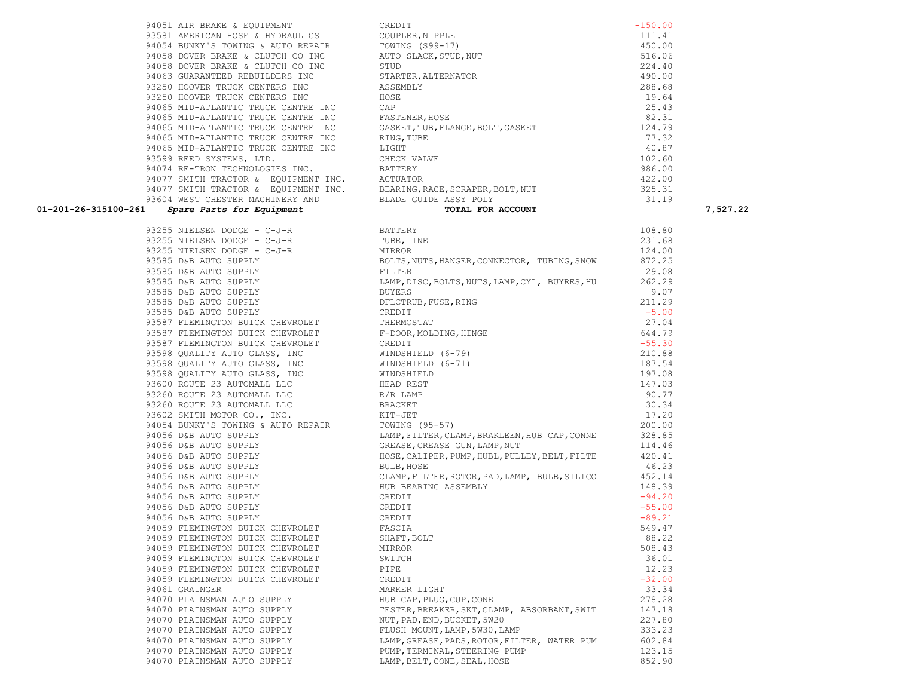| Account | Vendor | Description | Amount | Total |
|---|---|---|---|---|
| | 94051 AIR BRAKE & EQUIPMENT | CREDIT | -150.00 | |
| | 93581 AMERICAN HOSE & HYDRAULICS | COUPLER,NIPPLE | 111.41 | |
| | 94054 BUNKY'S TOWING & AUTO REPAIR | TOWING (S99-17) | 450.00 | |
| | 94058 DOVER BRAKE & CLUTCH CO INC | AUTO SLACK,STUD,NUT | 516.06 | |
| | 94058 DOVER BRAKE & CLUTCH CO INC | STUD | 224.40 | |
| | 94063 GUARANTEED REBUILDERS INC | STARTER,ALTERNATOR | 490.00 | |
| | 93250 HOOVER TRUCK CENTERS INC | ASSEMBLY | 288.68 | |
| | 93250 HOOVER TRUCK CENTERS INC | HOSE | 19.64 | |
| | 94065 MID-ATLANTIC TRUCK CENTRE INC | CAP | 25.43 | |
| | 94065 MID-ATLANTIC TRUCK CENTRE INC | FASTENER,HOSE | 82.31 | |
| | 94065 MID-ATLANTIC TRUCK CENTRE INC | GASKET,TUB,FLANGE,BOLT,GASKET | 124.79 | |
| | 94065 MID-ATLANTIC TRUCK CENTRE INC | RING,TUBE | 77.32 | |
| | 94065 MID-ATLANTIC TRUCK CENTRE INC | LIGHT | 40.87 | |
| | 93599 REED SYSTEMS, LTD. | CHECK VALVE | 102.60 | |
| | 94074 RE-TRON TECHNOLOGIES INC. | BATTERY | 986.00 | |
| | 94077 SMITH TRACTOR & EQUIPMENT INC. | ACTUATOR | 422.00 | |
| | 94077 SMITH TRACTOR & EQUIPMENT INC. | BEARING,RACE,SCRAPER,BOLT,NUT | 325.31 | |
| | 93604 WEST CHESTER MACHINERY AND | BLADE GUIDE ASSY POLY | 31.19 | |
| **01-201-26-315100-261** | ***Spare Parts for Equipment*** | **TOTAL FOR ACCOUNT** | | **7,527.22** |
| | 93255 NIELSEN DODGE - C-J-R | BATTERY | 108.80 | |
| | 93255 NIELSEN DODGE - C-J-R | TUBE,LINE | 231.68 | |
| | 93255 NIELSEN DODGE - C-J-R | MIRROR | 124.00 | |
| | 93585 D&B AUTO SUPPLY | BOLTS,NUTS,HANGER,CONNECTOR, TUBING,SNOW | 872.25 | |
| | 93585 D&B AUTO SUPPLY | FILTER | 29.08 | |
| | 93585 D&B AUTO SUPPLY | LAMP,DISC,BOLTS,NUTS,LAMP,CYL, BUYRES,HU | 262.29 | |
| | 93585 D&B AUTO SUPPLY | BUYERS | 9.07 | |
| | 93585 D&B AUTO SUPPLY | DFLCTRUB,FUSE,RING | 211.29 | |
| | 93585 D&B AUTO SUPPLY | CREDIT | -5.00 | |
| | 93587 FLEMINGTON BUICK CHEVROLET | THERMOSTAT | 27.04 | |
| | 93587 FLEMINGTON BUICK CHEVROLET | F-DOOR,MOLDING,HINGE | 644.79 | |
| | 93587 FLEMINGTON BUICK CHEVROLET | CREDIT | -55.30 | |
| | 93598 QUALITY AUTO GLASS, INC | WINDSHIELD (6-79) | 210.88 | |
| | 93598 QUALITY AUTO GLASS, INC | WINDSHIELD (6-71) | 187.54 | |
| | 93598 QUALITY AUTO GLASS, INC | WINDSHIELD | 197.08 | |
| | 93600 ROUTE 23 AUTOMALL LLC | HEAD REST | 147.03 | |
| | 93260 ROUTE 23 AUTOMALL LLC | R/R LAMP | 90.77 | |
| | 93260 ROUTE 23 AUTOMALL LLC | BRACKET | 30.34 | |
| | 93602 SMITH MOTOR CO., INC. | KIT-JET | 17.20 | |
| | 94054 BUNKY'S TOWING & AUTO REPAIR | TOWING (95-57) | 200.00 | |
| | 94056 D&B AUTO SUPPLY | LAMP,FILTER,CLAMP,BRAKLEEN,HUB CAP,CONNE | 328.85 | |
| | 94056 D&B AUTO SUPPLY | GREASE,GREASE GUN,LAMP,NUT | 114.46 | |
| | 94056 D&B AUTO SUPPLY | HOSE,CALIPER,PUMP,HUBL,PULLEY,BELT,FILTE | 420.41 | |
| | 94056 D&B AUTO SUPPLY | BULB,HOSE | 46.23 | |
| | 94056 D&B AUTO SUPPLY | CLAMP,FILTER,ROTOR,PAD,LAMP, BULB,SILICO | 452.14 | |
| | 94056 D&B AUTO SUPPLY | HUB BEARING ASSEMBLY | 148.39 | |
| | 94056 D&B AUTO SUPPLY | CREDIT | -94.20 | |
| | 94056 D&B AUTO SUPPLY | CREDIT | -55.00 | |
| | 94056 D&B AUTO SUPPLY | CREDIT | -89.21 | |
| | 94059 FLEMINGTON BUICK CHEVROLET | FASCIA | 549.47 | |
| | 94059 FLEMINGTON BUICK CHEVROLET | SHAFT,BOLT | 88.22 | |
| | 94059 FLEMINGTON BUICK CHEVROLET | MIRROR | 508.43 | |
| | 94059 FLEMINGTON BUICK CHEVROLET | SWITCH | 36.01 | |
| | 94059 FLEMINGTON BUICK CHEVROLET | PIPE | 12.23 | |
| | 94059 FLEMINGTON BUICK CHEVROLET | CREDIT | -32.00 | |
| | 94061 GRAINGER | MARKER LIGHT | 33.34 | |
| | 94070 PLAINSMAN AUTO SUPPLY | HUB CAP,PLUG,CUP,CONE | 278.28 | |
| | 94070 PLAINSMAN AUTO SUPPLY | TESTER,BREAKER,SKT,CLAMP, ABSORBANT,SWIT | 147.18 | |
| | 94070 PLAINSMAN AUTO SUPPLY | NUT,PAD,END,BUCKET,5W20 | 227.80 | |
| | 94070 PLAINSMAN AUTO SUPPLY | FLUSH MOUNT,LAMP,5W30,LAMP | 333.23 | |
| | 94070 PLAINSMAN AUTO SUPPLY | LAMP,GREASE,PADS,ROTOR,FILTER, WATER PUM | 602.84 | |
| | 94070 PLAINSMAN AUTO SUPPLY | PUMP,TERMINAL,STEERING PUMP | 123.15 | |
| | 94070 PLAINSMAN AUTO SUPPLY | LAMP,BELT,CONE,SEAL,HOSE | 852.90 | |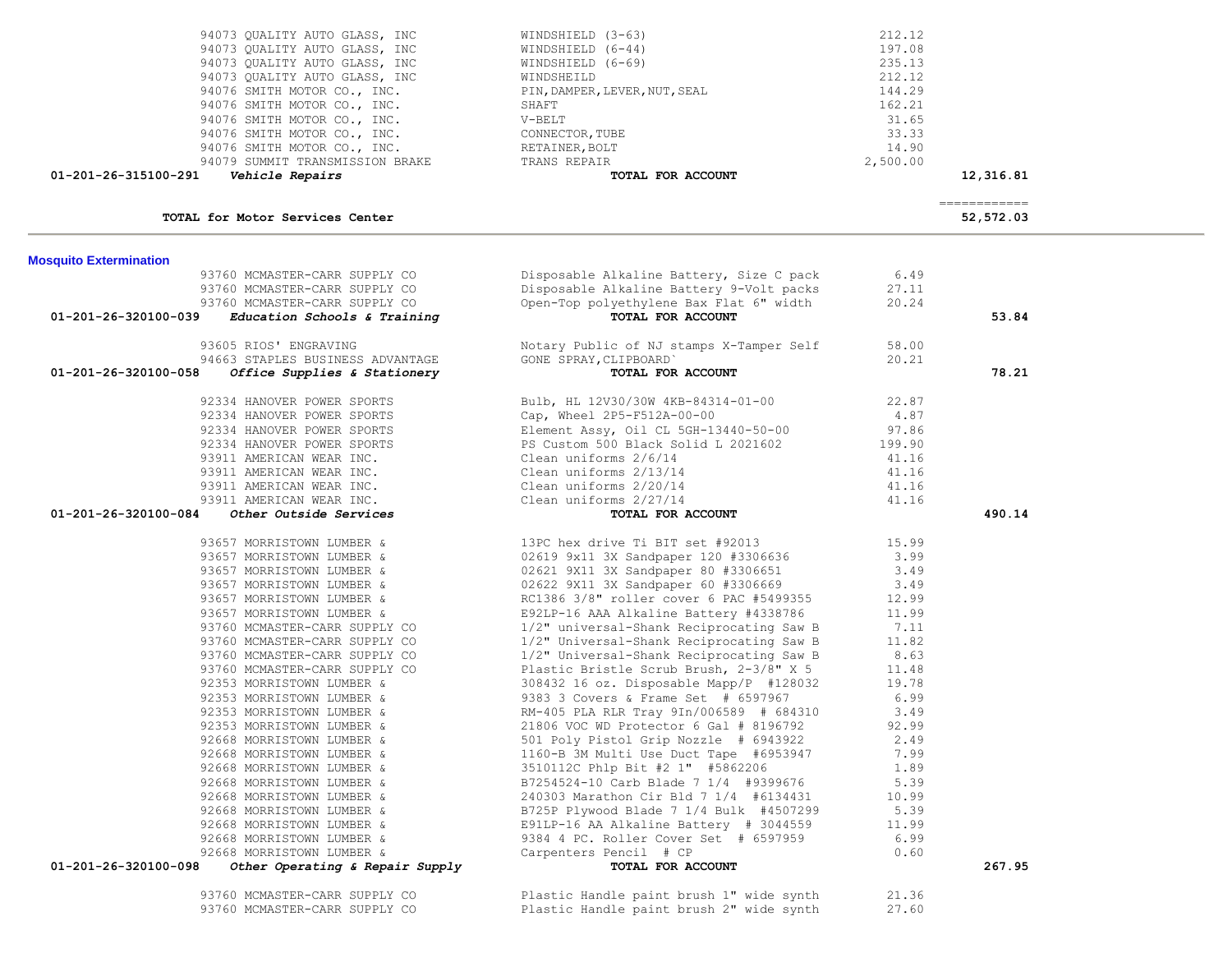| Account | Vendor | Description | Amount | Total |
|---|---|---|---|---|
| | 94073 QUALITY AUTO GLASS, INC | WINDSHIELD (3-63) | 212.12 | |
| | 94073 QUALITY AUTO GLASS, INC | WINDSHIELD (6-44) | 197.08 | |
| | 94073 QUALITY AUTO GLASS, INC | WINDSHIELD (6-69) | 235.13 | |
| | 94073 QUALITY AUTO GLASS, INC | WINDSHEILD | 212.12 | |
| | 94076 SMITH MOTOR CO., INC. | PIN,DAMPER,LEVER,NUT,SEAL | 144.29 | |
| | 94076 SMITH MOTOR CO., INC. | SHAFT | 162.21 | |
| | 94076 SMITH MOTOR CO., INC. | V-BELT | 31.65 | |
| | 94076 SMITH MOTOR CO., INC. | CONNECTOR,TUBE | 33.33 | |
| | 94076 SMITH MOTOR CO., INC. | RETAINER,BOLT | 14.90 | |
| | 94079 SUMMIT TRANSMISSION BRAKE | TRANS REPAIR | 2,500.00 | |
| **01-201-26-315100-291** | ***Vehicle Repairs*** | **TOTAL FOR ACCOUNT** | | **12,316.81** |
| | | | | ============ |
| | **TOTAL for Motor Services Center** | | | **52,572.03** |

**Mosquito Extermination**

| Account | Vendor | Description | Amount | Total |
|---|---|---|---|---|
| | 93760 MCMASTER-CARR SUPPLY CO | Disposable Alkaline Battery, Size C pack | 6.49 | |
| | 93760 MCMASTER-CARR SUPPLY CO | Disposable Alkaline Battery 9-Volt packs | 27.11 | |
| | 93760 MCMASTER-CARR SUPPLY CO | Open-Top polyethylene Bax Flat 6" width | 20.24 | |
| **01-201-26-320100-039** | ***Education Schools & Training*** | **TOTAL FOR ACCOUNT** | | **53.84** |
| | 93605 RIOS' ENGRAVING | Notary Public of NJ stamps X-Tamper Self | 58.00 | |
| | 94663 STAPLES BUSINESS ADVANTAGE | GONE SPRAY,CLIPBOARD` | 20.21 | |
| **01-201-26-320100-058** | ***Office Supplies & Stationery*** | **TOTAL FOR ACCOUNT** | | **78.21** |
| | 92334 HANOVER POWER SPORTS | Bulb, HL 12V30/30W 4KB-84314-01-00 | 22.87 | |
| | 92334 HANOVER POWER SPORTS | Cap, Wheel 2P5-F512A-00-00 | 4.87 | |
| | 92334 HANOVER POWER SPORTS | Element Assy, Oil CL 5GH-13440-50-00 | 97.86 | |
| | 92334 HANOVER POWER SPORTS | PS Custom 500 Black Solid L 2021602 | 199.90 | |
| | 93911 AMERICAN WEAR INC. | Clean uniforms 2/6/14 | 41.16 | |
| | 93911 AMERICAN WEAR INC. | Clean uniforms 2/13/14 | 41.16 | |
| | 93911 AMERICAN WEAR INC. | Clean uniforms 2/20/14 | 41.16 | |
| | 93911 AMERICAN WEAR INC. | Clean uniforms 2/27/14 | 41.16 | |
| **01-201-26-320100-084** | ***Other Outside Services*** | **TOTAL FOR ACCOUNT** | | **490.14** |
| | 93657 MORRISTOWN LUMBER & | 13PC hex drive Ti BIT set #92013 | 15.99 | |
| | 93657 MORRISTOWN LUMBER & | 02619 9x11 3X Sandpaper 120 #3306636 | 3.99 | |
| | 93657 MORRISTOWN LUMBER & | 02621 9X11 3X Sandpaper 80 #3306651 | 3.49 | |
| | 93657 MORRISTOWN LUMBER & | 02622 9X11 3X Sandpaper 60 #3306669 | 3.49 | |
| | 93657 MORRISTOWN LUMBER & | RC1386 3/8" roller cover 6 PAC #5499355 | 12.99 | |
| | 93657 MORRISTOWN LUMBER & | E92LP-16 AAA Alkaline Battery #4338786 | 11.99 | |
| | 93760 MCMASTER-CARR SUPPLY CO | 1/2" universal-Shank Reciprocating Saw B | 7.11 | |
| | 93760 MCMASTER-CARR SUPPLY CO | 1/2" Universal-Shank Reciprocating Saw B | 11.82 | |
| | 93760 MCMASTER-CARR SUPPLY CO | 1/2" Universal-Shank Reciprocating Saw B | 8.63 | |
| | 93760 MCMASTER-CARR SUPPLY CO | Plastic Bristle Scrub Brush, 2-3/8" X 5 | 11.48 | |
| | 92353 MORRISTOWN LUMBER & | 308432 16 oz. Disposable Mapp/P #128032 | 19.78 | |
| | 92353 MORRISTOWN LUMBER & | 9383 3 Covers & Frame Set # 6597967 | 6.99 | |
| | 92353 MORRISTOWN LUMBER & | RM-405 PLA RLR Tray 9In/006589 # 684310 | 3.49 | |
| | 92353 MORRISTOWN LUMBER & | 21806 VOC WD Protector 6 Gal # 8196792 | 92.99 | |
| | 92668 MORRISTOWN LUMBER & | 501 Poly Pistol Grip Nozzle # 6943922 | 2.49 | |
| | 92668 MORRISTOWN LUMBER & | 1160-B 3M Multi Use Duct Tape #6953947 | 7.99 | |
| | 92668 MORRISTOWN LUMBER & | 3510112C Phlp Bit #2 1" #5862206 | 1.89 | |
| | 92668 MORRISTOWN LUMBER & | B7254524-10 Carb Blade 7 1/4 #9399676 | 5.39 | |
| | 92668 MORRISTOWN LUMBER & | 240303 Marathon Cir Bld 7 1/4 #6134431 | 10.99 | |
| | 92668 MORRISTOWN LUMBER & | B725P Plywood Blade 7 1/4 Bulk #4507299 | 5.39 | |
| | 92668 MORRISTOWN LUMBER & | E91LP-16 AA Alkaline Battery # 3044559 | 11.99 | |
| | 92668 MORRISTOWN LUMBER & | 9384 4 PC. Roller Cover Set # 6597959 | 6.99 | |
| | 92668 MORRISTOWN LUMBER & | Carpenters Pencil # CP | 0.60 | |
| **01-201-26-320100-098** | ***Other Operating & Repair Supply*** | **TOTAL FOR ACCOUNT** | | **267.95** |
| | 93760 MCMASTER-CARR SUPPLY CO | Plastic Handle paint brush 1" wide synth | 21.36 | |
| | 93760 MCMASTER-CARR SUPPLY CO | Plastic Handle paint brush 2" wide synth | 27.60 | |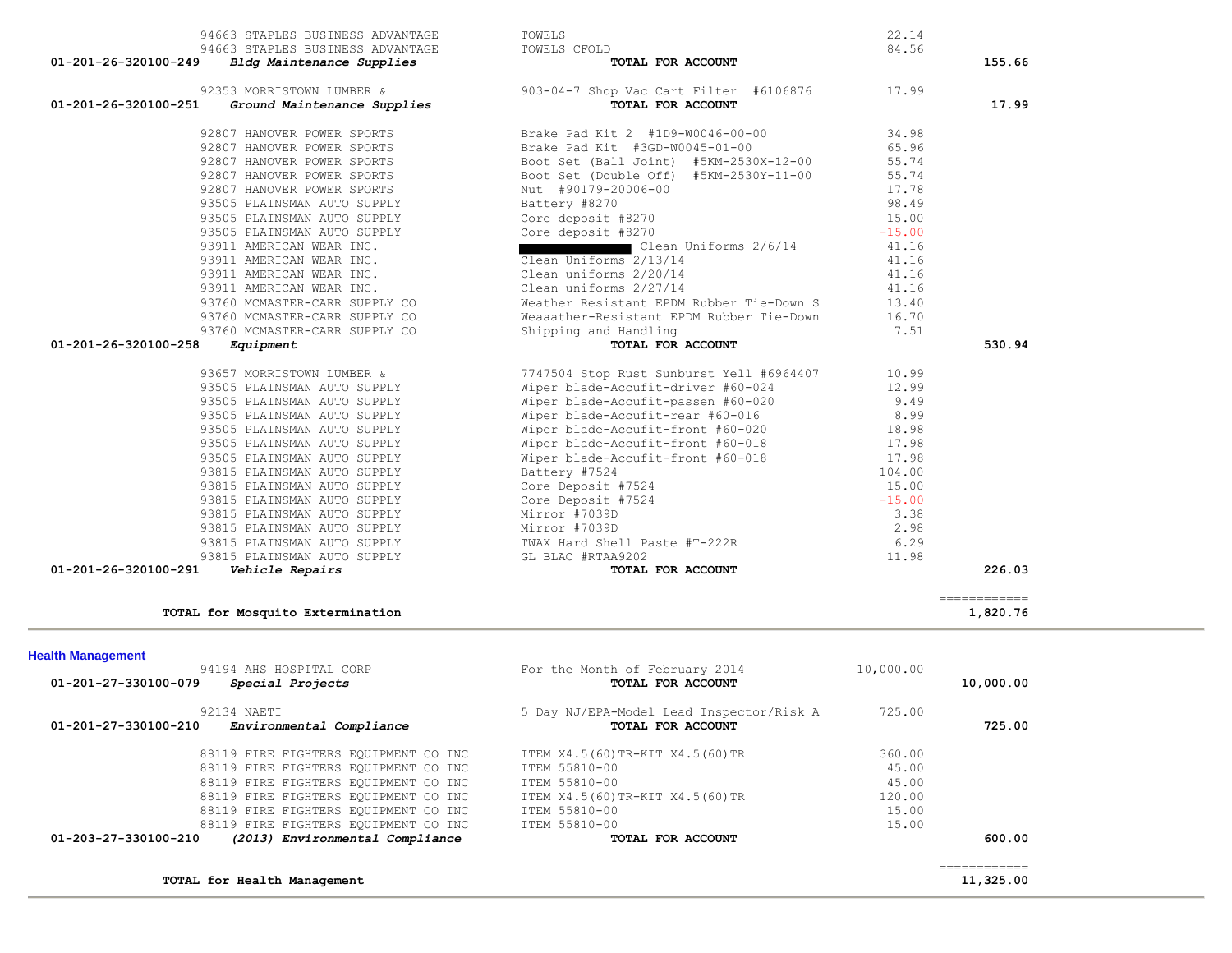| Account | Vendor / Account Name | Description | Amount | Total |
|---|---|---|---|---|
| | 94663 STAPLES BUSINESS ADVANTAGE | TOWELS | 22.14 | |
| | 94663 STAPLES BUSINESS ADVANTAGE | TOWELS CFOLD | 84.56 | |
| **01-201-26-320100-249** | ***Bldg Maintenance Supplies*** | **TOTAL FOR ACCOUNT** | | **155.66** |
| | 92353 MORRISTOWN LUMBER & | 903-04-7 Shop Vac Cart Filter #6106876 | 17.99 | |
| **01-201-26-320100-251** | ***Ground Maintenance Supplies*** | **TOTAL FOR ACCOUNT** | | **17.99** |
| | 92807 HANOVER POWER SPORTS | Brake Pad Kit 2 #1D9-W0046-00-00 | 34.98 | |
| | 92807 HANOVER POWER SPORTS | Brake Pad Kit #3GD-W0045-01-00 | 65.96 | |
| | 92807 HANOVER POWER SPORTS | Boot Set (Ball Joint) #5KM-2530X-12-00 | 55.74 | |
| | 92807 HANOVER POWER SPORTS | Boot Set (Double Off) #5KM-2530Y-11-00 | 55.74 | |
| | 92807 HANOVER POWER SPORTS | Nut #90179-20006-00 | 17.78 | |
| | 93505 PLAINSMAN AUTO SUPPLY | Battery #8270 | 98.49 | |
| | 93505 PLAINSMAN AUTO SUPPLY | Core deposit #8270 | 15.00 | |
| | 93505 PLAINSMAN AUTO SUPPLY | Core deposit #8270 | -15.00 | |
| | 93911 AMERICAN WEAR INC. | [REDACTED] Clean Uniforms 2/6/14 | 41.16 | |
| | 93911 AMERICAN WEAR INC. | Clean Uniforms 2/13/14 | 41.16 | |
| | 93911 AMERICAN WEAR INC. | Clean uniforms 2/20/14 | 41.16 | |
| | 93911 AMERICAN WEAR INC. | Clean uniforms 2/27/14 | 41.16 | |
| | 93760 MCMASTER-CARR SUPPLY CO | Weather Resistant EPDM Rubber Tie-Down S | 13.40 | |
| | 93760 MCMASTER-CARR SUPPLY CO | Weaaather-Resistant EPDM Rubber Tie-Down | 16.70 | |
| | 93760 MCMASTER-CARR SUPPLY CO | Shipping and Handling | 7.51 | |
| **01-201-26-320100-258** | ***Equipment*** | **TOTAL FOR ACCOUNT** | | **530.94** |
| | 93657 MORRISTOWN LUMBER & | 7747504 Stop Rust Sunburst Yell #6964407 | 10.99 | |
| | 93505 PLAINSMAN AUTO SUPPLY | Wiper blade-Accufit-driver #60-024 | 12.99 | |
| | 93505 PLAINSMAN AUTO SUPPLY | Wiper blade-Accufit-passen #60-020 | 9.49 | |
| | 93505 PLAINSMAN AUTO SUPPLY | Wiper blade-Accufit-rear #60-016 | 8.99 | |
| | 93505 PLAINSMAN AUTO SUPPLY | Wiper blade-Accufit-front #60-020 | 18.98 | |
| | 93505 PLAINSMAN AUTO SUPPLY | Wiper blade-Accufit-front #60-018 | 17.98 | |
| | 93505 PLAINSMAN AUTO SUPPLY | Wiper blade-Accufit-front #60-018 | 17.98 | |
| | 93815 PLAINSMAN AUTO SUPPLY | Battery #7524 | 104.00 | |
| | 93815 PLAINSMAN AUTO SUPPLY | Core Deposit #7524 | 15.00 | |
| | 93815 PLAINSMAN AUTO SUPPLY | Core Deposit #7524 | -15.00 | |
| | 93815 PLAINSMAN AUTO SUPPLY | Mirror #7039D | 3.38 | |
| | 93815 PLAINSMAN AUTO SUPPLY | Mirror #7039D | 2.98 | |
| | 93815 PLAINSMAN AUTO SUPPLY | TWAX Hard Shell Paste #T-222R | 6.29 | |
| | 93815 PLAINSMAN AUTO SUPPLY | GL BLAC #RTAA9202 | 11.98 | |
| **01-201-26-320100-291** | ***Vehicle Repairs*** | **TOTAL FOR ACCOUNT** | | **226.03** |
| | **TOTAL for Mosquito Extermination** | | | **1,820.76** |

**Health Management**

| Account | Vendor / Account Name | Description | Amount | Total |
|---|---|---|---|---|
| | 94194 AHS HOSPITAL CORP | For the Month of February 2014 | 10,000.00 | |
| **01-201-27-330100-079** | ***Special Projects*** | **TOTAL FOR ACCOUNT** | | **10,000.00** |
| | 92134 NAETI | 5 Day NJ/EPA-Model Lead Inspector/Risk A | 725.00 | |
| **01-201-27-330100-210** | ***Environmental Compliance*** | **TOTAL FOR ACCOUNT** | | **725.00** |
| | 88119 FIRE FIGHTERS EQUIPMENT CO INC | ITEM X4.5(60)TR-KIT X4.5(60)TR | 360.00 | |
| | 88119 FIRE FIGHTERS EQUIPMENT CO INC | ITEM 55810-00 | 45.00 | |
| | 88119 FIRE FIGHTERS EQUIPMENT CO INC | ITEM 55810-00 | 45.00 | |
| | 88119 FIRE FIGHTERS EQUIPMENT CO INC | ITEM X4.5(60)TR-KIT X4.5(60)TR | 120.00 | |
| | 88119 FIRE FIGHTERS EQUIPMENT CO INC | ITEM 55810-00 | 15.00 | |
| | 88119 FIRE FIGHTERS EQUIPMENT CO INC | ITEM 55810-00 | 15.00 | |
| **01-203-27-330100-210** | ***(2013) Environmental Compliance*** | **TOTAL FOR ACCOUNT** | | **600.00** |
| | **TOTAL for Health Management** | | | **11,325.00** |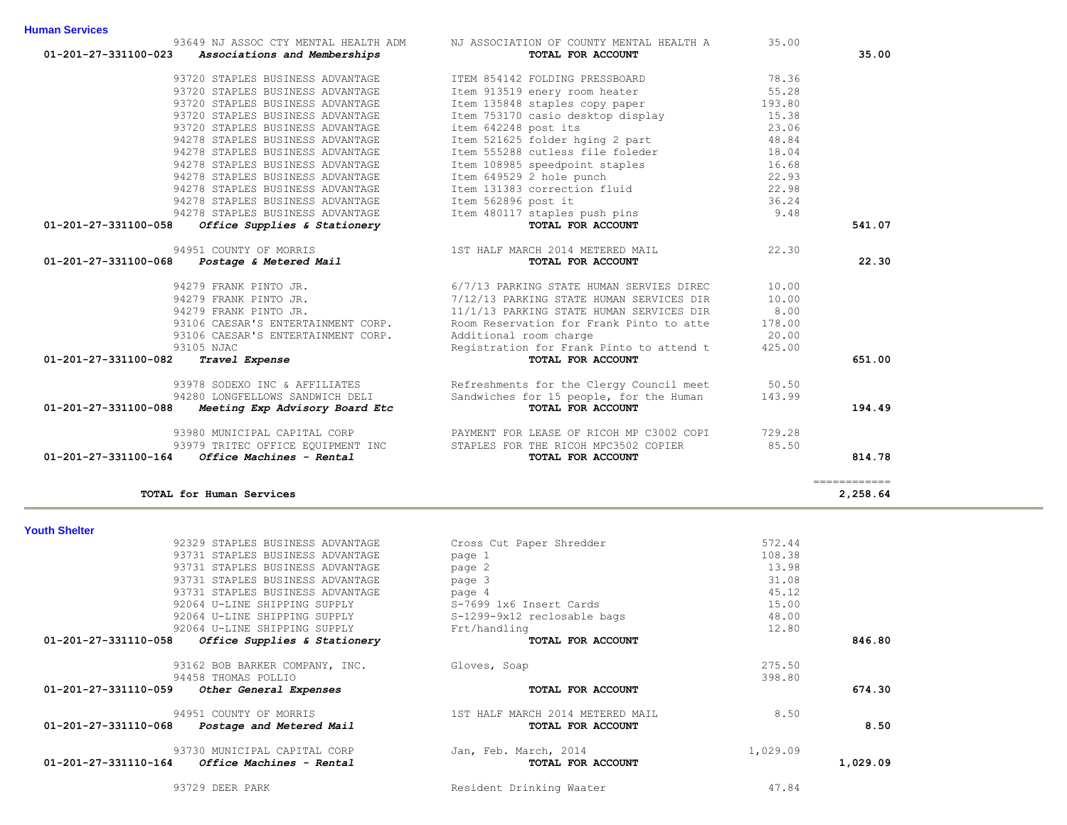## Human Services

| Account | Vendor | Description | Amount | Total |
|---|---|---|---|---|
| | 93649 NJ ASSOC CTY MENTAL HEALTH ADM | NJ ASSOCIATION OF COUNTY MENTAL HEALTH A | 35.00 | |
| 01-201-27-331100-023 | ***Associations and Memberships*** | **TOTAL FOR ACCOUNT** | | **35.00** |
| | 93720 STAPLES BUSINESS ADVANTAGE | ITEM 854142 FOLDING PRESSBOARD | 78.36 | |
| | 93720 STAPLES BUSINESS ADVANTAGE | Item 913519 enery room heater | 55.28 | |
| | 93720 STAPLES BUSINESS ADVANTAGE | Item 135848 staples copy paper | 193.80 | |
| | 93720 STAPLES BUSINESS ADVANTAGE | Item 753170 casio desktop display | 15.38 | |
| | 93720 STAPLES BUSINESS ADVANTAGE | item 642248 post its | 23.06 | |
| | 94278 STAPLES BUSINESS ADVANTAGE | Item 521625 folder hging 2 part | 48.84 | |
| | 94278 STAPLES BUSINESS ADVANTAGE | Item 555288 cutless file foleder | 18.04 | |
| | 94278 STAPLES BUSINESS ADVANTAGE | Item 108985 speedpoint staples | 16.68 | |
| | 94278 STAPLES BUSINESS ADVANTAGE | Item 649529 2 hole punch | 22.93 | |
| | 94278 STAPLES BUSINESS ADVANTAGE | Item 131383 correction fluid | 22.98 | |
| | 94278 STAPLES BUSINESS ADVANTAGE | Item 562896 post it | 36.24 | |
| | 94278 STAPLES BUSINESS ADVANTAGE | Item 480117 staples push pins | 9.48 | |
| 01-201-27-331100-058 | ***Office Supplies & Stationery*** | **TOTAL FOR ACCOUNT** | | **541.07** |
| | 94951 COUNTY OF MORRIS | 1ST HALF MARCH 2014 METERED MAIL | 22.30 | |
| 01-201-27-331100-068 | ***Postage & Metered Mail*** | **TOTAL FOR ACCOUNT** | | **22.30** |
| | 94279 FRANK PINTO JR. | 6/7/13 PARKING STATE HUMAN SERVIES DIREC | 10.00 | |
| | 94279 FRANK PINTO JR. | 7/12/13 PARKING STATE HUMAN SERVICES DIR | 10.00 | |
| | 94279 FRANK PINTO JR. | 11/1/13 PARKING STATE HUMAN SERVICES DIR | 8.00 | |
| | 93106 CAESAR'S ENTERTAINMENT CORP. | Room Reservation for Frank Pinto to atte | 178.00 | |
| | 93106 CAESAR'S ENTERTAINMENT CORP. | Additional room charge | 20.00 | |
| | 93105 NJAC | Registration for Frank Pinto to attend t | 425.00 | |
| 01-201-27-331100-082 | ***Travel Expense*** | **TOTAL FOR ACCOUNT** | | **651.00** |
| | 93978 SODEXO INC & AFFILIATES | Refreshments for the Clergy Council meet | 50.50 | |
| | 94280 LONGFELLOWS SANDWICH DELI | Sandwiches for 15 people, for the Human | 143.99 | |
| 01-201-27-331100-088 | ***Meeting Exp Advisory Board Etc*** | **TOTAL FOR ACCOUNT** | | **194.49** |
| | 93980 MUNICIPAL CAPITAL CORP | PAYMENT FOR LEASE OF RICOH MP C3002 COPI | 729.28 | |
| | 93979 TRITEC OFFICE EQUIPMENT INC | STAPLES FOR THE RICOH MPC3502 COPIER | 85.50 | |
| 01-201-27-331100-164 | ***Office Machines - Rental*** | **TOTAL FOR ACCOUNT** | | **814.78** |
| | **TOTAL for Human Services** | | | **2,258.64** |

## Youth Shelter

| Account | Vendor | Description | Amount | Total |
|---|---|---|---|---|
| | 92329 STAPLES BUSINESS ADVANTAGE | Cross Cut Paper Shredder | 572.44 | |
| | 93731 STAPLES BUSINESS ADVANTAGE | page 1 | 108.38 | |
| | 93731 STAPLES BUSINESS ADVANTAGE | page 2 | 13.98 | |
| | 93731 STAPLES BUSINESS ADVANTAGE | page 3 | 31.08 | |
| | 93731 STAPLES BUSINESS ADVANTAGE | page 4 | 45.12 | |
| | 92064 U-LINE SHIPPING SUPPLY | S-7699 1x6 Insert Cards | 15.00 | |
| | 92064 U-LINE SHIPPING SUPPLY | S-1299-9x12 reclosable bags | 48.00 | |
| | 92064 U-LINE SHIPPING SUPPLY | Frt/handling | 12.80 | |
| 01-201-27-331110-058 | ***Office Supplies & Stationery*** | **TOTAL FOR ACCOUNT** | | **846.80** |
| | 93162 BOB BARKER COMPANY, INC. | Gloves, Soap | 275.50 | |
| | 94458 THOMAS POLLIO | | 398.80 | |
| 01-201-27-331110-059 | ***Other General Expenses*** | **TOTAL FOR ACCOUNT** | | **674.30** |
| | 94951 COUNTY OF MORRIS | 1ST HALF MARCH 2014 METERED MAIL | 8.50 | |
| 01-201-27-331110-068 | ***Postage and Metered Mail*** | **TOTAL FOR ACCOUNT** | | **8.50** |
| | 93730 MUNICIPAL CAPITAL CORP | Jan, Feb. March, 2014 | 1,029.09 | |
| 01-201-27-331110-164 | ***Office Machines - Rental*** | **TOTAL FOR ACCOUNT** | | **1,029.09** |
| | 93729 DEER PARK | Resident Drinking Waater | 47.84 | |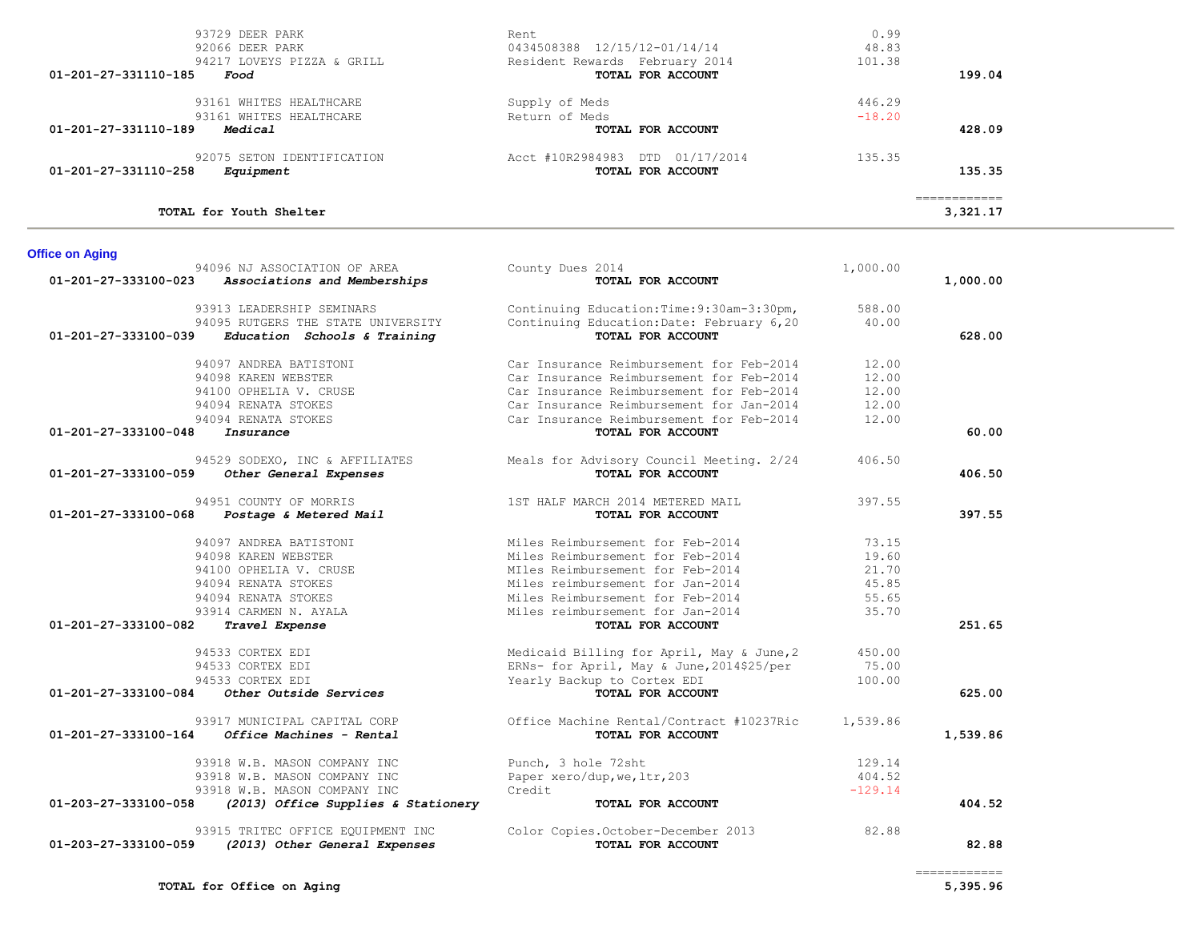| Account | Vendor | Description | Amount | Total |
|---|---|---|---|---|
| | 93729 DEER PARK | Rent | 0.99 | |
| | 92066 DEER PARK | 0434508388 12/15/12-01/14/14 | 48.83 | |
| | 94217 LOVEYS PIZZA & GRILL | Resident Rewards February 2014 | 101.38 | |
| 01-201-27-331110-185 | *Food* | **TOTAL FOR ACCOUNT** | | **199.04** |
| | 93161 WHITES HEALTHCARE | Supply of Meds | 446.29 | |
| | 93161 WHITES HEALTHCARE | Return of Meds | -18.20 | |
| 01-201-27-331110-189 | *Medical* | **TOTAL FOR ACCOUNT** | | **428.09** |
| | 92075 SETON IDENTIFICATION | Acct #10R2984983 DTD 01/17/2014 | 135.35 | |
| 01-201-27-331110-258 | *Equipment* | **TOTAL FOR ACCOUNT** | | **135.35** |
| | | | | ============ |
| | **TOTAL for Youth Shelter** | | | **3,321.17** |

## Office on Aging

| Account | Vendor | Description | Amount | Total |
|---|---|---|---|---|
| | 94096 NJ ASSOCIATION OF AREA | County Dues 2014 | 1,000.00 | |
| 01-201-27-333100-023 | *Associations and Memberships* | **TOTAL FOR ACCOUNT** | | **1,000.00** |
| | 93913 LEADERSHIP SEMINARS | Continuing Education:Time:9:30am-3:30pm, | 588.00 | |
| | 94095 RUTGERS THE STATE UNIVERSITY | Continuing Education:Date: February 6,20 | 40.00 | |
| 01-201-27-333100-039 | *Education Schools & Training* | **TOTAL FOR ACCOUNT** | | **628.00** |
| | 94097 ANDREA BATISTONI | Car Insurance Reimbursement for Feb-2014 | 12.00 | |
| | 94098 KAREN WEBSTER | Car Insurance Reimbursement for Feb-2014 | 12.00 | |
| | 94100 OPHELIA V. CRUSE | Car Insurance Reimbursement for Feb-2014 | 12.00 | |
| | 94094 RENATA STOKES | Car Insurance Reimbursement for Jan-2014 | 12.00 | |
| | 94094 RENATA STOKES | Car Insurance Reimbursement for Feb-2014 | 12.00 | |
| 01-201-27-333100-048 | *Insurance* | **TOTAL FOR ACCOUNT** | | **60.00** |
| | 94529 SODEXO, INC & AFFILIATES | Meals for Advisory Council Meeting. 2/24 | 406.50 | |
| 01-201-27-333100-059 | *Other General Expenses* | **TOTAL FOR ACCOUNT** | | **406.50** |
| | 94951 COUNTY OF MORRIS | 1ST HALF MARCH 2014 METERED MAIL | 397.55 | |
| 01-201-27-333100-068 | *Postage & Metered Mail* | **TOTAL FOR ACCOUNT** | | **397.55** |
| | 94097 ANDREA BATISTONI | Miles Reimbursement for Feb-2014 | 73.15 | |
| | 94098 KAREN WEBSTER | Miles Reimbursement for Feb-2014 | 19.60 | |
| | 94100 OPHELIA V. CRUSE | MIles Reimbursement for Feb-2014 | 21.70 | |
| | 94094 RENATA STOKES | Miles reimbursement for Jan-2014 | 45.85 | |
| | 94094 RENATA STOKES | Miles Reimbursement for Feb-2014 | 55.65 | |
| | 93914 CARMEN N. AYALA | Miles reimbursement for Jan-2014 | 35.70 | |
| 01-201-27-333100-082 | *Travel Expense* | **TOTAL FOR ACCOUNT** | | **251.65** |
| | 94533 CORTEX EDI | Medicaid Billing for April, May & June,2 | 450.00 | |
| | 94533 CORTEX EDI | ERNs- for April, May & June,2014$25/per | 75.00 | |
| | 94533 CORTEX EDI | Yearly Backup to Cortex EDI | 100.00 | |
| 01-201-27-333100-084 | *Other Outside Services* | **TOTAL FOR ACCOUNT** | | **625.00** |
| | 93917 MUNICIPAL CAPITAL CORP | Office Machine Rental/Contract #10237Ric | 1,539.86 | |
| 01-201-27-333100-164 | *Office Machines - Rental* | **TOTAL FOR ACCOUNT** | | **1,539.86** |
| | 93918 W.B. MASON COMPANY INC | Punch, 3 hole 72sht | 129.14 | |
| | 93918 W.B. MASON COMPANY INC | Paper xero/dup,we,ltr,203 | 404.52 | |
| | 93918 W.B. MASON COMPANY INC | Credit | -129.14 | |
| 01-203-27-333100-058 | *(2013) Office Supplies & Stationery* | **TOTAL FOR ACCOUNT** | | **404.52** |
| | 93915 TRITEC OFFICE EQUIPMENT INC | Color Copies.October-December 2013 | 82.88 | |
| 01-203-27-333100-059 | *(2013) Other General Expenses* | **TOTAL FOR ACCOUNT** | | **82.88** |
| | | | | ============ |
| | **TOTAL for Office on Aging** | | | **5,395.96** |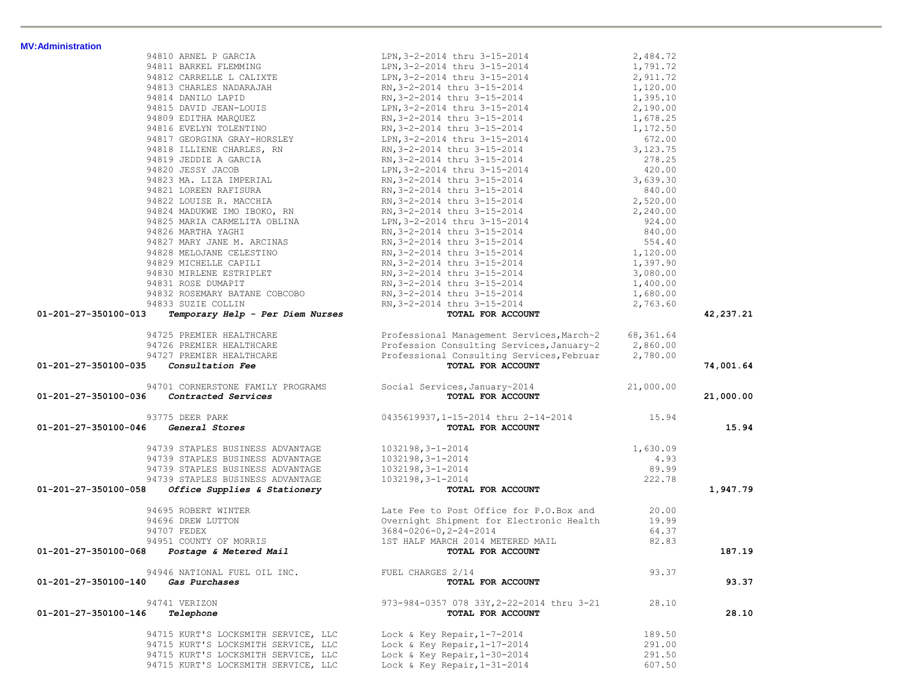**MV:Administration**

| Account | Vendor | Description | Amount | Total |
|---|---|---|---|---|
| | 94810 ARNEL P GARCIA | LPN,3-2-2014 thru 3-15-2014 | 2,484.72 | |
| | 94811 BARKEL FLEMMING | LPN,3-2-2014 thru 3-15-2014 | 1,791.72 | |
| | 94812 CARRELLE L CALIXTE | LPN,3-2-2014 thru 3-15-2014 | 2,911.72 | |
| | 94813 CHARLES NADARAJAH | RN,3-2-2014 thru 3-15-2014 | 1,120.00 | |
| | 94814 DANILO LAPID | RN,3-2-2014 thru 3-15-2014 | 1,395.10 | |
| | 94815 DAVID JEAN-LOUIS | LPN,3-2-2014 thru 3-15-2014 | 2,190.00 | |
| | 94809 EDITHA MARQUEZ | RN,3-2-2014 thru 3-15-2014 | 1,678.25 | |
| | 94816 EVELYN TOLENTINO | RN,3-2-2014 thru 3-15-2014 | 1,172.50 | |
| | 94817 GEORGINA GRAY-HORSLEY | LPN,3-2-2014 thru 3-15-2014 | 672.00 | |
| | 94818 ILLIENE CHARLES, RN | RN,3-2-2014 thru 3-15-2014 | 3,123.75 | |
| | 94819 JEDDIE A GARCIA | RN,3-2-2014 thru 3-15-2014 | 278.25 | |
| | 94820 JESSY JACOB | LPN,3-2-2014 thru 3-15-2014 | 420.00 | |
| | 94823 MA. LIZA IMPERIAL | RN,3-2-2014 thru 3-15-2014 | 3,639.30 | |
| | 94821 LOREEN RAFISURA | RN,3-2-2014 thru 3-15-2014 | 840.00 | |
| | 94822 LOUISE R. MACCHIA | RN,3-2-2014 thru 3-15-2014 | 2,520.00 | |
| | 94824 MADUKWE IMO IBOKO, RN | RN,3-2-2014 thru 3-15-2014 | 2,240.00 | |
| | 94825 MARIA CARMELITA OBLINA | LPN,3-2-2014 thru 3-15-2014 | 924.00 | |
| | 94826 MARTHA YAGHI | RN,3-2-2014 thru 3-15-2014 | 840.00 | |
| | 94827 MARY JANE M. ARCINAS | RN,3-2-2014 thru 3-15-2014 | 554.40 | |
| | 94828 MELOJANE CELESTINO | RN,3-2-2014 thru 3-15-2014 | 1,120.00 | |
| | 94829 MICHELLE CAPILI | RN,3-2-2014 thru 3-15-2014 | 1,397.90 | |
| | 94830 MIRLENE ESTRIPLET | RN,3-2-2014 thru 3-15-2014 | 3,080.00 | |
| | 94831 ROSE DUMAPIT | RN,3-2-2014 thru 3-15-2014 | 1,400.00 | |
| | 94832 ROSEMARY BATANE COBCOBO | RN,3-2-2014 thru 3-15-2014 | 1,680.00 | |
| | 94833 SUZIE COLLIN | RN,3-2-2014 thru 3-15-2014 | 2,763.60 | |
| **01-201-27-350100-013** | ***Temporary Help - Per Diem Nurses*** | **TOTAL FOR ACCOUNT** | | **42,237.21** |
| | 94725 PREMIER HEALTHCARE | Professional Management Services,March~2 | 68,361.64 | |
| | 94726 PREMIER HEALTHCARE | Profession Consulting Services,January~2 | 2,860.00 | |
| | 94727 PREMIER HEALTHCARE | Professional Consulting Services,Februar | 2,780.00 | |
| **01-201-27-350100-035** | ***Consultation Fee*** | **TOTAL FOR ACCOUNT** | | **74,001.64** |
| | 94701 CORNERSTONE FAMILY PROGRAMS | Social Services,January~2014 | 21,000.00 | |
| **01-201-27-350100-036** | ***Contracted Services*** | **TOTAL FOR ACCOUNT** | | **21,000.00** |
| | 93775 DEER PARK | 0435619937,1-15-2014 thru 2-14-2014 | 15.94 | |
| **01-201-27-350100-046** | ***General Stores*** | **TOTAL FOR ACCOUNT** | | **15.94** |
| | 94739 STAPLES BUSINESS ADVANTAGE | 1032198,3-1-2014 | 1,630.09 | |
| | 94739 STAPLES BUSINESS ADVANTAGE | 1032198,3-1-2014 | 4.93 | |
| | 94739 STAPLES BUSINESS ADVANTAGE | 1032198,3-1-2014 | 89.99 | |
| | 94739 STAPLES BUSINESS ADVANTAGE | 1032198,3-1-2014 | 222.78 | |
| **01-201-27-350100-058** | ***Office Supplies & Stationery*** | **TOTAL FOR ACCOUNT** | | **1,947.79** |
| | 94695 ROBERT WINTER | Late Fee to Post Office for P.O.Box and | 20.00 | |
| | 94696 DREW LUTTON | Overnight Shipment for Electronic Health | 19.99 | |
| | 94707 FEDEX | 3684-0206-0,2-24-2014 | 64.37 | |
| | 94951 COUNTY OF MORRIS | 1ST HALF MARCH 2014 METERED MAIL | 82.83 | |
| **01-201-27-350100-068** | ***Postage & Metered Mail*** | **TOTAL FOR ACCOUNT** | | **187.19** |
| | 94946 NATIONAL FUEL OIL INC. | FUEL CHARGES 2/14 | 93.37 | |
| **01-201-27-350100-140** | ***Gas Purchases*** | **TOTAL FOR ACCOUNT** | | **93.37** |
| | 94741 VERIZON | 973-984-0357 078 33Y,2-22-2014 thru 3-21 | 28.10 | |
| **01-201-27-350100-146** | ***Telephone*** | **TOTAL FOR ACCOUNT** | | **28.10** |
| | 94715 KURT'S LOCKSMITH SERVICE, LLC | Lock & Key Repair,1-7-2014 | 189.50 | |
| | 94715 KURT'S LOCKSMITH SERVICE, LLC | Lock & Key Repair,1-17-2014 | 291.00 | |
| | 94715 KURT'S LOCKSMITH SERVICE, LLC | Lock & Key Repair,1-30-2014 | 291.50 | |
| | 94715 KURT'S LOCKSMITH SERVICE, LLC | Lock & Key Repair,1-31-2014 | 607.50 | |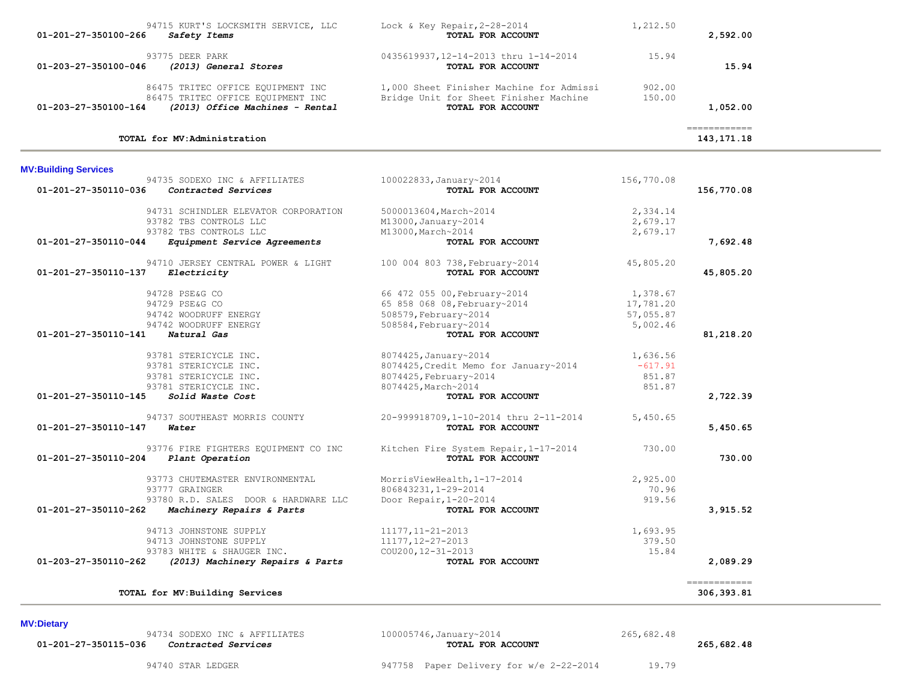| Account | Vendor | Description | Amount | Total |
|---|---|---|---|---|
| | 94715 KURT'S LOCKSMITH SERVICE, LLC | Lock & Key Repair,2-28-2014 | 1,212.50 | |
| 01-201-27-350100-266 | *Safety Items* | TOTAL FOR ACCOUNT | | 2,592.00 |
| | 93775 DEER PARK | 0435619937,12-14-2013 thru 1-14-2014 | 15.94 | |
| 01-203-27-350100-046 | *(2013) General Stores* | TOTAL FOR ACCOUNT | | 15.94 |
| | 86475 TRITEC OFFICE EQUIPMENT INC | 1,000 Sheet Finisher Machine for Admissi | 902.00 | |
| | 86475 TRITEC OFFICE EQUIPMENT INC | Bridge Unit for Sheet Finisher Machine | 150.00 | |
| 01-203-27-350100-164 | *(2013) Office Machines - Rental* | TOTAL FOR ACCOUNT | | 1,052.00 |
| | **TOTAL for MV:Administration** | | | 143,171.18 |

## MV:Building Services

| Account | Vendor | Description | Amount | Total |
|---|---|---|---|---|
| | 94735 SODEXO INC & AFFILIATES | 100022833,January~2014 | 156,770.08 | |
| 01-201-27-350110-036 | *Contracted Services* | TOTAL FOR ACCOUNT | | 156,770.08 |
| | 94731 SCHINDLER ELEVATOR CORPORATION | 5000013604,March~2014 | 2,334.14 | |
| | 93782 TBS CONTROLS LLC | M13000,January~2014 | 2,679.17 | |
| | 93782 TBS CONTROLS LLC | M13000,March~2014 | 2,679.17 | |
| 01-201-27-350110-044 | *Equipment Service Agreements* | TOTAL FOR ACCOUNT | | 7,692.48 |
| | 94710 JERSEY CENTRAL POWER & LIGHT | 100 004 803 738,February~2014 | 45,805.20 | |
| 01-201-27-350110-137 | *Electricity* | TOTAL FOR ACCOUNT | | 45,805.20 |
| | 94728 PSE&G CO | 66 472 055 00,February~2014 | 1,378.67 | |
| | 94729 PSE&G CO | 65 858 068 08,February~2014 | 17,781.20 | |
| | 94742 WOODRUFF ENERGY | 508579,February~2014 | 57,055.87 | |
| | 94742 WOODRUFF ENERGY | 508584,February~2014 | 5,002.46 | |
| 01-201-27-350110-141 | *Natural Gas* | TOTAL FOR ACCOUNT | | 81,218.20 |
| | 93781 STERICYCLE INC. | 8074425,January~2014 | 1,636.56 | |
| | 93781 STERICYCLE INC. | 8074425,Credit Memo for January~2014 | -617.91 | |
| | 93781 STERICYCLE INC. | 8074425,February~2014 | 851.87 | |
| | 93781 STERICYCLE INC. | 8074425,March~2014 | 851.87 | |
| 01-201-27-350110-145 | *Solid Waste Cost* | TOTAL FOR ACCOUNT | | 2,722.39 |
| | 94737 SOUTHEAST MORRIS COUNTY | 20-999918709,1-10-2014 thru 2-11-2014 | 5,450.65 | |
| 01-201-27-350110-147 | *Water* | TOTAL FOR ACCOUNT | | 5,450.65 |
| | 93776 FIRE FIGHTERS EQUIPMENT CO INC | Kitchen Fire System Repair,1-17-2014 | 730.00 | |
| 01-201-27-350110-204 | *Plant Operation* | TOTAL FOR ACCOUNT | | 730.00 |
| | 93773 CHUTEMASTER ENVIRONMENTAL | MorrisViewHealth,1-17-2014 | 2,925.00 | |
| | 93777 GRAINGER | 806843231,1-29-2014 | 70.96 | |
| | 93780 R.D. SALES DOOR & HARDWARE LLC | Door Repair,1-20-2014 | 919.56 | |
| 01-201-27-350110-262 | *Machinery Repairs & Parts* | TOTAL FOR ACCOUNT | | 3,915.52 |
| | 94713 JOHNSTONE SUPPLY | 11177,11-21-2013 | 1,693.95 | |
| | 94713 JOHNSTONE SUPPLY | 11177,12-27-2013 | 379.50 | |
| | 93783 WHITE & SHAUGER INC. | COU200,12-31-2013 | 15.84 | |
| 01-203-27-350110-262 | *(2013) Machinery Repairs & Parts* | TOTAL FOR ACCOUNT | | 2,089.29 |
| | **TOTAL for MV:Building Services** | | | 306,393.81 |

## MV:Dietary

| Account | Vendor | Description | Amount | Total |
|---|---|---|---|---|
| | 94734 SODEXO INC & AFFILIATES | 100005746,January~2014 | 265,682.48 | |
| 01-201-27-350115-036 | *Contracted Services* | TOTAL FOR ACCOUNT | | 265,682.48 |
| | 94740 STAR LEDGER | 947758 Paper Delivery for w/e 2-22-2014 | 19.79 | |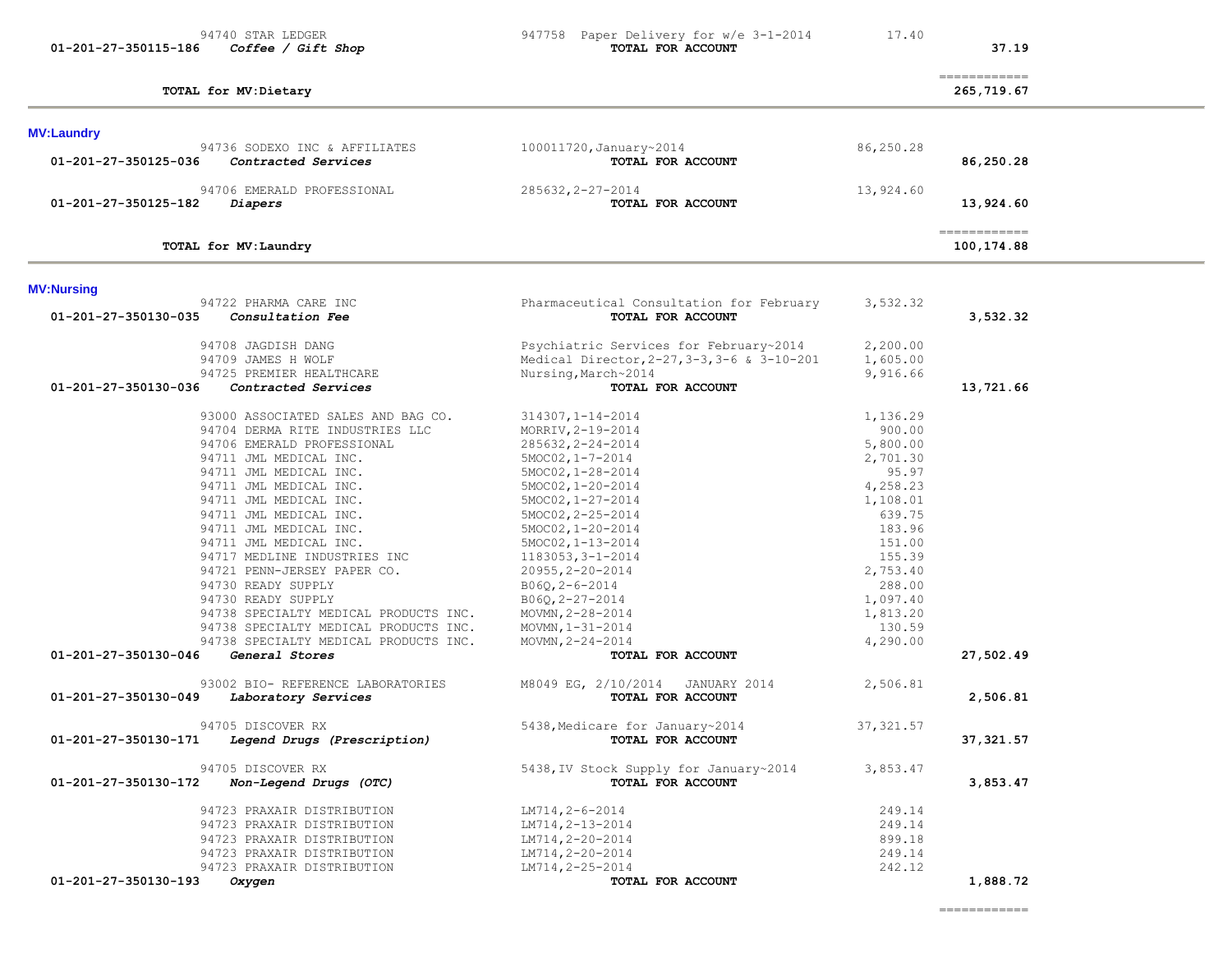| Account | Vendor / Description | Invoice | Amount | Total |
|---|---|---|---|---|
| | 94740 STAR LEDGER | 947758 Paper Delivery for w/e 3-1-2014 | 17.40 | |
| 01-201-27-350115-186 | *Coffee / Gift Shop* | **TOTAL FOR ACCOUNT** | | **37.19** |
| | | | | ============ |
| | **TOTAL for MV:Dietary** | | | **265,719.67** |

**MV:Laundry**

| Account | Vendor / Description | Invoice | Amount | Total |
|---|---|---|---|---|
| | 94736 SODEXO INC & AFFILIATES | 100011720,January~2014 | 86,250.28 | |
| 01-201-27-350125-036 | *Contracted Services* | **TOTAL FOR ACCOUNT** | | **86,250.28** |
| | 94706 EMERALD PROFESSIONAL | 285632,2-27-2014 | 13,924.60 | |
| 01-201-27-350125-182 | *Diapers* | **TOTAL FOR ACCOUNT** | | **13,924.60** |
| | | | | ============ |
| | **TOTAL for MV:Laundry** | | | **100,174.88** |

**MV:Nursing**

| Account | Vendor / Description | Invoice | Amount | Total |
|---|---|---|---|---|
| | 94722 PHARMA CARE INC | Pharmaceutical Consultation for February | 3,532.32 | |
| 01-201-27-350130-035 | *Consultation Fee* | **TOTAL FOR ACCOUNT** | | **3,532.32** |
| | 94708 JAGDISH DANG | Psychiatric Services for February~2014 | 2,200.00 | |
| | 94709 JAMES H WOLF | Medical Director,2-27,3-3,3-6 & 3-10-201 | 1,605.00 | |
| | 94725 PREMIER HEALTHCARE | Nursing,March~2014 | 9,916.66 | |
| 01-201-27-350130-036 | *Contracted Services* | **TOTAL FOR ACCOUNT** | | **13,721.66** |
| | 93000 ASSOCIATED SALES AND BAG CO. | 314307,1-14-2014 | 1,136.29 | |
| | 94704 DERMA RITE INDUSTRIES LLC | MORRIV,2-19-2014 | 900.00 | |
| | 94706 EMERALD PROFESSIONAL | 285632,2-24-2014 | 5,800.00 | |
| | 94711 JML MEDICAL INC. | 5MOC02,1-7-2014 | 2,701.30 | |
| | 94711 JML MEDICAL INC. | 5MOC02,1-28-2014 | 95.97 | |
| | 94711 JML MEDICAL INC. | 5MOC02,1-20-2014 | 4,258.23 | |
| | 94711 JML MEDICAL INC. | 5MOC02,1-27-2014 | 1,108.01 | |
| | 94711 JML MEDICAL INC. | 5MOC02,2-25-2014 | 639.75 | |
| | 94711 JML MEDICAL INC. | 5MOC02,1-20-2014 | 183.96 | |
| | 94711 JML MEDICAL INC. | 5MOC02,1-13-2014 | 151.00 | |
| | 94717 MEDLINE INDUSTRIES INC | 1183053,3-1-2014 | 155.39 | |
| | 94721 PENN-JERSEY PAPER CO. | 20955,2-20-2014 | 2,753.40 | |
| | 94730 READY SUPPLY | B06Q,2-6-2014 | 288.00 | |
| | 94730 READY SUPPLY | B06Q,2-27-2014 | 1,097.40 | |
| | 94738 SPECIALTY MEDICAL PRODUCTS INC. | MOVMN,2-28-2014 | 1,813.20 | |
| | 94738 SPECIALTY MEDICAL PRODUCTS INC. | MOVMN,1-31-2014 | 130.59 | |
| | 94738 SPECIALTY MEDICAL PRODUCTS INC. | MOVMN,2-24-2014 | 4,290.00 | |
| 01-201-27-350130-046 | *General Stores* | **TOTAL FOR ACCOUNT** | | **27,502.49** |
| | 93002 BIO- REFERENCE LABORATORIES | M8049 EG, 2/10/2014 JANUARY 2014 | 2,506.81 | |
| 01-201-27-350130-049 | *Laboratory Services* | **TOTAL FOR ACCOUNT** | | **2,506.81** |
| | 94705 DISCOVER RX | 5438,Medicare for January~2014 | 37,321.57 | |
| 01-201-27-350130-171 | *Legend Drugs (Prescription)* | **TOTAL FOR ACCOUNT** | | **37,321.57** |
| | 94705 DISCOVER RX | 5438,IV Stock Supply for January~2014 | 3,853.47 | |
| 01-201-27-350130-172 | *Non-Legend Drugs (OTC)* | **TOTAL FOR ACCOUNT** | | **3,853.47** |
| | 94723 PRAXAIR DISTRIBUTION | LM714,2-6-2014 | 249.14 | |
| | 94723 PRAXAIR DISTRIBUTION | LM714,2-13-2014 | 249.14 | |
| | 94723 PRAXAIR DISTRIBUTION | LM714,2-20-2014 | 899.18 | |
| | 94723 PRAXAIR DISTRIBUTION | LM714,2-20-2014 | 249.14 | |
| | 94723 PRAXAIR DISTRIBUTION | LM714,2-25-2014 | 242.12 | |
| 01-201-27-350130-193 | *Oxygen* | **TOTAL FOR ACCOUNT** | | **1,888.72** |
| | | | | ============ |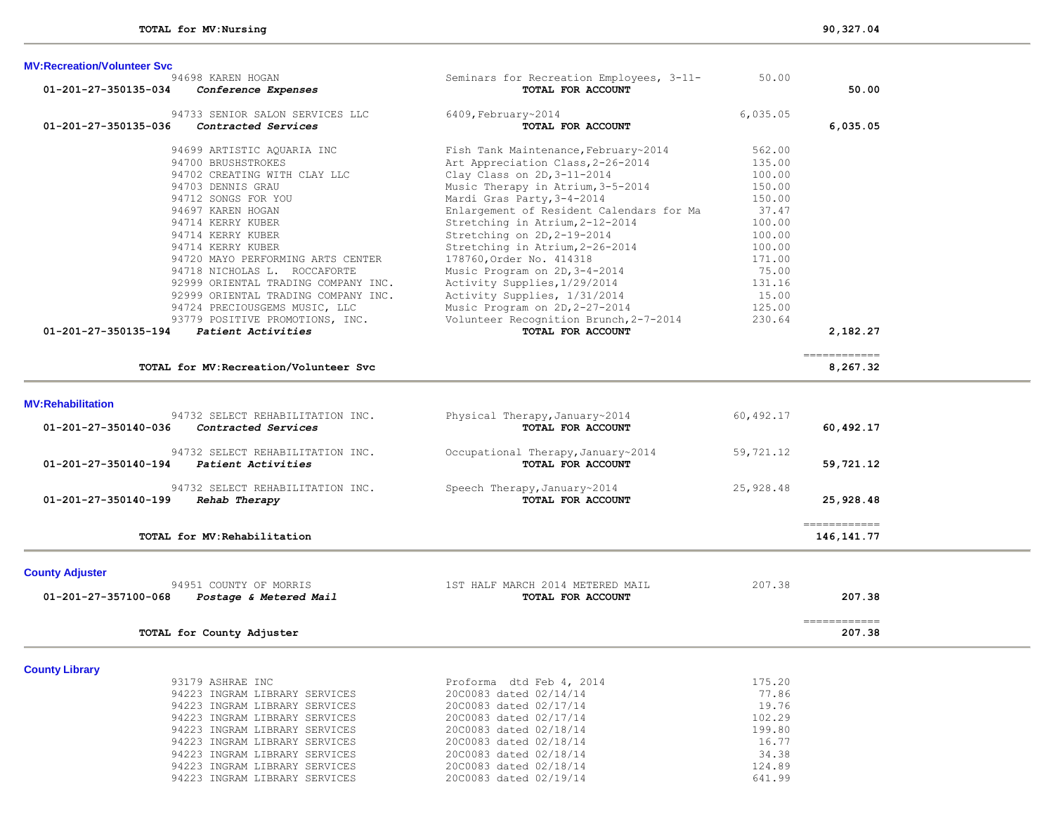**TOTAL for MV:Nursing** 90,327.04

### MV:Recreation/Volunteer Svc

| Account | Vendor | Description | Amount | Total |
|---|---|---|---|---|
| | 94698 KAREN HOGAN | Seminars for Recreation Employees, 3-11- | 50.00 | |
| 01-201-27-350135-034 | *Conference Expenses* | **TOTAL FOR ACCOUNT** | | 50.00 |
| | 94733 SENIOR SALON SERVICES LLC | 6409,February~2014 | 6,035.05 | |
| 01-201-27-350135-036 | *Contracted Services* | **TOTAL FOR ACCOUNT** | | 6,035.05 |
| | 94699 ARTISTIC AQUARIA INC | Fish Tank Maintenance,February~2014 | 562.00 | |
| | 94700 BRUSHSTROKES | Art Appreciation Class,2-26-2014 | 135.00 | |
| | 94702 CREATING WITH CLAY LLC | Clay Class on 2D,3-11-2014 | 100.00 | |
| | 94703 DENNIS GRAU | Music Therapy in Atrium,3-5-2014 | 150.00 | |
| | 94712 SONGS FOR YOU | Mardi Gras Party,3-4-2014 | 150.00 | |
| | 94697 KAREN HOGAN | Enlargement of Resident Calendars for Ma | 37.47 | |
| | 94714 KERRY KUBER | Stretching in Atrium,2-12-2014 | 100.00 | |
| | 94714 KERRY KUBER | Stretching on 2D,2-19-2014 | 100.00 | |
| | 94714 KERRY KUBER | Stretching in Atrium,2-26-2014 | 100.00 | |
| | 94720 MAYO PERFORMING ARTS CENTER | 178760,Order No. 414318 | 171.00 | |
| | 94718 NICHOLAS L. ROCCAFORTE | Music Program on 2D,3-4-2014 | 75.00 | |
| | 92999 ORIENTAL TRADING COMPANY INC. | Activity Supplies,1/29/2014 | 131.16 | |
| | 92999 ORIENTAL TRADING COMPANY INC. | Activity Supplies, 1/31/2014 | 15.00 | |
| | 94724 PRECIOUSGEMS MUSIC, LLC | Music Program on 2D,2-27-2014 | 125.00 | |
| | 93779 POSITIVE PROMOTIONS, INC. | Volunteer Recognition Brunch,2-7-2014 | 230.64 | |
| 01-201-27-350135-194 | *Patient Activities* | **TOTAL FOR ACCOUNT** | | 2,182.27 |

**TOTAL for MV:Recreation/Volunteer Svc** 8,267.32

### MV:Rehabilitation

| Account | Vendor | Description | Amount | Total |
|---|---|---|---|---|
| | 94732 SELECT REHABILITATION INC. | Physical Therapy,January~2014 | 60,492.17 | |
| 01-201-27-350140-036 | *Contracted Services* | **TOTAL FOR ACCOUNT** | | 60,492.17 |
| | 94732 SELECT REHABILITATION INC. | Occupational Therapy,January~2014 | 59,721.12 | |
| 01-201-27-350140-194 | *Patient Activities* | **TOTAL FOR ACCOUNT** | | 59,721.12 |
| | 94732 SELECT REHABILITATION INC. | Speech Therapy,January~2014 | 25,928.48 | |
| 01-201-27-350140-199 | *Rehab Therapy* | **TOTAL FOR ACCOUNT** | | 25,928.48 |

**TOTAL for MV:Rehabilitation** 146,141.77

### County Adjuster

| Account | Vendor | Description | Amount | Total |
|---|---|---|---|---|
| | 94951 COUNTY OF MORRIS | 1ST HALF MARCH 2014 METERED MAIL | 207.38 | |
| 01-201-27-357100-068 | *Postage & Metered Mail* | **TOTAL FOR ACCOUNT** | | 207.38 |

**TOTAL for County Adjuster** 207.38

### County Library

| Account | Vendor | Description | Amount | Total |
|---|---|---|---|---|
| | 93179 ASHRAE INC | Proforma dtd Feb 4, 2014 | 175.20 | |
| | 94223 INGRAM LIBRARY SERVICES | 20C0083 dated 02/14/14 | 77.86 | |
| | 94223 INGRAM LIBRARY SERVICES | 20C0083 dated 02/17/14 | 19.76 | |
| | 94223 INGRAM LIBRARY SERVICES | 20C0083 dated 02/17/14 | 102.29 | |
| | 94223 INGRAM LIBRARY SERVICES | 20C0083 dated 02/18/14 | 199.80 | |
| | 94223 INGRAM LIBRARY SERVICES | 20C0083 dated 02/18/14 | 16.77 | |
| | 94223 INGRAM LIBRARY SERVICES | 20C0083 dated 02/18/14 | 34.38 | |
| | 94223 INGRAM LIBRARY SERVICES | 20C0083 dated 02/18/14 | 124.89 | |
| | 94223 INGRAM LIBRARY SERVICES | 20C0083 dated 02/19/14 | 641.99 | |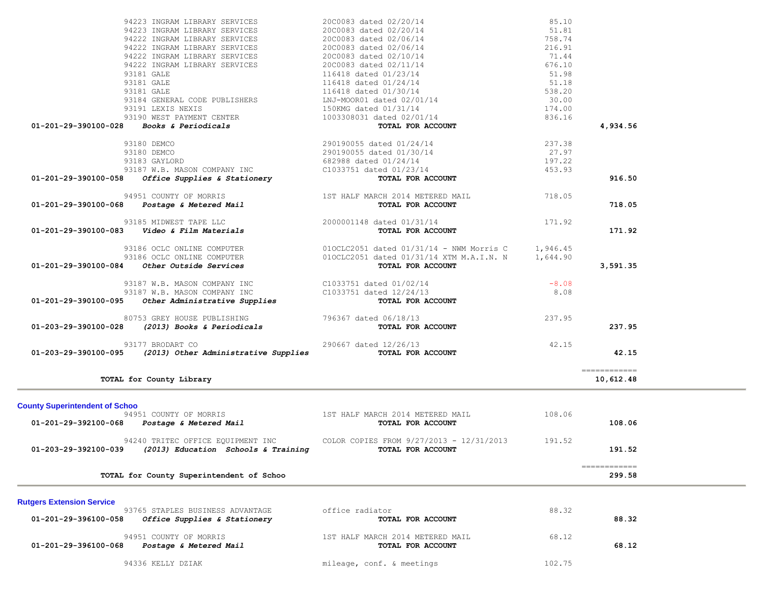| Account | Vendor / Description | Reference | Amount | Total |
|---|---|---|---|---|
| | 94223 INGRAM LIBRARY SERVICES | 20C0083 dated 02/20/14 | 85.10 | |
| | 94223 INGRAM LIBRARY SERVICES | 20C0083 dated 02/20/14 | 51.81 | |
| | 94222 INGRAM LIBRARY SERVICES | 20C0083 dated 02/06/14 | 758.74 | |
| | 94222 INGRAM LIBRARY SERVICES | 20C0083 dated 02/06/14 | 216.91 | |
| | 94222 INGRAM LIBRARY SERVICES | 20C0083 dated 02/10/14 | 71.44 | |
| | 94222 INGRAM LIBRARY SERVICES | 20C0083 dated 02/11/14 | 676.10 | |
| | 93181 GALE | 116418 dated 01/23/14 | 51.98 | |
| | 93181 GALE | 116418 dated 01/24/14 | 51.18 | |
| | 93181 GALE | 116418 dated 01/30/14 | 538.20 | |
| | 93184 GENERAL CODE PUBLISHERS | LNJ-MOOR01 dated 02/01/14 | 30.00 | |
| | 93191 LEXIS NEXIS | 150KMG dated 01/31/14 | 174.00 | |
| | 93190 WEST PAYMENT CENTER | 1003308031 dated 02/01/14 | 836.16 | |
| **01-201-29-390100-028** | ***Books & Periodicals*** | **TOTAL FOR ACCOUNT** | | **4,934.56** |
| | 93180 DEMCO | 290190055 dated 01/24/14 | 237.38 | |
| | 93180 DEMCO | 290190055 dated 01/30/14 | 27.97 | |
| | 93183 GAYLORD | 682988 dated 01/24/14 | 197.22 | |
| | 93187 W.B. MASON COMPANY INC | C1033751 dated 01/23/14 | 453.93 | |
| **01-201-29-390100-058** | ***Office Supplies & Stationery*** | **TOTAL FOR ACCOUNT** | | **916.50** |
| | 94951 COUNTY OF MORRIS | 1ST HALF MARCH 2014 METERED MAIL | 718.05 | |
| **01-201-29-390100-068** | ***Postage & Metered Mail*** | **TOTAL FOR ACCOUNT** | | **718.05** |
| | 93185 MIDWEST TAPE LLC | 2000001148 dated 01/31/14 | 171.92 | |
| **01-201-29-390100-083** | ***Video & Film Materials*** | **TOTAL FOR ACCOUNT** | | **171.92** |
| | 93186 OCLC ONLINE COMPUTER | 01OCLC2051 dated 01/31/14 - NWM Morris C | 1,946.45 | |
| | 93186 OCLC ONLINE COMPUTER | 01OCLC2051 dated 01/31/14 XTM M.A.I.N. N | 1,644.90 | |
| **01-201-29-390100-084** | ***Other Outside Services*** | **TOTAL FOR ACCOUNT** | | **3,591.35** |
| | 93187 W.B. MASON COMPANY INC | C1033751 dated 01/02/14 | -8.08 | |
| | 93187 W.B. MASON COMPANY INC | C1033751 dated 12/24/13 | 8.08 | |
| **01-201-29-390100-095** | ***Other Administrative Supplies*** | **TOTAL FOR ACCOUNT** | | |
| | 80753 GREY HOUSE PUBLISHING | 796367 dated 06/18/13 | 237.95 | |
| **01-203-29-390100-028** | ***(2013) Books & Periodicals*** | **TOTAL FOR ACCOUNT** | | **237.95** |
| | 93177 BRODART CO | 290667 dated 12/26/13 | 42.15 | |
| **01-203-29-390100-095** | ***(2013) Other Administrative Supplies*** | **TOTAL FOR ACCOUNT** | | **42.15** |
| | | | | ============ |
| | **TOTAL for County Library** | | | **10,612.48** |

## County Superintendent of Schoo

| Account | Vendor / Description | Reference | Amount | Total |
|---|---|---|---|---|
| | 94951 COUNTY OF MORRIS | 1ST HALF MARCH 2014 METERED MAIL | 108.06 | |
| **01-201-29-392100-068** | ***Postage & Metered Mail*** | **TOTAL FOR ACCOUNT** | | **108.06** |
| | 94240 TRITEC OFFICE EQUIPMENT INC | COLOR COPIES FROM 9/27/2013 - 12/31/2013 | 191.52 | |
| **01-203-29-392100-039** | ***(2013) Education Schools & Training*** | **TOTAL FOR ACCOUNT** | | **191.52** |
| | | | | ============ |
| | **TOTAL for County Superintendent of Schoo** | | | **299.58** |

## Rutgers Extension Service

| Account | Vendor / Description | Reference | Amount | Total |
|---|---|---|---|---|
| | 93765 STAPLES BUSINESS ADVANTAGE | office radiator | 88.32 | |
| **01-201-29-396100-058** | ***Office Supplies & Stationery*** | **TOTAL FOR ACCOUNT** | | **88.32** |
| | 94951 COUNTY OF MORRIS | 1ST HALF MARCH 2014 METERED MAIL | 68.12 | |
| **01-201-29-396100-068** | ***Postage & Metered Mail*** | **TOTAL FOR ACCOUNT** | | **68.12** |
| | 94336 KELLY DZIAK | mileage, conf. & meetings | 102.75 | |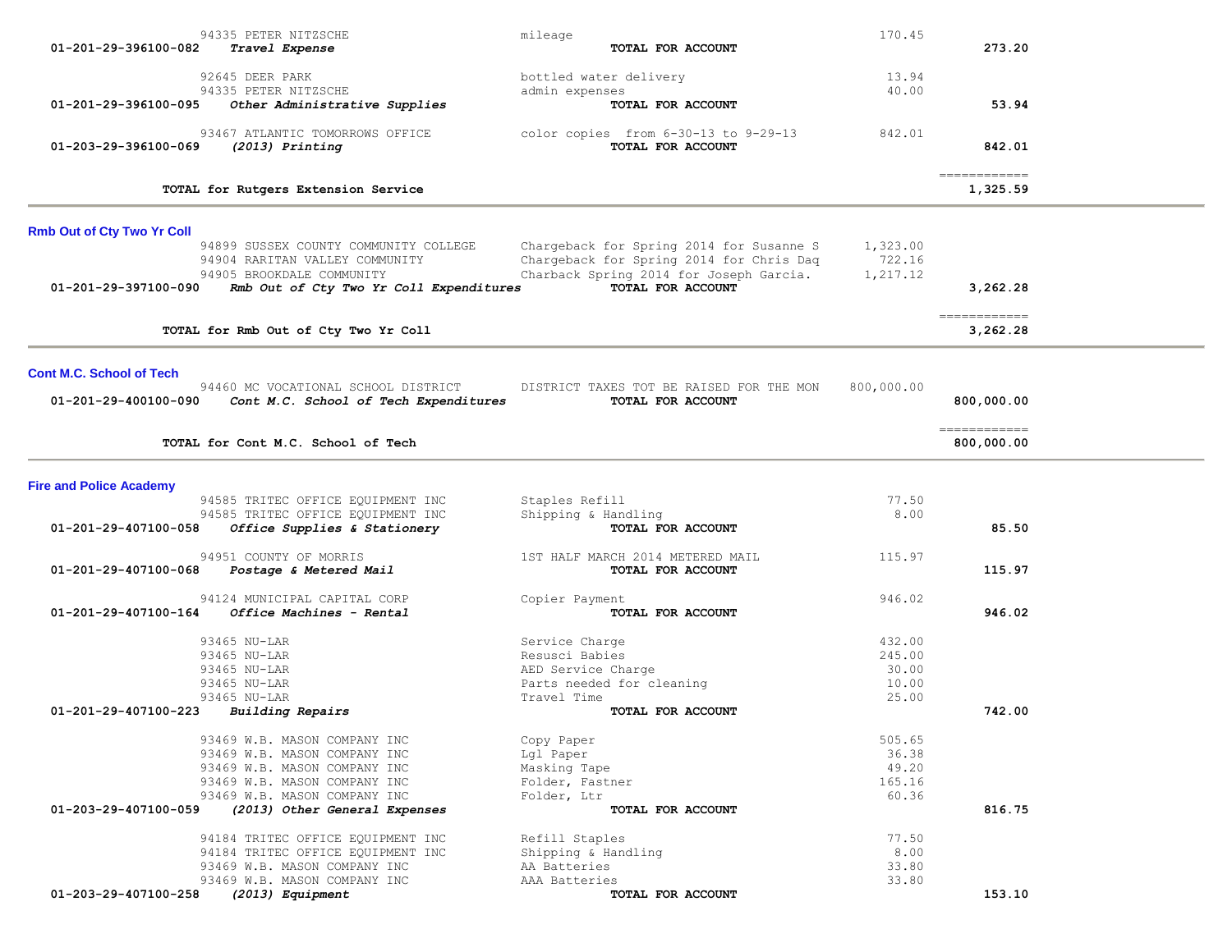| Account | Vendor / Account Name | Description | Amount | Total |
|---|---|---|---|---|
| | 94335 PETER NITZSCHE | mileage | 170.45 | |
| 01-201-29-396100-082 | *Travel Expense* | **TOTAL FOR ACCOUNT** | | **273.20** |
| | 92645 DEER PARK | bottled water delivery | 13.94 | |
| | 94335 PETER NITZSCHE | admin expenses | 40.00 | |
| 01-201-29-396100-095 | *Other Administrative Supplies* | **TOTAL FOR ACCOUNT** | | **53.94** |
| | 93467 ATLANTIC TOMORROWS OFFICE | color copies from 6-30-13 to 9-29-13 | 842.01 | |
| 01-203-29-396100-069 | *(2013) Printing* | **TOTAL FOR ACCOUNT** | | **842.01** |
| | **TOTAL for Rutgers Extension Service** | | | **1,325.59** |

## Rmb Out of Cty Two Yr Coll

| Account | Vendor / Account Name | Description | Amount | Total |
|---|---|---|---|---|
| | 94899 SUSSEX COUNTY COMMUNITY COLLEGE | Chargeback for Spring 2014 for Susanne S | 1,323.00 | |
| | 94904 RARITAN VALLEY COMMUNITY | Chargeback for Spring 2014 for Chris Daq | 722.16 | |
| | 94905 BROOKDALE COMMUNITY | Charback Spring 2014 for Joseph Garcia. | 1,217.12 | |
| 01-201-29-397100-090 | *Rmb Out of Cty Two Yr Coll Expenditures* | **TOTAL FOR ACCOUNT** | | **3,262.28** |
| | **TOTAL for Rmb Out of Cty Two Yr Coll** | | | **3,262.28** |

## Cont M.C. School of Tech

| Account | Vendor / Account Name | Description | Amount | Total |
|---|---|---|---|---|
| | 94460 MC VOCATIONAL SCHOOL DISTRICT | DISTRICT TAXES TOT BE RAISED FOR THE MON | 800,000.00 | |
| 01-201-29-400100-090 | *Cont M.C. School of Tech Expenditures* | **TOTAL FOR ACCOUNT** | | **800,000.00** |
| | **TOTAL for Cont M.C. School of Tech** | | | **800,000.00** |

## Fire and Police Academy

| Account | Vendor / Account Name | Description | Amount | Total |
|---|---|---|---|---|
| | 94585 TRITEC OFFICE EQUIPMENT INC | Staples Refill | 77.50 | |
| | 94585 TRITEC OFFICE EQUIPMENT INC | Shipping & Handling | 8.00 | |
| 01-201-29-407100-058 | *Office Supplies & Stationery* | **TOTAL FOR ACCOUNT** | | **85.50** |
| | 94951 COUNTY OF MORRIS | 1ST HALF MARCH 2014 METERED MAIL | 115.97 | |
| 01-201-29-407100-068 | *Postage & Metered Mail* | **TOTAL FOR ACCOUNT** | | **115.97** |
| | 94124 MUNICIPAL CAPITAL CORP | Copier Payment | 946.02 | |
| 01-201-29-407100-164 | *Office Machines - Rental* | **TOTAL FOR ACCOUNT** | | **946.02** |
| | 93465 NU-LAR | Service Charge | 432.00 | |
| | 93465 NU-LAR | Resusci Babies | 245.00 | |
| | 93465 NU-LAR | AED Service Charge | 30.00 | |
| | 93465 NU-LAR | Parts needed for cleaning | 10.00 | |
| | 93465 NU-LAR | Travel Time | 25.00 | |
| 01-201-29-407100-223 | *Building Repairs* | **TOTAL FOR ACCOUNT** | | **742.00** |
| | 93469 W.B. MASON COMPANY INC | Copy Paper | 505.65 | |
| | 93469 W.B. MASON COMPANY INC | Lgl Paper | 36.38 | |
| | 93469 W.B. MASON COMPANY INC | Masking Tape | 49.20 | |
| | 93469 W.B. MASON COMPANY INC | Folder, Fastner | 165.16 | |
| | 93469 W.B. MASON COMPANY INC | Folder, Ltr | 60.36 | |
| 01-203-29-407100-059 | *(2013) Other General Expenses* | **TOTAL FOR ACCOUNT** | | **816.75** |
| | 94184 TRITEC OFFICE EQUIPMENT INC | Refill Staples | 77.50 | |
| | 94184 TRITEC OFFICE EQUIPMENT INC | Shipping & Handling | 8.00 | |
| | 93469 W.B. MASON COMPANY INC | AA Batteries | 33.80 | |
| | 93469 W.B. MASON COMPANY INC | AAA Batteries | 33.80 | |
| 01-203-29-407100-258 | *(2013) Equipment* | **TOTAL FOR ACCOUNT** | | **153.10** |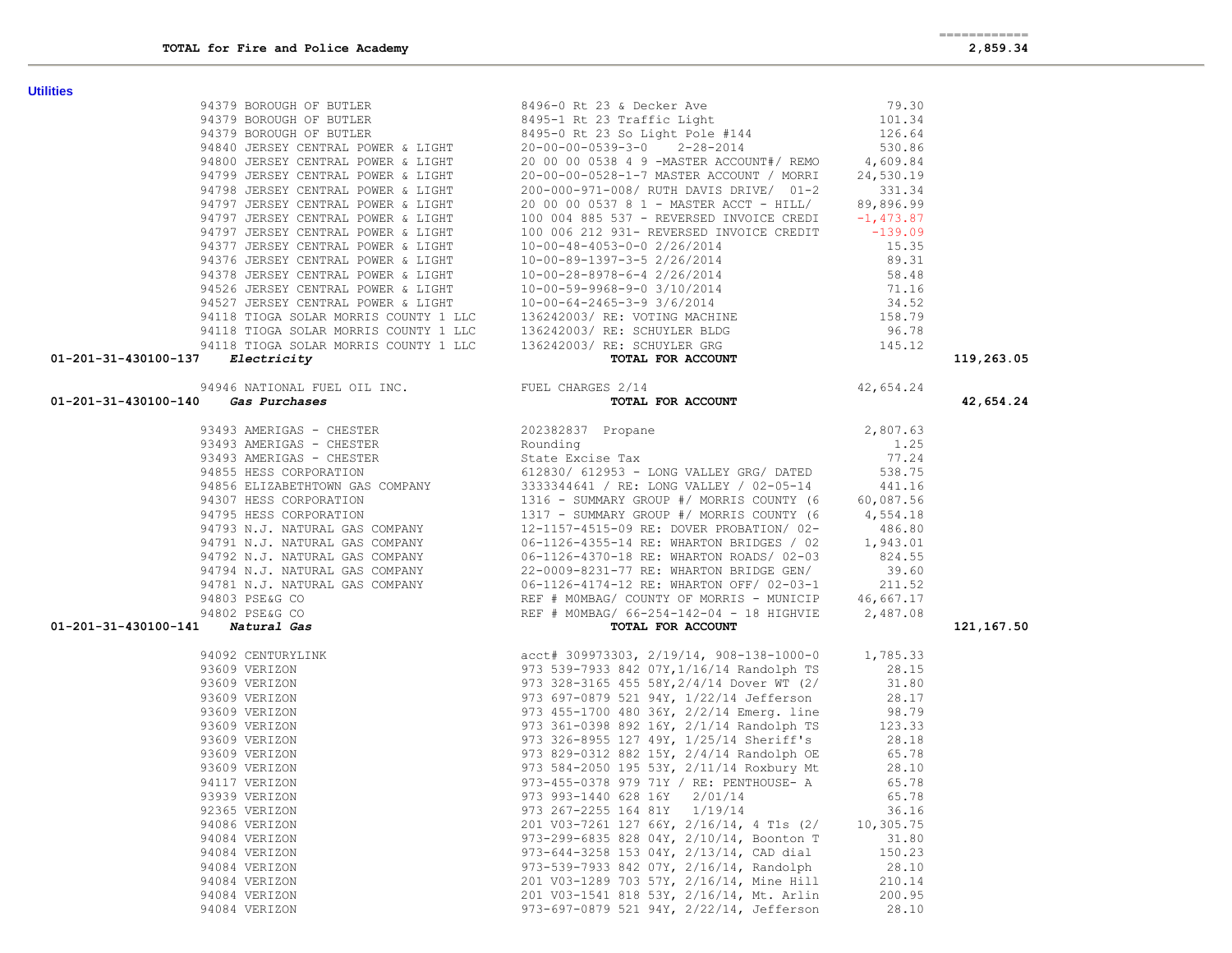| | | | | |
|---|---|---|---|---|
| **TOTAL for Fire and Police Academy** | | | | **2,859.34** |

## Utilities

| Account | Vendor | Description | Amount | Total |
|---|---|---|---|---|
| | 94379 BOROUGH OF BUTLER | 8496-0 Rt 23 & Decker Ave | 79.30 | |
| | 94379 BOROUGH OF BUTLER | 8495-1 Rt 23 Traffic Light | 101.34 | |
| | 94379 BOROUGH OF BUTLER | 8495-0 Rt 23 So Light Pole #144 | 126.64 | |
| | 94840 JERSEY CENTRAL POWER & LIGHT | 20-00-00-0539-3-0 2-28-2014 | 530.86 | |
| | 94800 JERSEY CENTRAL POWER & LIGHT | 20 00 00 0538 4 9 -MASTER ACCOUNT#/ REMO | 4,609.84 | |
| | 94799 JERSEY CENTRAL POWER & LIGHT | 20-00-00-0528-1-7 MASTER ACCOUNT / MORRI | 24,530.19 | |
| | 94798 JERSEY CENTRAL POWER & LIGHT | 200-000-971-008/ RUTH DAVIS DRIVE/ 01-2 | 331.34 | |
| | 94797 JERSEY CENTRAL POWER & LIGHT | 20 00 00 0537 8 1 - MASTER ACCT - HILL/ | 89,896.99 | |
| | 94797 JERSEY CENTRAL POWER & LIGHT | 100 004 885 537 - REVERSED INVOICE CREDI | -1,473.87 | |
| | 94797 JERSEY CENTRAL POWER & LIGHT | 100 006 212 931- REVERSED INVOICE CREDIT | -139.09 | |
| | 94377 JERSEY CENTRAL POWER & LIGHT | 10-00-48-4053-0-0 2/26/2014 | 15.35 | |
| | 94376 JERSEY CENTRAL POWER & LIGHT | 10-00-89-1397-3-5 2/26/2014 | 89.31 | |
| | 94378 JERSEY CENTRAL POWER & LIGHT | 10-00-28-8978-6-4 2/26/2014 | 58.48 | |
| | 94526 JERSEY CENTRAL POWER & LIGHT | 10-00-59-9968-9-0 3/10/2014 | 71.16 | |
| | 94527 JERSEY CENTRAL POWER & LIGHT | 10-00-64-2465-3-9 3/6/2014 | 34.52 | |
| | 94118 TIOGA SOLAR MORRIS COUNTY 1 LLC | 136242003/ RE: VOTING MACHINE | 158.79 | |
| | 94118 TIOGA SOLAR MORRIS COUNTY 1 LLC | 136242003/ RE: SCHUYLER BLDG | 96.78 | |
| | 94118 TIOGA SOLAR MORRIS COUNTY 1 LLC | 136242003/ RE: SCHUYLER GRG | 145.12 | |
| **01-201-31-430100-137** | ***Electricity*** | **TOTAL FOR ACCOUNT** | | **119,263.05** |
| | 94946 NATIONAL FUEL OIL INC. | FUEL CHARGES 2/14 | 42,654.24 | |
| **01-201-31-430100-140** | ***Gas Purchases*** | **TOTAL FOR ACCOUNT** | | **42,654.24** |
| | 93493 AMERIGAS - CHESTER | 202382837 Propane | 2,807.63 | |
| | 93493 AMERIGAS - CHESTER | Rounding | 1.25 | |
| | 93493 AMERIGAS - CHESTER | State Excise Tax | 77.24 | |
| | 94855 HESS CORPORATION | 612830/ 612953 - LONG VALLEY GRG/ DATED | 538.75 | |
| | 94856 ELIZABETHTOWN GAS COMPANY | 3333344641 / RE: LONG VALLEY / 02-05-14 | 441.16 | |
| | 94307 HESS CORPORATION | 1316 - SUMMARY GROUP #/ MORRIS COUNTY (6 | 60,087.56 | |
| | 94795 HESS CORPORATION | 1317 - SUMMARY GROUP #/ MORRIS COUNTY (6 | 4,554.18 | |
| | 94793 N.J. NATURAL GAS COMPANY | 12-1157-4515-09 RE: DOVER PROBATION/ 02- | 486.80 | |
| | 94791 N.J. NATURAL GAS COMPANY | 06-1126-4355-14 RE: WHARTON BRIDGES / 02 | 1,943.01 | |
| | 94792 N.J. NATURAL GAS COMPANY | 06-1126-4370-18 RE: WHARTON ROADS/ 02-03 | 824.55 | |
| | 94794 N.J. NATURAL GAS COMPANY | 22-0009-8231-77 RE: WHARTON BRIDGE GEN/ | 39.60 | |
| | 94781 N.J. NATURAL GAS COMPANY | 06-1126-4174-12 RE: WHARTON OFF/ 02-03-1 | 211.52 | |
| | 94803 PSE&G CO | REF # MOMBAG/ COUNTY OF MORRIS - MUNICIP | 46,667.17 | |
| | 94802 PSE&G CO | REF # MOMBAG/ 66-254-142-04 - 18 HIGHVIE | 2,487.08 | |
| **01-201-31-430100-141** | ***Natural Gas*** | **TOTAL FOR ACCOUNT** | | **121,167.50** |
| | 94092 CENTURYLINK | acct# 309973303, 2/19/14, 908-138-1000-0 | 1,785.33 | |
| | 93609 VERIZON | 973 539-7933 842 07Y,1/16/14 Randolph TS | 28.15 | |
| | 93609 VERIZON | 973 328-3165 455 58Y,2/4/14 Dover WT (2/ | 31.80 | |
| | 93609 VERIZON | 973 697-0879 521 94Y, 1/22/14 Jefferson | 28.17 | |
| | 93609 VERIZON | 973 455-1700 480 36Y, 2/2/14 Emerg. line | 98.79 | |
| | 93609 VERIZON | 973 361-0398 892 16Y, 2/1/14 Randolph TS | 123.33 | |
| | 93609 VERIZON | 973 326-8955 127 49Y, 1/25/14 Sheriff's | 28.18 | |
| | 93609 VERIZON | 973 829-0312 882 15Y, 2/4/14 Randolph OE | 65.78 | |
| | 93609 VERIZON | 973 584-2050 195 53Y, 2/11/14 Roxbury Mt | 28.10 | |
| | 94117 VERIZON | 973-455-0378 979 71Y / RE: PENTHOUSE- A | 65.78 | |
| | 93939 VERIZON | 973 993-1440 628 16Y 2/01/14 | 65.78 | |
| | 92365 VERIZON | 973 267-2255 164 81Y 1/19/14 | 36.16 | |
| | 94086 VERIZON | 201 V03-7261 127 66Y, 2/16/14, 4 T1s (2/ | 10,305.75 | |
| | 94084 VERIZON | 973-299-6835 828 04Y, 2/10/14, Boonton T | 31.80 | |
| | 94084 VERIZON | 973-644-3258 153 04Y, 2/13/14, CAD dial | 150.23 | |
| | 94084 VERIZON | 973-539-7933 842 07Y, 2/16/14, Randolph | 28.10 | |
| | 94084 VERIZON | 201 V03-1289 703 57Y, 2/16/14, Mine Hill | 210.14 | |
| | 94084 VERIZON | 201 V03-1541 818 53Y, 2/16/14, Mt. Arlin | 200.95 | |
| | 94084 VERIZON | 973-697-0879 521 94Y, 2/22/14, Jefferson | 28.10 | |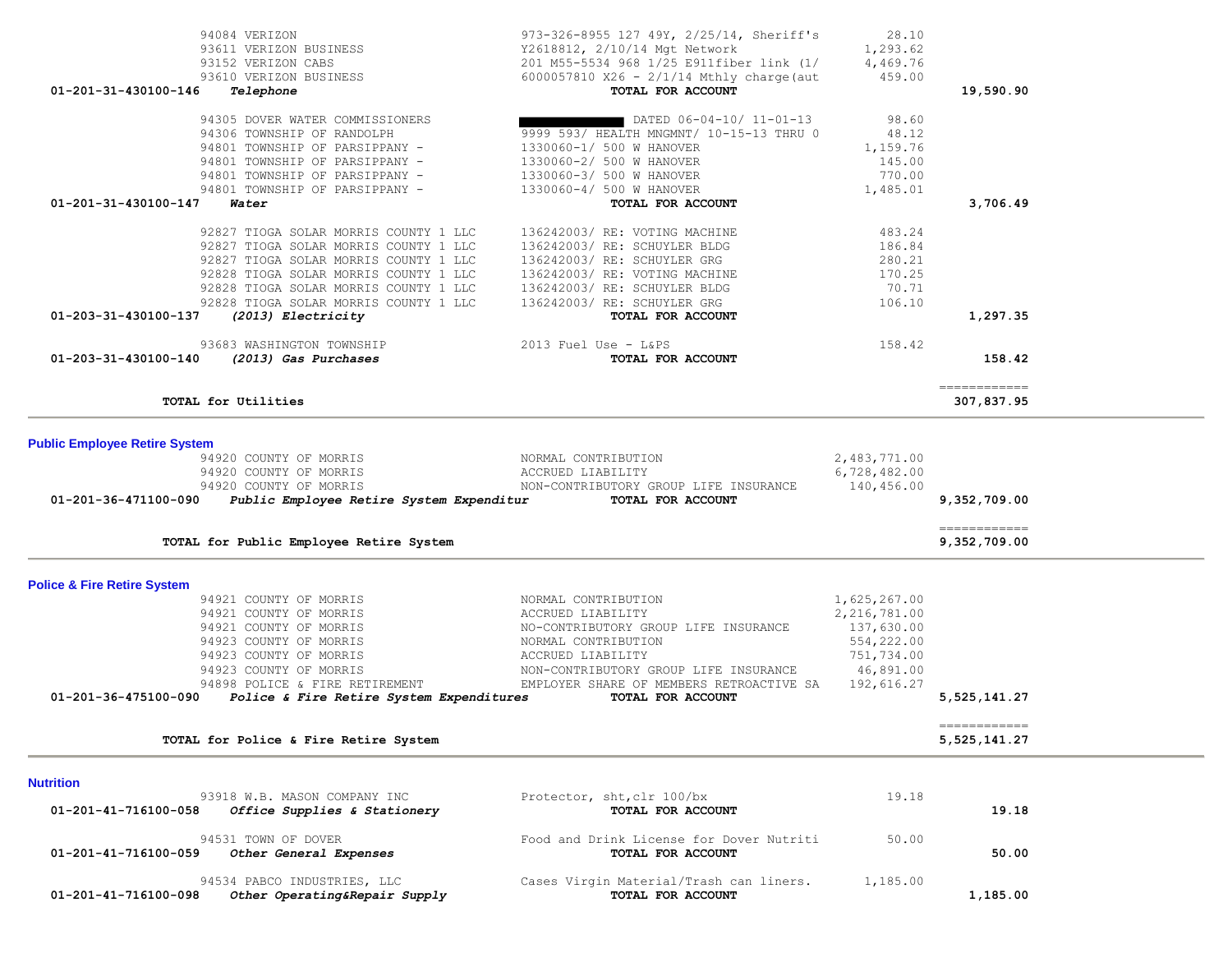| Account | Vendor / Account Name | Description | Amount | Total |
|---|---|---|---|---|
| | 94084 VERIZON | 973-326-8955 127 49Y, 2/25/14, Sheriff's | 28.10 | |
| | 93611 VERIZON BUSINESS | Y2618812, 2/10/14 Mgt Network | 1,293.62 | |
| | 93152 VERIZON CABS | 201 M55-5534 968 1/25 E911fiber link (1/ | 4,469.76 | |
| | 93610 VERIZON BUSINESS | 6000057810 X26 - 2/1/14 Mthly charge(aut | 459.00 | |
| **01-201-31-430100-146** | ***Telephone*** | **TOTAL FOR ACCOUNT** | | **19,590.90** |
| | 94305 DOVER WATER COMMISSIONERS | ████████ DATED 06-04-10/ 11-01-13 | 98.60 | |
| | 94306 TOWNSHIP OF RANDOLPH | 9999 593/ HEALTH MNGMNT/ 10-15-13 THRU 0 | 48.12 | |
| | 94801 TOWNSHIP OF PARSIPPANY - | 1330060-1/ 500 W HANOVER | 1,159.76 | |
| | 94801 TOWNSHIP OF PARSIPPANY - | 1330060-2/ 500 W HANOVER | 145.00 | |
| | 94801 TOWNSHIP OF PARSIPPANY - | 1330060-3/ 500 W HANOVER | 770.00 | |
| | 94801 TOWNSHIP OF PARSIPPANY - | 1330060-4/ 500 W HANOVER | 1,485.01 | |
| **01-201-31-430100-147** | ***Water*** | **TOTAL FOR ACCOUNT** | | **3,706.49** |
| | 92827 TIOGA SOLAR MORRIS COUNTY 1 LLC | 136242003/ RE: VOTING MACHINE | 483.24 | |
| | 92827 TIOGA SOLAR MORRIS COUNTY 1 LLC | 136242003/ RE: SCHUYLER BLDG | 186.84 | |
| | 92827 TIOGA SOLAR MORRIS COUNTY 1 LLC | 136242003/ RE: SCHUYLER GRG | 280.21 | |
| | 92828 TIOGA SOLAR MORRIS COUNTY 1 LLC | 136242003/ RE: VOTING MACHINE | 170.25 | |
| | 92828 TIOGA SOLAR MORRIS COUNTY 1 LLC | 136242003/ RE: SCHUYLER BLDG | 70.71 | |
| | 92828 TIOGA SOLAR MORRIS COUNTY 1 LLC | 136242003/ RE: SCHUYLER GRG | 106.10 | |
| **01-203-31-430100-137** | ***(2013) Electricity*** | **TOTAL FOR ACCOUNT** | | **1,297.35** |
| | 93683 WASHINGTON TOWNSHIP | 2013 Fuel Use - L&PS | 158.42 | |
| **01-203-31-430100-140** | ***(2013) Gas Purchases*** | **TOTAL FOR ACCOUNT** | | **158.42** |
| | **TOTAL for Utilities** | | | **307,837.95** |

## Public Employee Retire System

| Account | Vendor / Account Name | Description | Amount | Total |
|---|---|---|---|---|
| | 94920 COUNTY OF MORRIS | NORMAL CONTRIBUTION | 2,483,771.00 | |
| | 94920 COUNTY OF MORRIS | ACCRUED LIABILITY | 6,728,482.00 | |
| | 94920 COUNTY OF MORRIS | NON-CONTRIBUTORY GROUP LIFE INSURANCE | 140,456.00 | |
| **01-201-36-471100-090** | ***Public Employee Retire System Expenditur*** | **TOTAL FOR ACCOUNT** | | **9,352,709.00** |
| | **TOTAL for Public Employee Retire System** | | | **9,352,709.00** |

## Police & Fire Retire System

| Account | Vendor / Account Name | Description | Amount | Total |
|---|---|---|---|---|
| | 94921 COUNTY OF MORRIS | NORMAL CONTRIBUTION | 1,625,267.00 | |
| | 94921 COUNTY OF MORRIS | ACCRUED LIABILITY | 2,216,781.00 | |
| | 94921 COUNTY OF MORRIS | NO-CONTRIBUTORY GROUP LIFE INSURANCE | 137,630.00 | |
| | 94923 COUNTY OF MORRIS | NORMAL CONTRIBUTION | 554,222.00 | |
| | 94923 COUNTY OF MORRIS | ACCRUED LIABILITY | 751,734.00 | |
| | 94923 COUNTY OF MORRIS | NON-CONTRIBUTORY GROUP LIFE INSURANCE | 46,891.00 | |
| | 94898 POLICE & FIRE RETIREMENT | EMPLOYER SHARE OF MEMBERS RETROACTIVE SA | 192,616.27 | |
| **01-201-36-475100-090** | ***Police & Fire Retire System Expenditures*** | **TOTAL FOR ACCOUNT** | | **5,525,141.27** |
| | **TOTAL for Police & Fire Retire System** | | | **5,525,141.27** |

## Nutrition

| Account | Vendor / Account Name | Description | Amount | Total |
|---|---|---|---|---|
| | 93918 W.B. MASON COMPANY INC | Protector, sht,clr 100/bx | 19.18 | |
| **01-201-41-716100-058** | ***Office Supplies & Stationery*** | **TOTAL FOR ACCOUNT** | | **19.18** |
| | 94531 TOWN OF DOVER | Food and Drink License for Dover Nutriti | 50.00 | |
| **01-201-41-716100-059** | ***Other General Expenses*** | **TOTAL FOR ACCOUNT** | | **50.00** |
| | 94534 PABCO INDUSTRIES, LLC | Cases Virgin Material/Trash can liners. | 1,185.00 | |
| **01-201-41-716100-098** | ***Other Operating&Repair Supply*** | **TOTAL FOR ACCOUNT** | | **1,185.00** |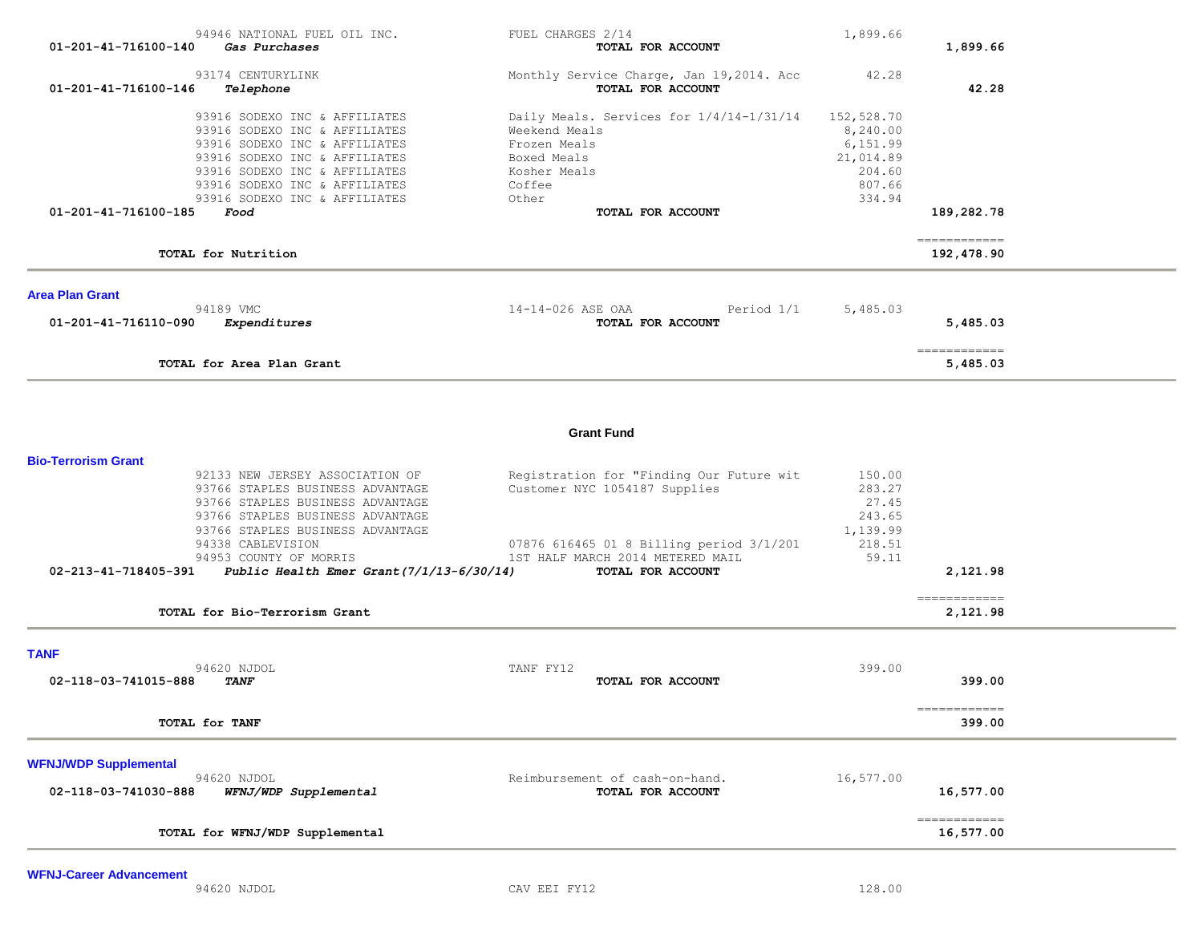| Account | Description | Vendor | Item | Amount | Total |
|---|---|---|---|---|---|
| | | 94946 NATIONAL FUEL OIL INC. | FUEL CHARGES 2/14 | 1,899.66 | |
| 01-201-41-716100-140 | *Gas Purchases* | | **TOTAL FOR ACCOUNT** | | **1,899.66** |
| | | 93174 CENTURYLINK | Monthly Service Charge, Jan 19,2014. Acc | 42.28 | |
| 01-201-41-716100-146 | *Telephone* | | **TOTAL FOR ACCOUNT** | | **42.28** |
| | | 93916 SODEXO INC & AFFILIATES | Daily Meals. Services for 1/4/14-1/31/14 | 152,528.70 | |
| | | 93916 SODEXO INC & AFFILIATES | Weekend Meals | 8,240.00 | |
| | | 93916 SODEXO INC & AFFILIATES | Frozen Meals | 6,151.99 | |
| | | 93916 SODEXO INC & AFFILIATES | Boxed Meals | 21,014.89 | |
| | | 93916 SODEXO INC & AFFILIATES | Kosher Meals | 204.60 | |
| | | 93916 SODEXO INC & AFFILIATES | Coffee | 807.66 | |
| | | 93916 SODEXO INC & AFFILIATES | Other | 334.94 | |
| 01-201-41-716100-185 | *Food* | | **TOTAL FOR ACCOUNT** | | **189,282.78** |
| | **TOTAL for Nutrition** | | | | **192,478.90** |

## Area Plan Grant

| Account | Description | Vendor | Item | Amount | Total |
|---|---|---|---|---|---|
| | | 94189 VMC | 14-14-026 ASE OAA Period 1/1 | 5,485.03 | |
| 01-201-41-716110-090 | *Expenditures* | | **TOTAL FOR ACCOUNT** | | **5,485.03** |
| | **TOTAL for Area Plan Grant** | | | | **5,485.03** |

# Grant Fund

## Bio-Terrorism Grant

| Account | Description | Vendor | Item | Amount | Total |
|---|---|---|---|---|---|
| | | 92133 NEW JERSEY ASSOCIATION OF | Registration for "Finding Our Future wit | 150.00 | |
| | | 93766 STAPLES BUSINESS ADVANTAGE | Customer NYC 1054187 Supplies | 283.27 | |
| | | 93766 STAPLES BUSINESS ADVANTAGE | | 27.45 | |
| | | 93766 STAPLES BUSINESS ADVANTAGE | | 243.65 | |
| | | 93766 STAPLES BUSINESS ADVANTAGE | | 1,139.99 | |
| | | 94338 CABLEVISION | 07876 616465 01 8 Billing period 3/1/201 | 218.51 | |
| | | 94953 COUNTY OF MORRIS | 1ST HALF MARCH 2014 METERED MAIL | 59.11 | |
| 02-213-41-718405-391 | *Public Health Emer Grant(7/1/13-6/30/14)* | | **TOTAL FOR ACCOUNT** | | **2,121.98** |
| | **TOTAL for Bio-Terrorism Grant** | | | | **2,121.98** |

## TANF

| Account | Description | Vendor | Item | Amount | Total |
|---|---|---|---|---|---|
| | | 94620 NJDOL | TANF FY12 | 399.00 | |
| 02-118-03-741015-888 | *TANF* | | **TOTAL FOR ACCOUNT** | | **399.00** |
| | **TOTAL for TANF** | | | | **399.00** |

## WFNJ/WDP Supplemental

| Account | Description | Vendor | Item | Amount | Total |
|---|---|---|---|---|---|
| | | 94620 NJDOL | Reimbursement of cash-on-hand. | 16,577.00 | |
| 02-118-03-741030-888 | *WFNJ/WDP Supplemental* | | **TOTAL FOR ACCOUNT** | | **16,577.00** |
| | **TOTAL for WFNJ/WDP Supplemental** | | | | **16,577.00** |

## WFNJ-Career Advancement

| Account | Description | Vendor | Item | Amount | Total |
|---|---|---|---|---|---|
| | | 94620 NJDOL | CAV EEI FY12 | 128.00 | |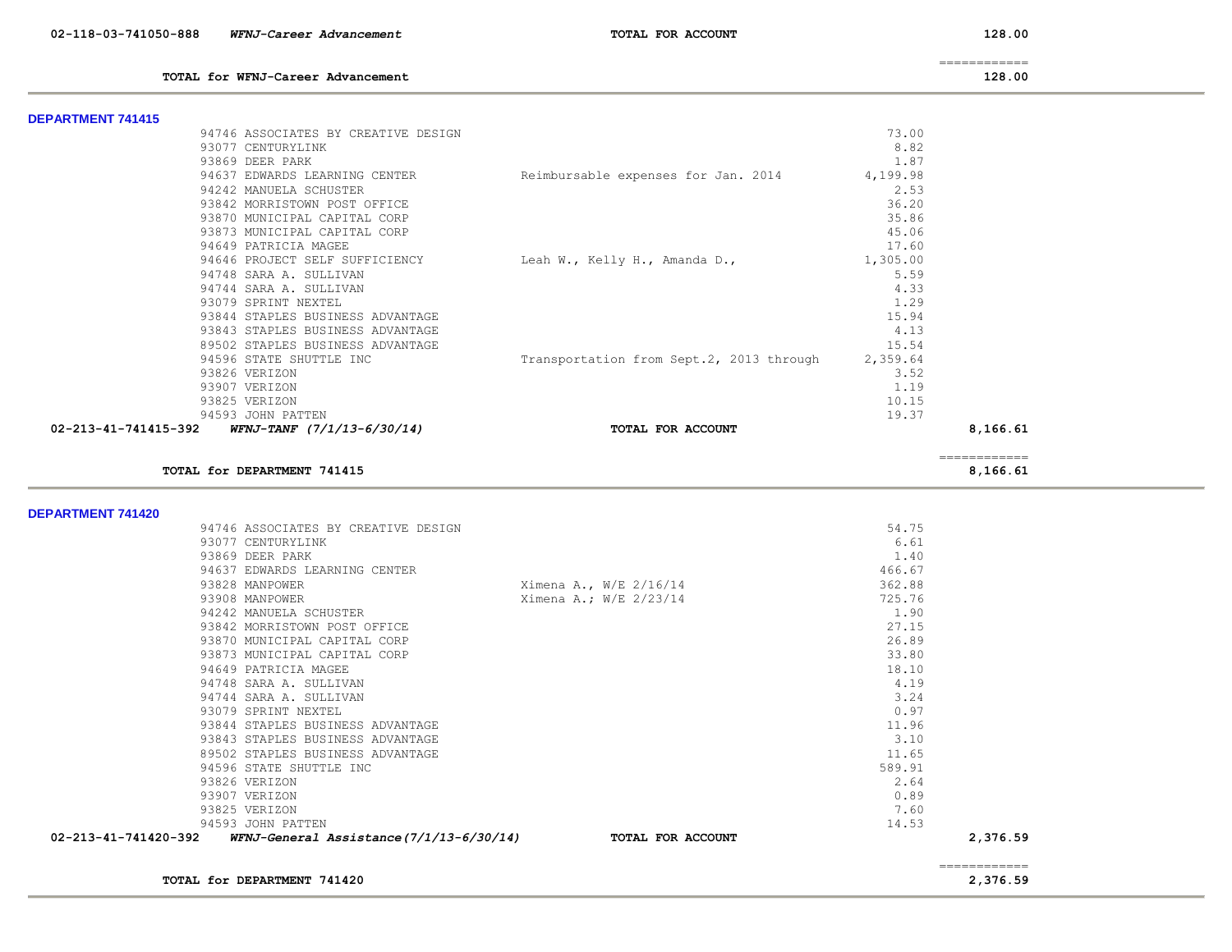| Account | Description | | | Amount |
|---|---|---|---|---|
| 02-118-03-741050-888 | *WFNJ-Career Advancement* | **TOTAL FOR ACCOUNT** | | 128.00 |
| | **TOTAL for WFNJ-Career Advancement** | | | **128.00** |

## DEPARTMENT 741415

| Vendor | Description | Amount | Total |
|---|---|---|---|
| 94746 ASSOCIATES BY CREATIVE DESIGN | | 73.00 | |
| 93077 CENTURYLINK | | 8.82 | |
| 93869 DEER PARK | | 1.87 | |
| 94637 EDWARDS LEARNING CENTER | Reimbursable expenses for Jan. 2014 | 4,199.98 | |
| 94242 MANUELA SCHUSTER | | 2.53 | |
| 93842 MORRISTOWN POST OFFICE | | 36.20 | |
| 93870 MUNICIPAL CAPITAL CORP | | 35.86 | |
| 93873 MUNICIPAL CAPITAL CORP | | 45.06 | |
| 94649 PATRICIA MAGEE | | 17.60 | |
| 94646 PROJECT SELF SUFFICIENCY | Leah W., Kelly H., Amanda D., | 1,305.00 | |
| 94748 SARA A. SULLIVAN | | 5.59 | |
| 94744 SARA A. SULLIVAN | | 4.33 | |
| 93079 SPRINT NEXTEL | | 1.29 | |
| 93844 STAPLES BUSINESS ADVANTAGE | | 15.94 | |
| 93843 STAPLES BUSINESS ADVANTAGE | | 4.13 | |
| 89502 STAPLES BUSINESS ADVANTAGE | | 15.54 | |
| 94596 STATE SHUTTLE INC | Transportation from Sept.2, 2013 through | 2,359.64 | |
| 93826 VERIZON | | 3.52 | |
| 93907 VERIZON | | 1.19 | |
| 93825 VERIZON | | 10.15 | |
| 94593 JOHN PATTEN | | 19.37 | |
| **02-213-41-741415-392** *WFNJ-TANF (7/1/13-6/30/14)* | **TOTAL FOR ACCOUNT** | | 8,166.61 |
| **TOTAL for DEPARTMENT 741415** | | | **8,166.61** |

## DEPARTMENT 741420

| Vendor | Description | Amount | Total |
|---|---|---|---|
| 94746 ASSOCIATES BY CREATIVE DESIGN | | 54.75 | |
| 93077 CENTURYLINK | | 6.61 | |
| 93869 DEER PARK | | 1.40 | |
| 94637 EDWARDS LEARNING CENTER | | 466.67 | |
| 93828 MANPOWER | Ximena A., W/E 2/16/14 | 362.88 | |
| 93908 MANPOWER | Ximena A.; W/E 2/23/14 | 725.76 | |
| 94242 MANUELA SCHUSTER | | 1.90 | |
| 93842 MORRISTOWN POST OFFICE | | 27.15 | |
| 93870 MUNICIPAL CAPITAL CORP | | 26.89 | |
| 93873 MUNICIPAL CAPITAL CORP | | 33.80 | |
| 94649 PATRICIA MAGEE | | 18.10 | |
| 94748 SARA A. SULLIVAN | | 4.19 | |
| 94744 SARA A. SULLIVAN | | 3.24 | |
| 93079 SPRINT NEXTEL | | 0.97 | |
| 93844 STAPLES BUSINESS ADVANTAGE | | 11.96 | |
| 93843 STAPLES BUSINESS ADVANTAGE | | 3.10 | |
| 89502 STAPLES BUSINESS ADVANTAGE | | 11.65 | |
| 94596 STATE SHUTTLE INC | | 589.91 | |
| 93826 VERIZON | | 2.64 | |
| 93907 VERIZON | | 0.89 | |
| 93825 VERIZON | | 7.60 | |
| 94593 JOHN PATTEN | | 14.53 | |
| **02-213-41-741420-392** *WFNJ-General Assistance(7/1/13-6/30/14)* | **TOTAL FOR ACCOUNT** | | 2,376.59 |
| **TOTAL for DEPARTMENT 741420** | | | **2,376.59** |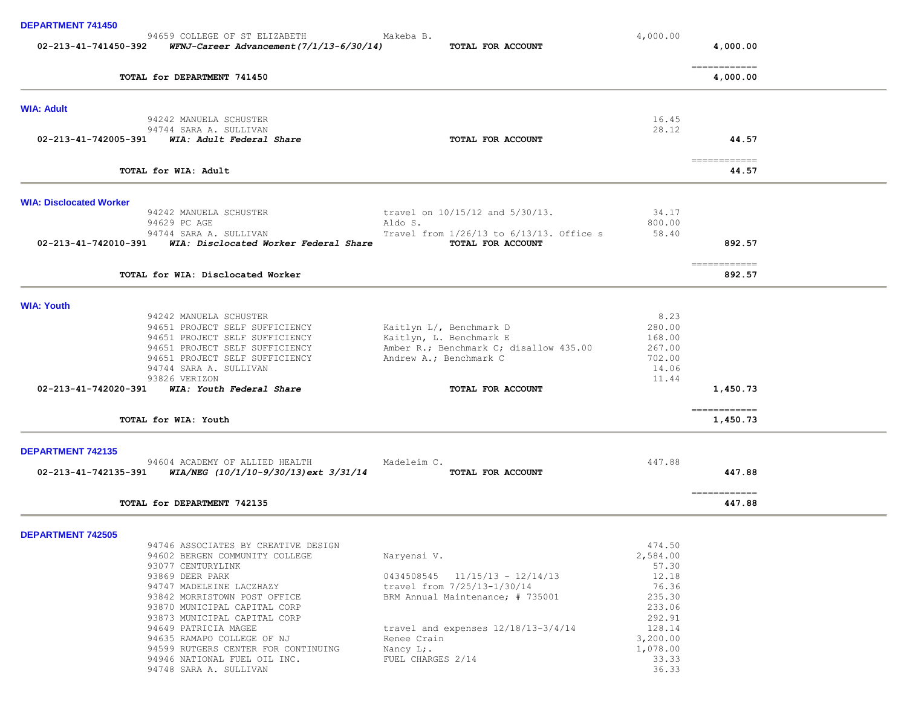**DEPARTMENT 741450**

| Account | Vendor | Description | Amount | Total |
|---|---|---|---|---|
| | 94659 COLLEGE OF ST ELIZABETH | Makeba B. | 4,000.00 | |
| 02-213-41-741450-392 | *WFNJ-Career Advancement(7/1/13-6/30/14)* | **TOTAL FOR ACCOUNT** | | **4,000.00** |
| | **TOTAL for DEPARTMENT 741450** | | | ============ **4,000.00** |

**WIA: Adult**

| Account | Vendor | Description | Amount | Total |
|---|---|---|---|---|
| | 94242 MANUELA SCHUSTER | | 16.45 | |
| | 94744 SARA A. SULLIVAN | | 28.12 | |
| 02-213-41-742005-391 | *WIA: Adult Federal Share* | **TOTAL FOR ACCOUNT** | | **44.57** |
| | **TOTAL for WIA: Adult** | | | ============ **44.57** |

**WIA: Disclocated Worker**

| Account | Vendor | Description | Amount | Total |
|---|---|---|---|---|
| | 94242 MANUELA SCHUSTER | travel on 10/15/12 and 5/30/13. | 34.17 | |
| | 94629 PC AGE | Aldo S. | 800.00 | |
| | 94744 SARA A. SULLIVAN | Travel from 1/26/13 to 6/13/13. Office s | 58.40 | |
| 02-213-41-742010-391 | *WIA: Disclocated Worker Federal Share* | **TOTAL FOR ACCOUNT** | | **892.57** |
| | **TOTAL for WIA: Disclocated Worker** | | | ============ **892.57** |

**WIA: Youth**

| Account | Vendor | Description | Amount | Total |
|---|---|---|---|---|
| | 94242 MANUELA SCHUSTER | | 8.23 | |
| | 94651 PROJECT SELF SUFFICIENCY | Kaitlyn L/, Benchmark D | 280.00 | |
| | 94651 PROJECT SELF SUFFICIENCY | Kaitlyn, L. Benchmark E | 168.00 | |
| | 94651 PROJECT SELF SUFFICIENCY | Amber R.; Benchmark C; disallow 435.00 | 267.00 | |
| | 94651 PROJECT SELF SUFFICIENCY | Andrew A.; Benchmark C | 702.00 | |
| | 94744 SARA A. SULLIVAN | | 14.06 | |
| | 93826 VERIZON | | 11.44 | |
| 02-213-41-742020-391 | *WIA: Youth Federal Share* | **TOTAL FOR ACCOUNT** | | **1,450.73** |
| | **TOTAL for WIA: Youth** | | | ============ **1,450.73** |

**DEPARTMENT 742135**

| Account | Vendor | Description | Amount | Total |
|---|---|---|---|---|
| | 94604 ACADEMY OF ALLIED HEALTH | Madeleim C. | 447.88 | |
| 02-213-41-742135-391 | *WIA/NEG (10/1/10-9/30/13)ext 3/31/14* | **TOTAL FOR ACCOUNT** | | **447.88** |
| | **TOTAL for DEPARTMENT 742135** | | | ============ **447.88** |

**DEPARTMENT 742505**

| Account | Vendor | Description | Amount | Total |
|---|---|---|---|---|
| | 94746 ASSOCIATES BY CREATIVE DESIGN | | 474.50 | |
| | 94602 BERGEN COMMUNITY COLLEGE | Naryensi V. | 2,584.00 | |
| | 93077 CENTURYLINK | | 57.30 | |
| | 93869 DEER PARK | 0434508545 11/15/13 - 12/14/13 | 12.18 | |
| | 94747 MADELEINE LACZHAZY | travel from 7/25/13-1/30/14 | 76.36 | |
| | 93842 MORRISTOWN POST OFFICE | BRM Annual Maintenance; # 735001 | 235.30 | |
| | 93870 MUNICIPAL CAPITAL CORP | | 233.06 | |
| | 93873 MUNICIPAL CAPITAL CORP | | 292.91 | |
| | 94649 PATRICIA MAGEE | travel and expenses 12/18/13-3/4/14 | 128.14 | |
| | 94635 RAMAPO COLLEGE OF NJ | Renee Crain | 3,200.00 | |
| | 94599 RUTGERS CENTER FOR CONTINUING | Nancy L;. | 1,078.00 | |
| | 94946 NATIONAL FUEL OIL INC. | FUEL CHARGES 2/14 | 33.33 | |
| | 94748 SARA A. SULLIVAN | | 36.33 | |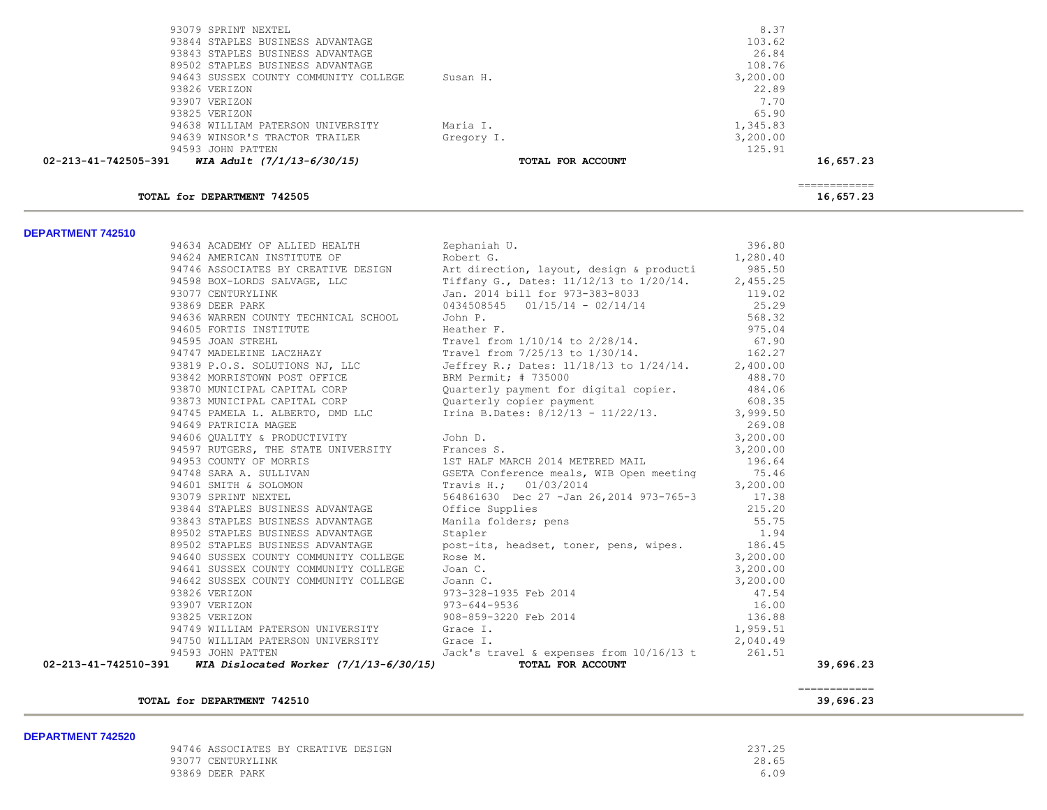| Vendor | Description | Amount | Total |
|---|---|---|---|
| 93079 SPRINT NEXTEL | | 8.37 | |
| 93844 STAPLES BUSINESS ADVANTAGE | | 103.62 | |
| 93843 STAPLES BUSINESS ADVANTAGE | | 26.84 | |
| 89502 STAPLES BUSINESS ADVANTAGE | | 108.76 | |
| 94643 SUSSEX COUNTY COMMUNITY COLLEGE | Susan H. | 3,200.00 | |
| 93826 VERIZON | | 22.89 | |
| 93907 VERIZON | | 7.70 | |
| 93825 VERIZON | | 65.90 | |
| 94638 WILLIAM PATERSON UNIVERSITY | Maria I. | 1,345.83 | |
| 94639 WINSOR'S TRACTOR TRAILER | Gregory I. | 3,200.00 | |
| 94593 JOHN PATTEN | | 125.91 | |
| **02-213-41-742505-391 *WIA Adult (7/1/13-6/30/15)*** | **TOTAL FOR ACCOUNT** | | **16,657.23** |

**TOTAL for DEPARTMENT 742505** — **16,657.23**

## DEPARTMENT 742510

| Vendor | Description | Amount | Total |
|---|---|---|---|
| 94634 ACADEMY OF ALLIED HEALTH | Zephaniah U. | 396.80 | |
| 94624 AMERICAN INSTITUTE OF | Robert G. | 1,280.40 | |
| 94746 ASSOCIATES BY CREATIVE DESIGN | Art direction, layout, design & producti | 985.50 | |
| 94598 BOX-LORDS SALVAGE, LLC | Tiffany G., Dates: 11/12/13 to 1/20/14. | 2,455.25 | |
| 93077 CENTURYLINK | Jan. 2014 bill for 973-383-8033 | 119.02 | |
| 93869 DEER PARK | 0434508545 01/15/14 - 02/14/14 | 25.29 | |
| 94636 WARREN COUNTY TECHNICAL SCHOOL | John P. | 568.32 | |
| 94605 FORTIS INSTITUTE | Heather F. | 975.04 | |
| 94595 JOAN STREHL | Travel from 1/10/14 to 2/28/14. | 67.90 | |
| 94747 MADELEINE LACZHAZY | Travel from 7/25/13 to 1/30/14. | 162.27 | |
| 93819 P.O.S. SOLUTIONS NJ, LLC | Jeffrey R.; Dates: 11/18/13 to 1/24/14. | 2,400.00 | |
| 93842 MORRISTOWN POST OFFICE | BRM Permit; # 735000 | 488.70 | |
| 93870 MUNICIPAL CAPITAL CORP | Quarterly payment for digital copier. | 484.06 | |
| 93873 MUNICIPAL CAPITAL CORP | Quarterly copier payment | 608.35 | |
| 94745 PAMELA L. ALBERTO, DMD LLC | Irina B.Dates: 8/12/13 - 11/22/13. | 3,999.50 | |
| 94649 PATRICIA MAGEE | | 269.08 | |
| 94606 QUALITY & PRODUCTIVITY | John D. | 3,200.00 | |
| 94597 RUTGERS, THE STATE UNIVERSITY | Frances S. | 3,200.00 | |
| 94953 COUNTY OF MORRIS | 1ST HALF MARCH 2014 METERED MAIL | 196.64 | |
| 94748 SARA A. SULLIVAN | GSETA Conference meals, WIB Open meeting | 75.46 | |
| 94601 SMITH & SOLOMON | Travis H.; 01/03/2014 | 3,200.00 | |
| 93079 SPRINT NEXTEL | 564861630 Dec 27 -Jan 26,2014 973-765-3 | 17.38 | |
| 93844 STAPLES BUSINESS ADVANTAGE | Office Supplies | 215.20 | |
| 93843 STAPLES BUSINESS ADVANTAGE | Manila folders; pens | 55.75 | |
| 89502 STAPLES BUSINESS ADVANTAGE | Stapler | 1.94 | |
| 89502 STAPLES BUSINESS ADVANTAGE | post-its, headset, toner, pens, wipes. | 186.45 | |
| 94640 SUSSEX COUNTY COMMUNITY COLLEGE | Rose M. | 3,200.00 | |
| 94641 SUSSEX COUNTY COMMUNITY COLLEGE | Joan C. | 3,200.00 | |
| 94642 SUSSEX COUNTY COMMUNITY COLLEGE | Joann C. | 3,200.00 | |
| 93826 VERIZON | 973-328-1935 Feb 2014 | 47.54 | |
| 93907 VERIZON | 973-644-9536 | 16.00 | |
| 93825 VERIZON | 908-859-3220 Feb 2014 | 136.88 | |
| 94749 WILLIAM PATERSON UNIVERSITY | Grace I. | 1,959.51 | |
| 94750 WILLIAM PATERSON UNIVERSITY | Grace I. | 2,040.49 | |
| 94593 JOHN PATTEN | Jack's travel & expenses from 10/16/13 t | 261.51 | |
| **02-213-41-742510-391 *WIA Dislocated Worker (7/1/13-6/30/15)*** | **TOTAL FOR ACCOUNT** | | **39,696.23** |

**TOTAL for DEPARTMENT 742510** — **39,696.23**

## DEPARTMENT 742520

| Vendor | Description | Amount | Total |
|---|---|---|---|
| 94746 ASSOCIATES BY CREATIVE DESIGN | | 237.25 | |
| 93077 CENTURYLINK | | 28.65 | |
| 93869 DEER PARK | | 6.09 | |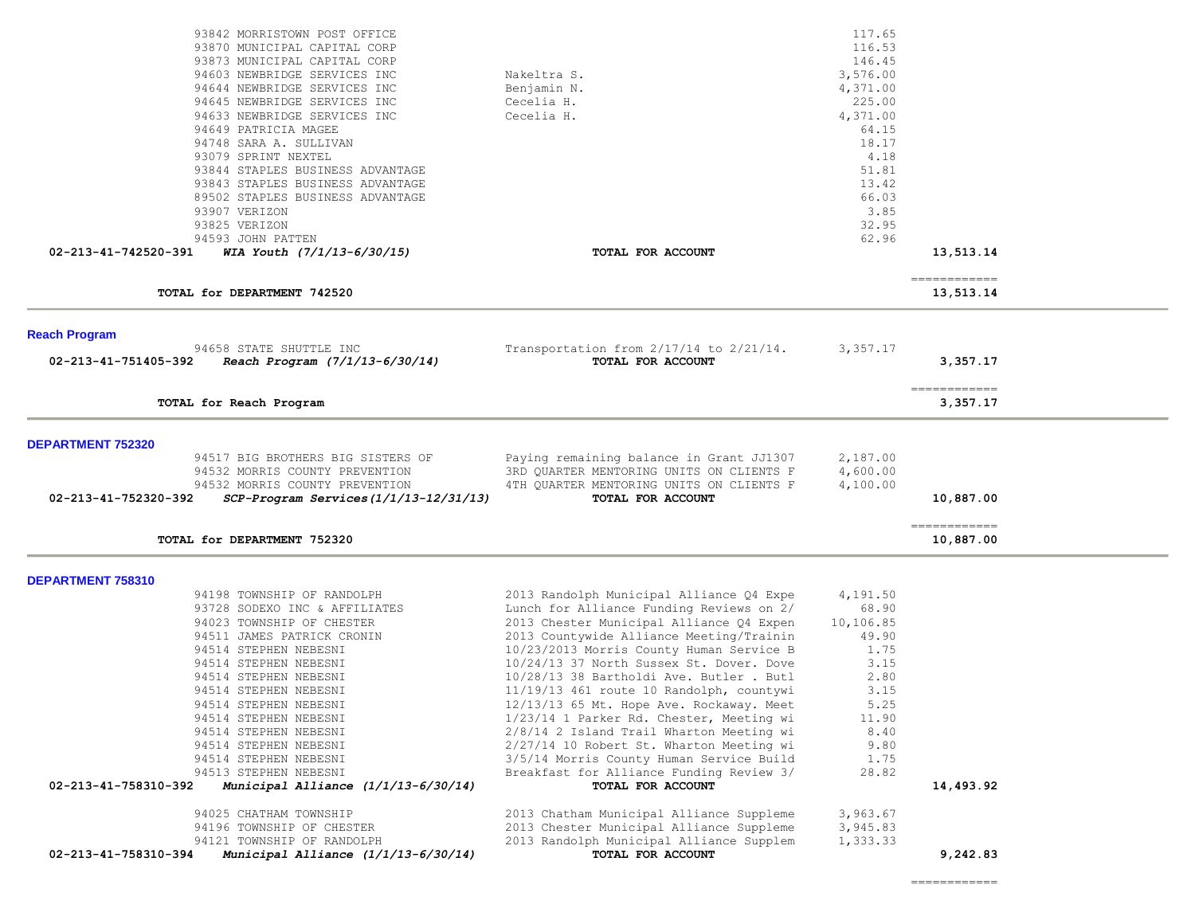| | | | | |
|---|---|---|---|---|
| | 93842 MORRISTOWN POST OFFICE | | 117.65 | |
| | 93870 MUNICIPAL CAPITAL CORP | | 116.53 | |
| | 93873 MUNICIPAL CAPITAL CORP | | 146.45 | |
| | 94603 NEWBRIDGE SERVICES INC | Nakeltra S. | 3,576.00 | |
| | 94644 NEWBRIDGE SERVICES INC | Benjamin N. | 4,371.00 | |
| | 94645 NEWBRIDGE SERVICES INC | Cecelia H. | 225.00 | |
| | 94633 NEWBRIDGE SERVICES INC | Cecelia H. | 4,371.00 | |
| | 94649 PATRICIA MAGEE | | 64.15 | |
| | 94748 SARA A. SULLIVAN | | 18.17 | |
| | 93079 SPRINT NEXTEL | | 4.18 | |
| | 93844 STAPLES BUSINESS ADVANTAGE | | 51.81 | |
| | 93843 STAPLES BUSINESS ADVANTAGE | | 13.42 | |
| | 89502 STAPLES BUSINESS ADVANTAGE | | 66.03 | |
| | 93907 VERIZON | | 3.85 | |
| | 93825 VERIZON | | 32.95 | |
| | 94593 JOHN PATTEN | | 62.96 | |
| **02-213-41-742520-391** | ***WIA Youth (7/1/13-6/30/15)*** | **TOTAL FOR ACCOUNT** | | **13,513.14** |
| | | | | ============ |
| | **TOTAL for DEPARTMENT 742520** | | | **13,513.14** |

## Reach Program

| | | | | |
|---|---|---|---|---|
| | 94658 STATE SHUTTLE INC | Transportation from 2/17/14 to 2/21/14. | 3,357.17 | |
| **02-213-41-751405-392** | ***Reach Program (7/1/13-6/30/14)*** | **TOTAL FOR ACCOUNT** | | **3,357.17** |
| | | | | ============ |
| | **TOTAL for Reach Program** | | | **3,357.17** |

## DEPARTMENT 752320

| | | | | |
|---|---|---|---|---|
| | 94517 BIG BROTHERS BIG SISTERS OF | Paying remaining balance in Grant JJ1307 | 2,187.00 | |
| | 94532 MORRIS COUNTY PREVENTION | 3RD QUARTER MENTORING UNITS ON CLIENTS F | 4,600.00 | |
| | 94532 MORRIS COUNTY PREVENTION | 4TH QUARTER MENTORING UNITS ON CLIENTS F | 4,100.00 | |
| **02-213-41-752320-392** | ***SCP-Program Services(1/1/13-12/31/13)*** | **TOTAL FOR ACCOUNT** | | **10,887.00** |
| | | | | ============ |
| | **TOTAL for DEPARTMENT 752320** | | | **10,887.00** |

## DEPARTMENT 758310

| | | | | |
|---|---|---|---|---|
| | 94198 TOWNSHIP OF RANDOLPH | 2013 Randolph Municipal Alliance Q4 Expe | 4,191.50 | |
| | 93728 SODEXO INC & AFFILIATES | Lunch for Alliance Funding Reviews on 2/ | 68.90 | |
| | 94023 TOWNSHIP OF CHESTER | 2013 Chester Municipal Alliance Q4 Expen | 10,106.85 | |
| | 94511 JAMES PATRICK CRONIN | 2013 Countywide Alliance Meeting/Trainin | 49.90 | |
| | 94514 STEPHEN NEBESNI | 10/23/2013 Morris County Human Service B | 1.75 | |
| | 94514 STEPHEN NEBESNI | 10/24/13 37 North Sussex St. Dover. Dove | 3.15 | |
| | 94514 STEPHEN NEBESNI | 10/28/13 38 Bartholdi Ave. Butler . Butl | 2.80 | |
| | 94514 STEPHEN NEBESNI | 11/19/13 461 route 10 Randolph, countywi | 3.15 | |
| | 94514 STEPHEN NEBESNI | 12/13/13 65 Mt. Hope Ave. Rockaway. Meet | 5.25 | |
| | 94514 STEPHEN NEBESNI | 1/23/14 1 Parker Rd. Chester, Meeting wi | 11.90 | |
| | 94514 STEPHEN NEBESNI | 2/8/14 2 Island Trail Wharton Meeting wi | 8.40 | |
| | 94514 STEPHEN NEBESNI | 2/27/14 10 Robert St. Wharton Meeting wi | 9.80 | |
| | 94514 STEPHEN NEBESNI | 3/5/14 Morris County Human Service Build | 1.75 | |
| | 94513 STEPHEN NEBESNI | Breakfast for Alliance Funding Review 3/ | 28.82 | |
| **02-213-41-758310-392** | ***Municipal Alliance (1/1/13-6/30/14)*** | **TOTAL FOR ACCOUNT** | | **14,493.92** |
| | 94025 CHATHAM TOWNSHIP | 2013 Chatham Municipal Alliance Suppleme | 3,963.67 | |
| | 94196 TOWNSHIP OF CHESTER | 2013 Chester Municipal Alliance Suppleme | 3,945.83 | |
| | 94121 TOWNSHIP OF RANDOLPH | 2013 Randolph Municipal Alliance Supplem | 1,333.33 | |
| **02-213-41-758310-394** | ***Municipal Alliance (1/1/13-6/30/14)*** | **TOTAL FOR ACCOUNT** | | **9,242.83** |
| | | | | ============ |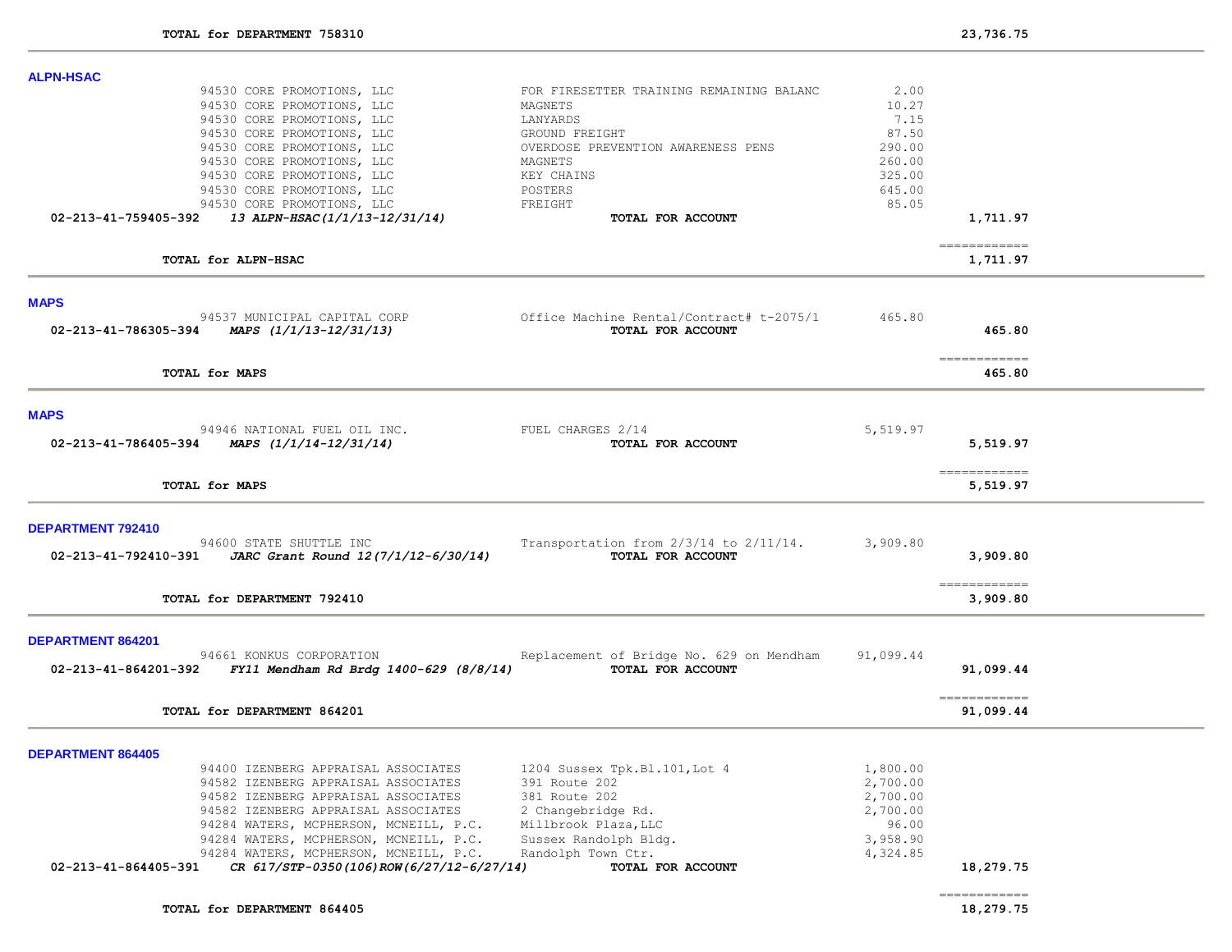**TOTAL for DEPARTMENT 758310** 23,736.75

## ALPN-HSAC

| Vendor | Description | Amount | Total |
|---|---|---|---|
| 94530 CORE PROMOTIONS, LLC | FOR FIRESETTER TRAINING REMAINING BALANC | 2.00 | |
| 94530 CORE PROMOTIONS, LLC | MAGNETS | 10.27 | |
| 94530 CORE PROMOTIONS, LLC | LANYARDS | 7.15 | |
| 94530 CORE PROMOTIONS, LLC | GROUND FREIGHT | 87.50 | |
| 94530 CORE PROMOTIONS, LLC | OVERDOSE PREVENTION AWARENESS PENS | 290.00 | |
| 94530 CORE PROMOTIONS, LLC | MAGNETS | 260.00 | |
| 94530 CORE PROMOTIONS, LLC | KEY CHAINS | 325.00 | |
| 94530 CORE PROMOTIONS, LLC | POSTERS | 645.00 | |
| 94530 CORE PROMOTIONS, LLC | FREIGHT | 85.05 | |
| **02-213-41-759405-392** *13 ALPN-HSAC(1/1/13-12/31/14)* | **TOTAL FOR ACCOUNT** | | **1,711.97** |

**TOTAL for ALPN-HSAC** **1,711.97**

## MAPS

| Vendor | Description | Amount | Total |
|---|---|---|---|
| 94537 MUNICIPAL CAPITAL CORP | Office Machine Rental/Contract# t-2075/1 | 465.80 | |
| **02-213-41-786305-394** *MAPS (1/1/13-12/31/13)* | **TOTAL FOR ACCOUNT** | | **465.80** |

**TOTAL for MAPS** **465.80**

## MAPS

| Vendor | Description | Amount | Total |
|---|---|---|---|
| 94946 NATIONAL FUEL OIL INC. | FUEL CHARGES 2/14 | 5,519.97 | |
| **02-213-41-786405-394** *MAPS (1/1/14-12/31/14)* | **TOTAL FOR ACCOUNT** | | **5,519.97** |

**TOTAL for MAPS** **5,519.97**

## DEPARTMENT 792410

| Vendor | Description | Amount | Total |
|---|---|---|---|
| 94600 STATE SHUTTLE INC | Transportation from 2/3/14 to 2/11/14. | 3,909.80 | |
| **02-213-41-792410-391** *JARC Grant Round 12(7/1/12-6/30/14)* | **TOTAL FOR ACCOUNT** | | **3,909.80** |

**TOTAL for DEPARTMENT 792410** **3,909.80**

## DEPARTMENT 864201

| Vendor | Description | Amount | Total |
|---|---|---|---|
| 94661 KONKUS CORPORATION | Replacement of Bridge No. 629 on Mendham | 91,099.44 | |
| **02-213-41-864201-392** *FY11 Mendham Rd Brdg 1400-629 (8/8/14)* | **TOTAL FOR ACCOUNT** | | **91,099.44** |

**TOTAL for DEPARTMENT 864201** **91,099.44**

## DEPARTMENT 864405

| Vendor | Description | Amount | Total |
|---|---|---|---|
| 94400 IZENBERG APPRAISAL ASSOCIATES | 1204 Sussex Tpk.Bl.101,Lot 4 | 1,800.00 | |
| 94582 IZENBERG APPRAISAL ASSOCIATES | 391 Route 202 | 2,700.00 | |
| 94582 IZENBERG APPRAISAL ASSOCIATES | 381 Route 202 | 2,700.00 | |
| 94582 IZENBERG APPRAISAL ASSOCIATES | 2 Changebridge Rd. | 2,700.00 | |
| 94284 WATERS, MCPHERSON, MCNEILL, P.C. | Millbrook Plaza,LLC | 96.00 | |
| 94284 WATERS, MCPHERSON, MCNEILL, P.C. | Sussex Randolph Bldg. | 3,958.90 | |
| 94284 WATERS, MCPHERSON, MCNEILL, P.C. | Randolph Town Ctr. | 4,324.85 | |
| **02-213-41-864405-391** *CR 617/STP-0350(106)ROW(6/27/12-6/27/14)* | **TOTAL FOR ACCOUNT** | | **18,279.75** |

**TOTAL for DEPARTMENT 864405** **18,279.75**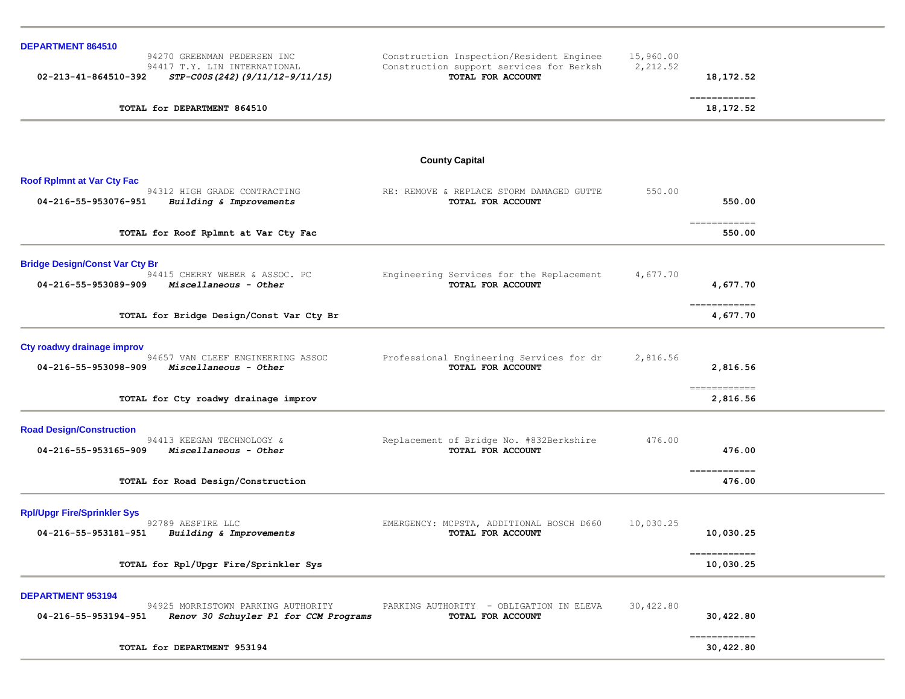**DEPARTMENT 864510**

| | | | | |
|---|---|---|---|---|
| | 94270 GREENMAN PEDERSEN INC | Construction Inspection/Resident Enginee | 15,960.00 | |
| | 94417 T.Y. LIN INTERNATIONAL | Construction support services for Berksh | 2,212.52 | |
| **02-213-41-864510-392** | ***STP-C00S(242)(9/11/12-9/11/15)*** | **TOTAL FOR ACCOUNT** | | **18,172.52** |
| | | | | ============ |
| | **TOTAL for DEPARTMENT 864510** | | | **18,172.52** |

## County Capital

**Roof Rplmnt at Var Cty Fac**

| | | | | |
|---|---|---|---|---|
| | 94312 HIGH GRADE CONTRACTING | RE: REMOVE & REPLACE STORM DAMAGED GUTTE | 550.00 | |
| **04-216-55-953076-951** | ***Building & Improvements*** | **TOTAL FOR ACCOUNT** | | **550.00** |
| | | | | ============ |
| | **TOTAL for Roof Rplmnt at Var Cty Fac** | | | **550.00** |

**Bridge Design/Const Var Cty Br**

| | | | | |
|---|---|---|---|---|
| | 94415 CHERRY WEBER & ASSOC. PC | Engineering Services for the Replacement | 4,677.70 | |
| **04-216-55-953089-909** | ***Miscellaneous - Other*** | **TOTAL FOR ACCOUNT** | | **4,677.70** |
| | | | | ============ |
| | **TOTAL for Bridge Design/Const Var Cty Br** | | | **4,677.70** |

**Cty roadwy drainage improv**

| | | | | |
|---|---|---|---|---|
| | 94657 VAN CLEEF ENGINEERING ASSOC | Professional Engineering Services for dr | 2,816.56 | |
| **04-216-55-953098-909** | ***Miscellaneous - Other*** | **TOTAL FOR ACCOUNT** | | **2,816.56** |
| | | | | ============ |
| | **TOTAL for Cty roadwy drainage improv** | | | **2,816.56** |

**Road Design/Construction**

| | | | | |
|---|---|---|---|---|
| | 94413 KEEGAN TECHNOLOGY & | Replacement of Bridge No. #832Berkshire | 476.00 | |
| **04-216-55-953165-909** | ***Miscellaneous - Other*** | **TOTAL FOR ACCOUNT** | | **476.00** |
| | | | | ============ |
| | **TOTAL for Road Design/Construction** | | | **476.00** |

**Rpl/Upgr Fire/Sprinkler Sys**

| | | | | |
|---|---|---|---|---|
| | 92789 AESFIRE LLC | EMERGENCY: MCPSTA, ADDITIONAL BOSCH D660 | 10,030.25 | |
| **04-216-55-953181-951** | ***Building & Improvements*** | **TOTAL FOR ACCOUNT** | | **10,030.25** |
| | | | | ============ |
| | **TOTAL for Rpl/Upgr Fire/Sprinkler Sys** | | | **10,030.25** |

**DEPARTMENT 953194**

| | | | | |
|---|---|---|---|---|
| | 94925 MORRISTOWN PARKING AUTHORITY | PARKING AUTHORITY - OBLIGATION IN ELEVA | 30,422.80 | |
| **04-216-55-953194-951** | ***Renov 30 Schuyler Pl for CCM Programs*** | **TOTAL FOR ACCOUNT** | | **30,422.80** |
| | | | | ============ |
| | **TOTAL for DEPARTMENT 953194** | | | **30,422.80** |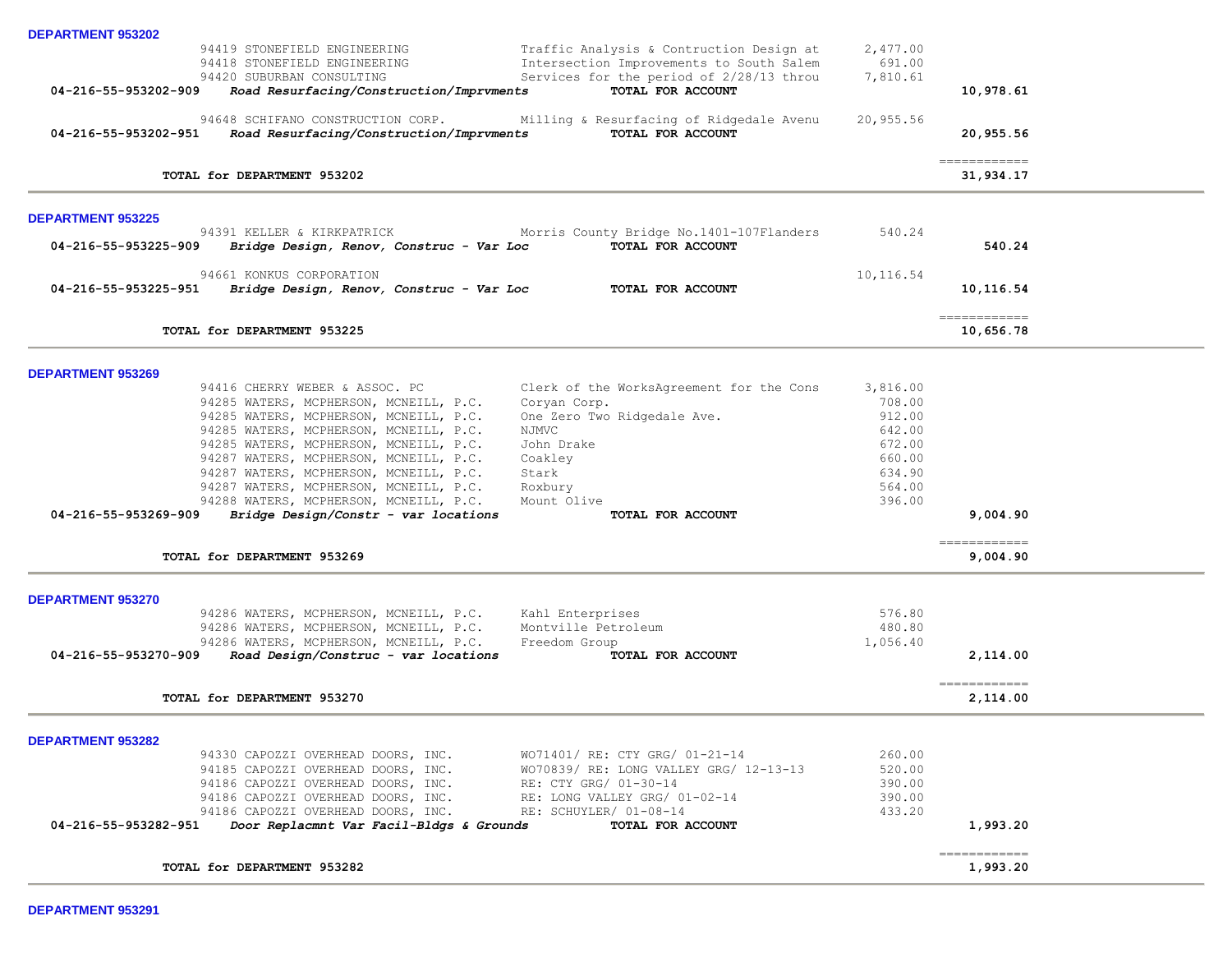**DEPARTMENT 953202**

| Account | Vendor / Description | Detail | Amount | Total |
|---|---|---|---|---|
| | 94419 STONEFIELD ENGINEERING | Traffic Analysis & Contruction Design at | 2,477.00 | |
| | 94418 STONEFIELD ENGINEERING | Intersection Improvements to South Salem | 691.00 | |
| | 94420 SUBURBAN CONSULTING | Services for the period of 2/28/13 throu | 7,810.61 | |
| **04-216-55-953202-909** | ***Road Resurfacing/Construction/Imprvments*** | **TOTAL FOR ACCOUNT** | | **10,978.61** |
| | 94648 SCHIFANO CONSTRUCTION CORP. | Milling & Resurfacing of Ridgedale Avenu | 20,955.56 | |
| **04-216-55-953202-951** | ***Road Resurfacing/Construction/Imprvments*** | **TOTAL FOR ACCOUNT** | | **20,955.56** |
| | | | | ============ |
| | **TOTAL for DEPARTMENT 953202** | | | **31,934.17** |

**DEPARTMENT 953225**

| Account | Vendor / Description | Detail | Amount | Total |
|---|---|---|---|---|
| | 94391 KELLER & KIRKPATRICK | Morris County Bridge No.1401-107Flanders | 540.24 | |
| **04-216-55-953225-909** | ***Bridge Design, Renov, Construc - Var Loc*** | **TOTAL FOR ACCOUNT** | | **540.24** |
| | 94661 KONKUS CORPORATION | | 10,116.54 | |
| **04-216-55-953225-951** | ***Bridge Design, Renov, Construc - Var Loc*** | **TOTAL FOR ACCOUNT** | | **10,116.54** |
| | | | | ============ |
| | **TOTAL for DEPARTMENT 953225** | | | **10,656.78** |

**DEPARTMENT 953269**

| Account | Vendor / Description | Detail | Amount | Total |
|---|---|---|---|---|
| | 94416 CHERRY WEBER & ASSOC. PC | Clerk of the WorksAgreement for the Cons | 3,816.00 | |
| | 94285 WATERS, MCPHERSON, MCNEILL, P.C. | Coryan Corp. | 708.00 | |
| | 94285 WATERS, MCPHERSON, MCNEILL, P.C. | One Zero Two Ridgedale Ave. | 912.00 | |
| | 94285 WATERS, MCPHERSON, MCNEILL, P.C. | NJMVC | 642.00 | |
| | 94285 WATERS, MCPHERSON, MCNEILL, P.C. | John Drake | 672.00 | |
| | 94287 WATERS, MCPHERSON, MCNEILL, P.C. | Coakley | 660.00 | |
| | 94287 WATERS, MCPHERSON, MCNEILL, P.C. | Stark | 634.90 | |
| | 94287 WATERS, MCPHERSON, MCNEILL, P.C. | Roxbury | 564.00 | |
| | 94288 WATERS, MCPHERSON, MCNEILL, P.C. | Mount Olive | 396.00 | |
| **04-216-55-953269-909** | ***Bridge Design/Constr - var locations*** | **TOTAL FOR ACCOUNT** | | **9,004.90** |
| | | | | ============ |
| | **TOTAL for DEPARTMENT 953269** | | | **9,004.90** |

**DEPARTMENT 953270**

| Account | Vendor / Description | Detail | Amount | Total |
|---|---|---|---|---|
| | 94286 WATERS, MCPHERSON, MCNEILL, P.C. | Kahl Enterprises | 576.80 | |
| | 94286 WATERS, MCPHERSON, MCNEILL, P.C. | Montville Petroleum | 480.80 | |
| | 94286 WATERS, MCPHERSON, MCNEILL, P.C. | Freedom Group | 1,056.40 | |
| **04-216-55-953270-909** | ***Road Design/Construc - var locations*** | **TOTAL FOR ACCOUNT** | | **2,114.00** |
| | | | | ============ |
| | **TOTAL for DEPARTMENT 953270** | | | **2,114.00** |

**DEPARTMENT 953282**

| Account | Vendor / Description | Detail | Amount | Total |
|---|---|---|---|---|
| | 94330 CAPOZZI OVERHEAD DOORS, INC. | WO71401/ RE: CTY GRG/ 01-21-14 | 260.00 | |
| | 94185 CAPOZZI OVERHEAD DOORS, INC. | WO70839/ RE: LONG VALLEY GRG/ 12-13-13 | 520.00 | |
| | 94186 CAPOZZI OVERHEAD DOORS, INC. | RE: CTY GRG/ 01-30-14 | 390.00 | |
| | 94186 CAPOZZI OVERHEAD DOORS, INC. | RE: LONG VALLEY GRG/ 01-02-14 | 390.00 | |
| | 94186 CAPOZZI OVERHEAD DOORS, INC. | RE: SCHUYLER/ 01-08-14 | 433.20 | |
| **04-216-55-953282-951** | ***Door Replacmnt Var Facil-Bldgs & Grounds*** | **TOTAL FOR ACCOUNT** | | **1,993.20** |
| | | | | ============ |
| | **TOTAL for DEPARTMENT 953282** | | | **1,993.20** |

**DEPARTMENT 953291**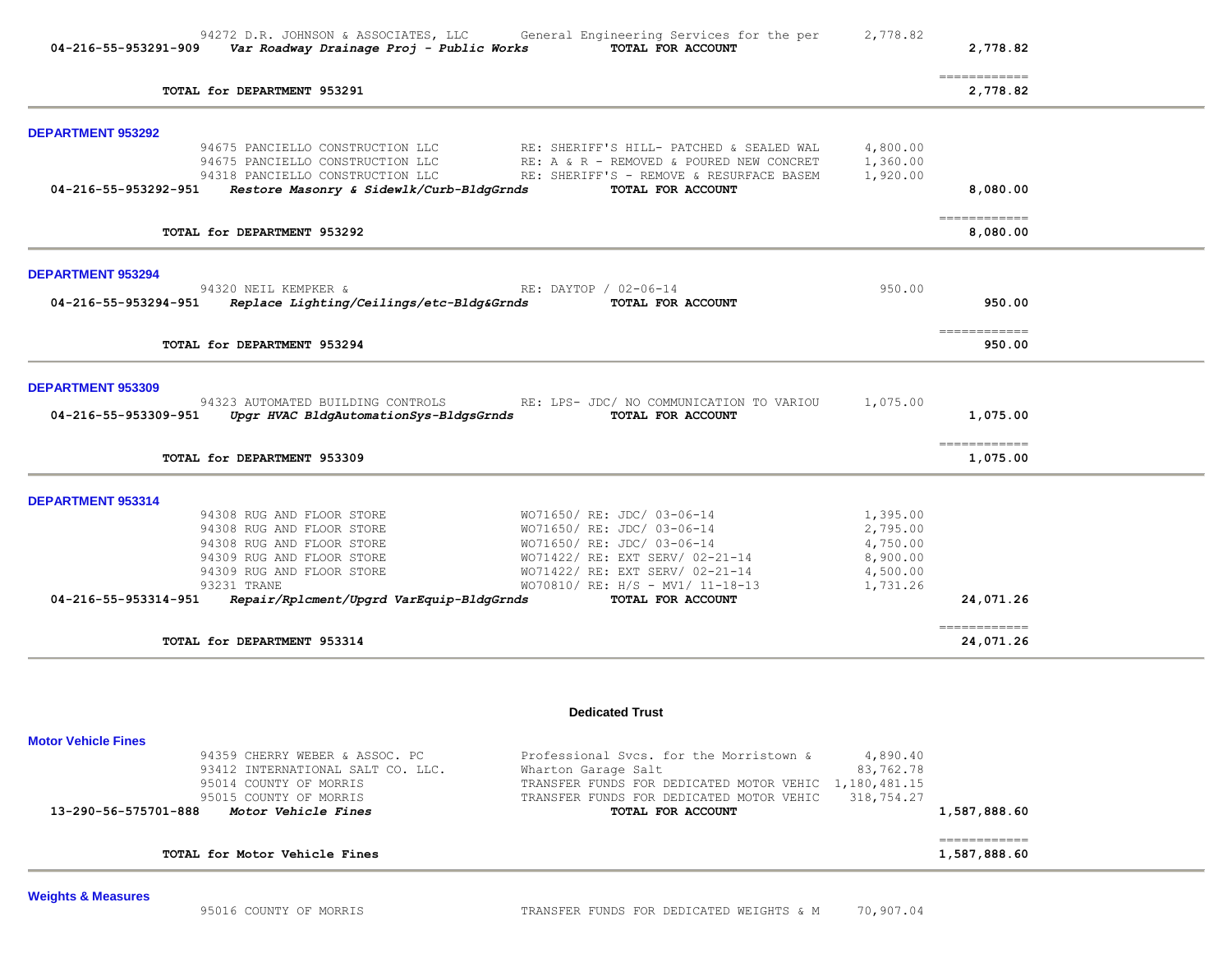| | | | | |
|---|---|---|---|---|
| | 94272 D.R. JOHNSON & ASSOCIATES, LLC | General Engineering Services for the per | 2,778.82 | |
| 04-216-55-953291-909 | *Var Roadway Drainage Proj - Public Works* | **TOTAL FOR ACCOUNT** | | **2,778.82** |
| | | | | ============ |
| | **TOTAL for DEPARTMENT 953291** | | | **2,778.82** |

**DEPARTMENT 953292**

| | | | | |
|---|---|---|---|---|
| | 94675 PANCIELLO CONSTRUCTION LLC | RE: SHERIFF'S HILL- PATCHED & SEALED WAL | 4,800.00 | |
| | 94675 PANCIELLO CONSTRUCTION LLC | RE: A & R - REMOVED & POURED NEW CONCRET | 1,360.00 | |
| | 94318 PANCIELLO CONSTRUCTION LLC | RE: SHERIFF'S - REMOVE & RESURFACE BASEM | 1,920.00 | |
| 04-216-55-953292-951 | *Restore Masonry & Sidewlk/Curb-BldgGrnds* | **TOTAL FOR ACCOUNT** | | **8,080.00** |
| | | | | ============ |
| | **TOTAL for DEPARTMENT 953292** | | | **8,080.00** |

**DEPARTMENT 953294**

| | | | | |
|---|---|---|---|---|
| | 94320 NEIL KEMPKER & | RE: DAYTOP / 02-06-14 | 950.00 | |
| 04-216-55-953294-951 | *Replace Lighting/Ceilings/etc-Bldg&Grnds* | **TOTAL FOR ACCOUNT** | | **950.00** |
| | | | | ============ |
| | **TOTAL for DEPARTMENT 953294** | | | **950.00** |

**DEPARTMENT 953309**

| | | | | |
|---|---|---|---|---|
| | 94323 AUTOMATED BUILDING CONTROLS | RE: LPS- JDC/ NO COMMUNICATION TO VARIOU | 1,075.00 | |
| 04-216-55-953309-951 | *Upgr HVAC BldgAutomationSys-BldgsGrnds* | **TOTAL FOR ACCOUNT** | | **1,075.00** |
| | | | | ============ |
| | **TOTAL for DEPARTMENT 953309** | | | **1,075.00** |

**DEPARTMENT 953314**

| | | | | |
|---|---|---|---|---|
| | 94308 RUG AND FLOOR STORE | WO71650/ RE: JDC/ 03-06-14 | 1,395.00 | |
| | 94308 RUG AND FLOOR STORE | WO71650/ RE: JDC/ 03-06-14 | 2,795.00 | |
| | 94308 RUG AND FLOOR STORE | WO71650/ RE: JDC/ 03-06-14 | 4,750.00 | |
| | 94309 RUG AND FLOOR STORE | WO71422/ RE: EXT SERV/ 02-21-14 | 8,900.00 | |
| | 94309 RUG AND FLOOR STORE | WO71422/ RE: EXT SERV/ 02-21-14 | 4,500.00 | |
| | 93231 TRANE | WO70810/ RE: H/S - MV1/ 11-18-13 | 1,731.26 | |
| 04-216-55-953314-951 | *Repair/Rplcment/Upgrd VarEquip-BldgGrnds* | **TOTAL FOR ACCOUNT** | | **24,071.26** |
| | | | | ============ |
| | **TOTAL for DEPARTMENT 953314** | | | **24,071.26** |

## Dedicated Trust

**Motor Vehicle Fines**

| | | | | |
|---|---|---|---|---|
| | 94359 CHERRY WEBER & ASSOC. PC | Professional Svcs. for the Morristown & | 4,890.40 | |
| | 93412 INTERNATIONAL SALT CO. LLC. | Wharton Garage Salt | 83,762.78 | |
| | 95014 COUNTY OF MORRIS | TRANSFER FUNDS FOR DEDICATED MOTOR VEHIC | 1,180,481.15 | |
| | 95015 COUNTY OF MORRIS | TRANSFER FUNDS FOR DEDICATED MOTOR VEHIC | 318,754.27 | |
| 13-290-56-575701-888 | *Motor Vehicle Fines* | **TOTAL FOR ACCOUNT** | | **1,587,888.60** |
| | | | | ============ |
| | **TOTAL for Motor Vehicle Fines** | | | **1,587,888.60** |

**Weights & Measures**

| | | | | |
|---|---|---|---|---|
| | 95016 COUNTY OF MORRIS | TRANSFER FUNDS FOR DEDICATED WEIGHTS & M | 70,907.04 | |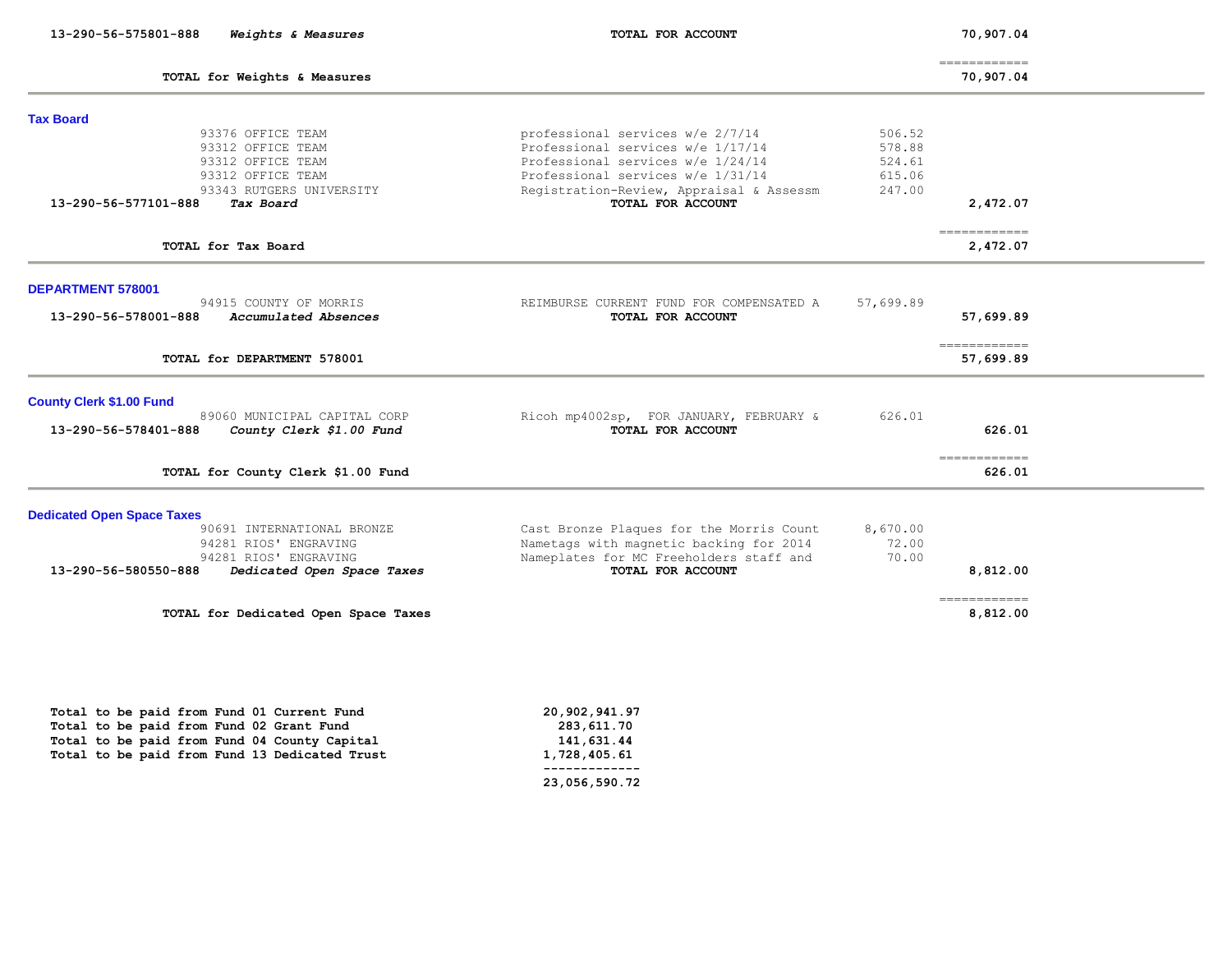| | | | | |
|---|---|---|---|---|
| 13-290-56-575801-888 *Weights & Measures* | | TOTAL FOR ACCOUNT | | 70,907.04 |
| | | | | ============ |
| **TOTAL for Weights & Measures** | | | | 70,907.04 |

## Tax Board

| | | | | |
|---|---|---|---|---|
| | 93376 OFFICE TEAM | professional services w/e 2/7/14 | 506.52 | |
| | 93312 OFFICE TEAM | Professional services w/e 1/17/14 | 578.88 | |
| | 93312 OFFICE TEAM | Professional services w/e 1/24/14 | 524.61 | |
| | 93312 OFFICE TEAM | Professional services w/e 1/31/14 | 615.06 | |
| | 93343 RUTGERS UNIVERSITY | Registration-Review, Appraisal & Assessm | 247.00 | |
| 13-290-56-577101-888 *Tax Board* | | TOTAL FOR ACCOUNT | | 2,472.07 |
| | | | | ============ |
| **TOTAL for Tax Board** | | | | 2,472.07 |

## DEPARTMENT 578001

| | | | | |
|---|---|---|---|---|
| | 94915 COUNTY OF MORRIS | REIMBURSE CURRENT FUND FOR COMPENSATED A | 57,699.89 | |
| 13-290-56-578001-888 *Accumulated Absences* | | TOTAL FOR ACCOUNT | | 57,699.89 |
| | | | | ============ |
| **TOTAL for DEPARTMENT 578001** | | | | 57,699.89 |

## County Clerk $1.00 Fund

| | | | | |
|---|---|---|---|---|
| | 89060 MUNICIPAL CAPITAL CORP | Ricoh mp4002sp, FOR JANUARY, FEBRUARY & | 626.01 | |
| 13-290-56-578401-888 *County Clerk $1.00 Fund* | | TOTAL FOR ACCOUNT | | 626.01 |
| | | | | ============ |
| **TOTAL for County Clerk $1.00 Fund** | | | | 626.01 |

## Dedicated Open Space Taxes

| | | | | |
|---|---|---|---|---|
| | 90691 INTERNATIONAL BRONZE | Cast Bronze Plaques for the Morris Count | 8,670.00 | |
| | 94281 RIOS' ENGRAVING | Nametags with magnetic backing for 2014 | 72.00 | |
| | 94281 RIOS' ENGRAVING | Nameplates for MC Freeholders staff and | 70.00 | |
| 13-290-56-580550-888 *Dedicated Open Space Taxes* | | TOTAL FOR ACCOUNT | | 8,812.00 |
| | | | | ============ |
| **TOTAL for Dedicated Open Space Taxes** | | | | 8,812.00 |

| | |
|---|---|
| **Total to be paid from Fund 01 Current Fund** | **20,902,941.97** |
| **Total to be paid from Fund 02 Grant Fund** | **283,611.70** |
| **Total to be paid from Fund 04 County Capital** | **141,631.44** |
| **Total to be paid from Fund 13 Dedicated Trust** | **1,728,405.61** |
| | ------------- |
| | **23,056,590.72** |